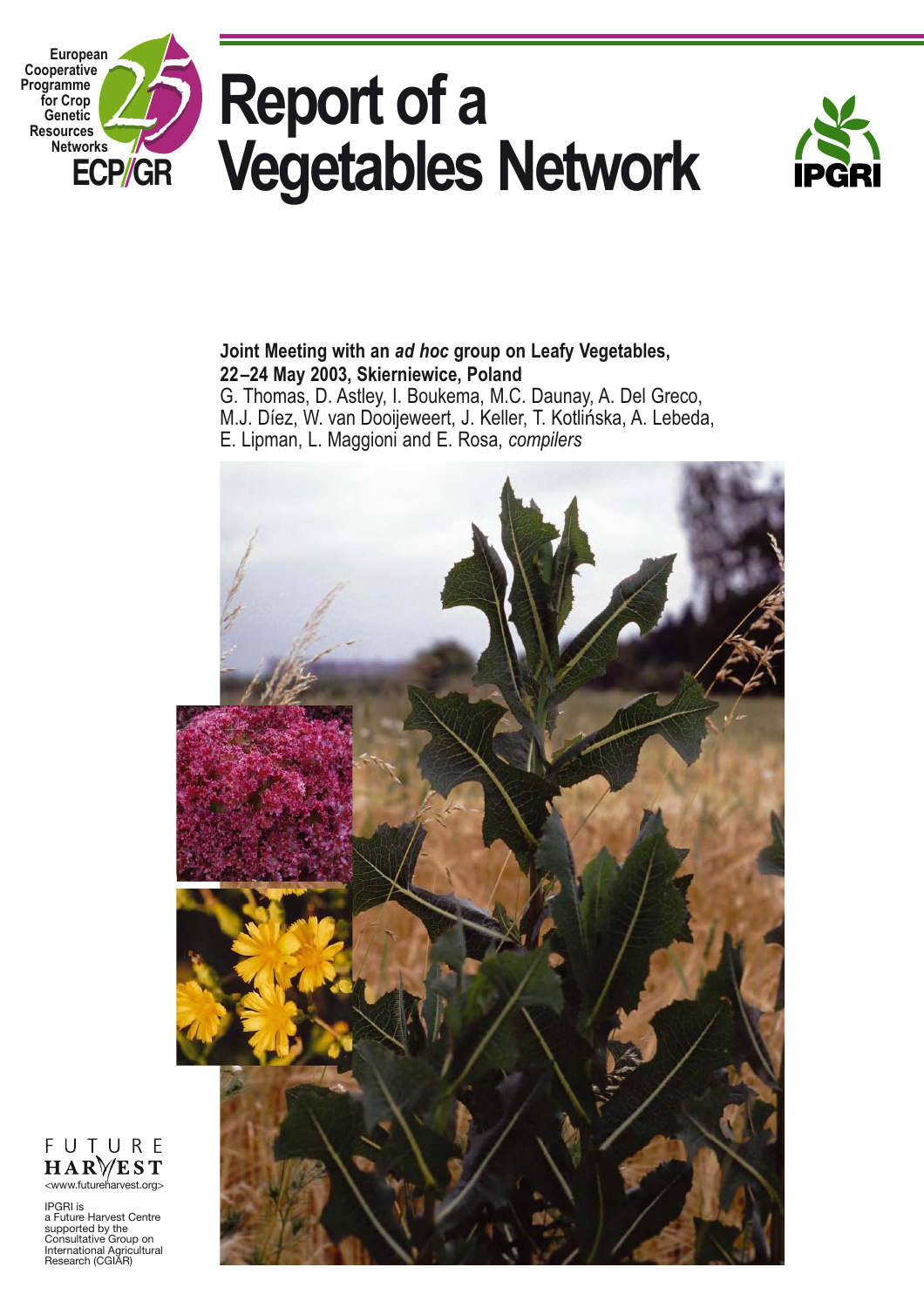European Cooperative Programme for Crop Genetic Resources Networks

ECP/GR

# Report of a Vegetables Network

IPGRI

**Joint Meeting with an *ad hoc* group on Leafy Vegetables, 22–24 May 2003, Skierniewice, Poland**

G. Thomas, D. Astley, I. Boukema, M.C. Daunay, A. Del Greco, M.J. Díez, W. van Dooijeweert, J. Keller, T. Kotlińska, A. Lebeda, E. Lipman, L. Maggioni and E. Rosa, *compilers*

FUTURE HARVEST
<www.futureharvest.org>

IPGRI is a Future Harvest Centre supported by the Consultative Group on International Agricultural Research (CGIAR)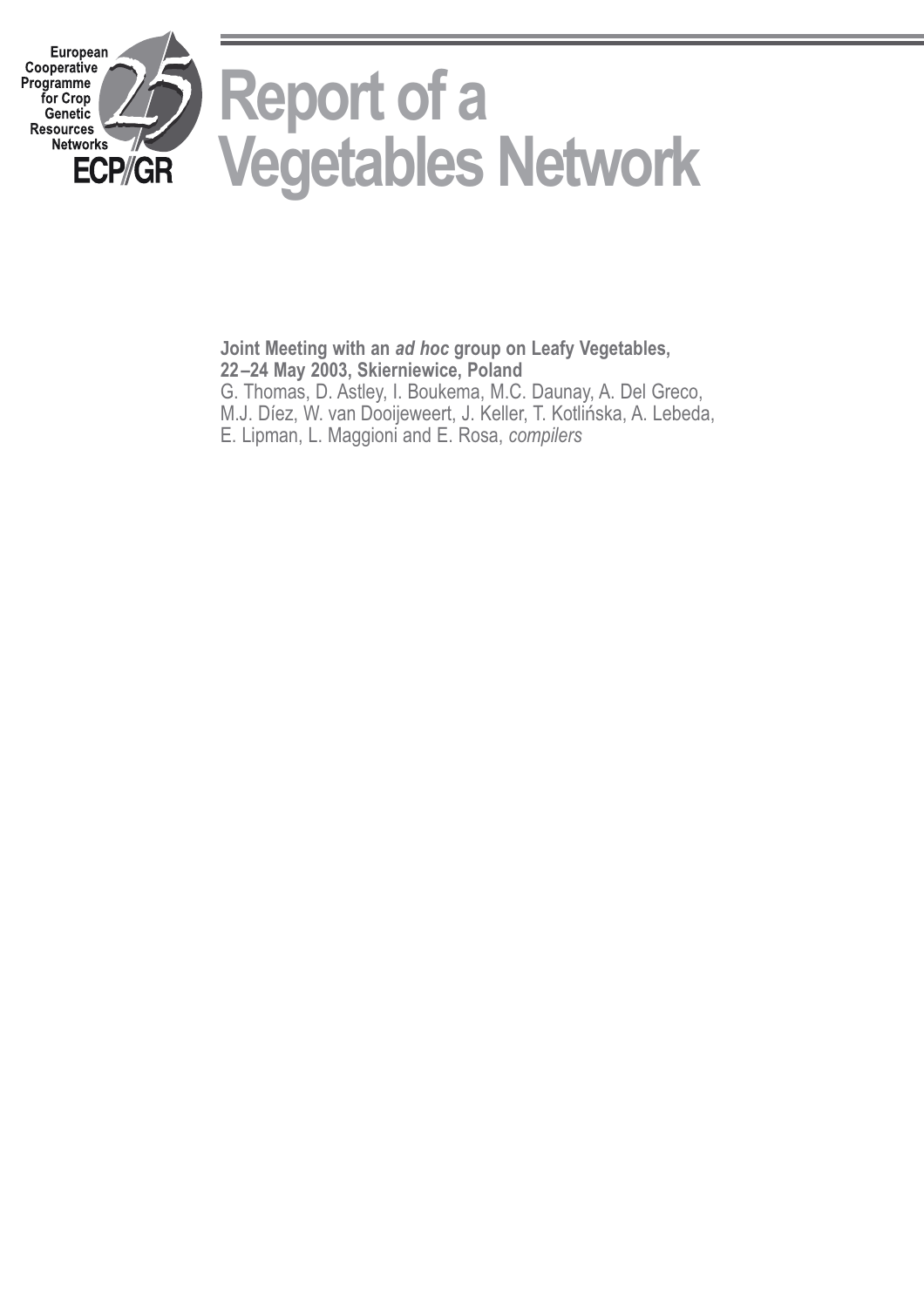European Cooperative Programme for Crop Genetic Resources Networks

ECP/GR

# Report of a Vegetables Network

**Joint Meeting with an *ad hoc* group on Leafy Vegetables,**
**22–24 May 2003, Skierniewice, Poland**

G. Thomas, D. Astley, I. Boukema, M.C. Daunay, A. Del Greco, M.J. Díez, W. van Dooijeweert, J. Keller, T. Kotlińska, A. Lebeda, E. Lipman, L. Maggioni and E. Rosa, *compilers*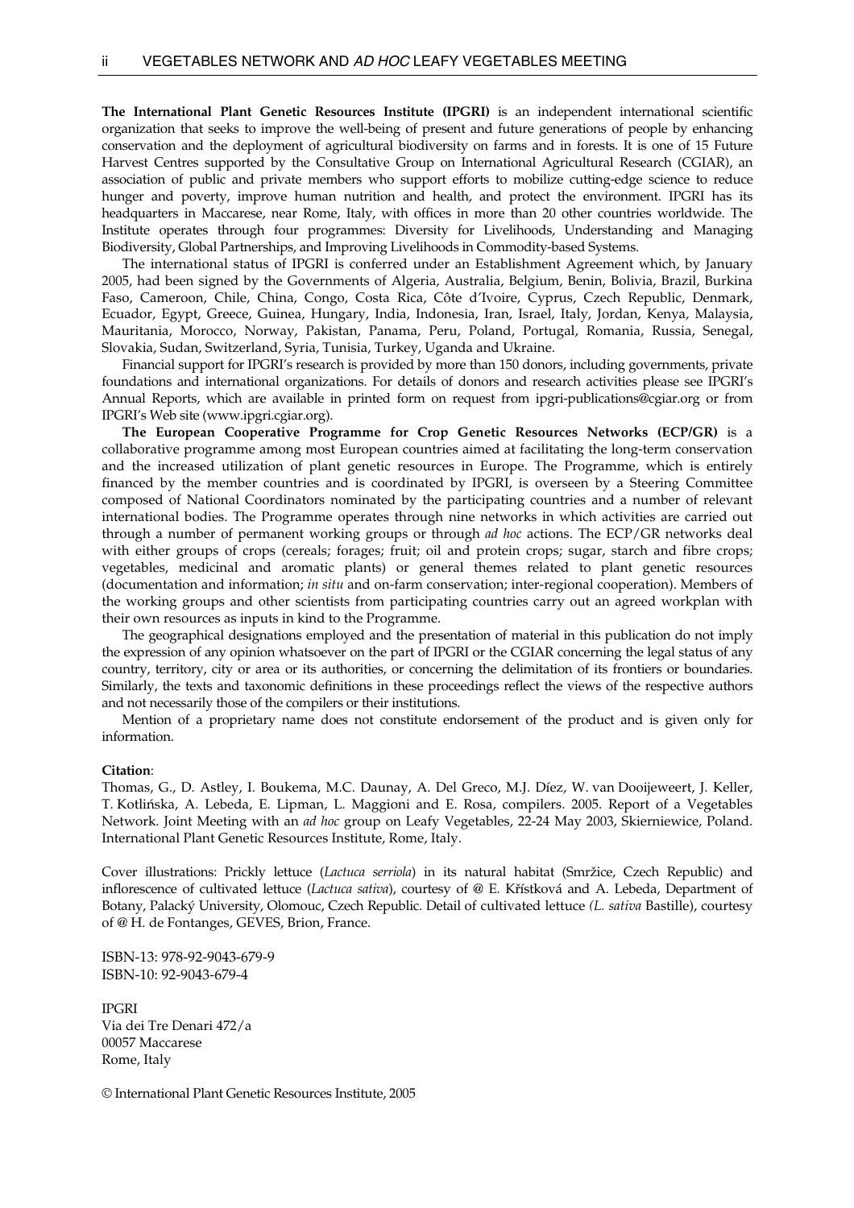**The International Plant Genetic Resources Institute (IPGRI)** is an independent international scientific organization that seeks to improve the well-being of present and future generations of people by enhancing conservation and the deployment of agricultural biodiversity on farms and in forests. It is one of 15 Future Harvest Centres supported by the Consultative Group on International Agricultural Research (CGIAR), an association of public and private members who support efforts to mobilize cutting-edge science to reduce hunger and poverty, improve human nutrition and health, and protect the environment. IPGRI has its headquarters in Maccarese, near Rome, Italy, with offices in more than 20 other countries worldwide. The Institute operates through four programmes: Diversity for Livelihoods, Understanding and Managing Biodiversity, Global Partnerships, and Improving Livelihoods in Commodity-based Systems.

The international status of IPGRI is conferred under an Establishment Agreement which, by January 2005, had been signed by the Governments of Algeria, Australia, Belgium, Benin, Bolivia, Brazil, Burkina Faso, Cameroon, Chile, China, Congo, Costa Rica, Côte d'Ivoire, Cyprus, Czech Republic, Denmark, Ecuador, Egypt, Greece, Guinea, Hungary, India, Indonesia, Iran, Israel, Italy, Jordan, Kenya, Malaysia, Mauritania, Morocco, Norway, Pakistan, Panama, Peru, Poland, Portugal, Romania, Russia, Senegal, Slovakia, Sudan, Switzerland, Syria, Tunisia, Turkey, Uganda and Ukraine.

Financial support for IPGRI's research is provided by more than 150 donors, including governments, private foundations and international organizations. For details of donors and research activities please see IPGRI's Annual Reports, which are available in printed form on request from ipgri-publications@cgiar.org or from IPGRI's Web site (www.ipgri.cgiar.org).

**The European Cooperative Programme for Crop Genetic Resources Networks (ECP/GR)** is a collaborative programme among most European countries aimed at facilitating the long-term conservation and the increased utilization of plant genetic resources in Europe. The Programme, which is entirely financed by the member countries and is coordinated by IPGRI, is overseen by a Steering Committee composed of National Coordinators nominated by the participating countries and a number of relevant international bodies. The Programme operates through nine networks in which activities are carried out through a number of permanent working groups or through *ad hoc* actions. The ECP/GR networks deal with either groups of crops (cereals; forages; fruit; oil and protein crops; sugar, starch and fibre crops; vegetables, medicinal and aromatic plants) or general themes related to plant genetic resources (documentation and information; *in situ* and on-farm conservation; inter-regional cooperation). Members of the working groups and other scientists from participating countries carry out an agreed workplan with their own resources as inputs in kind to the Programme.

The geographical designations employed and the presentation of material in this publication do not imply the expression of any opinion whatsoever on the part of IPGRI or the CGIAR concerning the legal status of any country, territory, city or area or its authorities, or concerning the delimitation of its frontiers or boundaries. Similarly, the texts and taxonomic definitions in these proceedings reflect the views of the respective authors and not necessarily those of the compilers or their institutions.

Mention of a proprietary name does not constitute endorsement of the product and is given only for information.

**Citation**:
Thomas, G., D. Astley, I. Boukema, M.C. Daunay, A. Del Greco, M.J. Díez, W. van Dooijeweert, J. Keller, T. Kotlińska, A. Lebeda, E. Lipman, L. Maggioni and E. Rosa, compilers. 2005. Report of a Vegetables Network. Joint Meeting with an *ad hoc* group on Leafy Vegetables, 22-24 May 2003, Skierniewice, Poland. International Plant Genetic Resources Institute, Rome, Italy.

Cover illustrations: Prickly lettuce (*Lactuca serriola*) in its natural habitat (Smržice, Czech Republic) and inflorescence of cultivated lettuce (*Lactuca sativa*), courtesy of @ E. Křístková and A. Lebeda, Department of Botany, Palacký University, Olomouc, Czech Republic. Detail of cultivated lettuce *(L. sativa* Bastille), courtesy of @ H. de Fontanges, GEVES, Brion, France.

ISBN-13: 978-92-9043-679-9
ISBN-10: 92-9043-679-4

IPGRI
Via dei Tre Denari 472/a
00057 Maccarese
Rome, Italy

© International Plant Genetic Resources Institute, 2005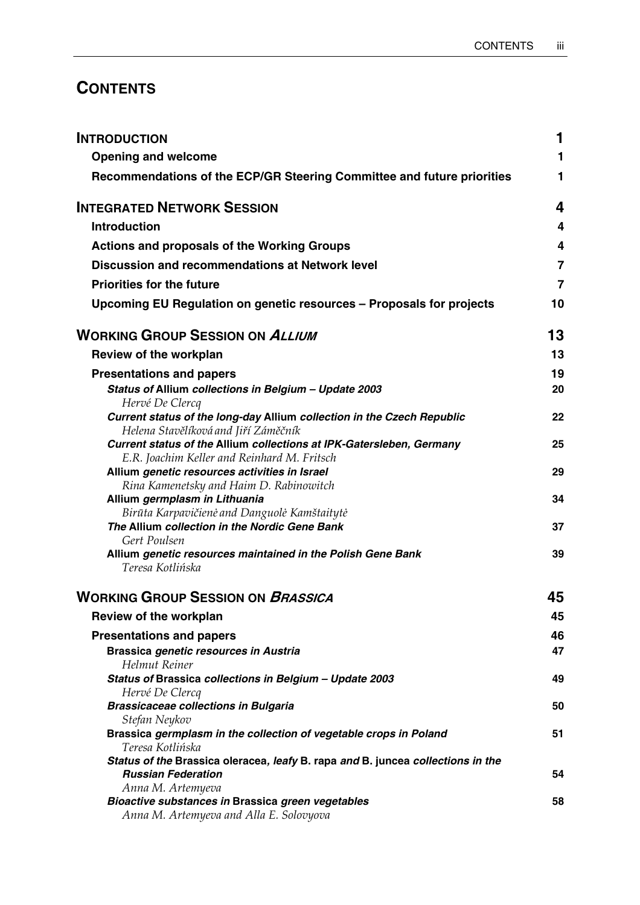# CONTENTS

| | |
|---|---|
| **INTRODUCTION** | **1** |
| **Opening and welcome** | **1** |
| **Recommendations of the ECP/GR Steering Committee and future priorities** | **1** |
| **INTEGRATED NETWORK SESSION** | **4** |
| **Introduction** | **4** |
| **Actions and proposals of the Working Groups** | **4** |
| **Discussion and recommendations at Network level** | **7** |
| **Priorities for the future** | **7** |
| **Upcoming EU Regulation on genetic resources – Proposals for projects** | **10** |
| **WORKING GROUP SESSION ON *ALLIUM*** | **13** |
| **Review of the workplan** | **13** |
| **Presentations and papers** | **19** |
| ***Status of* Allium *collections in Belgium – Update 2003***<br>*Hervé De Clercq* | **20** |
| ***Current status of the long-day* Allium *collection in the Czech Republic***<br>*Helena Stavělíková and Jiří Záměčník* | **22** |
| ***Current status of the* Allium *collections at IPK-Gatersleben, Germany***<br>*E.R. Joachim Keller and Reinhard M. Fritsch* | **25** |
| **Allium *genetic resources activities in Israel***<br>*Rina Kamenetsky and Haim D. Rabinowitch* | **29** |
| **Allium *germplasm in Lithuania***<br>*Birūta Karpavičienė and Danguolė Kamštaitytė* | **34** |
| ***The* Allium *collection in the Nordic Gene Bank***<br>*Gert Poulsen* | **37** |
| **Allium *genetic resources maintained in the Polish Gene Bank***<br>*Teresa Kotlińska* | **39** |
| **WORKING GROUP SESSION ON *BRASSICA*** | **45** |
| **Review of the workplan** | **45** |
| **Presentations and papers** | **46** |
| **Brassica *genetic resources in Austria***<br>*Helmut Reiner* | **47** |
| ***Status of* Brassica *collections in Belgium – Update 2003***<br>*Hervé De Clercq* | **49** |
| ***Brassicaceae collections in Bulgaria***<br>*Stefan Neykov* | **50** |
| **Brassica *germplasm in the collection of vegetable crops in Poland***<br>*Teresa Kotlińska* | **51** |
| ***Status of the* Brassica oleracea*, leafy* B. rapa *and* B. juncea *collections in the Russian Federation***<br>*Anna M. Artemyeva* | **54** |
| ***Bioactive substances in* Brassica *green vegetables***<br>*Anna M. Artemyeva and Alla E. Solovyova* | **58** |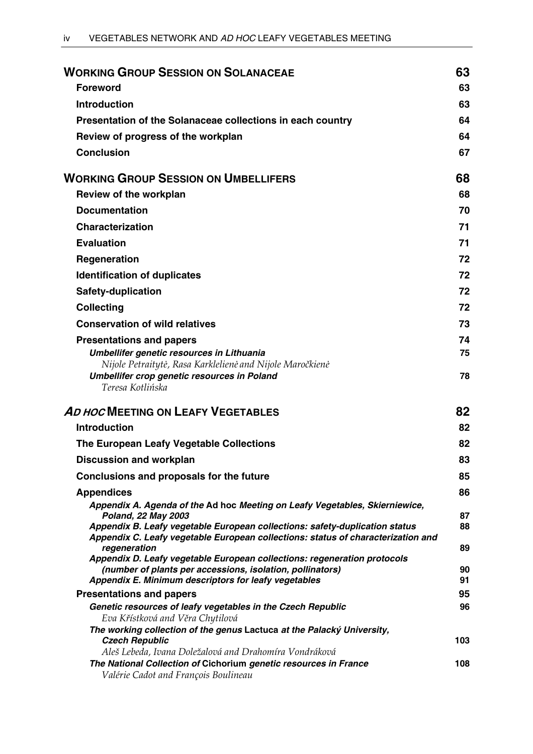| | |
|---|---|
| **WORKING GROUP SESSION ON SOLANACEAE** | **63** |
| **Foreword** | **63** |
| **Introduction** | **63** |
| **Presentation of the Solanaceae collections in each country** | **64** |
| **Review of progress of the workplan** | **64** |
| **Conclusion** | **67** |
| **WORKING GROUP SESSION ON UMBELLIFERS** | **68** |
| **Review of the workplan** | **68** |
| **Documentation** | **70** |
| **Characterization** | **71** |
| **Evaluation** | **71** |
| **Regeneration** | **72** |
| **Identification of duplicates** | **72** |
| **Safety-duplication** | **72** |
| **Collecting** | **72** |
| **Conservation of wild relatives** | **73** |
| **Presentations and papers** | **74** |
| ***Umbellifer genetic resources in Lithuania*** <br> *Nijole Petraitytė, Rasa Karklelienė and Nijole Maročkienė* | **75** |
| ***Umbellifer crop genetic resources in Poland*** <br> *Teresa Kotlińska* | **78** |
| ***AD HOC* MEETING ON LEAFY VEGETABLES** | **82** |
| **Introduction** | **82** |
| **The European Leafy Vegetable Collections** | **82** |
| **Discussion and workplan** | **83** |
| **Conclusions and proposals for the future** | **85** |
| **Appendices** | **86** |
| ***Appendix A. Agenda of the* Ad hoc *Meeting on Leafy Vegetables, Skierniewice, Poland, 22 May 2003*** | **87** |
| ***Appendix B. Leafy vegetable European collections: safety-duplication status*** | **88** |
| ***Appendix C. Leafy vegetable European collections: status of characterization and regeneration*** | **89** |
| ***Appendix D. Leafy vegetable European collections: regeneration protocols (number of plants per accessions, isolation, pollinators)*** | **90** |
| ***Appendix E. Minimum descriptors for leafy vegetables*** | **91** |
| **Presentations and papers** | **95** |
| ***Genetic resources of leafy vegetables in the Czech Republic*** <br> *Eva Křístková and Věra Chytilová* | **96** |
| ***The working collection of the genus* Lactuca *at the Palacký University, Czech Republic*** <br> *Aleš Lebeda, Ivana Doležalová and Drahomíra Vondráková* | **103** |
| ***The National Collection of* Cichorium *genetic resources in France*** <br> *Valérie Cadot and François Boulineau* | **108** |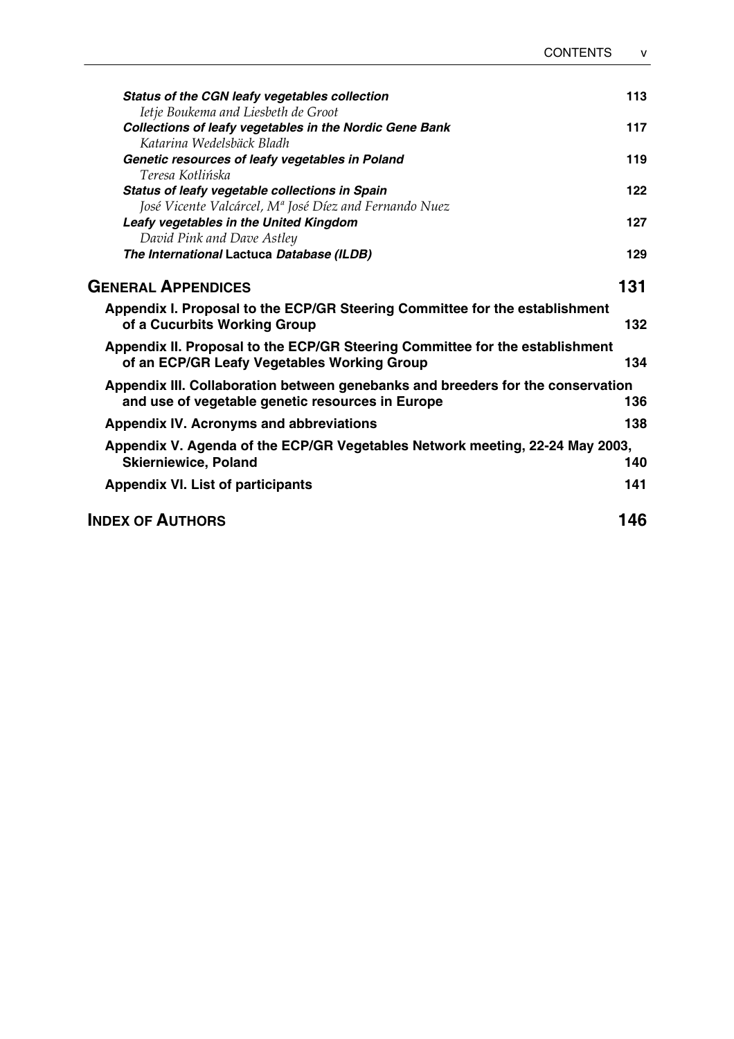***Status of the CGN leafy vegetables collection*** 113
*Ietje Boukema and Liesbeth de Groot*

***Collections of leafy vegetables in the Nordic Gene Bank*** 117
*Katarina Wedelsbäck Bladh*

***Genetic resources of leafy vegetables in Poland*** 119
*Teresa Kotlińska*

***Status of leafy vegetable collections in Spain*** 122
*José Vicente Valcárcel, Mª José Díez and Fernando Nuez*

***Leafy vegetables in the United Kingdom*** 127
*David Pink and Dave Astley*

***The International* Lactuca *Database (ILDB)*** 129

## GENERAL APPENDICES 131

**Appendix I. Proposal to the ECP/GR Steering Committee for the establishment of a Cucurbits Working Group** 132

**Appendix II. Proposal to the ECP/GR Steering Committee for the establishment of an ECP/GR Leafy Vegetables Working Group** 134

**Appendix III. Collaboration between genebanks and breeders for the conservation and use of vegetable genetic resources in Europe** 136

**Appendix IV. Acronyms and abbreviations** 138

**Appendix V. Agenda of the ECP/GR Vegetables Network meeting, 22-24 May 2003, Skierniewice, Poland** 140

**Appendix VI. List of participants** 141

## INDEX OF AUTHORS 146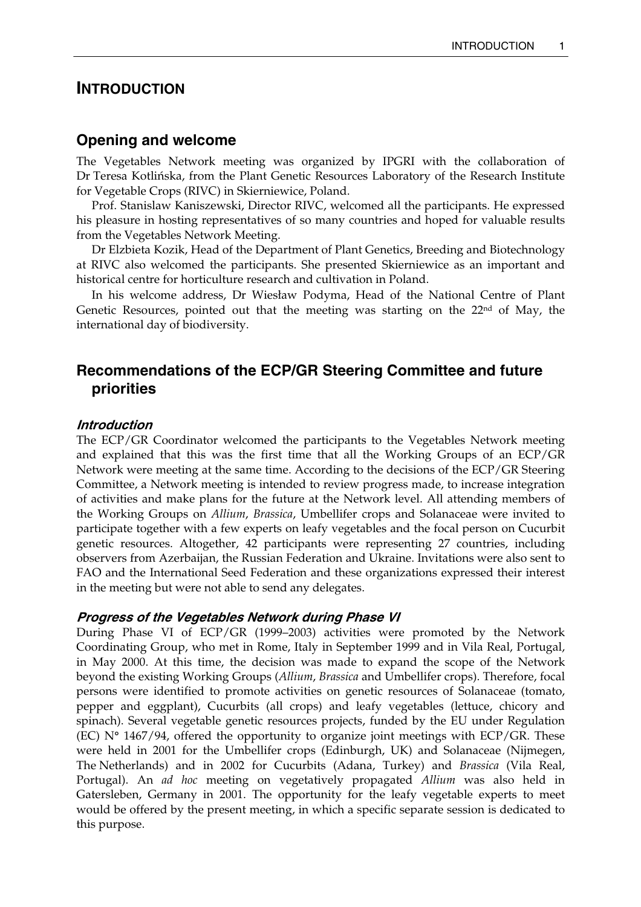# INTRODUCTION

## Opening and welcome

The Vegetables Network meeting was organized by IPGRI with the collaboration of Dr Teresa Kotlińska, from the Plant Genetic Resources Laboratory of the Research Institute for Vegetable Crops (RIVC) in Skierniewice, Poland.

Prof. Stanislaw Kaniszewski, Director RIVC, welcomed all the participants. He expressed his pleasure in hosting representatives of so many countries and hoped for valuable results from the Vegetables Network Meeting.

Dr Elzbieta Kozik, Head of the Department of Plant Genetics, Breeding and Biotechnology at RIVC also welcomed the participants. She presented Skierniewice as an important and historical centre for horticulture research and cultivation in Poland.

In his welcome address, Dr Wiesław Podyma, Head of the National Centre of Plant Genetic Resources, pointed out that the meeting was starting on the 22nd of May, the international day of biodiversity.

## Recommendations of the ECP/GR Steering Committee and future priorities

### *Introduction*

The ECP/GR Coordinator welcomed the participants to the Vegetables Network meeting and explained that this was the first time that all the Working Groups of an ECP/GR Network were meeting at the same time. According to the decisions of the ECP/GR Steering Committee, a Network meeting is intended to review progress made, to increase integration of activities and make plans for the future at the Network level. All attending members of the Working Groups on *Allium*, *Brassica*, Umbellifer crops and Solanaceae were invited to participate together with a few experts on leafy vegetables and the focal person on Cucurbit genetic resources. Altogether, 42 participants were representing 27 countries, including observers from Azerbaijan, the Russian Federation and Ukraine. Invitations were also sent to FAO and the International Seed Federation and these organizations expressed their interest in the meeting but were not able to send any delegates.

### *Progress of the Vegetables Network during Phase VI*

During Phase VI of ECP/GR (1999–2003) activities were promoted by the Network Coordinating Group, who met in Rome, Italy in September 1999 and in Vila Real, Portugal, in May 2000. At this time, the decision was made to expand the scope of the Network beyond the existing Working Groups (*Allium*, *Brassica* and Umbellifer crops). Therefore, focal persons were identified to promote activities on genetic resources of Solanaceae (tomato, pepper and eggplant), Cucurbits (all crops) and leafy vegetables (lettuce, chicory and spinach). Several vegetable genetic resources projects, funded by the EU under Regulation (EC) N° 1467/94, offered the opportunity to organize joint meetings with ECP/GR. These were held in 2001 for the Umbellifer crops (Edinburgh, UK) and Solanaceae (Nijmegen, The Netherlands) and in 2002 for Cucurbits (Adana, Turkey) and *Brassica* (Vila Real, Portugal). An *ad hoc* meeting on vegetatively propagated *Allium* was also held in Gatersleben, Germany in 2001. The opportunity for the leafy vegetable experts to meet would be offered by the present meeting, in which a specific separate session is dedicated to this purpose.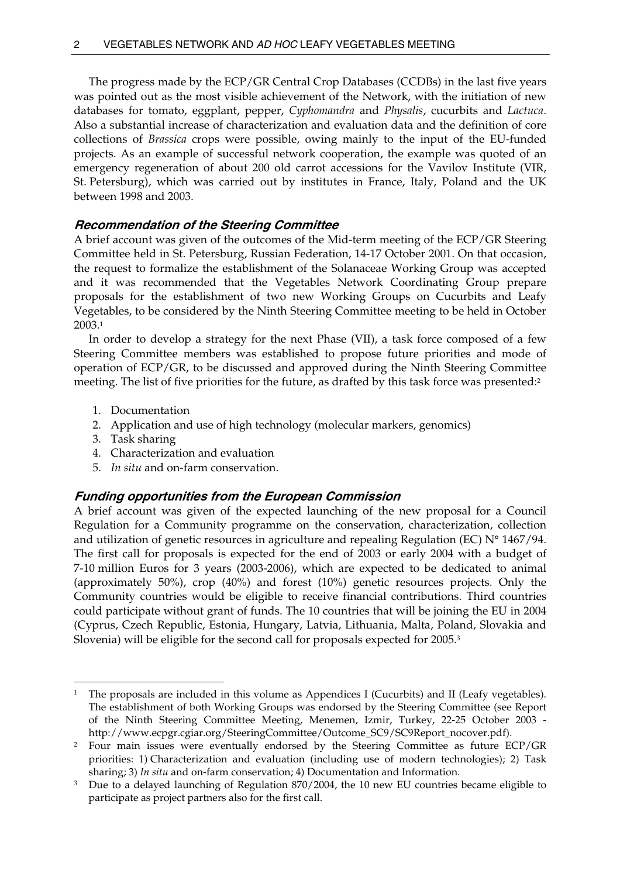The progress made by the ECP/GR Central Crop Databases (CCDBs) in the last five years was pointed out as the most visible achievement of the Network, with the initiation of new databases for tomato, eggplant, pepper, *Cyphomandra* and *Physalis*, cucurbits and *Lactuca*. Also a substantial increase of characterization and evaluation data and the definition of core collections of *Brassica* crops were possible, owing mainly to the input of the EU-funded projects. As an example of successful network cooperation, the example was quoted of an emergency regeneration of about 200 old carrot accessions for the Vavilov Institute (VIR, St. Petersburg), which was carried out by institutes in France, Italy, Poland and the UK between 1998 and 2003.

### Recommendation of the Steering Committee

A brief account was given of the outcomes of the Mid-term meeting of the ECP/GR Steering Committee held in St. Petersburg, Russian Federation, 14-17 October 2001. On that occasion, the request to formalize the establishment of the Solanaceae Working Group was accepted and it was recommended that the Vegetables Network Coordinating Group prepare proposals for the establishment of two new Working Groups on Cucurbits and Leafy Vegetables, to be considered by the Ninth Steering Committee meeting to be held in October 2003.[1]

In order to develop a strategy for the next Phase (VII), a task force composed of a few Steering Committee members was established to propose future priorities and mode of operation of ECP/GR, to be discussed and approved during the Ninth Steering Committee meeting. The list of five priorities for the future, as drafted by this task force was presented:[2]

1. Documentation
2. Application and use of high technology (molecular markers, genomics)
3. Task sharing
4. Characterization and evaluation
5. *In situ* and on-farm conservation.

### Funding opportunities from the European Commission

A brief account was given of the expected launching of the new proposal for a Council Regulation for a Community programme on the conservation, characterization, collection and utilization of genetic resources in agriculture and repealing Regulation (EC) N° 1467/94. The first call for proposals is expected for the end of 2003 or early 2004 with a budget of 7-10 million Euros for 3 years (2003-2006), which are expected to be dedicated to animal (approximately 50%), crop (40%) and forest (10%) genetic resources projects. Only the Community countries would be eligible to receive financial contributions. Third countries could participate without grant of funds. The 10 countries that will be joining the EU in 2004 (Cyprus, Czech Republic, Estonia, Hungary, Latvia, Lithuania, Malta, Poland, Slovakia and Slovenia) will be eligible for the second call for proposals expected for 2005.[3]

---

[1] The proposals are included in this volume as Appendices I (Cucurbits) and II (Leafy vegetables). The establishment of both Working Groups was endorsed by the Steering Committee (see Report of the Ninth Steering Committee Meeting, Menemen, Izmir, Turkey, 22-25 October 2003 - http://www.ecpgr.cgiar.org/SteeringCommittee/Outcome_SC9/SC9Report_nocover.pdf).

[2] Four main issues were eventually endorsed by the Steering Committee as future ECP/GR priorities: 1) Characterization and evaluation (including use of modern technologies); 2) Task sharing; 3) *In situ* and on-farm conservation; 4) Documentation and Information.

[3] Due to a delayed launching of Regulation 870/2004, the 10 new EU countries became eligible to participate as project partners also for the first call.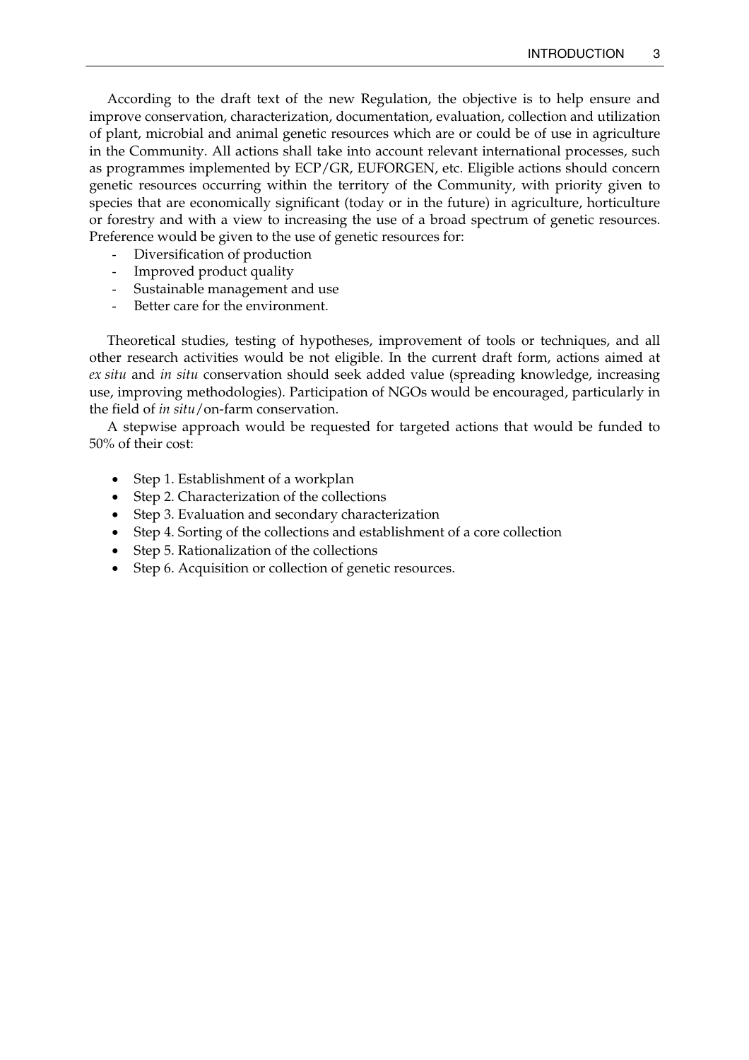According to the draft text of the new Regulation, the objective is to help ensure and improve conservation, characterization, documentation, evaluation, collection and utilization of plant, microbial and animal genetic resources which are or could be of use in agriculture in the Community. All actions shall take into account relevant international processes, such as programmes implemented by ECP/GR, EUFORGEN, etc. Eligible actions should concern genetic resources occurring within the territory of the Community, with priority given to species that are economically significant (today or in the future) in agriculture, horticulture or forestry and with a view to increasing the use of a broad spectrum of genetic resources. Preference would be given to the use of genetic resources for:

- Diversification of production
- Improved product quality
- Sustainable management and use
- Better care for the environment.

Theoretical studies, testing of hypotheses, improvement of tools or techniques, and all other research activities would be not eligible. In the current draft form, actions aimed at *ex situ* and *in situ* conservation should seek added value (spreading knowledge, increasing use, improving methodologies). Participation of NGOs would be encouraged, particularly in the field of *in situ*/on-farm conservation.

A stepwise approach would be requested for targeted actions that would be funded to 50% of their cost:

- Step 1. Establishment of a workplan
- Step 2. Characterization of the collections
- Step 3. Evaluation and secondary characterization
- Step 4. Sorting of the collections and establishment of a core collection
- Step 5. Rationalization of the collections
- Step 6. Acquisition or collection of genetic resources.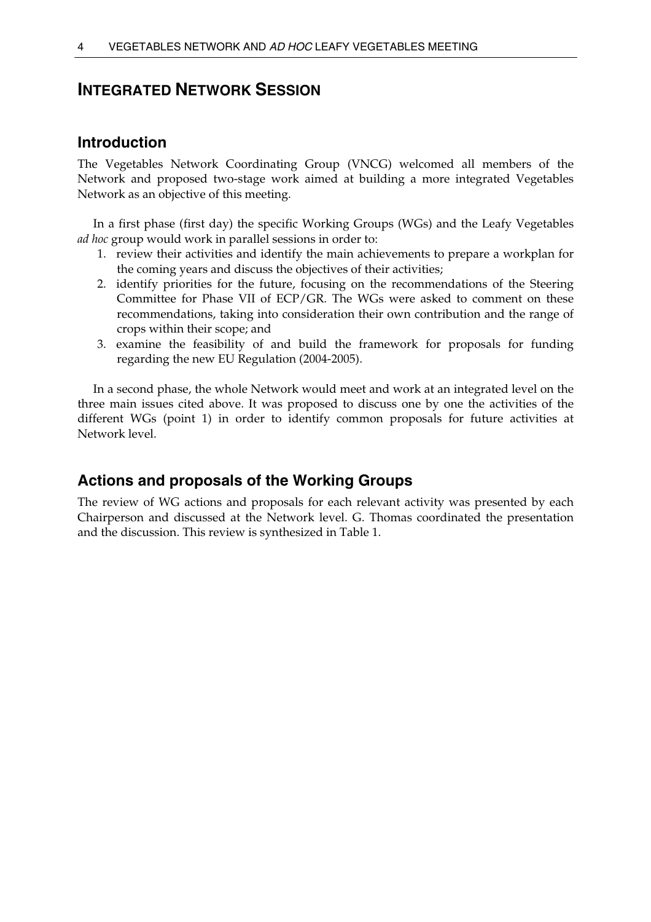# INTEGRATED NETWORK SESSION

## Introduction

The Vegetables Network Coordinating Group (VNCG) welcomed all members of the Network and proposed two-stage work aimed at building a more integrated Vegetables Network as an objective of this meeting.

In a first phase (first day) the specific Working Groups (WGs) and the Leafy Vegetables *ad hoc* group would work in parallel sessions in order to:

1. review their activities and identify the main achievements to prepare a workplan for the coming years and discuss the objectives of their activities;
2. identify priorities for the future, focusing on the recommendations of the Steering Committee for Phase VII of ECP/GR. The WGs were asked to comment on these recommendations, taking into consideration their own contribution and the range of crops within their scope; and
3. examine the feasibility of and build the framework for proposals for funding regarding the new EU Regulation (2004-2005).

In a second phase, the whole Network would meet and work at an integrated level on the three main issues cited above. It was proposed to discuss one by one the activities of the different WGs (point 1) in order to identify common proposals for future activities at Network level.

## Actions and proposals of the Working Groups

The review of WG actions and proposals for each relevant activity was presented by each Chairperson and discussed at the Network level. G. Thomas coordinated the presentation and the discussion. This review is synthesized in Table 1.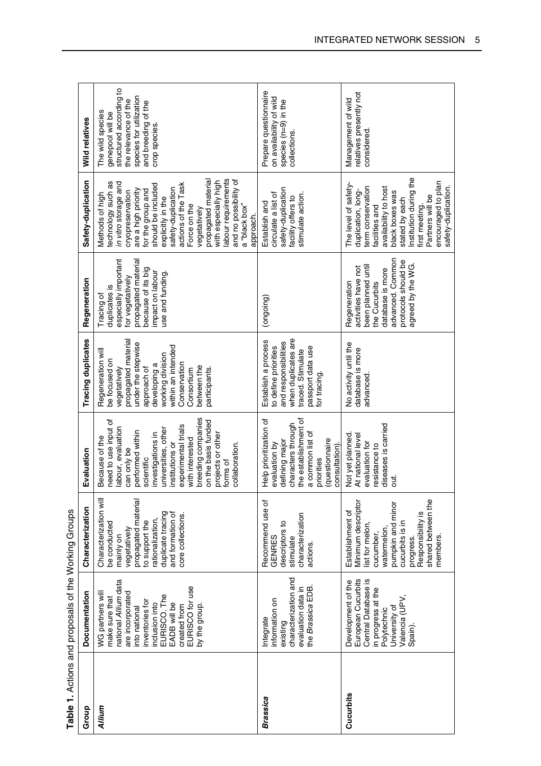**Table 1.** Actions and proposals of the Working Groups

| Group | Documentation | Characterization | Evaluation | Tracing duplicates | Regeneration | Safety-duplication | Wild relatives |
|---|---|---|---|---|---|---|---|
| ***Allium*** | WG partners will make sure that national *Allium* data are incorporated into national inventories for inclusion into EURISCO. The EADB will be created from EURISCO for use by the group. | Characterization will be conducted mainly on vegetatively propagated material to support the rationalization, duplicate tracing and formation of core collections. | Because of the need to use input of labour, evaluation can only be performed within scientific investigations in universities, other institutions or experimental trials with interested breeding companies on the basis funded projects or other forms of collaboration. | Regeneration will be focused on vegetatively propagated material under the stepwise approach of developing a working division within an intended Conservation Consortium between the participants. | Tracing of duplicates is especially important for vegetatively propagated material because of its big impact on labour use and funding. | Methods of high technology such as *in vitro* storage and cryopreservation are a high priority for the group and should be included explicitly in the safety-duplication actions of the Task Force on the vegetatively propagated material with especially high labour requirements and no possibility of a "black box" approach. | The wild species genepool will be structured according to the relevance of the species for utilization and breeding of the crop species. |
| ***Brassica*** | Integrate information on existing characterization and evaluation data in the *Brassica* EDB. | Recommend use of GENRES descriptors to stimulate characterization actions. | Help prioritization of evaluation by defining major characters through the establishment of a common list of priorities (questionnaire consultation). | Establish a process to define priorities and responsibilities when duplicates are traced. Stimulate passport data use for tracing. | (ongoing) | Establish and circulate a list of safety-duplication facility offers to stimulate action. | Prepare questionnaire on availability of wild species (n=9) in the collections. |
| **Cucurbits** | Development of the European Cucurbits Central Database is in progress at the Polytechnic University of Valencia (UPV, Spain). | Establishment of Minimum descriptor list for melon, cucumber, watermelon, pumpkin and minor cucurbits is in progress. Responsibility is shared between the members. | Not yet planned. At national level evaluation for resistance to diseases is carried out. | No activity until the database is more advanced. | Regeneration activities have not been planned until the Cucurbits database is more advanced. Common protocols should be agreed by the WG. | The level of safety-duplication, long-term conservation facilities and availability to host black boxes was stated by each Institution during the first meeting. Partners will be encouraged to plan safety-duplication. | Management of wild relatives presently not considered. |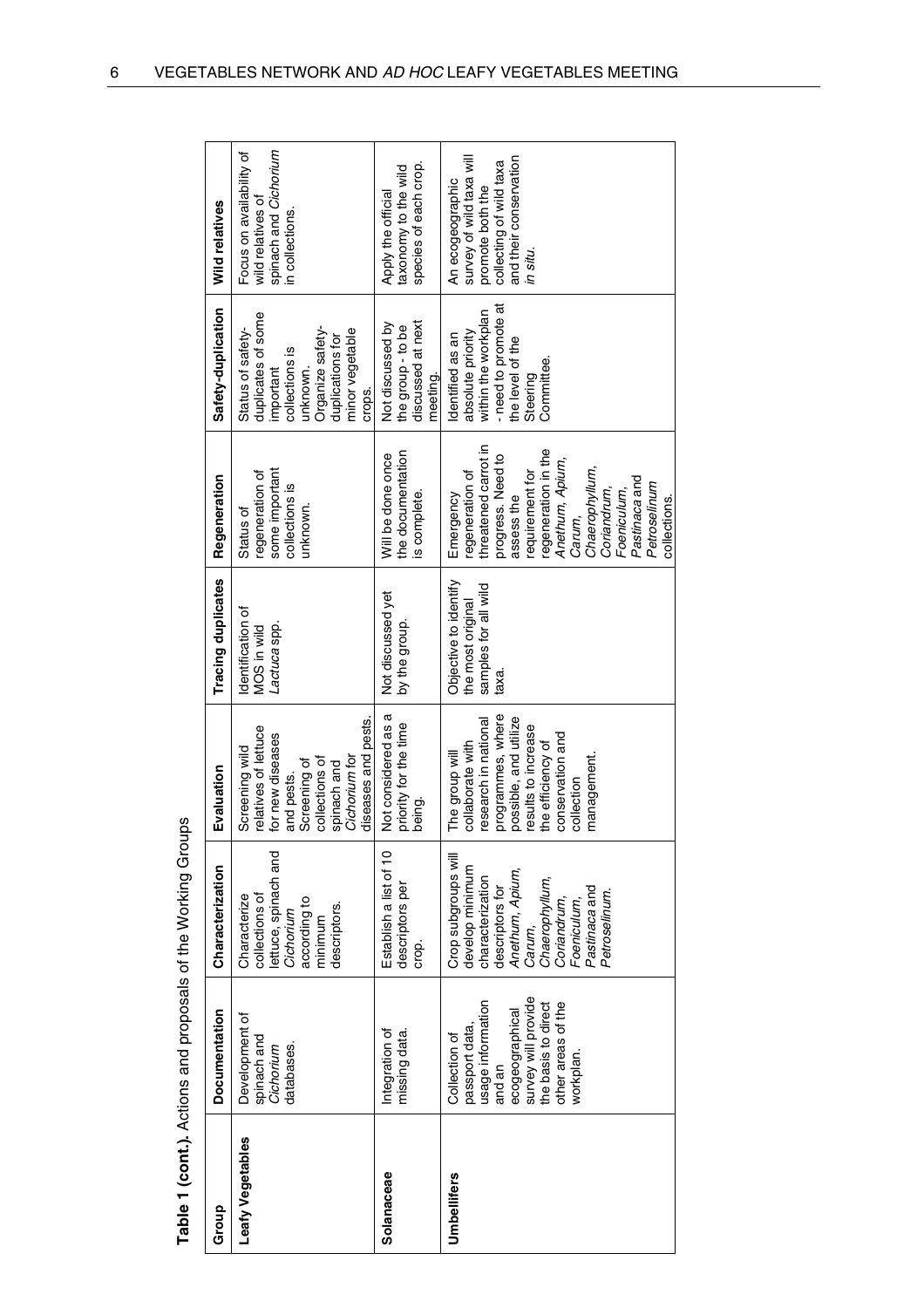**Table 1 (cont.).** Actions and proposals of the Working Groups

| Group | Documentation | Characterization | Evaluation | Tracing duplicates | Regeneration | Safety-duplication | Wild relatives |
|---|---|---|---|---|---|---|---|
| **Leafy Vegetables** | Development of spinach and *Cichorium* databases. | Characterize collections of lettuce, spinach and *Cichorium* according to minimum descriptors. | Screening wild relatives of lettuce for new diseases and pests. Screening of collections of spinach and *Cichorium* for diseases and pests. | Identification of MOS in wild *Lactuca* spp. | Status of regeneration of some important collections is unknown. | Status of safety-duplicates of some important collections is unknown. Organize safety-duplications for minor vegetable crops. | Focus on availability of wild relatives of spinach and *Cichorium* in collections. |
| **Solanaceae** | Integration of missing data. | Establish a list of 10 descriptors per crop. | Not considered as a priority for the time being. | Not discussed yet by the group. | Will be done once the documentation is complete. | Not discussed by the group - to be discussed at next meeting. | Apply the official taxonomy to the wild species of each crop. |
| **Umbellifers** | Collection of passport data, usage information and an ecogeographical survey will provide the basis to direct other areas of the workplan. | Crop subgroups will develop minimum characterization descriptors for *Anethum*, *Apium*, *Carum*, *Chaerophyllum*, *Coriandrum*, *Foeniculum*, *Pastinaca* and *Petroselinum*. | The group will collaborate with research in national programmes, where possible, and utilize results to increase the efficiency of conservation and collection management. | Objective to identify the most original samples for all wild taxa. | Emergency regeneration of threatened carrot in progress. Need to assess the requirement for regeneration in the *Anethum*, *Apium*, *Carum*, *Chaerophyllum*, *Coriandrum*, *Foeniculum*, *Pastinaca* and *Petroselinum* collections. | Identified as an absolute priority within the workplan - need to promote at the level of the Steering Committee. | An ecogeographic survey of wild taxa will promote both the collecting of wild taxa and their conservation *in situ*. |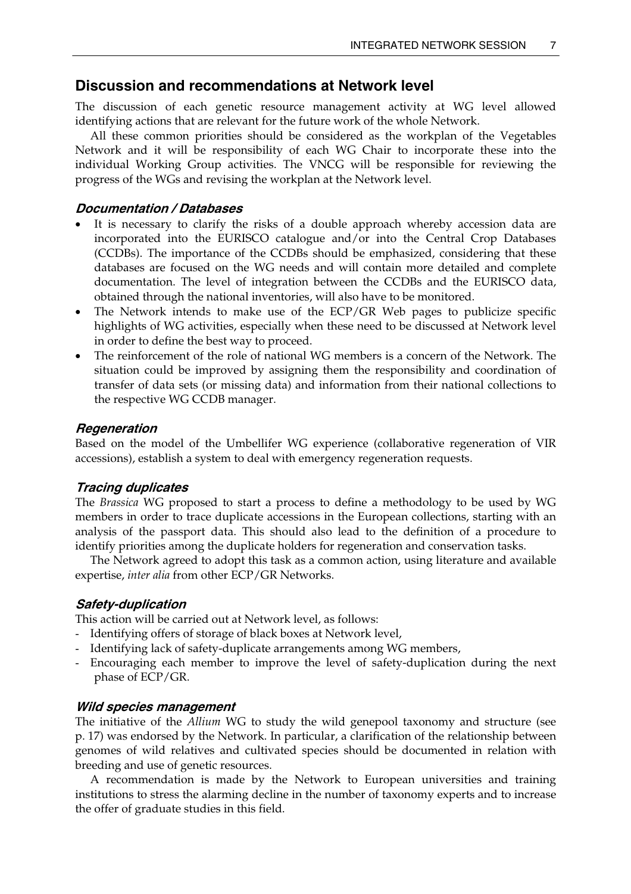## Discussion and recommendations at Network level

The discussion of each genetic resource management activity at WG level allowed identifying actions that are relevant for the future work of the whole Network.

All these common priorities should be considered as the workplan of the Vegetables Network and it will be responsibility of each WG Chair to incorporate these into the individual Working Group activities. The VNCG will be responsible for reviewing the progress of the WGs and revising the workplan at the Network level.

### *Documentation / Databases*

- It is necessary to clarify the risks of a double approach whereby accession data are incorporated into the EURISCO catalogue and/or into the Central Crop Databases (CCDBs). The importance of the CCDBs should be emphasized, considering that these databases are focused on the WG needs and will contain more detailed and complete documentation. The level of integration between the CCDBs and the EURISCO data, obtained through the national inventories, will also have to be monitored.
- The Network intends to make use of the ECP/GR Web pages to publicize specific highlights of WG activities, especially when these need to be discussed at Network level in order to define the best way to proceed.
- The reinforcement of the role of national WG members is a concern of the Network. The situation could be improved by assigning them the responsibility and coordination of transfer of data sets (or missing data) and information from their national collections to the respective WG CCDB manager.

### *Regeneration*

Based on the model of the Umbellifer WG experience (collaborative regeneration of VIR accessions), establish a system to deal with emergency regeneration requests.

### *Tracing duplicates*

The *Brassica* WG proposed to start a process to define a methodology to be used by WG members in order to trace duplicate accessions in the European collections, starting with an analysis of the passport data. This should also lead to the definition of a procedure to identify priorities among the duplicate holders for regeneration and conservation tasks.

The Network agreed to adopt this task as a common action, using literature and available expertise, *inter alia* from other ECP/GR Networks.

### *Safety-duplication*

This action will be carried out at Network level, as follows:

- Identifying offers of storage of black boxes at Network level,
- Identifying lack of safety-duplicate arrangements among WG members,
- Encouraging each member to improve the level of safety-duplication during the next phase of ECP/GR.

### *Wild species management*

The initiative of the *Allium* WG to study the wild genepool taxonomy and structure (see p. 17) was endorsed by the Network. In particular, a clarification of the relationship between genomes of wild relatives and cultivated species should be documented in relation with breeding and use of genetic resources.

A recommendation is made by the Network to European universities and training institutions to stress the alarming decline in the number of taxonomy experts and to increase the offer of graduate studies in this field.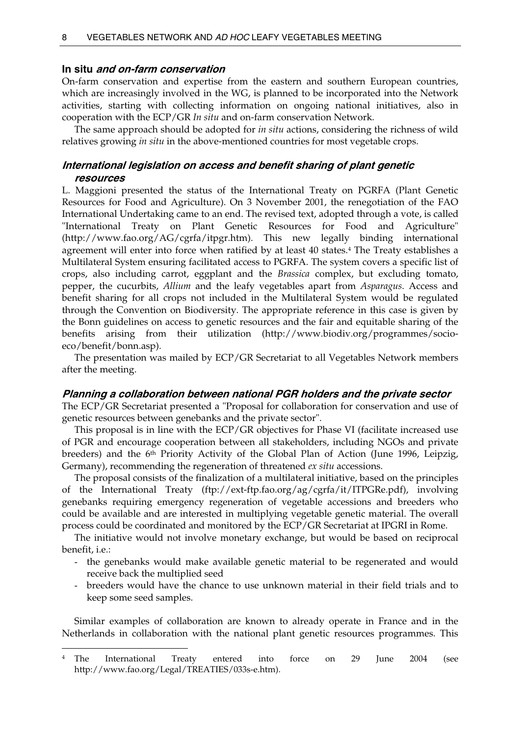### In situ *and on-farm conservation*

On-farm conservation and expertise from the eastern and southern European countries, which are increasingly involved in the WG, is planned to be incorporated into the Network activities, starting with collecting information on ongoing national initiatives, also in cooperation with the ECP/GR *In situ* and on-farm conservation Network.

The same approach should be adopted for *in situ* actions, considering the richness of wild relatives growing *in situ* in the above-mentioned countries for most vegetable crops.

### *International legislation on access and benefit sharing of plant genetic resources*

L. Maggioni presented the status of the International Treaty on PGRFA (Plant Genetic Resources for Food and Agriculture). On 3 November 2001, the renegotiation of the FAO International Undertaking came to an end. The revised text, adopted through a vote, is called "International Treaty on Plant Genetic Resources for Food and Agriculture" (http://www.fao.org/AG/cgrfa/itpgr.htm). This new legally binding international agreement will enter into force when ratified by at least 40 states.[4] The Treaty establishes a Multilateral System ensuring facilitated access to PGRFA. The system covers a specific list of crops, also including carrot, eggplant and the *Brassica* complex, but excluding tomato, pepper, the cucurbits, *Allium* and the leafy vegetables apart from *Asparagus*. Access and benefit sharing for all crops not included in the Multilateral System would be regulated through the Convention on Biodiversity. The appropriate reference in this case is given by the Bonn guidelines on access to genetic resources and the fair and equitable sharing of the benefits arising from their utilization (http://www.biodiv.org/programmes/socio-eco/benefit/bonn.asp).

The presentation was mailed by ECP/GR Secretariat to all Vegetables Network members after the meeting.

### *Planning a collaboration between national PGR holders and the private sector*

The ECP/GR Secretariat presented a "Proposal for collaboration for conservation and use of genetic resources between genebanks and the private sector".

This proposal is in line with the ECP/GR objectives for Phase VI (facilitate increased use of PGR and encourage cooperation between all stakeholders, including NGOs and private breeders) and the 6th Priority Activity of the Global Plan of Action (June 1996, Leipzig, Germany), recommending the regeneration of threatened *ex situ* accessions.

The proposal consists of the finalization of a multilateral initiative, based on the principles of the International Treaty (ftp://ext-ftp.fao.org/ag/cgrfa/it/ITPGRe.pdf), involving genebanks requiring emergency regeneration of vegetable accessions and breeders who could be available and are interested in multiplying vegetable genetic material. The overall process could be coordinated and monitored by the ECP/GR Secretariat at IPGRI in Rome.

The initiative would not involve monetary exchange, but would be based on reciprocal benefit, i.e.:

- the genebanks would make available genetic material to be regenerated and would receive back the multiplied seed
- breeders would have the chance to use unknown material in their field trials and to keep some seed samples.

Similar examples of collaboration are known to already operate in France and in the Netherlands in collaboration with the national plant genetic resources programmes. This

---

[4] The International Treaty entered into force on 29 June 2004 (see http://www.fao.org/Legal/TREATIES/033s-e.htm).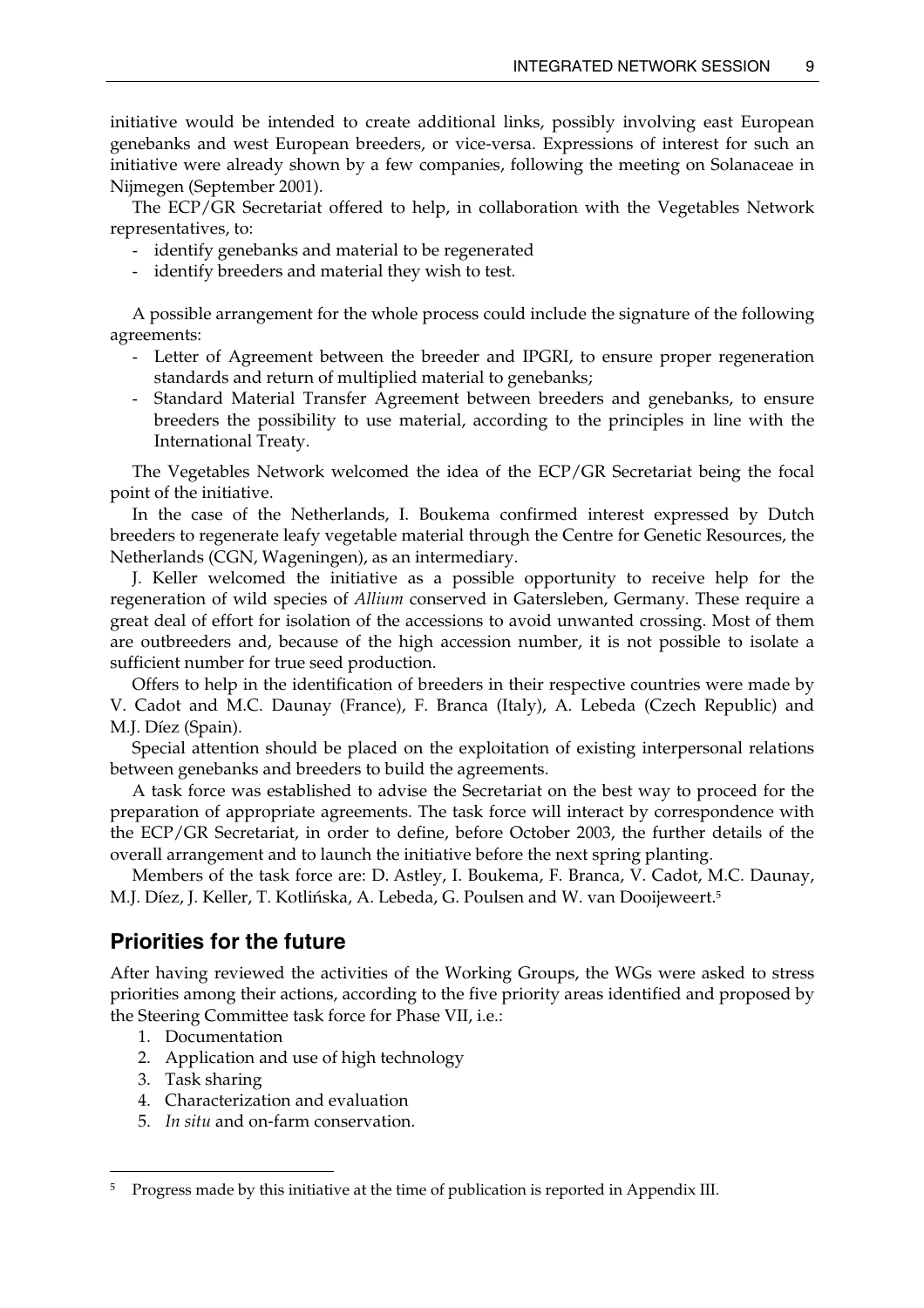initiative would be intended to create additional links, possibly involving east European genebanks and west European breeders, or vice-versa. Expressions of interest for such an initiative were already shown by a few companies, following the meeting on Solanaceae in Nijmegen (September 2001).

The ECP/GR Secretariat offered to help, in collaboration with the Vegetables Network representatives, to:

- identify genebanks and material to be regenerated
- identify breeders and material they wish to test.

A possible arrangement for the whole process could include the signature of the following agreements:

- Letter of Agreement between the breeder and IPGRI, to ensure proper regeneration standards and return of multiplied material to genebanks;
- Standard Material Transfer Agreement between breeders and genebanks, to ensure breeders the possibility to use material, according to the principles in line with the International Treaty.

The Vegetables Network welcomed the idea of the ECP/GR Secretariat being the focal point of the initiative.

In the case of the Netherlands, I. Boukema confirmed interest expressed by Dutch breeders to regenerate leafy vegetable material through the Centre for Genetic Resources, the Netherlands (CGN, Wageningen), as an intermediary.

J. Keller welcomed the initiative as a possible opportunity to receive help for the regeneration of wild species of *Allium* conserved in Gatersleben, Germany. These require a great deal of effort for isolation of the accessions to avoid unwanted crossing. Most of them are outbreeders and, because of the high accession number, it is not possible to isolate a sufficient number for true seed production.

Offers to help in the identification of breeders in their respective countries were made by V. Cadot and M.C. Daunay (France), F. Branca (Italy), A. Lebeda (Czech Republic) and M.J. Díez (Spain).

Special attention should be placed on the exploitation of existing interpersonal relations between genebanks and breeders to build the agreements.

A task force was established to advise the Secretariat on the best way to proceed for the preparation of appropriate agreements. The task force will interact by correspondence with the ECP/GR Secretariat, in order to define, before October 2003, the further details of the overall arrangement and to launch the initiative before the next spring planting.

Members of the task force are: D. Astley, I. Boukema, F. Branca, V. Cadot, M.C. Daunay, M.J. Díez, J. Keller, T. Kotlińska, A. Lebeda, G. Poulsen and W. van Dooijeweert.[5]

## Priorities for the future

After having reviewed the activities of the Working Groups, the WGs were asked to stress priorities among their actions, according to the five priority areas identified and proposed by the Steering Committee task force for Phase VII, i.e.:

1. Documentation
2. Application and use of high technology
3. Task sharing
4. Characterization and evaluation
5. *In situ* and on-farm conservation.

---

[5] Progress made by this initiative at the time of publication is reported in Appendix III.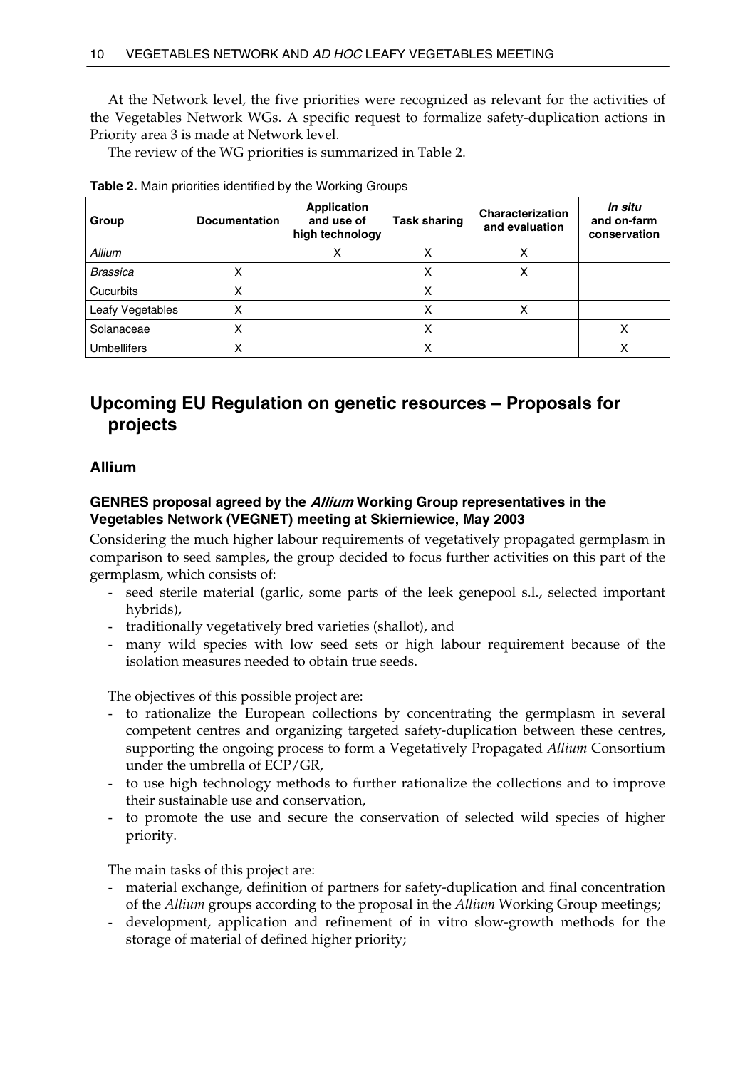At the Network level, the five priorities were recognized as relevant for the activities of the Vegetables Network WGs. A specific request to formalize safety-duplication actions in Priority area 3 is made at Network level.

The review of the WG priorities is summarized in Table 2.

**Table 2.** Main priorities identified by the Working Groups

| Group | Documentation | Application and use of high technology | Task sharing | Characterization and evaluation | *In situ* and on-farm conservation |
|---|---|---|---|---|---|
| *Allium* | | X | X | X | |
| *Brassica* | X | | X | X | |
| Cucurbits | X | | X | | |
| Leafy Vegetables | X | | X | X | |
| Solanaceae | X | | X | | X |
| Umbellifers | X | | X | | X |

## Upcoming EU Regulation on genetic resources – Proposals for projects

### Allium

#### GENRES proposal agreed by the *Allium* Working Group representatives in the Vegetables Network (VEGNET) meeting at Skierniewice, May 2003

Considering the much higher labour requirements of vegetatively propagated germplasm in comparison to seed samples, the group decided to focus further activities on this part of the germplasm, which consists of:

- seed sterile material (garlic, some parts of the leek genepool s.l., selected important hybrids),
- traditionally vegetatively bred varieties (shallot), and
- many wild species with low seed sets or high labour requirement because of the isolation measures needed to obtain true seeds.

The objectives of this possible project are:

- to rationalize the European collections by concentrating the germplasm in several competent centres and organizing targeted safety-duplication between these centres, supporting the ongoing process to form a Vegetatively Propagated *Allium* Consortium under the umbrella of ECP/GR,
- to use high technology methods to further rationalize the collections and to improve their sustainable use and conservation,
- to promote the use and secure the conservation of selected wild species of higher priority.

The main tasks of this project are:

- material exchange, definition of partners for safety-duplication and final concentration of the *Allium* groups according to the proposal in the *Allium* Working Group meetings;
- development, application and refinement of in vitro slow-growth methods for the storage of material of defined higher priority;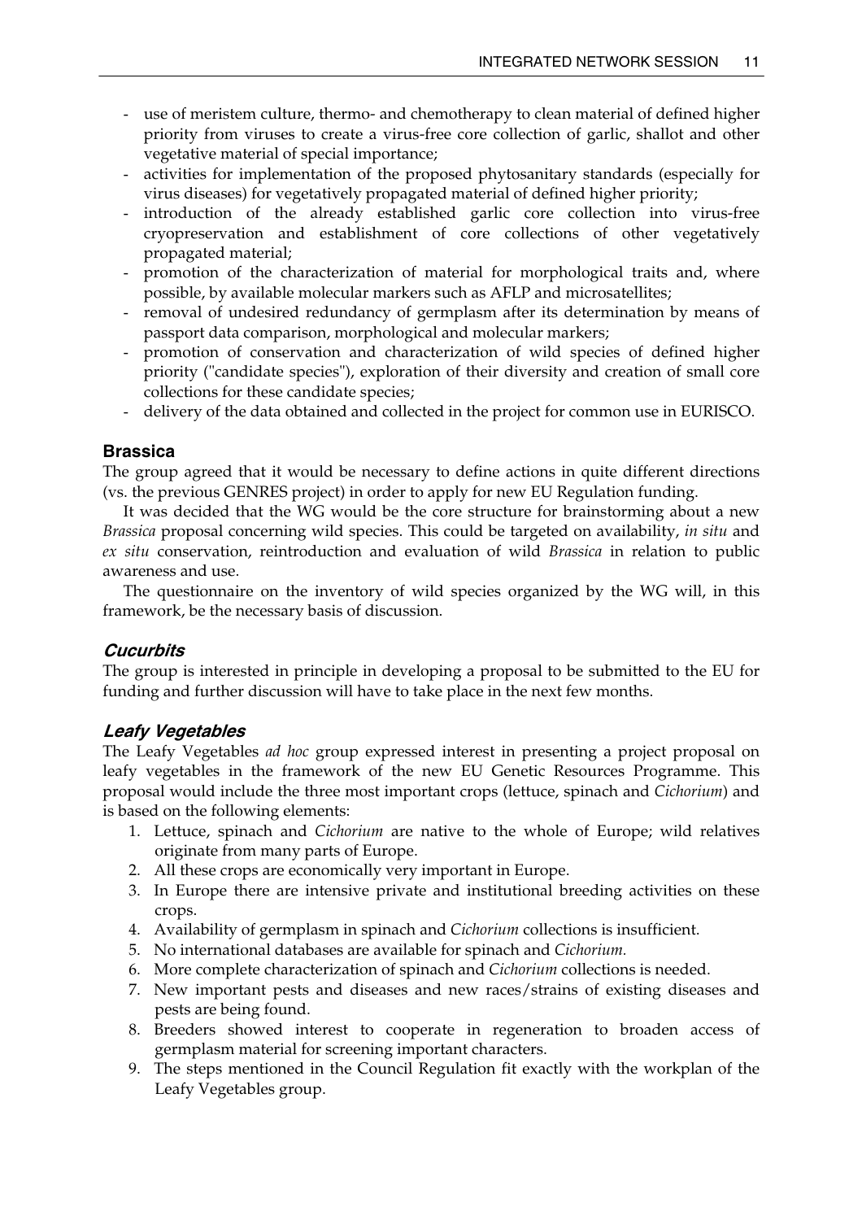- use of meristem culture, thermo- and chemotherapy to clean material of defined higher priority from viruses to create a virus-free core collection of garlic, shallot and other vegetative material of special importance;
- activities for implementation of the proposed phytosanitary standards (especially for virus diseases) for vegetatively propagated material of defined higher priority;
- introduction of the already established garlic core collection into virus-free cryopreservation and establishment of core collections of other vegetatively propagated material;
- promotion of the characterization of material for morphological traits and, where possible, by available molecular markers such as AFLP and microsatellites;
- removal of undesired redundancy of germplasm after its determination by means of passport data comparison, morphological and molecular markers;
- promotion of conservation and characterization of wild species of defined higher priority ("candidate species"), exploration of their diversity and creation of small core collections for these candidate species;
- delivery of the data obtained and collected in the project for common use in EURISCO.

### Brassica

The group agreed that it would be necessary to define actions in quite different directions (vs. the previous GENRES project) in order to apply for new EU Regulation funding.

It was decided that the WG would be the core structure for brainstorming about a new *Brassica* proposal concerning wild species. This could be targeted on availability, *in situ* and *ex situ* conservation, reintroduction and evaluation of wild *Brassica* in relation to public awareness and use.

The questionnaire on the inventory of wild species organized by the WG will, in this framework, be the necessary basis of discussion.

### *Cucurbits*

The group is interested in principle in developing a proposal to be submitted to the EU for funding and further discussion will have to take place in the next few months.

### *Leafy Vegetables*

The Leafy Vegetables *ad hoc* group expressed interest in presenting a project proposal on leafy vegetables in the framework of the new EU Genetic Resources Programme. This proposal would include the three most important crops (lettuce, spinach and *Cichorium*) and is based on the following elements:

1. Lettuce, spinach and *Cichorium* are native to the whole of Europe; wild relatives originate from many parts of Europe.
2. All these crops are economically very important in Europe.
3. In Europe there are intensive private and institutional breeding activities on these crops.
4. Availability of germplasm in spinach and *Cichorium* collections is insufficient.
5. No international databases are available for spinach and *Cichorium.*
6. More complete characterization of spinach and *Cichorium* collections is needed.
7. New important pests and diseases and new races/strains of existing diseases and pests are being found.
8. Breeders showed interest to cooperate in regeneration to broaden access of germplasm material for screening important characters.
9. The steps mentioned in the Council Regulation fit exactly with the workplan of the Leafy Vegetables group.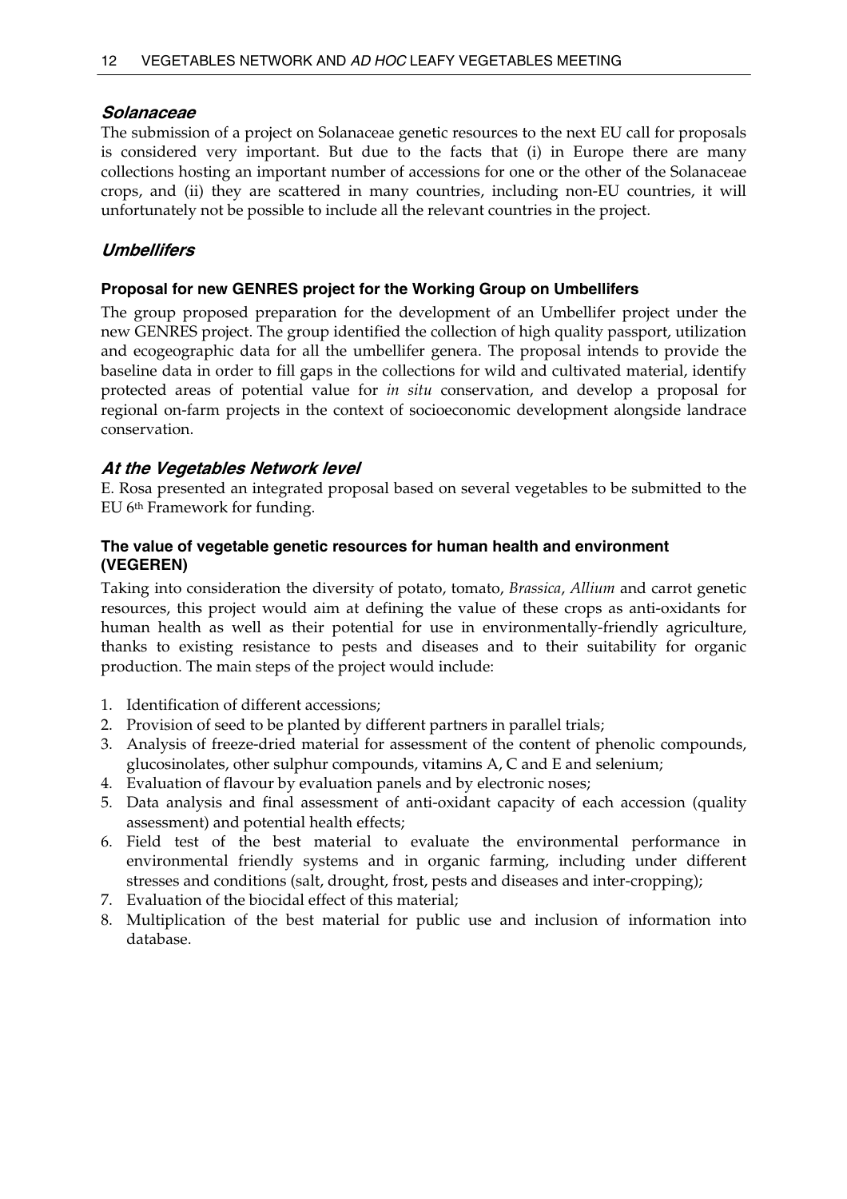### *Solanaceae*

The submission of a project on Solanaceae genetic resources to the next EU call for proposals is considered very important. But due to the facts that (i) in Europe there are many collections hosting an important number of accessions for one or the other of the Solanaceae crops, and (ii) they are scattered in many countries, including non-EU countries, it will unfortunately not be possible to include all the relevant countries in the project.

### *Umbellifers*

#### Proposal for new GENRES project for the Working Group on Umbellifers

The group proposed preparation for the development of an Umbellifer project under the new GENRES project. The group identified the collection of high quality passport, utilization and ecogeographic data for all the umbellifer genera. The proposal intends to provide the baseline data in order to fill gaps in the collections for wild and cultivated material, identify protected areas of potential value for *in situ* conservation, and develop a proposal for regional on-farm projects in the context of socioeconomic development alongside landrace conservation.

### *At the Vegetables Network level*

E. Rosa presented an integrated proposal based on several vegetables to be submitted to the EU 6th Framework for funding.

#### The value of vegetable genetic resources for human health and environment (VEGEREN)

Taking into consideration the diversity of potato, tomato, *Brassica*, *Allium* and carrot genetic resources, this project would aim at defining the value of these crops as anti-oxidants for human health as well as their potential for use in environmentally-friendly agriculture, thanks to existing resistance to pests and diseases and to their suitability for organic production. The main steps of the project would include:

1. Identification of different accessions;
2. Provision of seed to be planted by different partners in parallel trials;
3. Analysis of freeze-dried material for assessment of the content of phenolic compounds, glucosinolates, other sulphur compounds, vitamins A, C and E and selenium;
4. Evaluation of flavour by evaluation panels and by electronic noses;
5. Data analysis and final assessment of anti-oxidant capacity of each accession (quality assessment) and potential health effects;
6. Field test of the best material to evaluate the environmental performance in environmental friendly systems and in organic farming, including under different stresses and conditions (salt, drought, frost, pests and diseases and inter-cropping);
7. Evaluation of the biocidal effect of this material;
8. Multiplication of the best material for public use and inclusion of information into database.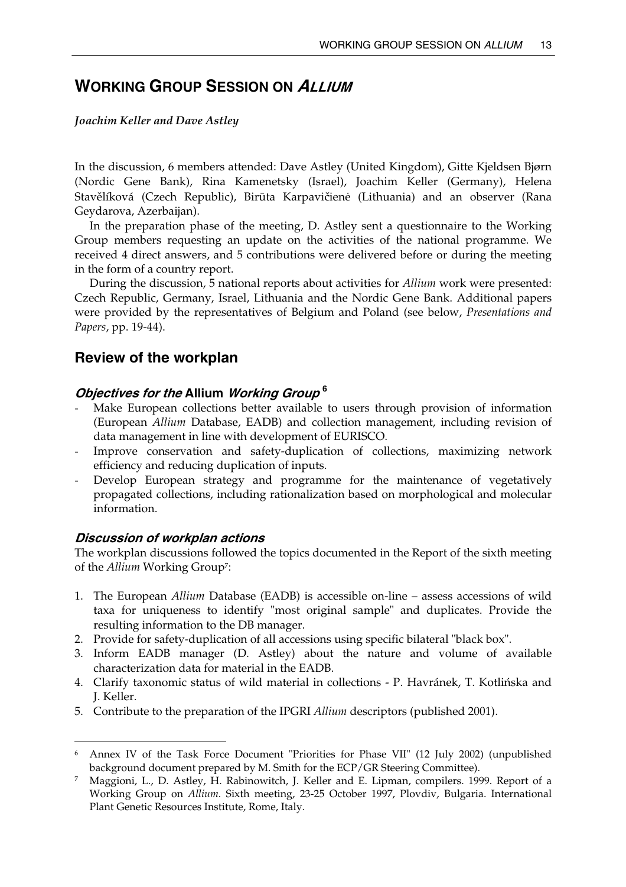# WORKING GROUP SESSION ON *ALLIUM*

***Joachim Keller and Dave Astley***

In the discussion, 6 members attended: Dave Astley (United Kingdom), Gitte Kjeldsen Bjørn (Nordic Gene Bank), Rina Kamenetsky (Israel), Joachim Keller (Germany), Helena Stavělíková (Czech Republic), Birūta Karpavičienė (Lithuania) and an observer (Rana Geydarova, Azerbaijan).

In the preparation phase of the meeting, D. Astley sent a questionnaire to the Working Group members requesting an update on the activities of the national programme. We received 4 direct answers, and 5 contributions were delivered before or during the meeting in the form of a country report.

During the discussion, 5 national reports about activities for *Allium* work were presented: Czech Republic, Germany, Israel, Lithuania and the Nordic Gene Bank. Additional papers were provided by the representatives of Belgium and Poland (see below, *Presentations and Papers*, pp. 19-44).

## Review of the workplan

### *Objectives for the* Allium *Working Group*[6]

- Make European collections better available to users through provision of information (European *Allium* Database, EADB) and collection management, including revision of data management in line with development of EURISCO.
- Improve conservation and safety-duplication of collections, maximizing network efficiency and reducing duplication of inputs.
- Develop European strategy and programme for the maintenance of vegetatively propagated collections, including rationalization based on morphological and molecular information.

### *Discussion of workplan actions*

The workplan discussions followed the topics documented in the Report of the sixth meeting of the *Allium* Working Group[7]:

1. The European *Allium* Database (EADB) is accessible on-line – assess accessions of wild taxa for uniqueness to identify "most original sample" and duplicates. Provide the resulting information to the DB manager.
2. Provide for safety-duplication of all accessions using specific bilateral "black box".
3. Inform EADB manager (D. Astley) about the nature and volume of available characterization data for material in the EADB.
4. Clarify taxonomic status of wild material in collections - P. Havránek, T. Kotlińska and J. Keller.
5. Contribute to the preparation of the IPGRI *Allium* descriptors (published 2001).

---

[6] Annex IV of the Task Force Document "Priorities for Phase VII" (12 July 2002) (unpublished background document prepared by M. Smith for the ECP/GR Steering Committee).

[7] Maggioni, L., D. Astley, H. Rabinowitch, J. Keller and E. Lipman, compilers. 1999. Report of a Working Group on *Allium*. Sixth meeting, 23-25 October 1997, Plovdiv, Bulgaria. International Plant Genetic Resources Institute, Rome, Italy.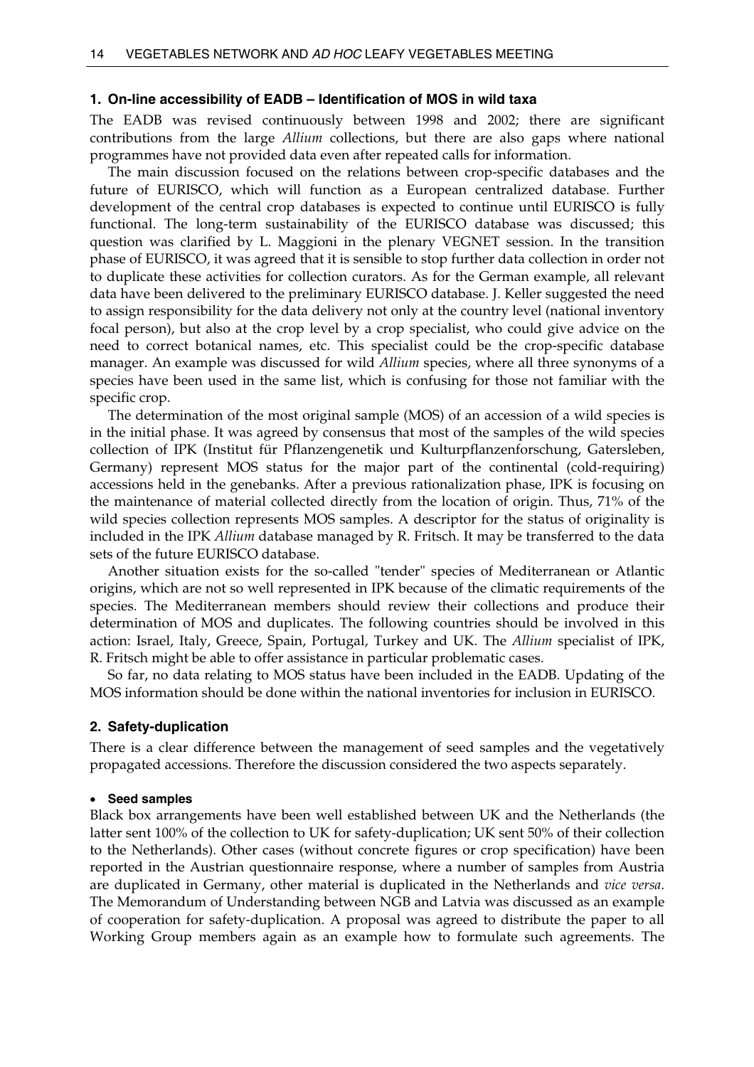### 1. On-line accessibility of EADB – Identification of MOS in wild taxa

The EADB was revised continuously between 1998 and 2002; there are significant contributions from the large *Allium* collections, but there are also gaps where national programmes have not provided data even after repeated calls for information.

The main discussion focused on the relations between crop-specific databases and the future of EURISCO, which will function as a European centralized database. Further development of the central crop databases is expected to continue until EURISCO is fully functional. The long-term sustainability of the EURISCO database was discussed; this question was clarified by L. Maggioni in the plenary VEGNET session. In the transition phase of EURISCO, it was agreed that it is sensible to stop further data collection in order not to duplicate these activities for collection curators. As for the German example, all relevant data have been delivered to the preliminary EURISCO database. J. Keller suggested the need to assign responsibility for the data delivery not only at the country level (national inventory focal person), but also at the crop level by a crop specialist, who could give advice on the need to correct botanical names, etc. This specialist could be the crop-specific database manager. An example was discussed for wild *Allium* species, where all three synonyms of a species have been used in the same list, which is confusing for those not familiar with the specific crop.

The determination of the most original sample (MOS) of an accession of a wild species is in the initial phase. It was agreed by consensus that most of the samples of the wild species collection of IPK (Institut für Pflanzengenetik und Kulturpflanzenforschung, Gatersleben, Germany) represent MOS status for the major part of the continental (cold-requiring) accessions held in the genebanks. After a previous rationalization phase, IPK is focusing on the maintenance of material collected directly from the location of origin. Thus, 71% of the wild species collection represents MOS samples. A descriptor for the status of originality is included in the IPK *Allium* database managed by R. Fritsch. It may be transferred to the data sets of the future EURISCO database.

Another situation exists for the so-called "tender" species of Mediterranean or Atlantic origins, which are not so well represented in IPK because of the climatic requirements of the species. The Mediterranean members should review their collections and produce their determination of MOS and duplicates. The following countries should be involved in this action: Israel, Italy, Greece, Spain, Portugal, Turkey and UK. The *Allium* specialist of IPK, R. Fritsch might be able to offer assistance in particular problematic cases.

So far, no data relating to MOS status have been included in the EADB. Updating of the MOS information should be done within the national inventories for inclusion in EURISCO.

### 2. Safety-duplication

There is a clear difference between the management of seed samples and the vegetatively propagated accessions. Therefore the discussion considered the two aspects separately.

- **Seed samples**

Black box arrangements have been well established between UK and the Netherlands (the latter sent 100% of the collection to UK for safety-duplication; UK sent 50% of their collection to the Netherlands). Other cases (without concrete figures or crop specification) have been reported in the Austrian questionnaire response, where a number of samples from Austria are duplicated in Germany, other material is duplicated in the Netherlands and *vice versa*. The Memorandum of Understanding between NGB and Latvia was discussed as an example of cooperation for safety-duplication. A proposal was agreed to distribute the paper to all Working Group members again as an example how to formulate such agreements. The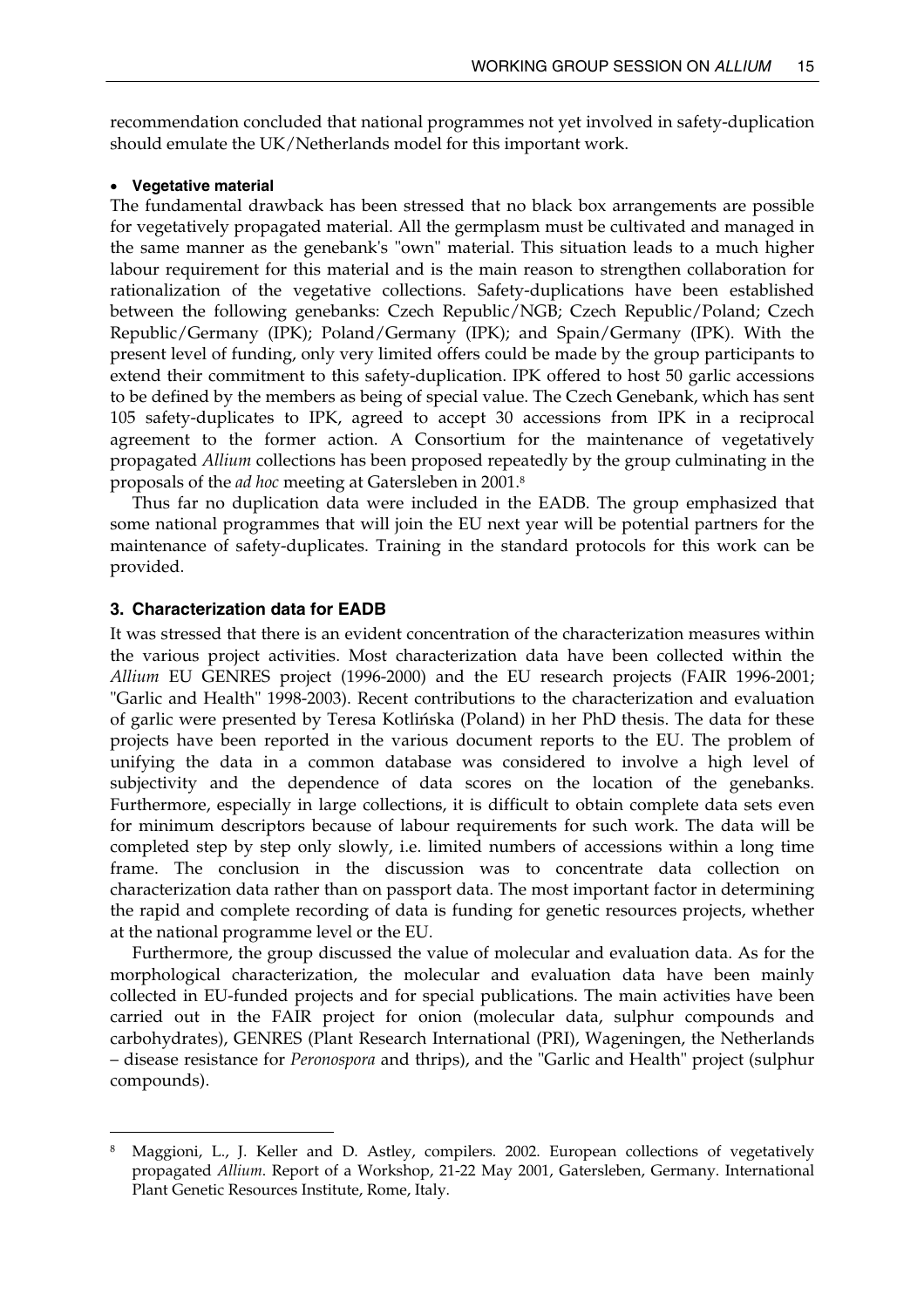recommendation concluded that national programmes not yet involved in safety-duplication should emulate the UK/Netherlands model for this important work.

- **Vegetative material**

The fundamental drawback has been stressed that no black box arrangements are possible for vegetatively propagated material. All the germplasm must be cultivated and managed in the same manner as the genebank's "own" material. This situation leads to a much higher labour requirement for this material and is the main reason to strengthen collaboration for rationalization of the vegetative collections. Safety-duplications have been established between the following genebanks: Czech Republic/NGB; Czech Republic/Poland; Czech Republic/Germany (IPK); Poland/Germany (IPK); and Spain/Germany (IPK). With the present level of funding, only very limited offers could be made by the group participants to extend their commitment to this safety-duplication. IPK offered to host 50 garlic accessions to be defined by the members as being of special value. The Czech Genebank, which has sent 105 safety-duplicates to IPK, agreed to accept 30 accessions from IPK in a reciprocal agreement to the former action. A Consortium for the maintenance of vegetatively propagated *Allium* collections has been proposed repeatedly by the group culminating in the proposals of the *ad hoc* meeting at Gatersleben in 2001.[8]

Thus far no duplication data were included in the EADB. The group emphasized that some national programmes that will join the EU next year will be potential partners for the maintenance of safety-duplicates. Training in the standard protocols for this work can be provided.

### 3. Characterization data for EADB

It was stressed that there is an evident concentration of the characterization measures within the various project activities. Most characterization data have been collected within the *Allium* EU GENRES project (1996-2000) and the EU research projects (FAIR 1996-2001; "Garlic and Health" 1998-2003). Recent contributions to the characterization and evaluation of garlic were presented by Teresa Kotlińska (Poland) in her PhD thesis. The data for these projects have been reported in the various document reports to the EU. The problem of unifying the data in a common database was considered to involve a high level of subjectivity and the dependence of data scores on the location of the genebanks. Furthermore, especially in large collections, it is difficult to obtain complete data sets even for minimum descriptors because of labour requirements for such work. The data will be completed step by step only slowly, i.e. limited numbers of accessions within a long time frame. The conclusion in the discussion was to concentrate data collection on characterization data rather than on passport data. The most important factor in determining the rapid and complete recording of data is funding for genetic resources projects, whether at the national programme level or the EU.

Furthermore, the group discussed the value of molecular and evaluation data. As for the morphological characterization, the molecular and evaluation data have been mainly collected in EU-funded projects and for special publications. The main activities have been carried out in the FAIR project for onion (molecular data, sulphur compounds and carbohydrates), GENRES (Plant Research International (PRI), Wageningen, the Netherlands – disease resistance for *Peronospora* and thrips), and the "Garlic and Health" project (sulphur compounds).

---

[8] Maggioni, L., J. Keller and D. Astley, compilers. 2002. European collections of vegetatively propagated *Allium*. Report of a Workshop, 21-22 May 2001, Gatersleben, Germany. International Plant Genetic Resources Institute, Rome, Italy.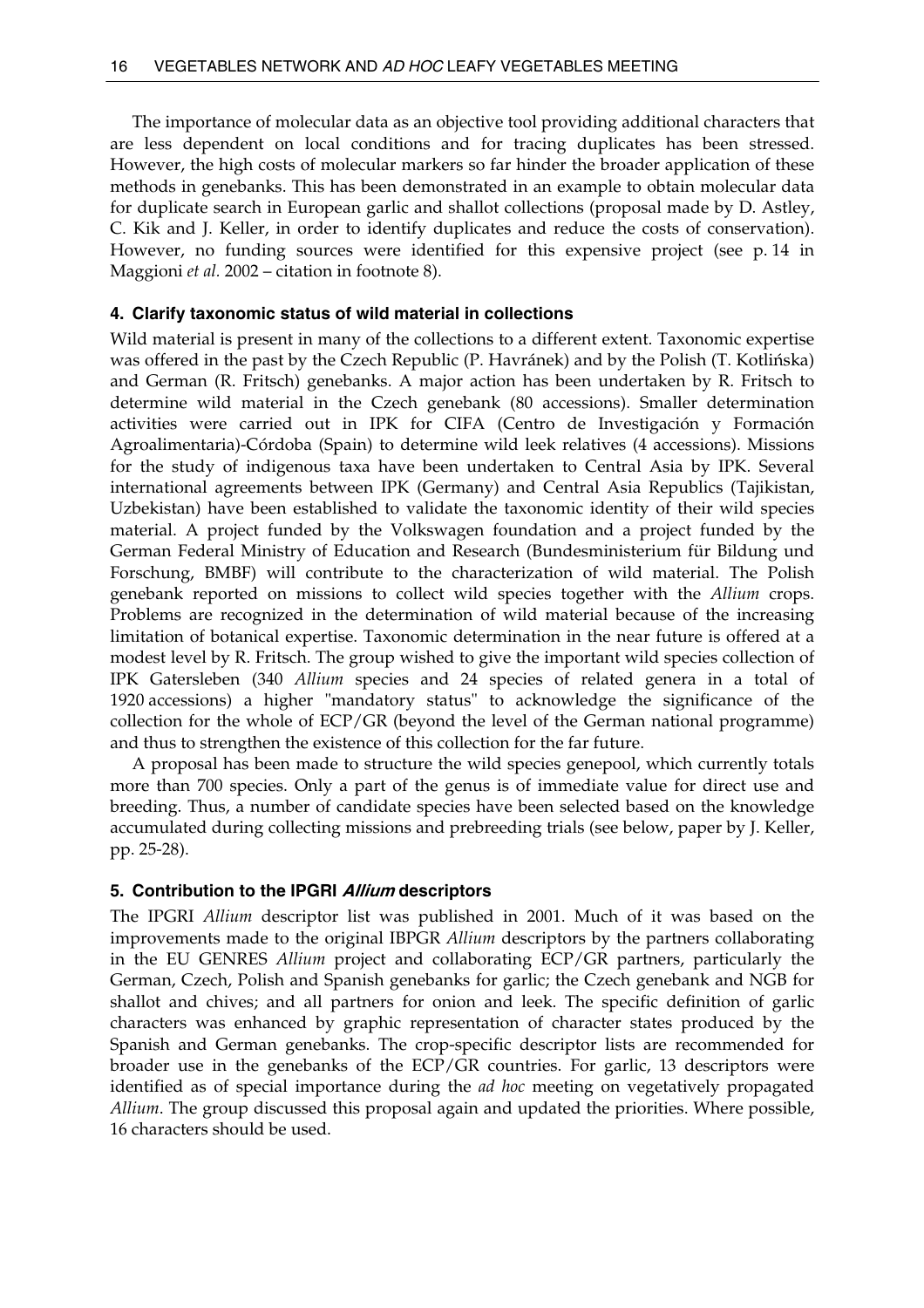The importance of molecular data as an objective tool providing additional characters that are less dependent on local conditions and for tracing duplicates has been stressed. However, the high costs of molecular markers so far hinder the broader application of these methods in genebanks. This has been demonstrated in an example to obtain molecular data for duplicate search in European garlic and shallot collections (proposal made by D. Astley, C. Kik and J. Keller, in order to identify duplicates and reduce the costs of conservation). However, no funding sources were identified for this expensive project (see p. 14 in Maggioni *et al.* 2002 – citation in footnote 8).

#### 4. Clarify taxonomic status of wild material in collections

Wild material is present in many of the collections to a different extent. Taxonomic expertise was offered in the past by the Czech Republic (P. Havránek) and by the Polish (T. Kotlińska) and German (R. Fritsch) genebanks. A major action has been undertaken by R. Fritsch to determine wild material in the Czech genebank (80 accessions). Smaller determination activities were carried out in IPK for CIFA (Centro de Investigación y Formación Agroalimentaria)-Córdoba (Spain) to determine wild leek relatives (4 accessions). Missions for the study of indigenous taxa have been undertaken to Central Asia by IPK. Several international agreements between IPK (Germany) and Central Asia Republics (Tajikistan, Uzbekistan) have been established to validate the taxonomic identity of their wild species material. A project funded by the Volkswagen foundation and a project funded by the German Federal Ministry of Education and Research (Bundesministerium für Bildung und Forschung, BMBF) will contribute to the characterization of wild material. The Polish genebank reported on missions to collect wild species together with the *Allium* crops. Problems are recognized in the determination of wild material because of the increasing limitation of botanical expertise. Taxonomic determination in the near future is offered at a modest level by R. Fritsch. The group wished to give the important wild species collection of IPK Gatersleben (340 *Allium* species and 24 species of related genera in a total of 1920 accessions) a higher "mandatory status" to acknowledge the significance of the collection for the whole of ECP/GR (beyond the level of the German national programme) and thus to strengthen the existence of this collection for the far future.

A proposal has been made to structure the wild species genepool, which currently totals more than 700 species. Only a part of the genus is of immediate value for direct use and breeding. Thus, a number of candidate species have been selected based on the knowledge accumulated during collecting missions and prebreeding trials (see below, paper by J. Keller, pp. 25-28).

#### 5. Contribution to the IPGRI *Allium* descriptors

The IPGRI *Allium* descriptor list was published in 2001. Much of it was based on the improvements made to the original IBPGR *Allium* descriptors by the partners collaborating in the EU GENRES *Allium* project and collaborating ECP/GR partners, particularly the German, Czech, Polish and Spanish genebanks for garlic; the Czech genebank and NGB for shallot and chives; and all partners for onion and leek. The specific definition of garlic characters was enhanced by graphic representation of character states produced by the Spanish and German genebanks. The crop-specific descriptor lists are recommended for broader use in the genebanks of the ECP/GR countries. For garlic, 13 descriptors were identified as of special importance during the *ad hoc* meeting on vegetatively propagated *Allium*. The group discussed this proposal again and updated the priorities. Where possible, 16 characters should be used.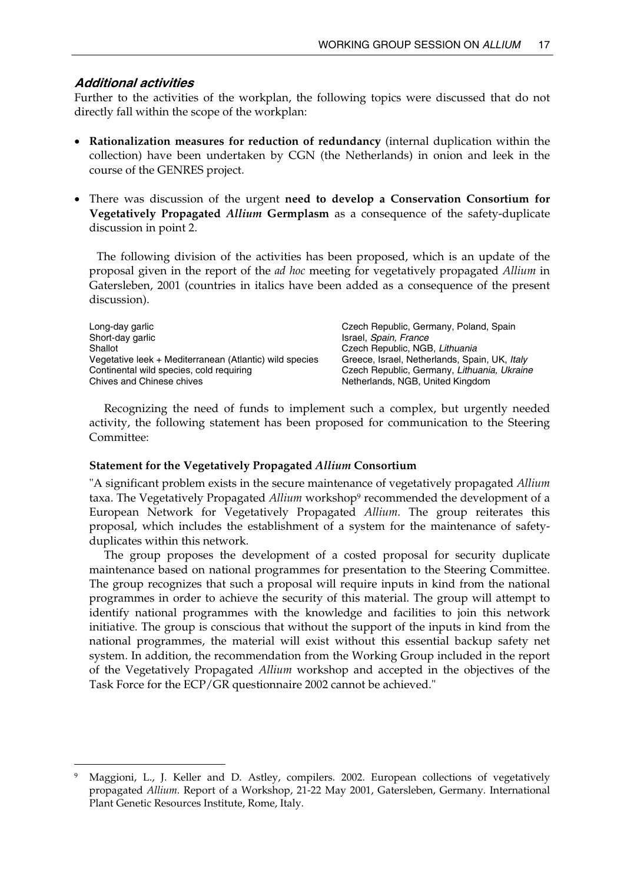### *Additional activities*

Further to the activities of the workplan, the following topics were discussed that do not directly fall within the scope of the workplan:

- **Rationalization measures for reduction of redundancy** (internal duplication within the collection) have been undertaken by CGN (the Netherlands) in onion and leek in the course of the GENRES project.
- There was discussion of the urgent **need to develop a Conservation Consortium for Vegetatively Propagated *Allium* Germplasm** as a consequence of the safety-duplicate discussion in point 2.

The following division of the activities has been proposed, which is an update of the proposal given in the report of the *ad hoc* meeting for vegetatively propagated *Allium* in Gatersleben, 2001 (countries in italics have been added as a consequence of the present discussion).

| | |
|---|---|
| Long-day garlic | Czech Republic, Germany, Poland, Spain |
| Short-day garlic | Israel, *Spain, France* |
| Shallot | Czech Republic, NGB, *Lithuania* |
| Vegetative leek + Mediterranean (Atlantic) wild species | Greece, Israel, Netherlands, Spain, UK, *Italy* |
| Continental wild species, cold requiring | Czech Republic, Germany, *Lithuania, Ukraine* |
| Chives and Chinese chives | Netherlands, NGB, United Kingdom |

Recognizing the need of funds to implement such a complex, but urgently needed activity, the following statement has been proposed for communication to the Steering Committee:

**Statement for the Vegetatively Propagated *Allium* Consortium**

"A significant problem exists in the secure maintenance of vegetatively propagated *Allium* taxa. The Vegetatively Propagated *Allium* workshop[9] recommended the development of a European Network for Vegetatively Propagated *Allium*. The group reiterates this proposal, which includes the establishment of a system for the maintenance of safety-duplicates within this network.

The group proposes the development of a costed proposal for security duplicate maintenance based on national programmes for presentation to the Steering Committee. The group recognizes that such a proposal will require inputs in kind from the national programmes in order to achieve the security of this material. The group will attempt to identify national programmes with the knowledge and facilities to join this network initiative. The group is conscious that without the support of the inputs in kind from the national programmes, the material will exist without this essential backup safety net system. In addition, the recommendation from the Working Group included in the report of the Vegetatively Propagated *Allium* workshop and accepted in the objectives of the Task Force for the ECP/GR questionnaire 2002 cannot be achieved."

---

[9] Maggioni, L., J. Keller and D. Astley, compilers. 2002. European collections of vegetatively propagated *Allium*. Report of a Workshop, 21-22 May 2001, Gatersleben, Germany. International Plant Genetic Resources Institute, Rome, Italy.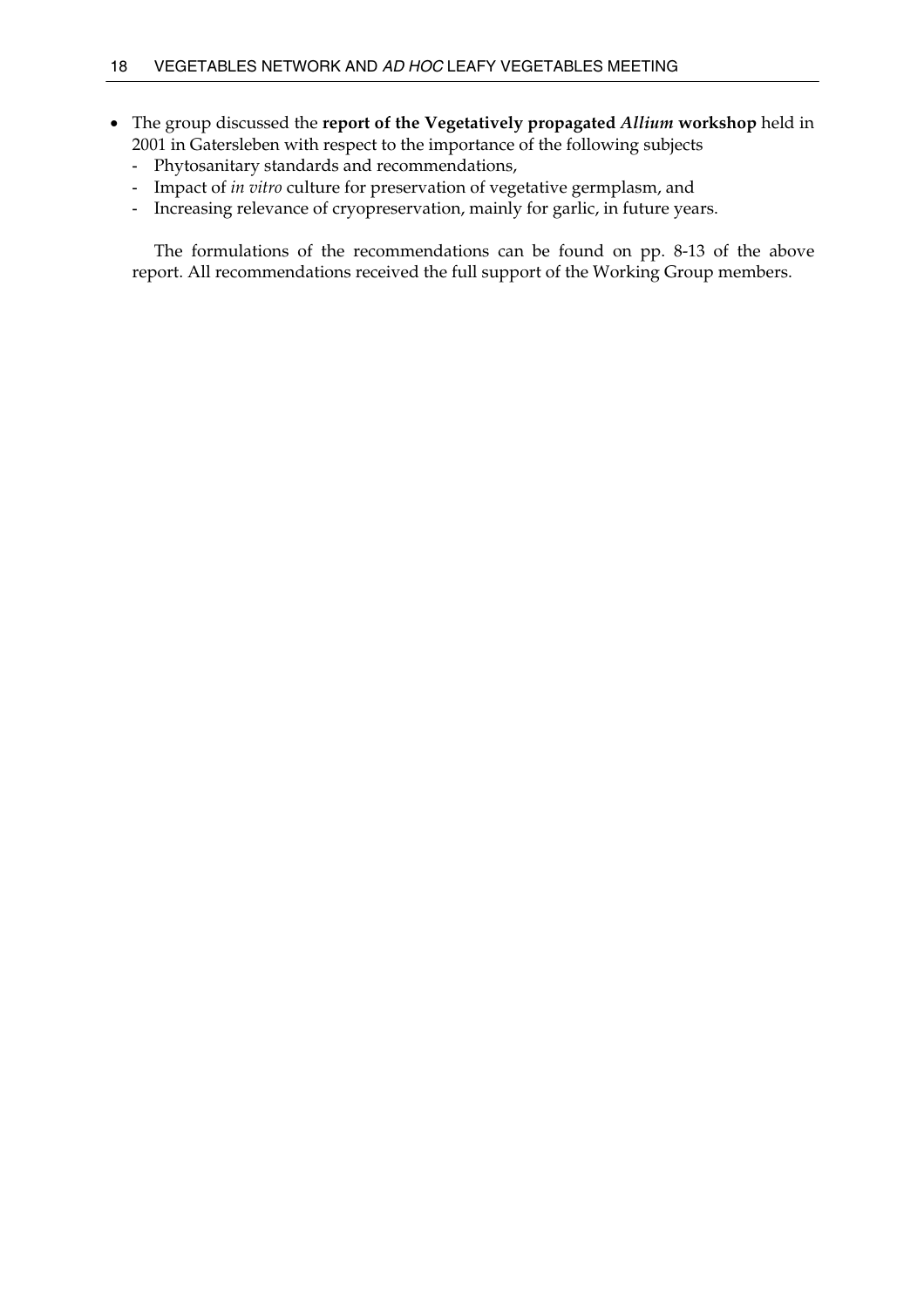- The group discussed the **report of the Vegetatively propagated *Allium* workshop** held in 2001 in Gatersleben with respect to the importance of the following subjects
  - Phytosanitary standards and recommendations,
  - Impact of *in vitro* culture for preservation of vegetative germplasm, and
  - Increasing relevance of cryopreservation, mainly for garlic, in future years.

  The formulations of the recommendations can be found on pp. 8-13 of the above report. All recommendations received the full support of the Working Group members.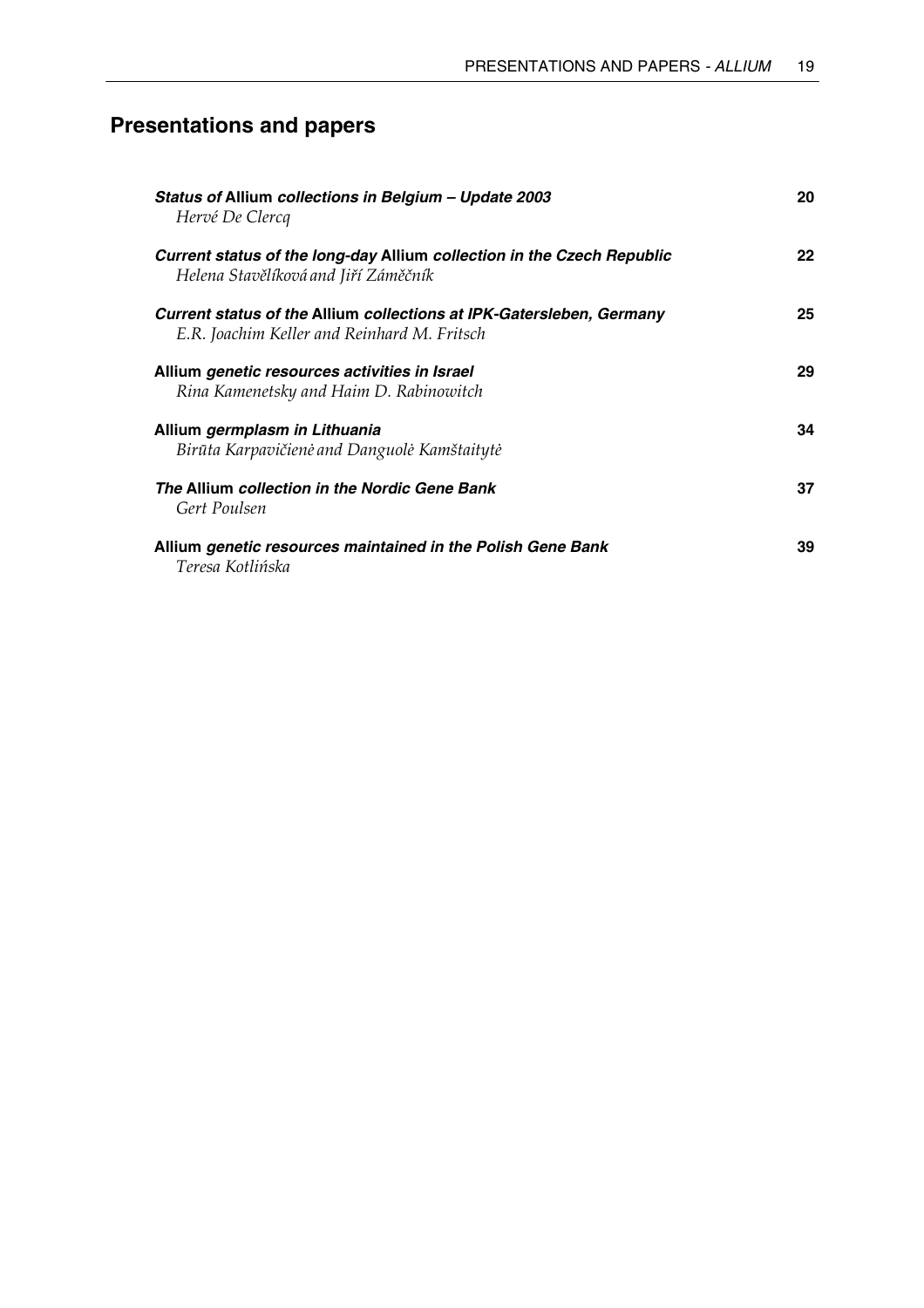# Presentations and papers

| | |
|---|---|
| ***Status of* Allium *collections in Belgium – Update 2003*** <br> *Hervé De Clercq* | **20** |
| ***Current status of the long-day* Allium *collection in the Czech Republic*** <br> *Helena Stavělíková and Jiří Záměčník* | **22** |
| ***Current status of the* Allium *collections at IPK-Gatersleben, Germany*** <br> *E.R. Joachim Keller and Reinhard M. Fritsch* | **25** |
| **Allium *genetic resources activities in Israel*** <br> *Rina Kamenetsky and Haim D. Rabinowitch* | **29** |
| **Allium *germplasm in Lithuania*** <br> *Birūta Karpavičienė and Danguolė Kamštaitytė* | **34** |
| ***The* Allium *collection in the Nordic Gene Bank*** <br> *Gert Poulsen* | **37** |
| **Allium *genetic resources maintained in the Polish Gene Bank*** <br> *Teresa Kotlińska* | **39** |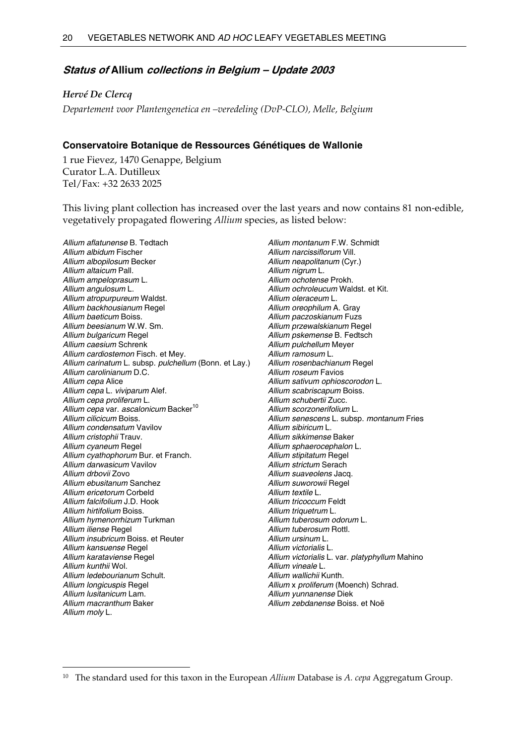## *Status of* Allium *collections in Belgium – Update 2003*

***Hervé De Clercq***

*Departement voor Plantengenetica en –veredeling (DvP-CLO), Melle, Belgium*

### Conservatoire Botanique de Ressources Génétiques de Wallonie

1 rue Fievez, 1470 Genappe, Belgium
Curator L.A. Dutilleux
Tel/Fax: +32 2633 2025

This living plant collection has increased over the last years and now contains 81 non-edible, vegetatively propagated flowering *Allium* species, as listed below:

*Allium aflatunense* B. Tedtach
*Allium albidum* Fischer
*Allium albopilosum* Becker
*Allium altaicum* Pall.
*Allium ampeloprasum* L.
*Allium angulosum* L.
*Allium atropurpureum* Waldst.
*Allium backhousianum* Regel
*Allium baeticum* Boiss.
*Allium beesianum* W.W. Sm.
*Allium bulgaricum* Regel
*Allium caesium* Schrenk
*Allium cardiostemon* Fisch. et Mey.
*Allium carinatum* L. subsp. *pulchellum* (Bonn. et Lay.)
*Allium carolinianum* D.C.
*Allium cepa* Alice
*Allium cepa* L. *viviparum* Alef.
*Allium cepa proliferum* L.
*Allium cepa* var. *ascalonicum* Backer[10]
*Allium cilicicum* Boiss.
*Allium condensatum* Vavilov
*Allium cristophii* Trauv.
*Allium cyaneum* Regel
*Allium cyathophorum* Bur. et Franch.
*Allium darwasicum* Vavilov
*Allium drbovii* Zovo
*Allium ebusitanum* Sanchez
*Allium ericetorum* Corbeld
*Allium falcifolium* J.D. Hook
*Allium hirtifolium* Boiss.
*Allium hymenorrhizum* Turkman
*Allium iliense* Regel
*Allium insubricum* Boiss. et Reuter
*Allium kansuense* Regel
*Allium karataviense* Regel
*Allium kunthii* Wol.
*Allium ledebourianum* Schult.
*Allium longicuspis* Regel
*Allium lusitanicum* Lam.
*Allium macranthum* Baker
*Allium moly* L.
*Allium montanum* F.W. Schmidt
*Allium narcissiflorum* Vill.
*Allium neapolitanum* (Cyr.)
*Allium nigrum* L.
*Allium ochotense* Prokh.
*Allium ochroleucum* Waldst. et Kit.
*Allium oleraceum* L.
*Allium oreophilum* A. Gray
*Allium paczoskianum* Fuzs
*Allium przewalskianum* Regel
*Allium pskemense* B. Fedtsch
*Allium pulchellum* Meyer
*Allium ramosum* L.
*Allium rosenbachianum* Regel
*Allium roseum* Favios
*Allium sativum ophioscorodon* L.
*Allium scabriscapum* Boiss.
*Allium schubertii* Zucc.
*Allium scorzonerifolium* L.
*Allium senescens* L. subsp. *montanum* Fries
*Allium sibiricum* L.
*Allium sikkimense* Baker
*Allium sphaerocephalon* L.
*Allium stipitatum* Regel
*Allium strictum* Serach
*Allium suaveolens* Jacq.
*Allium suworowii* Regel
*Allium textile* L.
*Allium tricoccum* Feldt
*Allium triquetrum* L.
*Allium tuberosum odorum* L.
*Allium tuberosum* Rottl.
*Allium ursinum* L.
*Allium victorialis* L.
*Allium victorialis* L. var. *platyphyllum* Mahino
*Allium vineale* L.
*Allium wallichii* Kunth.
*Allium* x *proliferum* (Moench) Schrad.
*Allium yunnanense* Diek
*Allium zebdanense* Boiss. et Noë

[10] The standard used for this taxon in the European *Allium* Database is *A. cepa* Aggregatum Group.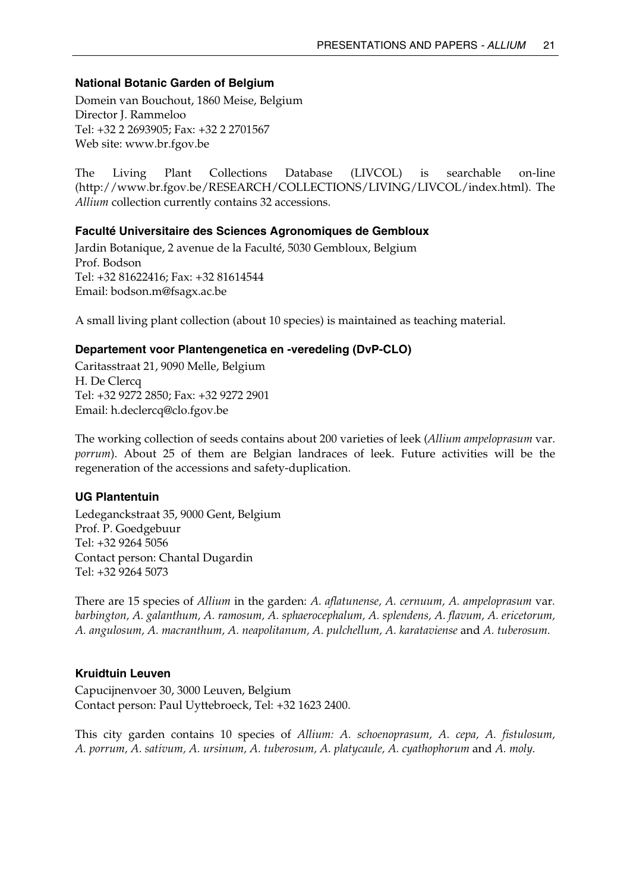### National Botanic Garden of Belgium

Domein van Bouchout, 1860 Meise, Belgium
Director J. Rammeloo
Tel: +32 2 2693905; Fax: +32 2 2701567
Web site: www.br.fgov.be

The Living Plant Collections Database (LIVCOL) is searchable on-line (http://www.br.fgov.be/RESEARCH/COLLECTIONS/LIVING/LIVCOL/index.html). The *Allium* collection currently contains 32 accessions.

### Faculté Universitaire des Sciences Agronomiques de Gembloux

Jardin Botanique, 2 avenue de la Faculté, 5030 Gembloux, Belgium
Prof. Bodson
Tel: +32 81622416; Fax: +32 81614544
Email: bodson.m@fsagx.ac.be

A small living plant collection (about 10 species) is maintained as teaching material.

### Departement voor Plantengenetica en -veredeling (DvP-CLO)

Caritasstraat 21, 9090 Melle, Belgium
H. De Clercq
Tel: +32 9272 2850; Fax: +32 9272 2901
Email: h.declercq@clo.fgov.be

The working collection of seeds contains about 200 varieties of leek (*Allium ampeloprasum* var. *porrum*). About 25 of them are Belgian landraces of leek. Future activities will be the regeneration of the accessions and safety-duplication.

### UG Plantentuin

Ledeganckstraat 35, 9000 Gent, Belgium
Prof. P. Goedgebuur
Tel: +32 9264 5056
Contact person: Chantal Dugardin
Tel: +32 9264 5073

There are 15 species of *Allium* in the garden: *A. aflatunense*, *A. cernuum*, *A. ampeloprasum* var. *barbington*, *A. galanthum*, *A. ramosum*, *A. sphaerocephalum*, *A. splendens*, *A. flavum*, *A. ericetorum*, *A. angulosum*, *A. macranthum*, *A. neapolitanum*, *A. pulchellum*, *A. karataviense* and *A. tuberosum*.

### Kruidtuin Leuven

Capucijnenvoer 30, 3000 Leuven, Belgium
Contact person: Paul Uyttebroeck, Tel: +32 1623 2400.

This city garden contains 10 species of *Allium: A. schoenoprasum*, *A. cepa*, *A. fistulosum*, *A. porrum*, *A. sativum*, *A. ursinum*, *A. tuberosum*, *A. platycaule*, *A. cyathophorum* and *A. moly*.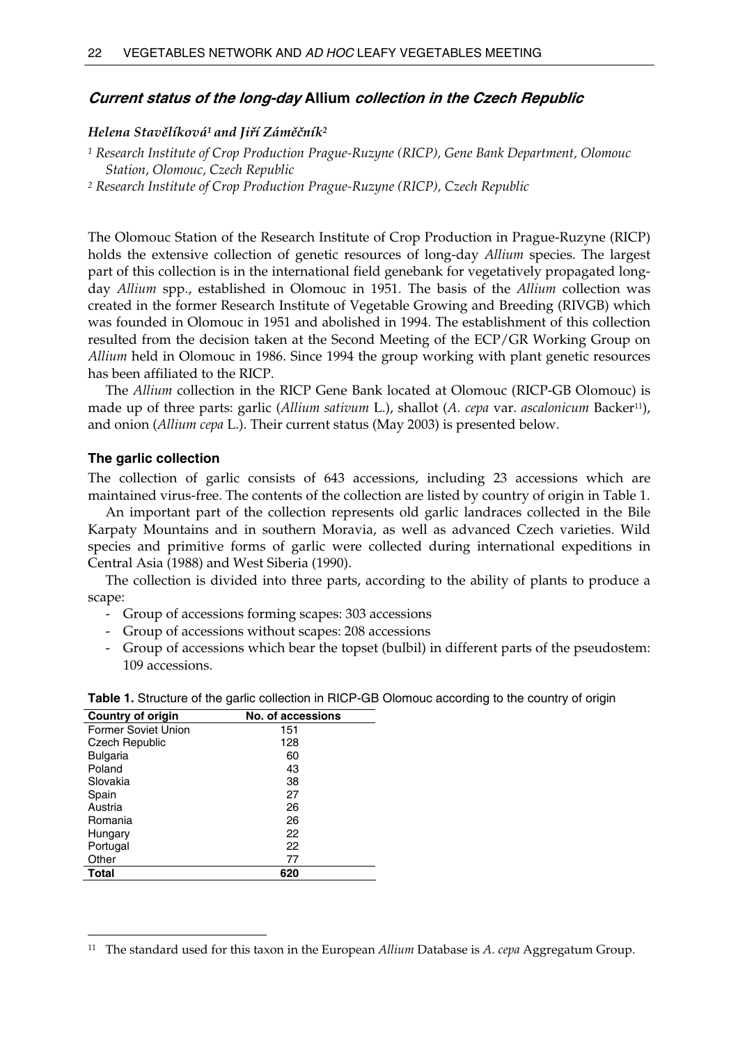## *Current status of the long-day* Allium *collection in the Czech Republic*

***Helena Stavělíková[1] and Jiří Záměčník[2]***

[1] *Research Institute of Crop Production Prague-Ruzyne (RICP), Gene Bank Department, Olomouc Station, Olomouc, Czech Republic*

[2] *Research Institute of Crop Production Prague-Ruzyne (RICP), Czech Republic*

The Olomouc Station of the Research Institute of Crop Production in Prague-Ruzyne (RICP) holds the extensive collection of genetic resources of long-day *Allium* species. The largest part of this collection is in the international field genebank for vegetatively propagated long-day *Allium* spp., established in Olomouc in 1951. The basis of the *Allium* collection was created in the former Research Institute of Vegetable Growing and Breeding (RIVGB) which was founded in Olomouc in 1951 and abolished in 1994. The establishment of this collection resulted from the decision taken at the Second Meeting of the ECP/GR Working Group on *Allium* held in Olomouc in 1986. Since 1994 the group working with plant genetic resources has been affiliated to the RICP.

The *Allium* collection in the RICP Gene Bank located at Olomouc (RICP-GB Olomouc) is made up of three parts: garlic (*Allium sativum* L.), shallot (*A. cepa* var. *ascalonicum* Backer[11]), and onion (*Allium cepa* L.). Their current status (May 2003) is presented below.

### The garlic collection

The collection of garlic consists of 643 accessions, including 23 accessions which are maintained virus-free. The contents of the collection are listed by country of origin in Table 1.

An important part of the collection represents old garlic landraces collected in the Bile Karpaty Mountains and in southern Moravia, as well as advanced Czech varieties. Wild species and primitive forms of garlic were collected during international expeditions in Central Asia (1988) and West Siberia (1990).

The collection is divided into three parts, according to the ability of plants to produce a scape:

- Group of accessions forming scapes: 303 accessions
- Group of accessions without scapes: 208 accessions
- Group of accessions which bear the topset (bulbil) in different parts of the pseudostem: 109 accessions.

**Table 1.** Structure of the garlic collection in RICP-GB Olomouc according to the country of origin

| Country of origin | No. of accessions |
|---|---|
| Former Soviet Union | 151 |
| Czech Republic | 128 |
| Bulgaria | 60 |
| Poland | 43 |
| Slovakia | 38 |
| Spain | 27 |
| Austria | 26 |
| Romania | 26 |
| Hungary | 22 |
| Portugal | 22 |
| Other | 77 |
| **Total** | **620** |

[11] The standard used for this taxon in the European *Allium* Database is *A. cepa* Aggregatum Group.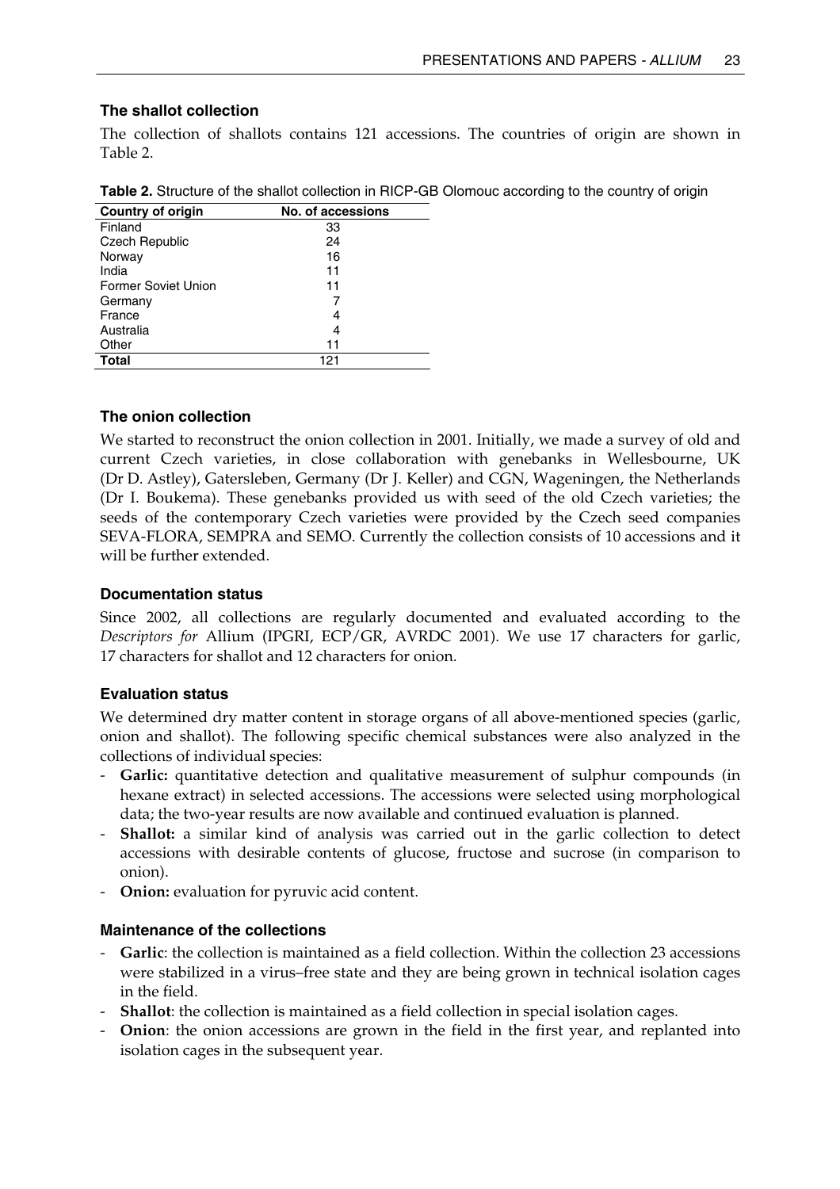### The shallot collection

The collection of shallots contains 121 accessions. The countries of origin are shown in Table 2.

**Table 2.** Structure of the shallot collection in RICP-GB Olomouc according to the country of origin

| Country of origin | No. of accessions |
|---|---|
| Finland | 33 |
| Czech Republic | 24 |
| Norway | 16 |
| India | 11 |
| Former Soviet Union | 11 |
| Germany | 7 |
| France | 4 |
| Australia | 4 |
| Other | 11 |
| **Total** | 121 |

### The onion collection

We started to reconstruct the onion collection in 2001. Initially, we made a survey of old and current Czech varieties, in close collaboration with genebanks in Wellesbourne, UK (Dr D. Astley), Gatersleben, Germany (Dr J. Keller) and CGN, Wageningen, the Netherlands (Dr I. Boukema). These genebanks provided us with seed of the old Czech varieties; the seeds of the contemporary Czech varieties were provided by the Czech seed companies SEVA-FLORA, SEMPRA and SEMO. Currently the collection consists of 10 accessions and it will be further extended.

### Documentation status

Since 2002, all collections are regularly documented and evaluated according to the *Descriptors for* Allium (IPGRI, ECP/GR, AVRDC 2001). We use 17 characters for garlic, 17 characters for shallot and 12 characters for onion.

### Evaluation status

We determined dry matter content in storage organs of all above-mentioned species (garlic, onion and shallot). The following specific chemical substances were also analyzed in the collections of individual species:

- **Garlic:** quantitative detection and qualitative measurement of sulphur compounds (in hexane extract) in selected accessions. The accessions were selected using morphological data; the two-year results are now available and continued evaluation is planned.
- **Shallot:** a similar kind of analysis was carried out in the garlic collection to detect accessions with desirable contents of glucose, fructose and sucrose (in comparison to onion).
- **Onion:** evaluation for pyruvic acid content.

### Maintenance of the collections

- **Garlic**: the collection is maintained as a field collection. Within the collection 23 accessions were stabilized in a virus–free state and they are being grown in technical isolation cages in the field.
- **Shallot**: the collection is maintained as a field collection in special isolation cages.
- **Onion**: the onion accessions are grown in the field in the first year, and replanted into isolation cages in the subsequent year.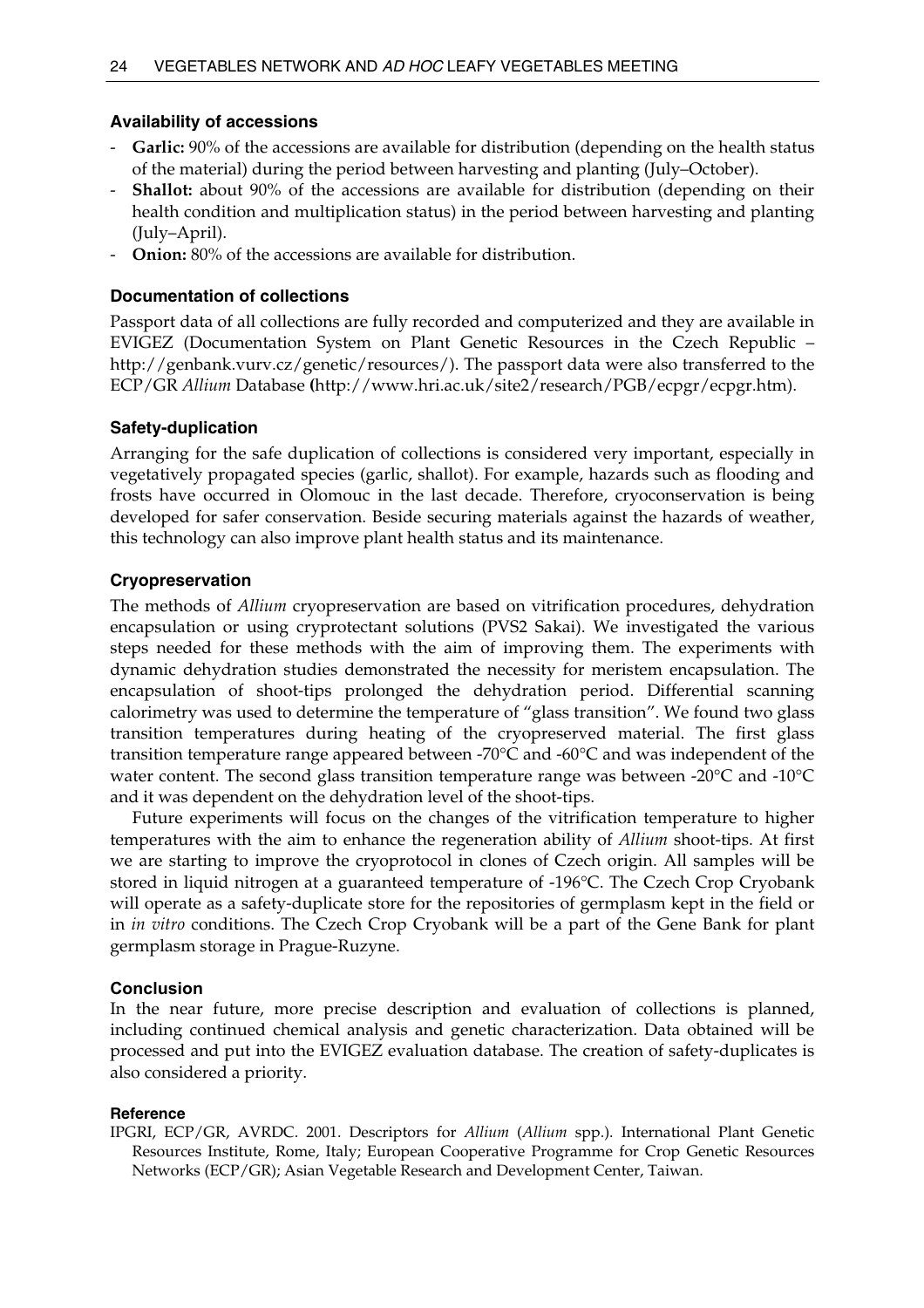### Availability of accessions

- **Garlic:** 90% of the accessions are available for distribution (depending on the health status of the material) during the period between harvesting and planting (July–October).
- **Shallot:** about 90% of the accessions are available for distribution (depending on their health condition and multiplication status) in the period between harvesting and planting (July–April).
- **Onion:** 80% of the accessions are available for distribution.

### Documentation of collections

Passport data of all collections are fully recorded and computerized and they are available in EVIGEZ (Documentation System on Plant Genetic Resources in the Czech Republic – http://genbank.vurv.cz/genetic/resources/). The passport data were also transferred to the ECP/GR *Allium* Database (http://www.hri.ac.uk/site2/research/PGB/ecpgr/ecpgr.htm).

### Safety-duplication

Arranging for the safe duplication of collections is considered very important, especially in vegetatively propagated species (garlic, shallot). For example, hazards such as flooding and frosts have occurred in Olomouc in the last decade. Therefore, cryoconservation is being developed for safer conservation. Beside securing materials against the hazards of weather, this technology can also improve plant health status and its maintenance.

### Cryopreservation

The methods of *Allium* cryopreservation are based on vitrification procedures, dehydration encapsulation or using cryprotectant solutions (PVS2 Sakai). We investigated the various steps needed for these methods with the aim of improving them. The experiments with dynamic dehydration studies demonstrated the necessity for meristem encapsulation. The encapsulation of shoot-tips prolonged the dehydration period. Differential scanning calorimetry was used to determine the temperature of "glass transition". We found two glass transition temperatures during heating of the cryopreserved material. The first glass transition temperature range appeared between -70°C and -60°C and was independent of the water content. The second glass transition temperature range was between -20°C and -10°C and it was dependent on the dehydration level of the shoot-tips.

Future experiments will focus on the changes of the vitrification temperature to higher temperatures with the aim to enhance the regeneration ability of *Allium* shoot-tips. At first we are starting to improve the cryoprotocol in clones of Czech origin. All samples will be stored in liquid nitrogen at a guaranteed temperature of -196°C. The Czech Crop Cryobank will operate as a safety-duplicate store for the repositories of germplasm kept in the field or in *in vitro* conditions. The Czech Crop Cryobank will be a part of the Gene Bank for plant germplasm storage in Prague-Ruzyne.

### Conclusion

In the near future, more precise description and evaluation of collections is planned, including continued chemical analysis and genetic characterization. Data obtained will be processed and put into the EVIGEZ evaluation database. The creation of safety-duplicates is also considered a priority.

#### Reference

IPGRI, ECP/GR, AVRDC. 2001. Descriptors for *Allium* (*Allium* spp.). International Plant Genetic Resources Institute, Rome, Italy; European Cooperative Programme for Crop Genetic Resources Networks (ECP/GR); Asian Vegetable Research and Development Center, Taiwan.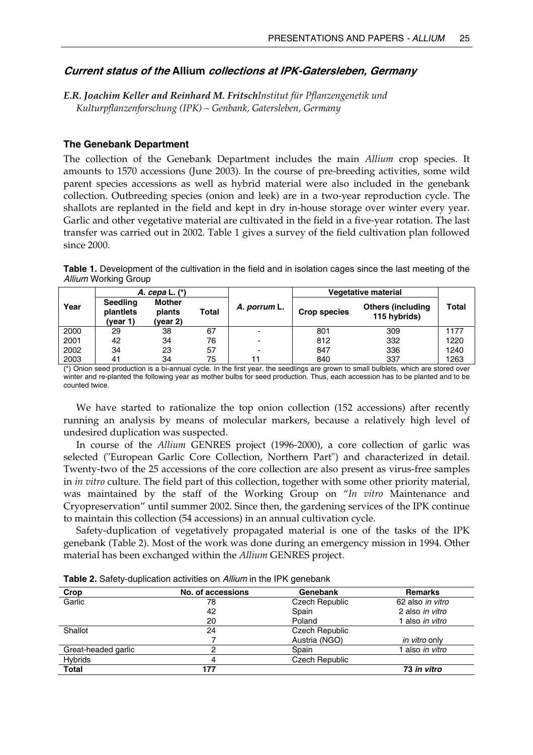## *Current status of the* Allium *collections at IPK-Gatersleben, Germany*

*E.R. Joachim Keller and Reinhard M. Fritsch* *Institut für Pflanzengenetik und Kulturpflanzenforschung (IPK) – Genbank, Gatersleben, Germany*

### The Genebank Department

The collection of the Genebank Department includes the main *Allium* crop species. It amounts to 1570 accessions (June 2003). In the course of pre-breeding activities, some wild parent species accessions as well as hybrid material were also included in the genebank collection. Outbreeding species (onion and leek) are in a two-year reproduction cycle. The shallots are replanted in the field and kept in dry in-house storage over winter every year. Garlic and other vegetative material are cultivated in the field in a five-year rotation. The last transfer was carried out in 2002. Table 1 gives a survey of the field cultivation plan followed since 2000.

**Table 1.** Development of the cultivation in the field and in isolation cages since the last meeting of the *Allium* Working Group

| Year | *A. cepa* L. (*) | | | *A. porrum* L. | Vegetative material | | Total |
|---|---|---|---|---|---|---|---|
| | Seedling plantlets (year 1) | Mother plants (year 2) | Total | | Crop species | Others (including 115 hybrids) | |
| 2000 | 29 | 38 | 67 | - | 801 | 309 | 1177 |
| 2001 | 42 | 34 | 76 | - | 812 | 332 | 1220 |
| 2002 | 34 | 23 | 57 | - | 847 | 336 | 1240 |
| 2003 | 41 | 34 | 75 | 11 | 840 | 337 | 1263 |

(*) Onion seed production is a bi-annual cycle. In the first year, the seedlings are grown to small bulblets, which are stored over winter and re-planted the following year as mother bulbs for seed production. Thus, each accession has to be planted and to be counted twice.

We have started to rationalize the top onion collection (152 accessions) after recently running an analysis by means of molecular markers, because a relatively high level of undesired duplication was suspected.

In course of the *Allium* GENRES project (1996-2000), a core collection of garlic was selected ("European Garlic Core Collection, Northern Part") and characterized in detail. Twenty-two of the 25 accessions of the core collection are also present as virus-free samples in *in vitro* culture. The field part of this collection, together with some other priority material, was maintained by the staff of the Working Group on "*In vitro* Maintenance and Cryopreservation" until summer 2002. Since then, the gardening services of the IPK continue to maintain this collection (54 accessions) in an annual cultivation cycle.

Safety-duplication of vegetatively propagated material is one of the tasks of the IPK genebank (Table 2). Most of the work was done during an emergency mission in 1994. Other material has been exchanged within the *Allium* GENRES project.

**Table 2.** Safety-duplication activities on *Allium* in the IPK genebank

| Crop | No. of accessions | Genebank | Remarks |
|---|---|---|---|
| Garlic | 78 | Czech Republic | 62 also *in vitro* |
| | 42 | Spain | 2 also *in vitro* |
| | 20 | Poland | 1 also *in vitro* |
| Shallot | 24 | Czech Republic | |
| | 7 | Austria (NGO) | *in vitro* only |
| Great-headed garlic | 2 | Spain | 1 also *in vitro* |
| Hybrids | 4 | Czech Republic | |
| **Total** | **177** | | ***73 in vitro*** |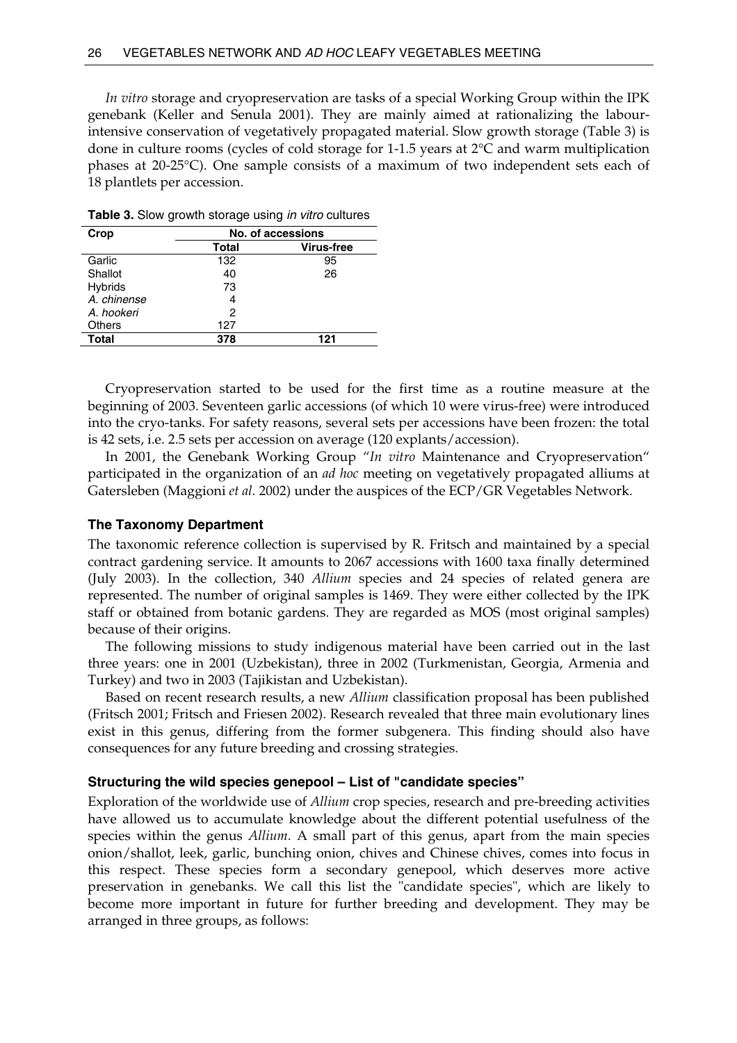*In vitro* storage and cryopreservation are tasks of a special Working Group within the IPK genebank (Keller and Senula 2001). They are mainly aimed at rationalizing the labour-intensive conservation of vegetatively propagated material. Slow growth storage (Table 3) is done in culture rooms (cycles of cold storage for 1-1.5 years at 2°C and warm multiplication phases at 20-25°C). One sample consists of a maximum of two independent sets each of 18 plantlets per accession.

**Table 3.** Slow growth storage using *in vitro* cultures

| Crop | No. of accessions | |
|---|---|---|
| | Total | Virus-free |
| Garlic | 132 | 95 |
| Shallot | 40 | 26 |
| Hybrids | 73 | |
| *A. chinense* | 4 | |
| *A. hookeri* | 2 | |
| Others | 127 | |
| **Total** | **378** | **121** |

Cryopreservation started to be used for the first time as a routine measure at the beginning of 2003. Seventeen garlic accessions (of which 10 were virus-free) were introduced into the cryo-tanks. For safety reasons, several sets per accessions have been frozen: the total is 42 sets, i.e. 2.5 sets per accession on average (120 explants/accession).

In 2001, the Genebank Working Group "*In vitro* Maintenance and Cryopreservation" participated in the organization of an *ad hoc* meeting on vegetatively propagated alliums at Gatersleben (Maggioni *et al.* 2002) under the auspices of the ECP/GR Vegetables Network.

### The Taxonomy Department

The taxonomic reference collection is supervised by R. Fritsch and maintained by a special contract gardening service. It amounts to 2067 accessions with 1600 taxa finally determined (July 2003). In the collection, 340 *Allium* species and 24 species of related genera are represented. The number of original samples is 1469. They were either collected by the IPK staff or obtained from botanic gardens. They are regarded as MOS (most original samples) because of their origins.

The following missions to study indigenous material have been carried out in the last three years: one in 2001 (Uzbekistan), three in 2002 (Turkmenistan, Georgia, Armenia and Turkey) and two in 2003 (Tajikistan and Uzbekistan).

Based on recent research results, a new *Allium* classification proposal has been published (Fritsch 2001; Fritsch and Friesen 2002). Research revealed that three main evolutionary lines exist in this genus, differing from the former subgenera. This finding should also have consequences for any future breeding and crossing strategies.

### Structuring the wild species genepool – List of "candidate species"

Exploration of the worldwide use of *Allium* crop species, research and pre-breeding activities have allowed us to accumulate knowledge about the different potential usefulness of the species within the genus *Allium*. A small part of this genus, apart from the main species onion/shallot, leek, garlic, bunching onion, chives and Chinese chives, comes into focus in this respect. These species form a secondary genepool, which deserves more active preservation in genebanks. We call this list the "candidate species", which are likely to become more important in future for further breeding and development. They may be arranged in three groups, as follows: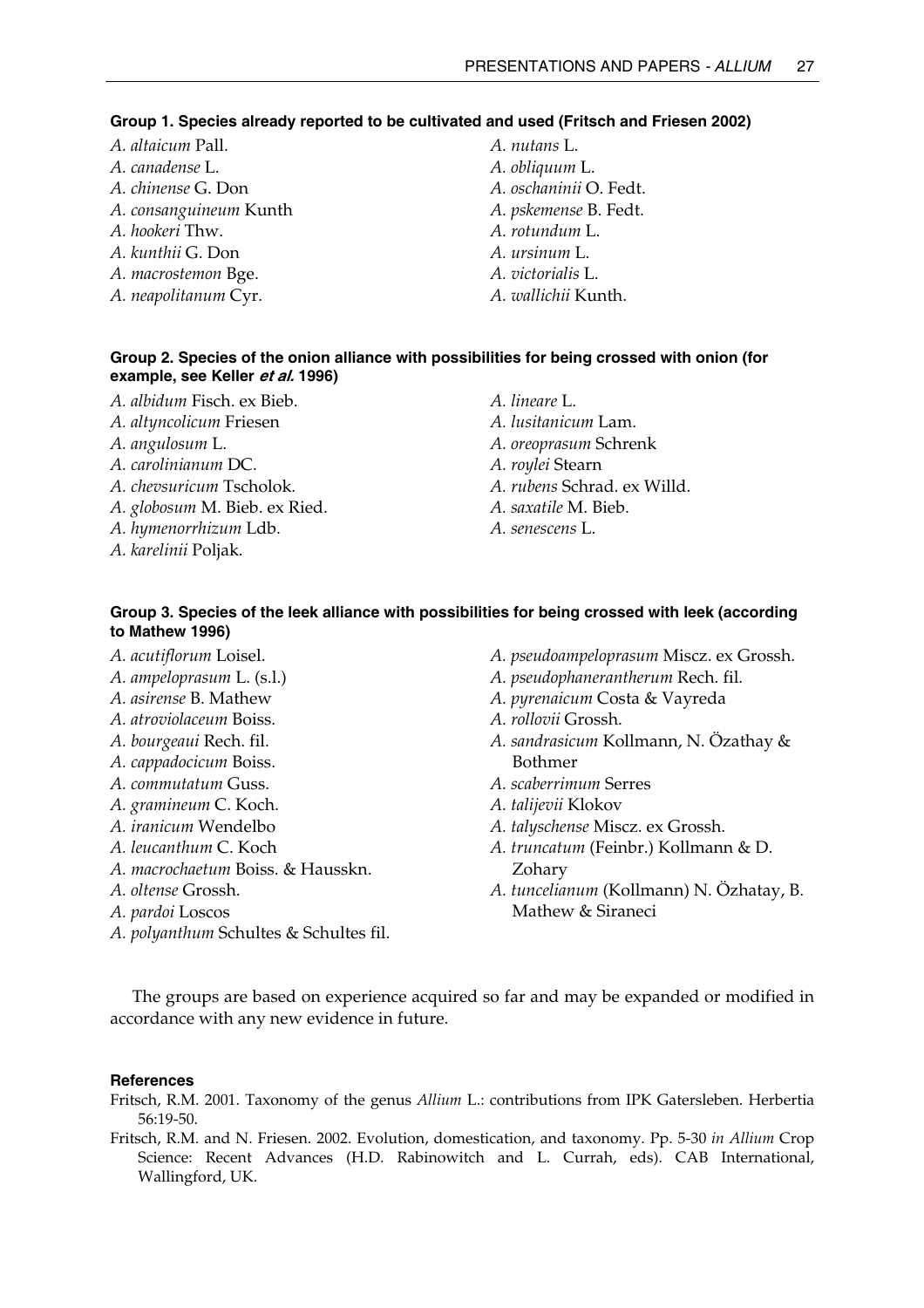**Group 1. Species already reported to be cultivated and used (Fritsch and Friesen 2002)**

*A. altaicum* Pall.
*A. canadense* L.
*A. chinense* G. Don
*A. consanguineum* Kunth
*A. hookeri* Thw.
*A. kunthii* G. Don
*A. macrostemon* Bge.
*A. neapolitanum* Cyr.
*A. nutans* L.
*A. obliquum* L.
*A. oschaninii* O. Fedt.
*A. pskemense* B. Fedt.
*A. rotundum* L.
*A. ursinum* L.
*A. victorialis* L.
*A. wallichii* Kunth.

**Group 2. Species of the onion alliance with possibilities for being crossed with onion (for example, see Keller *et al.* 1996)**

*A. albidum* Fisch. ex Bieb.
*A. altyncolicum* Friesen
*A. angulosum* L.
*A. carolinianum* DC.
*A. chevsuricum* Tscholok.
*A. globosum* M. Bieb. ex Ried.
*A. hymenorrhizum* Ldb.
*A. karelinii* Poljak.
*A. lineare* L.
*A. lusitanicum* Lam.
*A. oreoprasum* Schrenk
*A. roylei* Stearn
*A. rubens* Schrad. ex Willd.
*A. saxatile* M. Bieb.
*A. senescens* L.

**Group 3. Species of the leek alliance with possibilities for being crossed with leek (according to Mathew 1996)**

*A. acutiflorum* Loisel.
*A. ampeloprasum* L. (s.l.)
*A. asirense* B. Mathew
*A. atroviolaceum* Boiss.
*A. bourgeaui* Rech. fil.
*A. cappadocicum* Boiss.
*A. commutatum* Guss.
*A. gramineum* C. Koch.
*A. iranicum* Wendelbo
*A. leucanthum* C. Koch
*A. macrochaetum* Boiss. & Hausskn.
*A. oltense* Grossh.
*A. pardoi* Loscos
*A. polyanthum* Schultes & Schultes fil.
*A. pseudoampeloprasum* Miscz. ex Grossh.
*A. pseudophanerantherum* Rech. fil.
*A. pyrenaicum* Costa & Vayreda
*A. rollovii* Grossh.
*A. sandrasicum* Kollmann, N. Özathay & Bothmer
*A. scaberrimum* Serres
*A. talijevii* Klokov
*A. talyschense* Miscz. ex Grossh.
*A. truncatum* (Feinbr.) Kollmann & D. Zohary
*A. tuncelianum* (Kollmann) N. Özhatay, B. Mathew & Siraneci

The groups are based on experience acquired so far and may be expanded or modified in accordance with any new evidence in future.

#### References

Fritsch, R.M. 2001. Taxonomy of the genus *Allium* L.: contributions from IPK Gatersleben. Herbertia 56:19-50.

Fritsch, R.M. and N. Friesen. 2002. Evolution, domestication, and taxonomy. Pp. 5-30 *in Allium* Crop Science: Recent Advances (H.D. Rabinowitch and L. Currah, eds). CAB International, Wallingford, UK.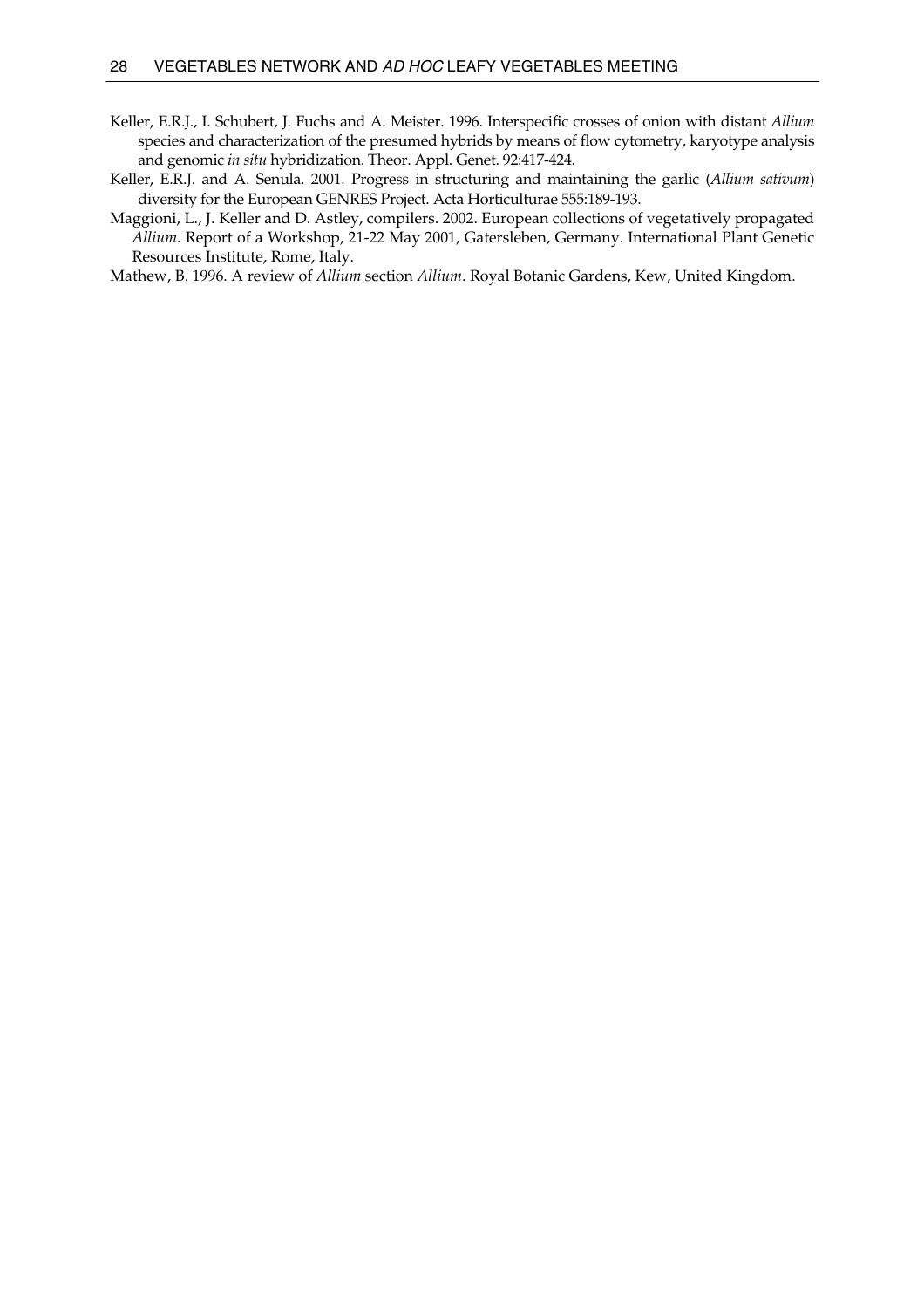Keller, E.R.J., I. Schubert, J. Fuchs and A. Meister. 1996. Interspecific crosses of onion with distant *Allium* species and characterization of the presumed hybrids by means of flow cytometry, karyotype analysis and genomic *in situ* hybridization. Theor. Appl. Genet. 92:417-424.

Keller, E.R.J. and A. Senula. 2001. Progress in structuring and maintaining the garlic (*Allium sativum*) diversity for the European GENRES Project. Acta Horticulturae 555:189-193.

Maggioni, L., J. Keller and D. Astley, compilers. 2002. European collections of vegetatively propagated *Allium*. Report of a Workshop, 21-22 May 2001, Gatersleben, Germany. International Plant Genetic Resources Institute, Rome, Italy.

Mathew, B. 1996. A review of *Allium* section *Allium*. Royal Botanic Gardens, Kew, United Kingdom.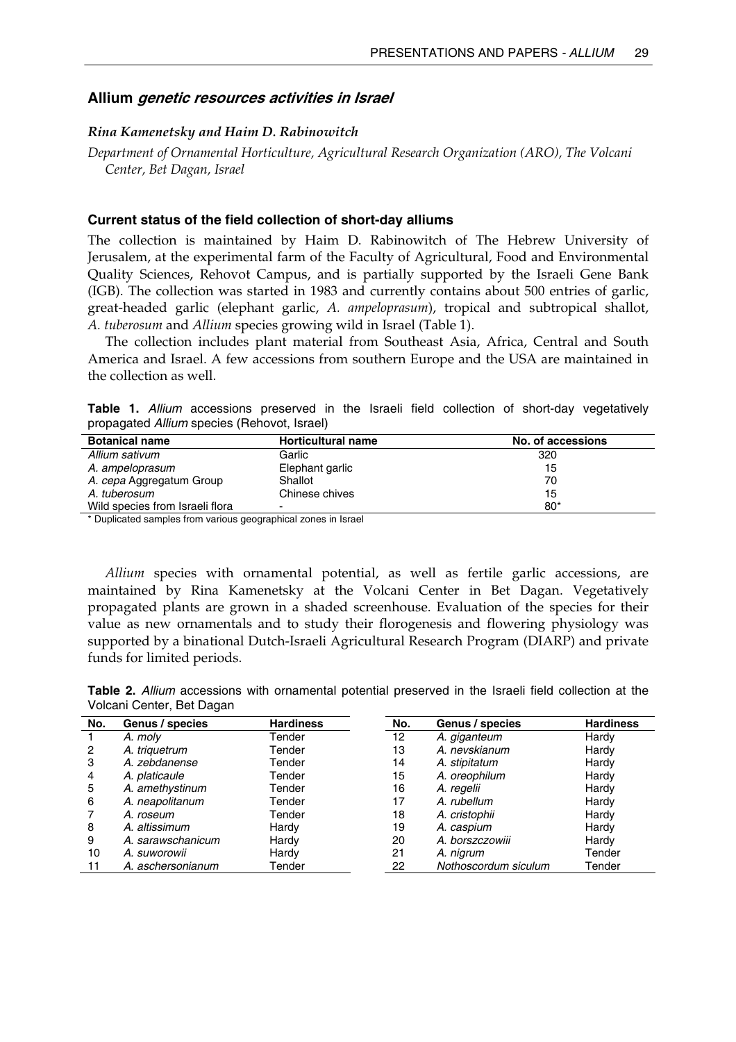## Allium *genetic resources activities in Israel*

***Rina Kamenetsky and Haim D. Rabinowitch***

*Department of Ornamental Horticulture, Agricultural Research Organization (ARO), The Volcani Center, Bet Dagan, Israel*

### Current status of the field collection of short-day alliums

The collection is maintained by Haim D. Rabinowitch of The Hebrew University of Jerusalem, at the experimental farm of the Faculty of Agricultural, Food and Environmental Quality Sciences, Rehovot Campus, and is partially supported by the Israeli Gene Bank (IGB). The collection was started in 1983 and currently contains about 500 entries of garlic, great-headed garlic (elephant garlic, *A. ampeloprasum*), tropical and subtropical shallot, *A. tuberosum* and *Allium* species growing wild in Israel (Table 1).

The collection includes plant material from Southeast Asia, Africa, Central and South America and Israel. A few accessions from southern Europe and the USA are maintained in the collection as well.

**Table 1.** *Allium* accessions preserved in the Israeli field collection of short-day vegetatively propagated *Allium* species (Rehovot, Israel)

| Botanical name | Horticultural name | No. of accessions |
|---|---|---|
| *Allium sativum* | Garlic | 320 |
| *A. ampeloprasum* | Elephant garlic | 15 |
| *A. cepa* Aggregatum Group | Shallot | 70 |
| *A. tuberosum* | Chinese chives | 15 |
| Wild species from Israeli flora | - | 80* |

\* Duplicated samples from various geographical zones in Israel

*Allium* species with ornamental potential, as well as fertile garlic accessions, are maintained by Rina Kamenetsky at the Volcani Center in Bet Dagan. Vegetatively propagated plants are grown in a shaded screenhouse. Evaluation of the species for their value as new ornamentals and to study their florogenesis and flowering physiology was supported by a binational Dutch-Israeli Agricultural Research Program (DIARP) and private funds for limited periods.

**Table 2.** *Allium* accessions with ornamental potential preserved in the Israeli field collection at the Volcani Center, Bet Dagan

| No. | Genus / species | Hardiness | No. | Genus / species | Hardiness |
|---|---|---|---|---|---|
| 1 | *A. moly* | Tender | 12 | *A. giganteum* | Hardy |
| 2 | *A. triquetrum* | Tender | 13 | *A. nevskianum* | Hardy |
| 3 | *A. zebdanense* | Tender | 14 | *A. stipitatum* | Hardy |
| 4 | *A. platicaule* | Tender | 15 | *A. oreophilum* | Hardy |
| 5 | *A. amethystinum* | Tender | 16 | *A. regelii* | Hardy |
| 6 | *A. neapolitanum* | Tender | 17 | *A. rubellum* | Hardy |
| 7 | *A. roseum* | Tender | 18 | *A. cristophii* | Hardy |
| 8 | *A. altissimum* | Hardy | 19 | *A. caspium* | Hardy |
| 9 | *A. sarawschanicum* | Hardy | 20 | *A. borszczowiii* | Hardy |
| 10 | *A. suworowii* | Hardy | 21 | *A. nigrum* | Tender |
| 11 | *A. aschersonianum* | Tender | 22 | *Nothoscordum siculum* | Tender |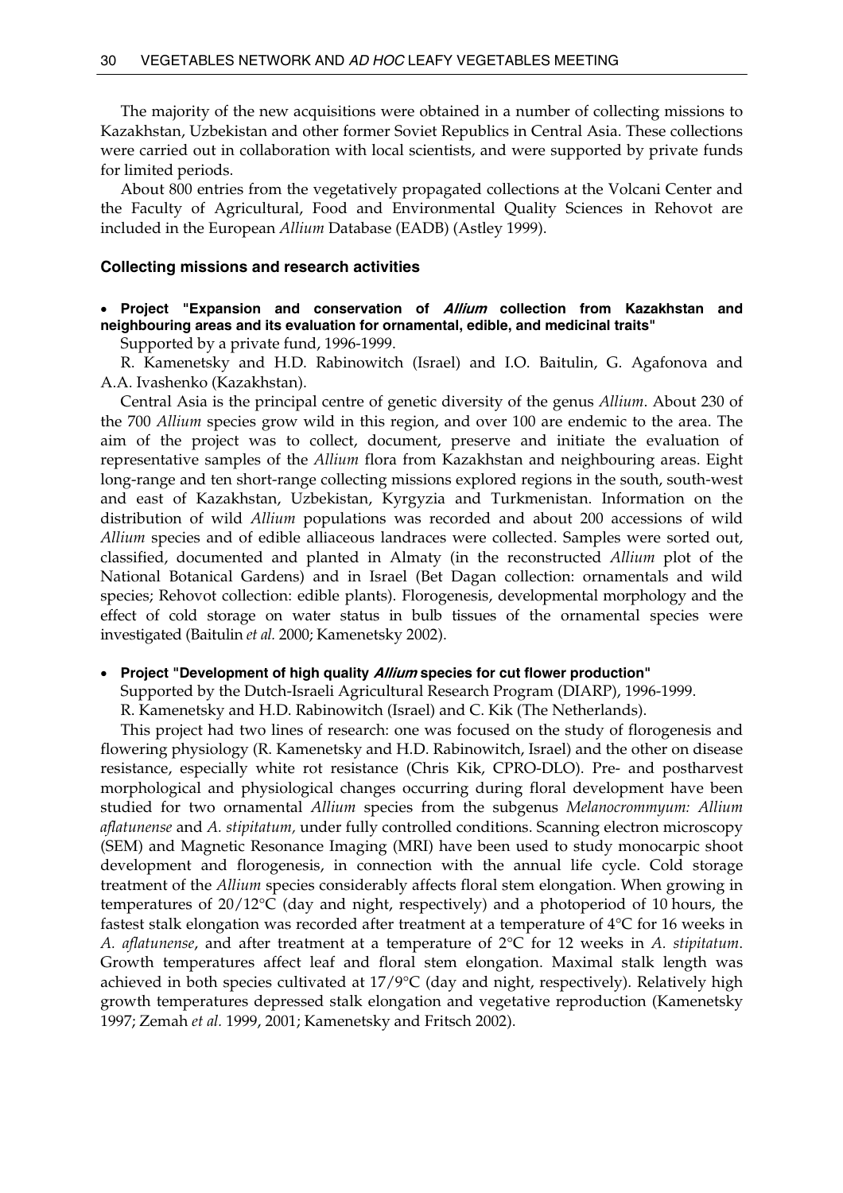The majority of the new acquisitions were obtained in a number of collecting missions to Kazakhstan, Uzbekistan and other former Soviet Republics in Central Asia. These collections were carried out in collaboration with local scientists, and were supported by private funds for limited periods.

About 800 entries from the vegetatively propagated collections at the Volcani Center and the Faculty of Agricultural, Food and Environmental Quality Sciences in Rehovot are included in the European *Allium* Database (EADB) (Astley 1999).

### Collecting missions and research activities

- **Project "Expansion and conservation of *Allium* collection from Kazakhstan and neighbouring areas and its evaluation for ornamental, edible, and medicinal traits"**

Supported by a private fund, 1996-1999.

R. Kamenetsky and H.D. Rabinowitch (Israel) and I.O. Baitulin, G. Agafonova and A.A. Ivashenko (Kazakhstan).

Central Asia is the principal centre of genetic diversity of the genus *Allium*. About 230 of the 700 *Allium* species grow wild in this region, and over 100 are endemic to the area. The aim of the project was to collect, document, preserve and initiate the evaluation of representative samples of the *Allium* flora from Kazakhstan and neighbouring areas. Eight long-range and ten short-range collecting missions explored regions in the south, south-west and east of Kazakhstan, Uzbekistan, Kyrgyzia and Turkmenistan. Information on the distribution of wild *Allium* populations was recorded and about 200 accessions of wild *Allium* species and of edible alliaceous landraces were collected. Samples were sorted out, classified, documented and planted in Almaty (in the reconstructed *Allium* plot of the National Botanical Gardens) and in Israel (Bet Dagan collection: ornamentals and wild species; Rehovot collection: edible plants). Florogenesis, developmental morphology and the effect of cold storage on water status in bulb tissues of the ornamental species were investigated (Baitulin *et al.* 2000; Kamenetsky 2002).

- **Project "Development of high quality *Allium* species for cut flower production"**

Supported by the Dutch-Israeli Agricultural Research Program (DIARP), 1996-1999.

R. Kamenetsky and H.D. Rabinowitch (Israel) and C. Kik (The Netherlands).

This project had two lines of research: one was focused on the study of florogenesis and flowering physiology (R. Kamenetsky and H.D. Rabinowitch, Israel) and the other on disease resistance, especially white rot resistance (Chris Kik, CPRO-DLO). Pre- and postharvest morphological and physiological changes occurring during floral development have been studied for two ornamental *Allium* species from the subgenus *Melanocrommyum: Allium aflatunense* and *A. stipitatum,* under fully controlled conditions. Scanning electron microscopy (SEM) and Magnetic Resonance Imaging (MRI) have been used to study monocarpic shoot development and florogenesis, in connection with the annual life cycle. Cold storage treatment of the *Allium* species considerably affects floral stem elongation. When growing in temperatures of 20/12°C (day and night, respectively) and a photoperiod of 10 hours, the fastest stalk elongation was recorded after treatment at a temperature of 4°C for 16 weeks in *A. aflatunense*, and after treatment at a temperature of 2°C for 12 weeks in *A. stipitatum*. Growth temperatures affect leaf and floral stem elongation. Maximal stalk length was achieved in both species cultivated at 17/9°C (day and night, respectively). Relatively high growth temperatures depressed stalk elongation and vegetative reproduction (Kamenetsky 1997; Zemah *et al.* 1999, 2001; Kamenetsky and Fritsch 2002).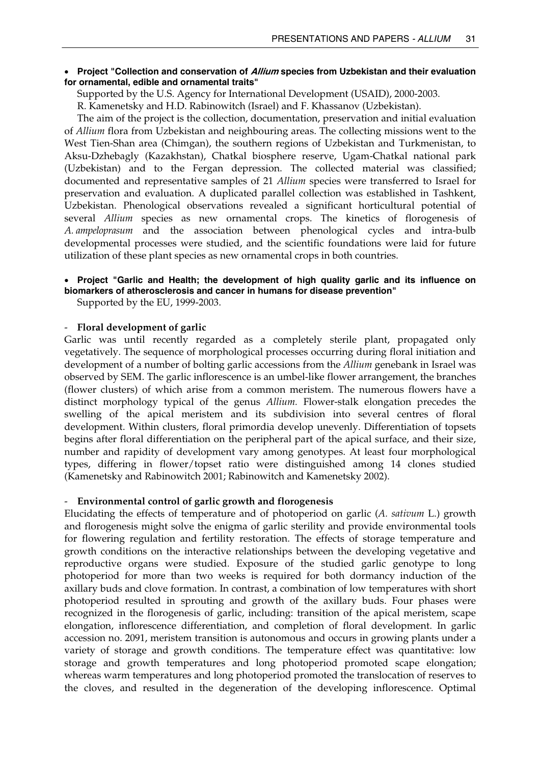- **Project "Collection and conservation of *Allium* species from Uzbekistan and their evaluation for ornamental, edible and ornamental traits"**

Supported by the U.S. Agency for International Development (USAID), 2000-2003.

R. Kamenetsky and H.D. Rabinowitch (Israel) and F. Khassanov (Uzbekistan).

The aim of the project is the collection, documentation, preservation and initial evaluation of *Allium* flora from Uzbekistan and neighbouring areas. The collecting missions went to the West Tien-Shan area (Chimgan), the southern regions of Uzbekistan and Turkmenistan, to Aksu-Dzhebagly (Kazakhstan), Chatkal biosphere reserve, Ugam-Chatkal national park (Uzbekistan) and to the Fergan depression. The collected material was classified; documented and representative samples of 21 *Allium* species were transferred to Israel for preservation and evaluation. A duplicated parallel collection was established in Tashkent, Uzbekistan. Phenological observations revealed a significant horticultural potential of several *Allium* species as new ornamental crops. The kinetics of florogenesis of *A. ampeloprasum* and the association between phenological cycles and intra-bulb developmental processes were studied, and the scientific foundations were laid for future utilization of these plant species as new ornamental crops in both countries.

- **Project "Garlic and Health; the development of high quality garlic and its influence on biomarkers of atherosclerosis and cancer in humans for disease prevention"**

Supported by the EU, 1999-2003.

- **Floral development of garlic**

Garlic was until recently regarded as a completely sterile plant, propagated only vegetatively. The sequence of morphological processes occurring during floral initiation and development of a number of bolting garlic accessions from the *Allium* genebank in Israel was observed by SEM. The garlic inflorescence is an umbel-like flower arrangement, the branches (flower clusters) of which arise from a common meristem. The numerous flowers have a distinct morphology typical of the genus *Allium.* Flower-stalk elongation precedes the swelling of the apical meristem and its subdivision into several centres of floral development. Within clusters, floral primordia develop unevenly. Differentiation of topsets begins after floral differentiation on the peripheral part of the apical surface, and their size, number and rapidity of development vary among genotypes. At least four morphological types, differing in flower/topset ratio were distinguished among 14 clones studied (Kamenetsky and Rabinowitch 2001; Rabinowitch and Kamenetsky 2002).

- **Environmental control of garlic growth and florogenesis**

Elucidating the effects of temperature and of photoperiod on garlic (*A. sativum* L.) growth and florogenesis might solve the enigma of garlic sterility and provide environmental tools for flowering regulation and fertility restoration. The effects of storage temperature and growth conditions on the interactive relationships between the developing vegetative and reproductive organs were studied. Exposure of the studied garlic genotype to long photoperiod for more than two weeks is required for both dormancy induction of the axillary buds and clove formation. In contrast, a combination of low temperatures with short photoperiod resulted in sprouting and growth of the axillary buds. Four phases were recognized in the florogenesis of garlic, including: transition of the apical meristem, scape elongation, inflorescence differentiation, and completion of floral development. In garlic accession no. 2091, meristem transition is autonomous and occurs in growing plants under a variety of storage and growth conditions. The temperature effect was quantitative: low storage and growth temperatures and long photoperiod promoted scape elongation; whereas warm temperatures and long photoperiod promoted the translocation of reserves to the cloves, and resulted in the degeneration of the developing inflorescence. Optimal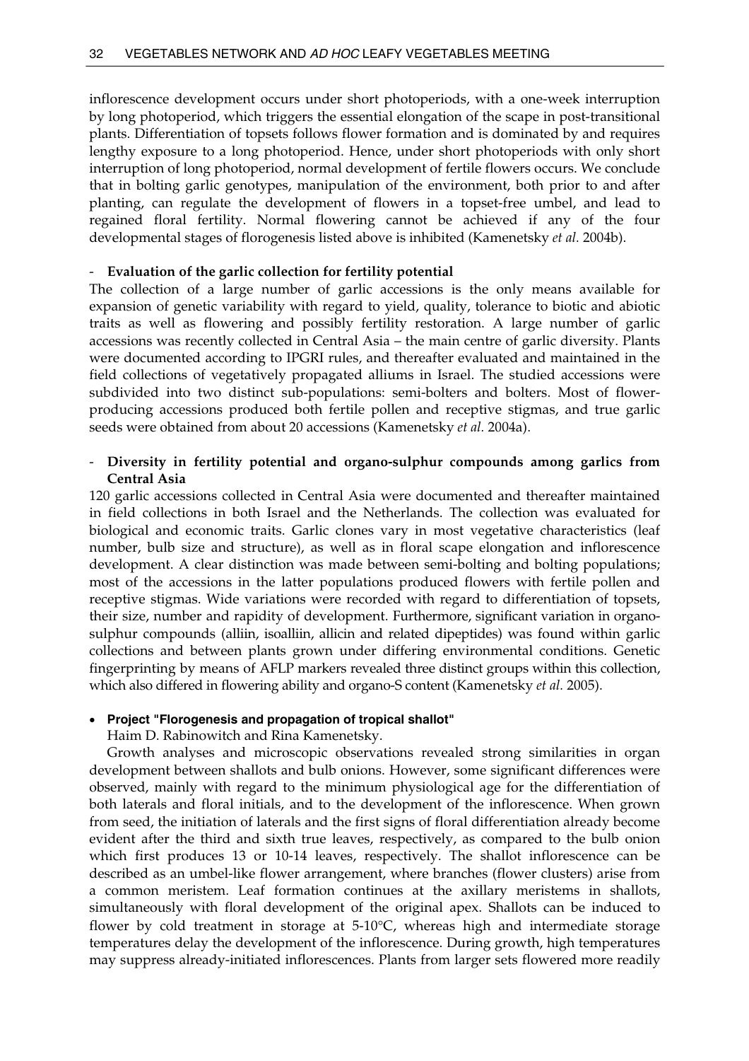inflorescence development occurs under short photoperiods, with a one-week interruption by long photoperiod, which triggers the essential elongation of the scape in post-transitional plants. Differentiation of topsets follows flower formation and is dominated by and requires lengthy exposure to a long photoperiod. Hence, under short photoperiods with only short interruption of long photoperiod, normal development of fertile flowers occurs. We conclude that in bolting garlic genotypes, manipulation of the environment, both prior to and after planting, can regulate the development of flowers in a topset-free umbel, and lead to regained floral fertility. Normal flowering cannot be achieved if any of the four developmental stages of florogenesis listed above is inhibited (Kamenetsky *et al.* 2004b).

- **Evaluation of the garlic collection for fertility potential**

The collection of a large number of garlic accessions is the only means available for expansion of genetic variability with regard to yield, quality, tolerance to biotic and abiotic traits as well as flowering and possibly fertility restoration. A large number of garlic accessions was recently collected in Central Asia – the main centre of garlic diversity. Plants were documented according to IPGRI rules, and thereafter evaluated and maintained in the field collections of vegetatively propagated alliums in Israel. The studied accessions were subdivided into two distinct sub-populations: semi-bolters and bolters. Most of flower-producing accessions produced both fertile pollen and receptive stigmas, and true garlic seeds were obtained from about 20 accessions (Kamenetsky *et al.* 2004a).

- **Diversity in fertility potential and organo-sulphur compounds among garlics from Central Asia**

120 garlic accessions collected in Central Asia were documented and thereafter maintained in field collections in both Israel and the Netherlands. The collection was evaluated for biological and economic traits. Garlic clones vary in most vegetative characteristics (leaf number, bulb size and structure), as well as in floral scape elongation and inflorescence development. A clear distinction was made between semi-bolting and bolting populations; most of the accessions in the latter populations produced flowers with fertile pollen and receptive stigmas. Wide variations were recorded with regard to differentiation of topsets, their size, number and rapidity of development. Furthermore, significant variation in organo-sulphur compounds (alliin, isoalliin, allicin and related dipeptides) was found within garlic collections and between plants grown under differing environmental conditions. Genetic fingerprinting by means of AFLP markers revealed three distinct groups within this collection, which also differed in flowering ability and organo-S content (Kamenetsky *et al.* 2005).

- **Project "Florogenesis and propagation of tropical shallot"**

  Haim D. Rabinowitch and Rina Kamenetsky.

Growth analyses and microscopic observations revealed strong similarities in organ development between shallots and bulb onions. However, some significant differences were observed, mainly with regard to the minimum physiological age for the differentiation of both laterals and floral initials, and to the development of the inflorescence. When grown from seed, the initiation of laterals and the first signs of floral differentiation already become evident after the third and sixth true leaves, respectively, as compared to the bulb onion which first produces 13 or 10-14 leaves, respectively. The shallot inflorescence can be described as an umbel-like flower arrangement, where branches (flower clusters) arise from a common meristem. Leaf formation continues at the axillary meristems in shallots, simultaneously with floral development of the original apex. Shallots can be induced to flower by cold treatment in storage at 5-10°C, whereas high and intermediate storage temperatures delay the development of the inflorescence. During growth, high temperatures may suppress already-initiated inflorescences. Plants from larger sets flowered more readily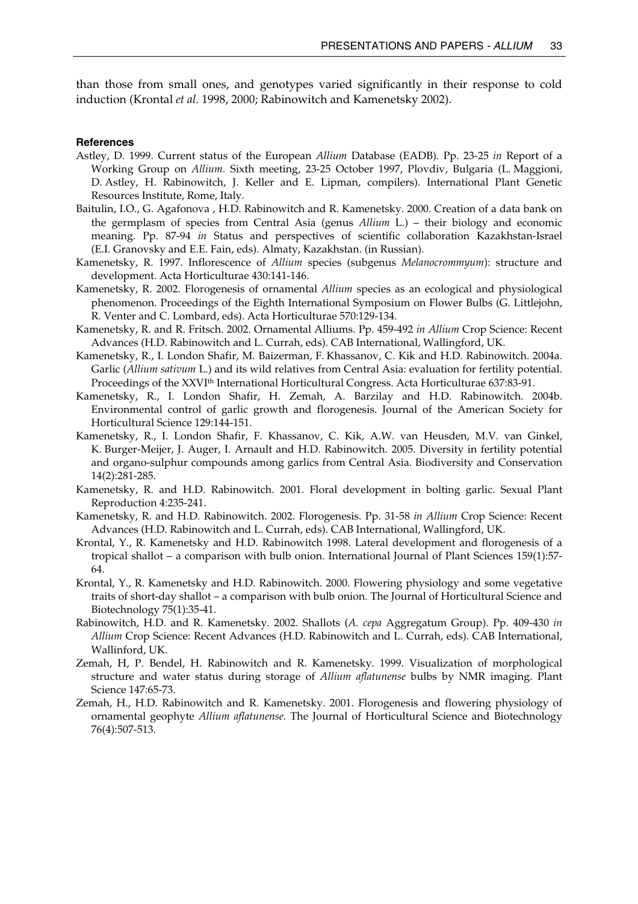than those from small ones, and genotypes varied significantly in their response to cold induction (Krontal *et al.* 1998, 2000; Rabinowitch and Kamenetsky 2002).

#### References

Astley, D. 1999. Current status of the European *Allium* Database (EADB). Pp. 23-25 *in* Report of a Working Group on *Allium*. Sixth meeting, 23-25 October 1997, Plovdiv, Bulgaria (L. Maggioni, D. Astley, H. Rabinowitch, J. Keller and E. Lipman, compilers). International Plant Genetic Resources Institute, Rome, Italy.

Baitulin, I.O., G. Agafonova , H.D. Rabinowitch and R. Kamenetsky. 2000. Creation of a data bank on the germplasm of species from Central Asia (genus *Allium* L.) – their biology and economic meaning. Pp. 87-94 *in* Status and perspectives of scientific collaboration Kazakhstan-Israel (E.I. Granovsky and E.E. Fain, eds). Almaty, Kazakhstan. (in Russian).

Kamenetsky, R. 1997. Inflorescence of *Allium* species (subgenus *Melanocrommyum*): structure and development. Acta Horticulturae 430:141-146.

Kamenetsky, R. 2002. Florogenesis of ornamental *Allium* species as an ecological and physiological phenomenon. Proceedings of the Eighth International Symposium on Flower Bulbs (G. Littlejohn, R. Venter and C. Lombard, eds). Acta Horticulturae 570:129-134.

Kamenetsky, R. and R. Fritsch. 2002. Ornamental Alliums. Pp. 459-492 *in Allium* Crop Science: Recent Advances (H.D. Rabinowitch and L. Currah, eds). CAB International, Wallingford, UK.

Kamenetsky, R., I. London Shafir, M. Baizerman, F. Khassanov, C. Kik and H.D. Rabinowitch. 2004a. Garlic (*Allium sativum* L.) and its wild relatives from Central Asia: evaluation for fertility potential. Proceedings of the XXVI[th] International Horticultural Congress. Acta Horticulturae 637:83-91.

Kamenetsky, R., I. London Shafir, H. Zemah, A. Barzilay and H.D. Rabinowitch. 2004b. Environmental control of garlic growth and florogenesis. Journal of the American Society for Horticultural Science 129:144-151.

Kamenetsky, R., I. London Shafir, F. Khassanov, C. Kik, A.W. van Heusden, M.V. van Ginkel, K. Burger-Meijer, J. Auger, I. Arnault and H.D. Rabinowitch. 2005. Diversity in fertility potential and organo-sulphur compounds among garlics from Central Asia. Biodiversity and Conservation 14(2):281-285.

Kamenetsky, R. and H.D. Rabinowitch. 2001. Floral development in bolting garlic. Sexual Plant Reproduction 4:235-241.

Kamenetsky, R. and H.D. Rabinowitch. 2002. Florogenesis. Pp. 31-58 *in Allium* Crop Science: Recent Advances (H.D. Rabinowitch and L. Currah, eds). CAB International, Wallingford, UK.

Krontal, Y., R. Kamenetsky and H.D. Rabinowitch 1998. Lateral development and florogenesis of a tropical shallot – a comparison with bulb onion. International Journal of Plant Sciences 159(1):57-64.

Krontal, Y., R. Kamenetsky and H.D. Rabinowitch. 2000. Flowering physiology and some vegetative traits of short-day shallot – a comparison with bulb onion. The Journal of Horticultural Science and Biotechnology 75(1):35-41.

Rabinowitch, H.D. and R. Kamenetsky. 2002. Shallots (*A. cepa* Aggregatum Group). Pp. 409-430 *in Allium* Crop Science: Recent Advances (H.D. Rabinowitch and L. Currah, eds). CAB International, Wallinford, UK.

Zemah, H, P. Bendel, H. Rabinowitch and R. Kamenetsky. 1999. Visualization of morphological structure and water status during storage of *Allium aflatunense* bulbs by NMR imaging. Plant Science 147:65-73.

Zemah, H., H.D. Rabinowitch and R. Kamenetsky. 2001. Florogenesis and flowering physiology of ornamental geophyte *Allium aflatunense.* The Journal of Horticultural Science and Biotechnology 76(4):507-513.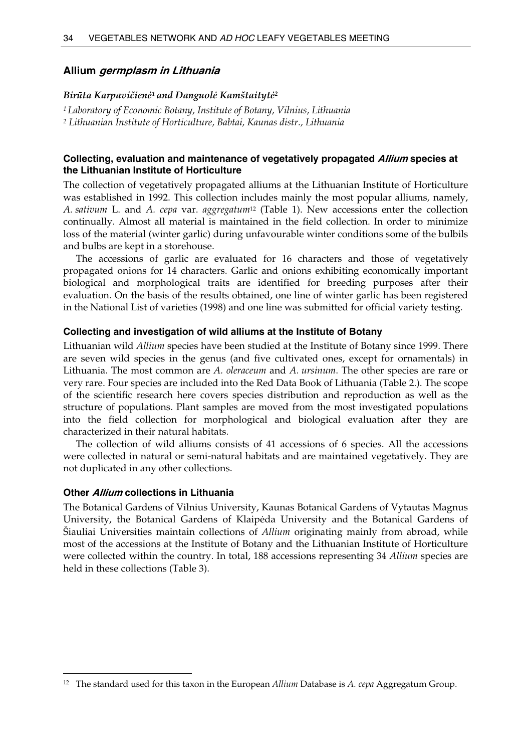## Allium *germplasm in Lithuania*

***Birūta Karpavičienė[1] and Danguolė Kamštaitytė[2]***

*[1] Laboratory of Economic Botany, Institute of Botany, Vilnius, Lithuania*
*[2] Lithuanian Institute of Horticulture, Babtai, Kaunas distr., Lithuania*

### Collecting, evaluation and maintenance of vegetatively propagated *Allium* species at the Lithuanian Institute of Horticulture

The collection of vegetatively propagated alliums at the Lithuanian Institute of Horticulture was established in 1992. This collection includes mainly the most popular alliums, namely, *A. sativum* L. and *A. cepa* var. *aggregatum*[12] (Table 1). New accessions enter the collection continually. Almost all material is maintained in the field collection. In order to minimize loss of the material (winter garlic) during unfavourable winter conditions some of the bulbils and bulbs are kept in a storehouse.

The accessions of garlic are evaluated for 16 characters and those of vegetatively propagated onions for 14 characters. Garlic and onions exhibiting economically important biological and morphological traits are identified for breeding purposes after their evaluation. On the basis of the results obtained, one line of winter garlic has been registered in the National List of varieties (1998) and one line was submitted for official variety testing.

### Collecting and investigation of wild alliums at the Institute of Botany

Lithuanian wild *Allium* species have been studied at the Institute of Botany since 1999. There are seven wild species in the genus (and five cultivated ones, except for ornamentals) in Lithuania. The most common are *A. oleraceum* and *A. ursinum*. The other species are rare or very rare. Four species are included into the Red Data Book of Lithuania (Table 2.). The scope of the scientific research here covers species distribution and reproduction as well as the structure of populations. Plant samples are moved from the most investigated populations into the field collection for morphological and biological evaluation after they are characterized in their natural habitats.

The collection of wild alliums consists of 41 accessions of 6 species. All the accessions were collected in natural or semi-natural habitats and are maintained vegetatively. They are not duplicated in any other collections.

### Other *Allium* collections in Lithuania

The Botanical Gardens of Vilnius University, Kaunas Botanical Gardens of Vytautas Magnus University, the Botanical Gardens of Klaipėda University and the Botanical Gardens of Šiauliai Universities maintain collections of *Allium* originating mainly from abroad, while most of the accessions at the Institute of Botany and the Lithuanian Institute of Horticulture were collected within the country. In total, 188 accessions representing 34 *Allium* species are held in these collections (Table 3).

---

[12] The standard used for this taxon in the European *Allium* Database is *A. cepa* Aggregatum Group.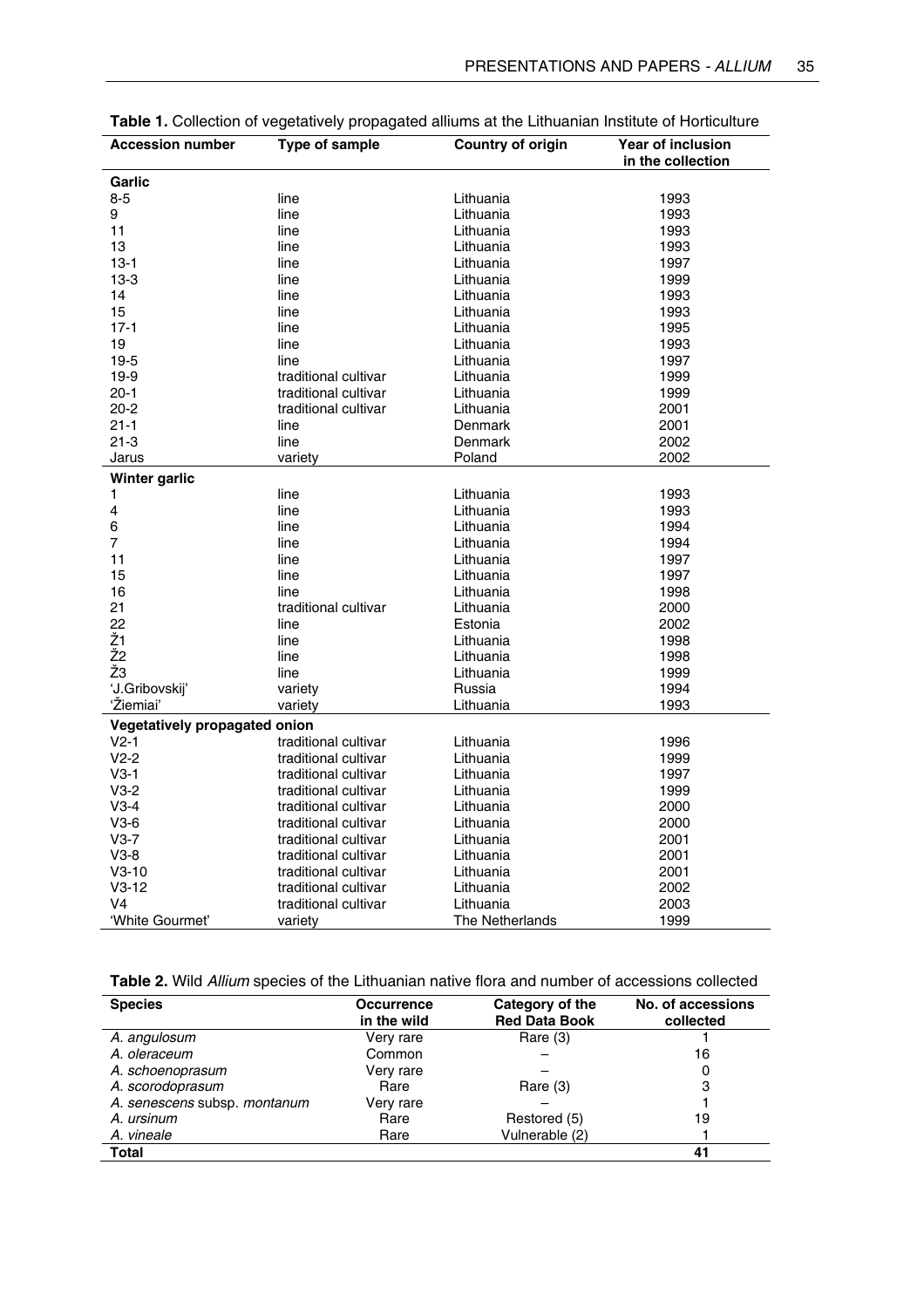**Table 1.** Collection of vegetatively propagated alliums at the Lithuanian Institute of Horticulture

| Accession number | Type of sample | Country of origin | Year of inclusion in the collection |
|---|---|---|---|
| **Garlic** | | | |
| 8-5 | line | Lithuania | 1993 |
| 9 | line | Lithuania | 1993 |
| 11 | line | Lithuania | 1993 |
| 13 | line | Lithuania | 1993 |
| 13-1 | line | Lithuania | 1997 |
| 13-3 | line | Lithuania | 1999 |
| 14 | line | Lithuania | 1993 |
| 15 | line | Lithuania | 1993 |
| 17-1 | line | Lithuania | 1995 |
| 19 | line | Lithuania | 1993 |
| 19-5 | line | Lithuania | 1997 |
| 19-9 | traditional cultivar | Lithuania | 1999 |
| 20-1 | traditional cultivar | Lithuania | 1999 |
| 20-2 | traditional cultivar | Lithuania | 2001 |
| 21-1 | line | Denmark | 2001 |
| 21-3 | line | Denmark | 2002 |
| Jarus | variety | Poland | 2002 |
| **Winter garlic** | | | |
| 1 | line | Lithuania | 1993 |
| 4 | line | Lithuania | 1993 |
| 6 | line | Lithuania | 1994 |
| 7 | line | Lithuania | 1994 |
| 11 | line | Lithuania | 1997 |
| 15 | line | Lithuania | 1997 |
| 16 | line | Lithuania | 1998 |
| 21 | traditional cultivar | Lithuania | 2000 |
| 22 | line | Estonia | 2002 |
| Ž1 | line | Lithuania | 1998 |
| Ž2 | line | Lithuania | 1998 |
| Ž3 | line | Lithuania | 1999 |
| 'J.Gribovskij' | variety | Russia | 1994 |
| 'Žiemiai' | variety | Lithuania | 1993 |
| **Vegetatively propagated onion** | | | |
| V2-1 | traditional cultivar | Lithuania | 1996 |
| V2-2 | traditional cultivar | Lithuania | 1999 |
| V3-1 | traditional cultivar | Lithuania | 1997 |
| V3-2 | traditional cultivar | Lithuania | 1999 |
| V3-4 | traditional cultivar | Lithuania | 2000 |
| V3-6 | traditional cultivar | Lithuania | 2000 |
| V3-7 | traditional cultivar | Lithuania | 2001 |
| V3-8 | traditional cultivar | Lithuania | 2001 |
| V3-10 | traditional cultivar | Lithuania | 2001 |
| V3-12 | traditional cultivar | Lithuania | 2002 |
| V4 | traditional cultivar | Lithuania | 2003 |
| 'White Gourmet' | variety | The Netherlands | 1999 |

**Table 2.** Wild *Allium* species of the Lithuanian native flora and number of accessions collected

| Species | Occurrence in the wild | Category of the Red Data Book | No. of accessions collected |
|---|---|---|---|
| *A. angulosum* | Very rare | Rare (3) | 1 |
| *A. oleraceum* | Common | – | 16 |
| *A. schoenoprasum* | Very rare | – | 0 |
| *A. scorodoprasum* | Rare | Rare (3) | 3 |
| *A. senescens* subsp. *montanum* | Very rare | – | 1 |
| *A. ursinum* | Rare | Restored (5) | 19 |
| *A. vineale* | Rare | Vulnerable (2) | 1 |
| **Total** | | | **41** |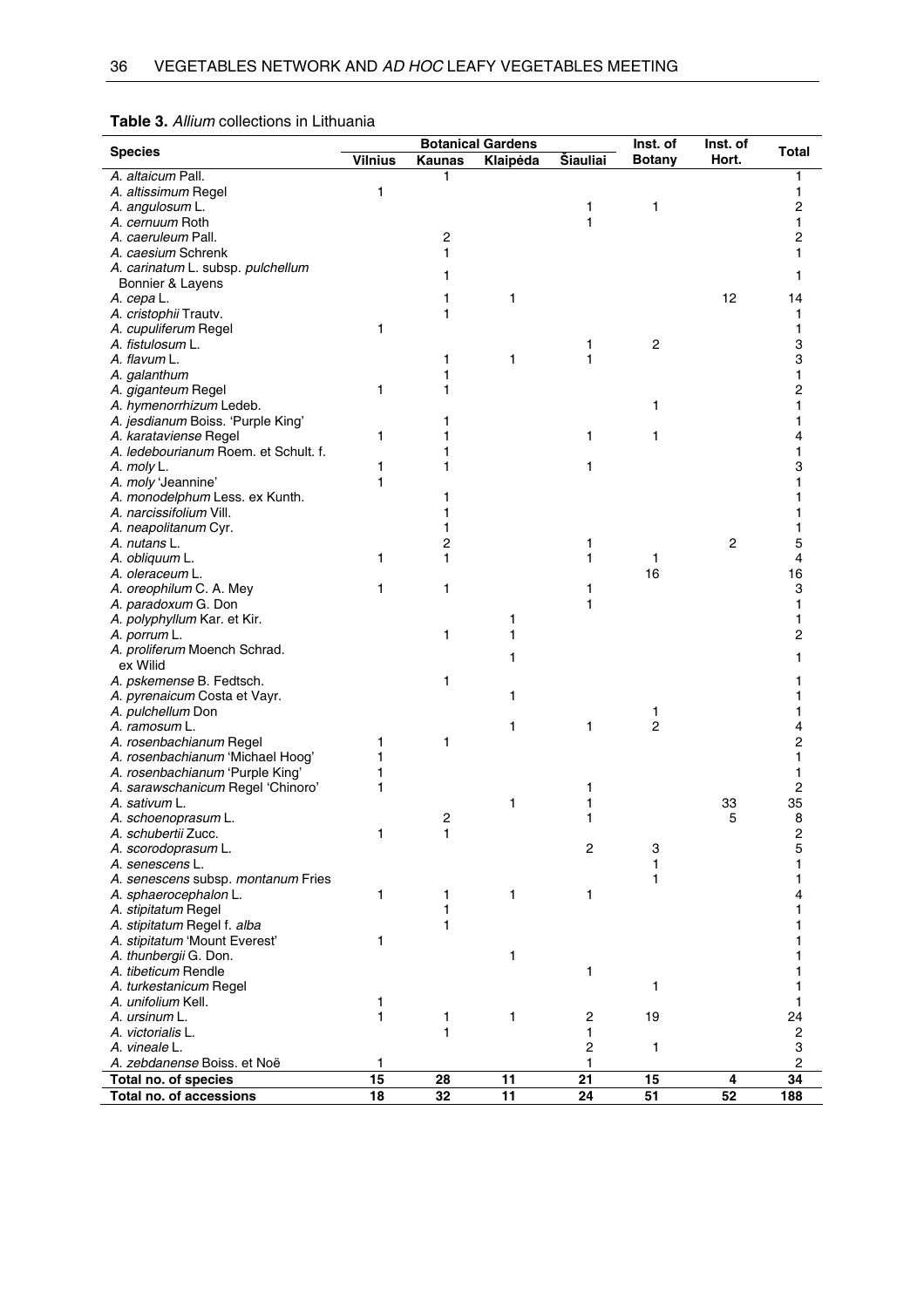**Table 3.** *Allium* collections in Lithuania

| Species | Botanical Gardens | | | | Inst. of Botany | Inst. of Hort. | Total |
|---|---|---|---|---|---|---|---|
| | Vilnius | Kaunas | Klaipėda | Šiauliai | | | |
| *A. altaicum* Pall. | | 1 | | | | | 1 |
| *A. altissimum* Regel | 1 | | | | | | 1 |
| *A. angulosum* L. | | | | 1 | 1 | | 2 |
| *A. cernuum* Roth | | | | 1 | | | 1 |
| *A. caeruleum* Pall. | | 2 | | | | | 2 |
| *A. caesium* Schrenk | | 1 | | | | | 1 |
| *A. carinatum* L. subsp. *pulchellum* Bonnier & Layens | | 1 | | | | | 1 |
| *A. cepa* L. | | 1 | 1 | | | 12 | 14 |
| *A. cristophii* Trautv. | | 1 | | | | | 1 |
| *A. cupuliferum* Regel | 1 | | | | | | 1 |
| *A. fistulosum* L. | | | | 1 | 2 | | 3 |
| *A. flavum* L. | | 1 | 1 | 1 | | | 3 |
| *A. galanthum* | | 1 | | | | | 1 |
| *A. giganteum* Regel | 1 | 1 | | | | | 2 |
| *A. hymenorrhizum* Ledeb. | | | | | 1 | | 1 |
| *A. jesdianum* Boiss. 'Purple King' | | 1 | | | | | 1 |
| *A. karataviense* Regel | 1 | 1 | | 1 | 1 | | 4 |
| *A. ledebourianum* Roem. et Schult. f. | | 1 | | | | | 1 |
| *A. moly* L. | 1 | 1 | | 1 | | | 3 |
| *A. moly* 'Jeannine' | 1 | | | | | | 1 |
| *A. monodelphum* Less. ex Kunth. | | 1 | | | | | 1 |
| *A. narcissifolium* Vill. | | 1 | | | | | 1 |
| *A. neapolitanum* Cyr. | | 1 | | | | | 1 |
| *A. nutans* L. | | 2 | | 1 | | 2 | 5 |
| *A. obliquum* L. | 1 | 1 | | 1 | 1 | | 4 |
| *A. oleraceum* L. | | | | | 16 | | 16 |
| *A. oreophilum* C. A. Mey | 1 | 1 | | 1 | | | 3 |
| *A. paradoxum* G. Don | | | | 1 | | | 1 |
| *A. polyphyllum* Kar. et Kir. | | | 1 | | | | 1 |
| *A. porrum* L. | | 1 | 1 | | | | 2 |
| *A. proliferum* Moench Schrad. ex Wilid | | | 1 | | | | 1 |
| *A. pskemense* B. Fedtsch. | | 1 | | | | | 1 |
| *A. pyrenaicum* Costa et Vayr. | | | 1 | | | | 1 |
| *A. pulchellum* Don | | | | | 1 | | 1 |
| *A. ramosum* L. | | | 1 | 1 | 2 | | 4 |
| *A. rosenbachianum* Regel | 1 | 1 | | | | | 2 |
| *A. rosenbachianum* 'Michael Hoog' | 1 | | | | | | 1 |
| *A. rosenbachianum* 'Purple King' | 1 | | | | | | 1 |
| *A. sarawschanicum* Regel 'Chinoro' | 1 | | | 1 | | | 2 |
| *A. sativum* L. | | | 1 | 1 | | 33 | 35 |
| *A. schoenoprasum* L. | | 2 | | 1 | | 5 | 8 |
| *A. schubertii* Zucc. | 1 | 1 | | | | | 2 |
| *A. scorodoprasum* L. | | | | 2 | 3 | | 5 |
| *A. senescens* L. | | | | | 1 | | 1 |
| *A. senescens* subsp. *montanum* Fries | | | | | 1 | | 1 |
| *A. sphaerocephalon* L. | 1 | 1 | 1 | 1 | | | 4 |
| *A. stipitatum* Regel | | 1 | | | | | 1 |
| *A. stipitatum* Regel f. *alba* | | 1 | | | | | 1 |
| *A. stipitatum* 'Mount Everest' | 1 | | | | | | 1 |
| *A. thunbergii* G. Don. | | | 1 | | | | 1 |
| *A. tibeticum* Rendle | | | | 1 | | | 1 |
| *A. turkestanicum* Regel | | | | | 1 | | 1 |
| *A. unifolium* Kell. | 1 | | | | | | 1 |
| *A. ursinum* L. | 1 | 1 | 1 | 2 | 19 | | 24 |
| *A. victorialis* L. | | 1 | | 1 | | | 2 |
| *A. vineale* L. | | | | 2 | 1 | | 3 |
| *A. zebdanense* Boiss. et Noë | 1 | | | 1 | | | 2 |
| **Total no. of species** | **15** | **28** | **11** | **21** | **15** | **4** | **34** |
| **Total no. of accessions** | **18** | **32** | **11** | **24** | **51** | **52** | **188** |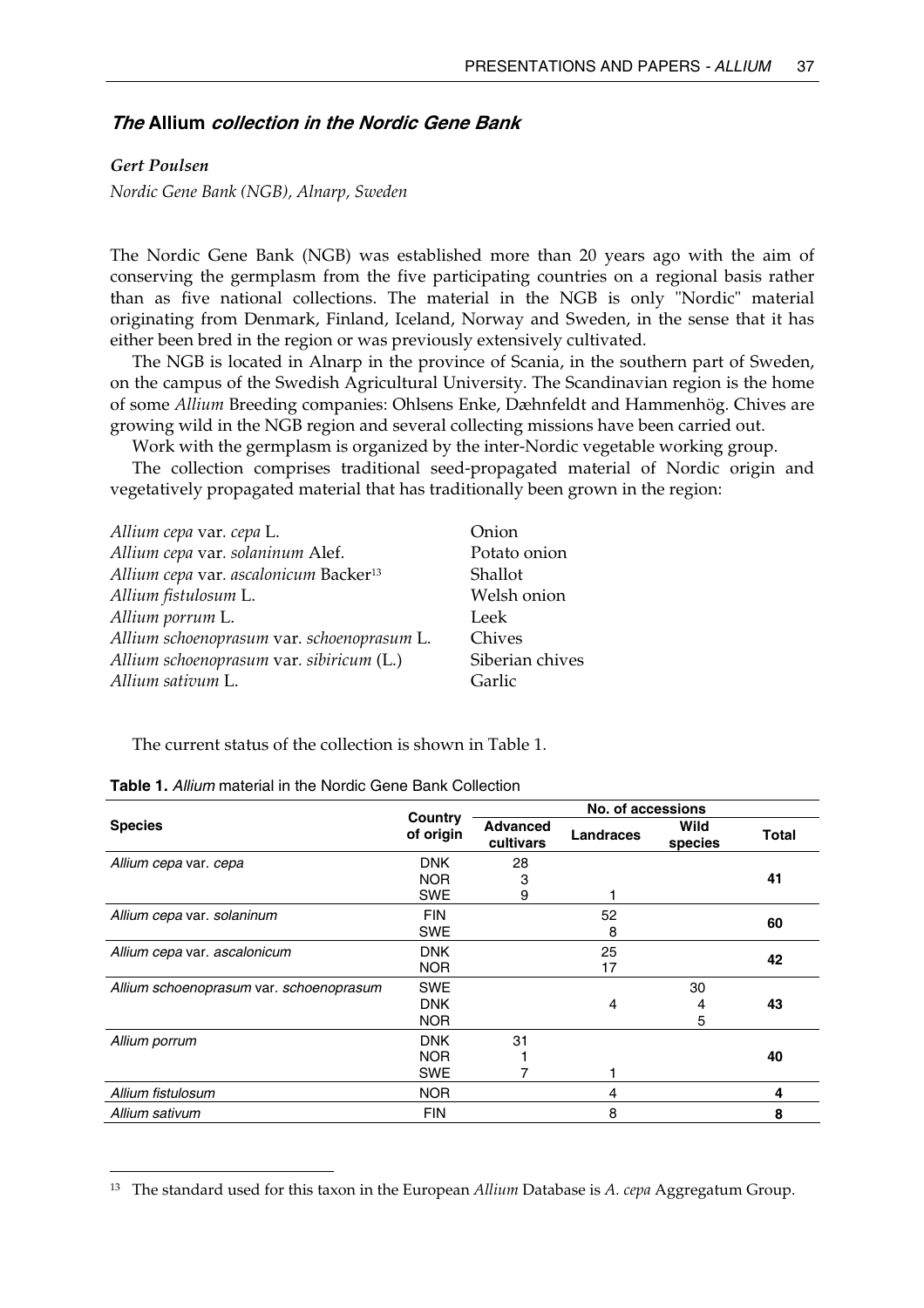## *The* Allium *collection in the Nordic Gene Bank*

***Gert Poulsen***

*Nordic Gene Bank (NGB), Alnarp, Sweden*

The Nordic Gene Bank (NGB) was established more than 20 years ago with the aim of conserving the germplasm from the five participating countries on a regional basis rather than as five national collections. The material in the NGB is only "Nordic" material originating from Denmark, Finland, Iceland, Norway and Sweden, in the sense that it has either been bred in the region or was previously extensively cultivated.

The NGB is located in Alnarp in the province of Scania, in the southern part of Sweden, on the campus of the Swedish Agricultural University. The Scandinavian region is the home of some *Allium* Breeding companies: Ohlsens Enke, Dæhnfeldt and Hammenhög. Chives are growing wild in the NGB region and several collecting missions have been carried out.

Work with the germplasm is organized by the inter-Nordic vegetable working group.

The collection comprises traditional seed-propagated material of Nordic origin and vegetatively propagated material that has traditionally been grown in the region:

| | |
|---|---|
| *Allium cepa* var. *cepa* L. | Onion |
| *Allium cepa* var. *solaninum* Alef. | Potato onion |
| *Allium cepa* var. *ascalonicum* Backer[13] | Shallot |
| *Allium fistulosum* L. | Welsh onion |
| *Allium porrum* L. | Leek |
| *Allium schoenoprasum* var. *schoenoprasum* L. | Chives |
| *Allium schoenoprasum* var. *sibiricum* (L.) | Siberian chives |
| *Allium sativum* L. | Garlic |

The current status of the collection is shown in Table 1.

**Table 1.** *Allium* material in the Nordic Gene Bank Collection

| Species | Country of origin | No. of accessions | | | |
|---|---|---|---|---|---|
| | | Advanced cultivars | Landraces | Wild species | Total |
| *Allium cepa* var. *cepa* | DNK | 28 | | | |
| | NOR | 3 | | | **41** |
| | SWE | 9 | 1 | | |
| *Allium cepa* var. *solaninum* | FIN | | 52 | | **60** |
| | SWE | | 8 | | |
| *Allium cepa* var. *ascalonicum* | DNK | | 25 | | **42** |
| | NOR | | 17 | | |
| *Allium schoenoprasum* var. *schoenoprasum* | SWE | | | 30 | |
| | DNK | | 4 | 4 | **43** |
| | NOR | | | 5 | |
| *Allium porrum* | DNK | 31 | | | |
| | NOR | 1 | | | **40** |
| | SWE | 7 | 1 | | |
| *Allium fistulosum* | NOR | | 4 | | **4** |
| *Allium sativum* | FIN | | 8 | | **8** |

[13] The standard used for this taxon in the European *Allium* Database is *A. cepa* Aggregatum Group.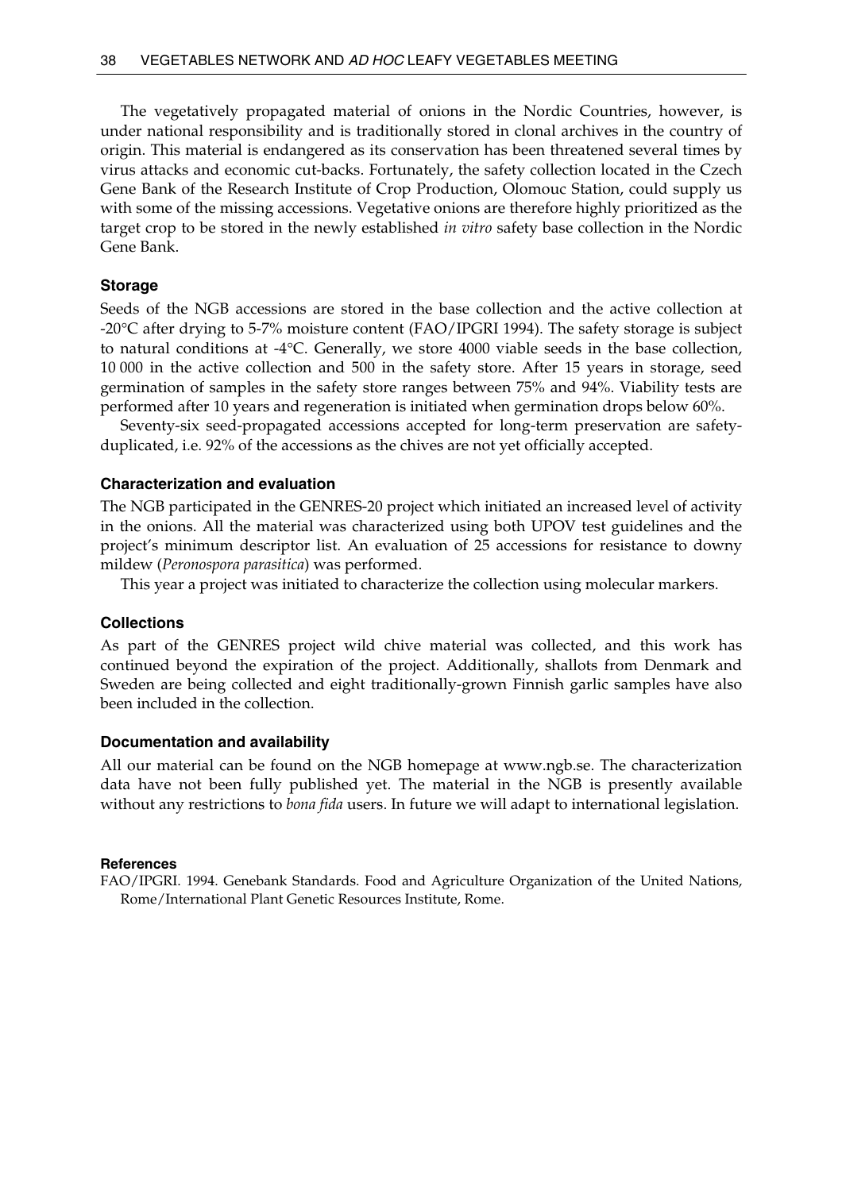The vegetatively propagated material of onions in the Nordic Countries, however, is under national responsibility and is traditionally stored in clonal archives in the country of origin. This material is endangered as its conservation has been threatened several times by virus attacks and economic cut-backs. Fortunately, the safety collection located in the Czech Gene Bank of the Research Institute of Crop Production, Olomouc Station, could supply us with some of the missing accessions. Vegetative onions are therefore highly prioritized as the target crop to be stored in the newly established *in vitro* safety base collection in the Nordic Gene Bank.

### Storage

Seeds of the NGB accessions are stored in the base collection and the active collection at -20°C after drying to 5-7% moisture content (FAO/IPGRI 1994). The safety storage is subject to natural conditions at -4°C. Generally, we store 4000 viable seeds in the base collection, 10 000 in the active collection and 500 in the safety store. After 15 years in storage, seed germination of samples in the safety store ranges between 75% and 94%. Viability tests are performed after 10 years and regeneration is initiated when germination drops below 60%.

Seventy-six seed-propagated accessions accepted for long-term preservation are safety-duplicated, i.e. 92% of the accessions as the chives are not yet officially accepted.

### Characterization and evaluation

The NGB participated in the GENRES-20 project which initiated an increased level of activity in the onions. All the material was characterized using both UPOV test guidelines and the project's minimum descriptor list. An evaluation of 25 accessions for resistance to downy mildew (*Peronospora parasitica*) was performed.

This year a project was initiated to characterize the collection using molecular markers.

### Collections

As part of the GENRES project wild chive material was collected, and this work has continued beyond the expiration of the project. Additionally, shallots from Denmark and Sweden are being collected and eight traditionally-grown Finnish garlic samples have also been included in the collection.

### Documentation and availability

All our material can be found on the NGB homepage at www.ngb.se. The characterization data have not been fully published yet. The material in the NGB is presently available without any restrictions to *bona fida* users. In future we will adapt to international legislation.

#### References

FAO/IPGRI. 1994. Genebank Standards. Food and Agriculture Organization of the United Nations, Rome/International Plant Genetic Resources Institute, Rome.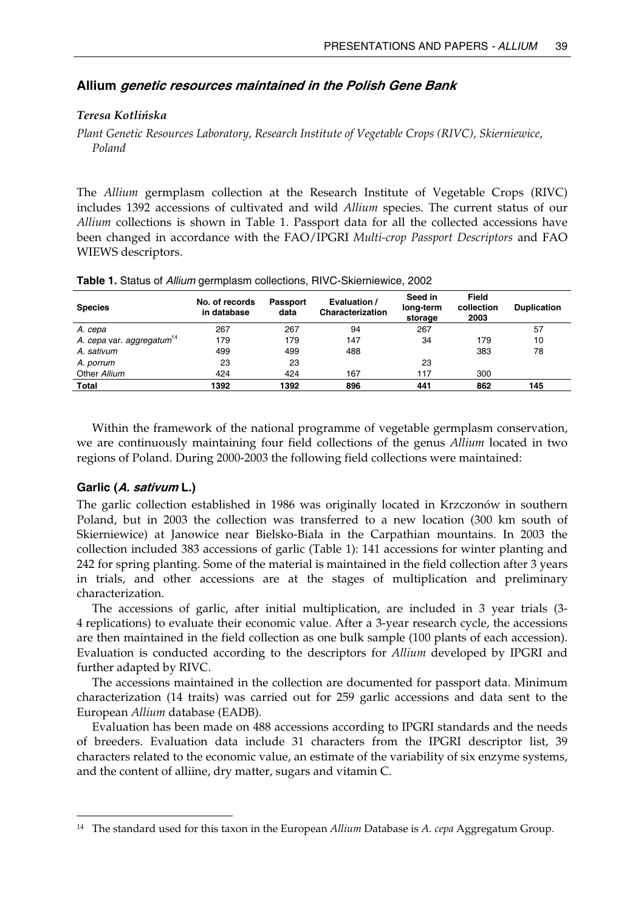## Allium *genetic resources maintained in the Polish Gene Bank*

***Teresa Kotlińska***

*Plant Genetic Resources Laboratory, Research Institute of Vegetable Crops (RIVC), Skierniewice, Poland*

The *Allium* germplasm collection at the Research Institute of Vegetable Crops (RIVC) includes 1392 accessions of cultivated and wild *Allium* species. The current status of our *Allium* collections is shown in Table 1. Passport data for all the collected accessions have been changed in accordance with the FAO/IPGRI *Multi-crop Passport Descriptors* and FAO WIEWS descriptors.

**Table 1.** Status of *Allium* germplasm collections, RIVC-Skierniewice, 2002

| Species | No. of records in database | Passport data | Evaluation / Characterization | Seed in long-term storage | Field collection 2003 | Duplication |
|---|---|---|---|---|---|---|
| *A. cepa* | 267 | 267 | 94 | 267 | | 57 |
| *A. cepa* var. *aggregatum*[14] | 179 | 179 | 147 | 34 | 179 | 10 |
| *A. sativum* | 499 | 499 | 488 | | 383 | 78 |
| *A. porrum* | 23 | 23 | | 23 | | |
| Other *Allium* | 424 | 424 | 167 | 117 | 300 | |
| **Total** | **1392** | **1392** | **896** | **441** | **862** | **145** |

Within the framework of the national programme of vegetable germplasm conservation, we are continuously maintaining four field collections of the genus *Allium* located in two regions of Poland. During 2000-2003 the following field collections were maintained:

### Garlic (*A. sativum* L.)

The garlic collection established in 1986 was originally located in Krzczonów in southern Poland, but in 2003 the collection was transferred to a new location (300 km south of Skierniewice) at Janowice near Bielsko-Biała in the Carpathian mountains. In 2003 the collection included 383 accessions of garlic (Table 1): 141 accessions for winter planting and 242 for spring planting. Some of the material is maintained in the field collection after 3 years in trials, and other accessions are at the stages of multiplication and preliminary characterization.

The accessions of garlic, after initial multiplication, are included in 3 year trials (3-4 replications) to evaluate their economic value. After a 3-year research cycle, the accessions are then maintained in the field collection as one bulk sample (100 plants of each accession). Evaluation is conducted according to the descriptors for *Allium* developed by IPGRI and further adapted by RIVC.

The accessions maintained in the collection are documented for passport data. Minimum characterization (14 traits) was carried out for 259 garlic accessions and data sent to the European *Allium* database (EADB).

Evaluation has been made on 488 accessions according to IPGRI standards and the needs of breeders. Evaluation data include 31 characters from the IPGRI descriptor list, 39 characters related to the economic value, an estimate of the variability of six enzyme systems, and the content of alliine, dry matter, sugars and vitamin C.

---

[14] The standard used for this taxon in the European *Allium* Database is *A. cepa* Aggregatum Group.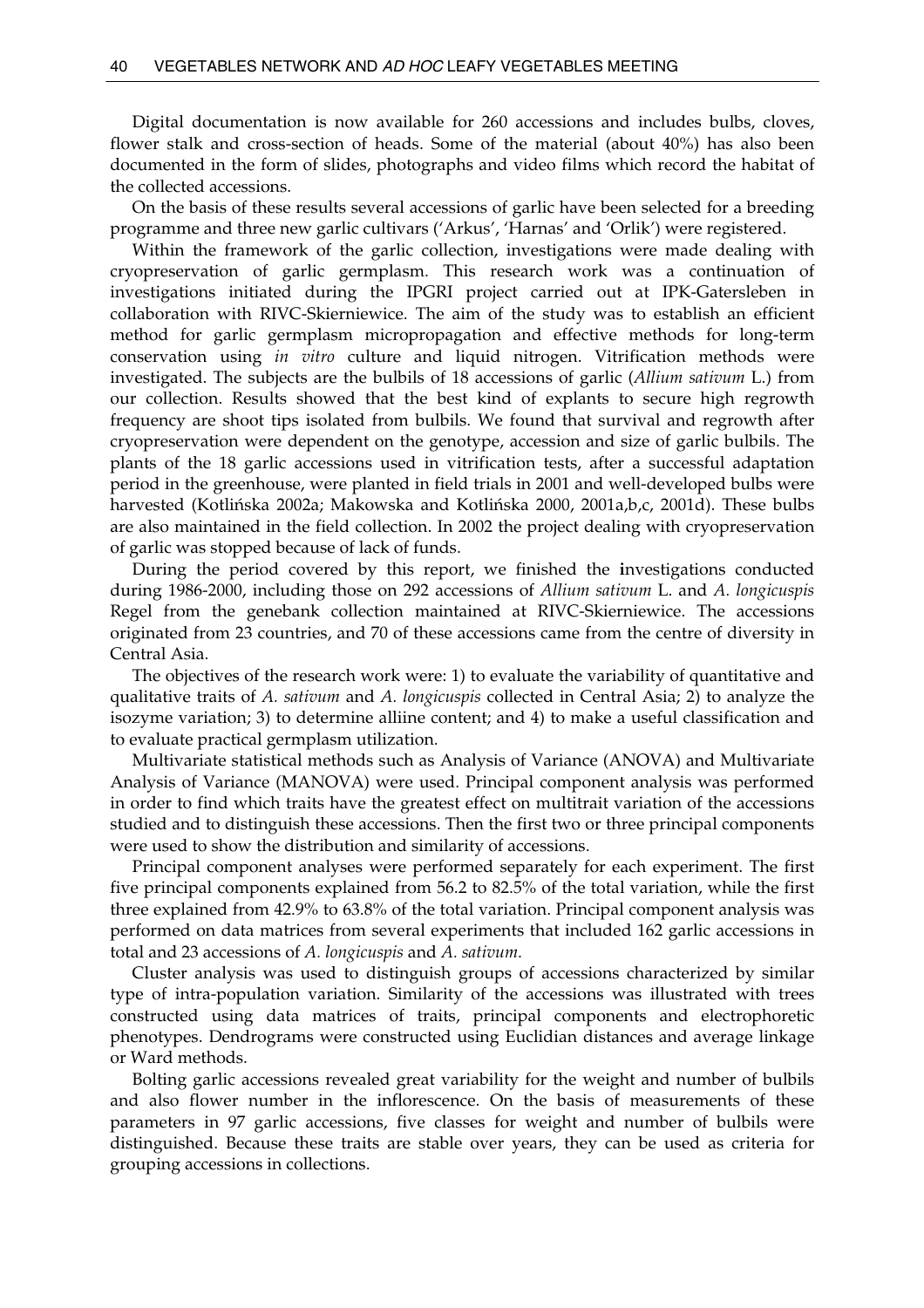Digital documentation is now available for 260 accessions and includes bulbs, cloves, flower stalk and cross-section of heads. Some of the material (about 40%) has also been documented in the form of slides, photographs and video films which record the habitat of the collected accessions.

On the basis of these results several accessions of garlic have been selected for a breeding programme and three new garlic cultivars ('Arkus', 'Harnas' and 'Orlik') were registered.

Within the framework of the garlic collection, investigations were made dealing with cryopreservation of garlic germplasm. This research work was a continuation of investigations initiated during the IPGRI project carried out at IPK-Gatersleben in collaboration with RIVC-Skierniewice. The aim of the study was to establish an efficient method for garlic germplasm micropropagation and effective methods for long-term conservation using *in vitro* culture and liquid nitrogen. Vitrification methods were investigated. The subjects are the bulbils of 18 accessions of garlic (*Allium sativum* L.) from our collection. Results showed that the best kind of explants to secure high regrowth frequency are shoot tips isolated from bulbils. We found that survival and regrowth after cryopreservation were dependent on the genotype, accession and size of garlic bulbils. The plants of the 18 garlic accessions used in vitrification tests, after a successful adaptation period in the greenhouse, were planted in field trials in 2001 and well-developed bulbs were harvested (Kotlińska 2002a; Makowska and Kotlińska 2000, 2001a,b,c, 2001d). These bulbs are also maintained in the field collection. In 2002 the project dealing with cryopreservation of garlic was stopped because of lack of funds.

During the period covered by this report, we finished the investigations conducted during 1986-2000, including those on 292 accessions of *Allium sativum* L. and *A. longicuspis* Regel from the genebank collection maintained at RIVC-Skierniewice. The accessions originated from 23 countries, and 70 of these accessions came from the centre of diversity in Central Asia.

The objectives of the research work were: 1) to evaluate the variability of quantitative and qualitative traits of *A. sativum* and *A. longicuspis* collected in Central Asia; 2) to analyze the isozyme variation; 3) to determine alliine content; and 4) to make a useful classification and to evaluate practical germplasm utilization.

Multivariate statistical methods such as Analysis of Variance (ANOVA) and Multivariate Analysis of Variance (MANOVA) were used. Principal component analysis was performed in order to find which traits have the greatest effect on multitrait variation of the accessions studied and to distinguish these accessions. Then the first two or three principal components were used to show the distribution and similarity of accessions.

Principal component analyses were performed separately for each experiment. The first five principal components explained from 56.2 to 82.5% of the total variation, while the first three explained from 42.9% to 63.8% of the total variation. Principal component analysis was performed on data matrices from several experiments that included 162 garlic accessions in total and 23 accessions of *A. longicuspis* and *A. sativum*.

Cluster analysis was used to distinguish groups of accessions characterized by similar type of intra-population variation. Similarity of the accessions was illustrated with trees constructed using data matrices of traits, principal components and electrophoretic phenotypes. Dendrograms were constructed using Euclidian distances and average linkage or Ward methods.

Bolting garlic accessions revealed great variability for the weight and number of bulbils and also flower number in the inflorescence. On the basis of measurements of these parameters in 97 garlic accessions, five classes for weight and number of bulbils were distinguished. Because these traits are stable over years, they can be used as criteria for grouping accessions in collections.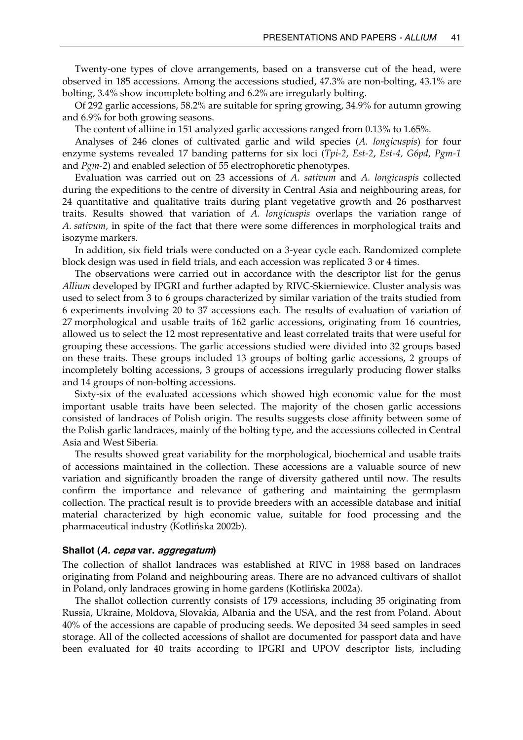Twenty-one types of clove arrangements, based on a transverse cut of the head, were observed in 185 accessions. Among the accessions studied, 47.3% are non-bolting, 43.1% are bolting, 3.4% show incomplete bolting and 6.2% are irregularly bolting.

Of 292 garlic accessions, 58.2% are suitable for spring growing, 34.9% for autumn growing and 6.9% for both growing seasons.

The content of alliine in 151 analyzed garlic accessions ranged from 0.13% to 1.65%.

Analyses of 246 clones of cultivated garlic and wild species (*A. longicuspis*) for four enzyme systems revealed 17 banding patterns for six loci (*Tpi-2*, *Est-2*, *Est-4, G6pd, Pgm-1* and *Pgm-2*) and enabled selection of 55 electrophoretic phenotypes.

Evaluation was carried out on 23 accessions of *A. sativum* and *A. longicuspis* collected during the expeditions to the centre of diversity in Central Asia and neighbouring areas, for 24 quantitative and qualitative traits during plant vegetative growth and 26 postharvest traits. Results showed that variation of *A. longicuspis* overlaps the variation range of *A. sativum,* in spite of the fact that there were some differences in morphological traits and isozyme markers.

In addition, six field trials were conducted on a 3-year cycle each. Randomized complete block design was used in field trials, and each accession was replicated 3 or 4 times.

The observations were carried out in accordance with the descriptor list for the genus *Allium* developed by IPGRI and further adapted by RIVC-Skierniewice. Cluster analysis was used to select from 3 to 6 groups characterized by similar variation of the traits studied from 6 experiments involving 20 to 37 accessions each. The results of evaluation of variation of 27 morphological and usable traits of 162 garlic accessions, originating from 16 countries, allowed us to select the 12 most representative and least correlated traits that were useful for grouping these accessions. The garlic accessions studied were divided into 32 groups based on these traits. These groups included 13 groups of bolting garlic accessions, 2 groups of incompletely bolting accessions, 3 groups of accessions irregularly producing flower stalks and 14 groups of non-bolting accessions.

Sixty-six of the evaluated accessions which showed high economic value for the most important usable traits have been selected. The majority of the chosen garlic accessions consisted of landraces of Polish origin. The results suggests close affinity between some of the Polish garlic landraces, mainly of the bolting type, and the accessions collected in Central Asia and West Siberia.

The results showed great variability for the morphological, biochemical and usable traits of accessions maintained in the collection. These accessions are a valuable source of new variation and significantly broaden the range of diversity gathered until now. The results confirm the importance and relevance of gathering and maintaining the germplasm collection. The practical result is to provide breeders with an accessible database and initial material characterized by high economic value, suitable for food processing and the pharmaceutical industry (Kotlińska 2002b).

### Shallot (*A. cepa* var. *aggregatum*)

The collection of shallot landraces was established at RIVC in 1988 based on landraces originating from Poland and neighbouring areas. There are no advanced cultivars of shallot in Poland, only landraces growing in home gardens (Kotlińska 2002a).

The shallot collection currently consists of 179 accessions, including 35 originating from Russia, Ukraine, Moldova, Slovakia, Albania and the USA, and the rest from Poland. About 40% of the accessions are capable of producing seeds. We deposited 34 seed samples in seed storage. All of the collected accessions of shallot are documented for passport data and have been evaluated for 40 traits according to IPGRI and UPOV descriptor lists, including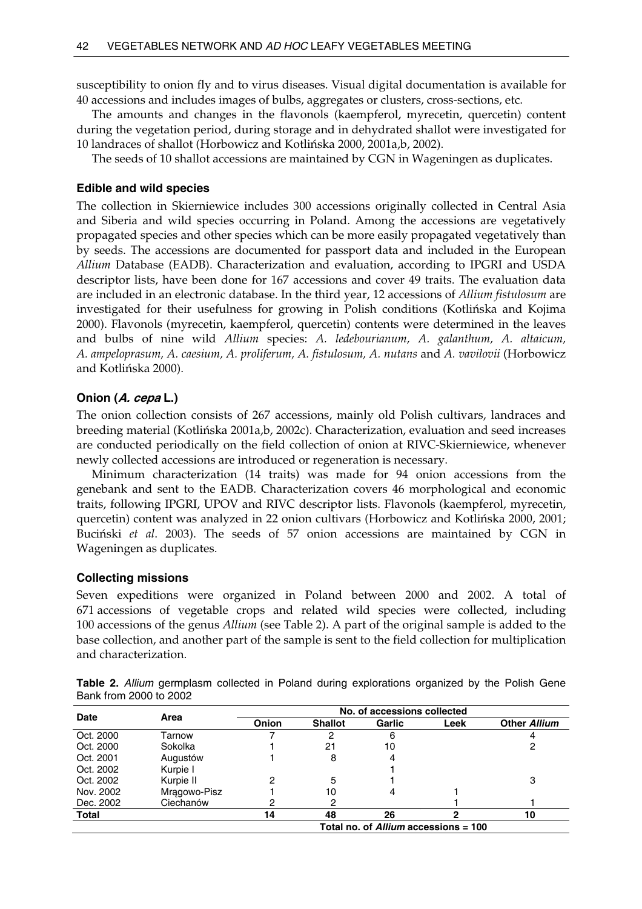susceptibility to onion fly and to virus diseases. Visual digital documentation is available for 40 accessions and includes images of bulbs, aggregates or clusters, cross-sections, etc.

The amounts and changes in the flavonols (kaempferol, myrecetin, quercetin) content during the vegetation period, during storage and in dehydrated shallot were investigated for 10 landraces of shallot (Horbowicz and Kotlińska 2000, 2001a,b, 2002).

The seeds of 10 shallot accessions are maintained by CGN in Wageningen as duplicates.

### Edible and wild species

The collection in Skierniewice includes 300 accessions originally collected in Central Asia and Siberia and wild species occurring in Poland. Among the accessions are vegetatively propagated species and other species which can be more easily propagated vegetatively than by seeds. The accessions are documented for passport data and included in the European *Allium* Database (EADB). Characterization and evaluation, according to IPGRI and USDA descriptor lists, have been done for 167 accessions and cover 49 traits. The evaluation data are included in an electronic database. In the third year, 12 accessions of *Allium fistulosum* are investigated for their usefulness for growing in Polish conditions (Kotlińska and Kojima 2000). Flavonols (myrecetin, kaempferol, quercetin) contents were determined in the leaves and bulbs of nine wild *Allium* species: *A. ledebourianum, A. galanthum, A. altaicum, A. ampeloprasum, A. caesium, A. proliferum, A. fistulosum, A. nutans* and *A. vavilovii* (Horbowicz and Kotlińska 2000).

### Onion (*A. cepa* L.)

The onion collection consists of 267 accessions, mainly old Polish cultivars, landraces and breeding material (Kotlińska 2001a,b, 2002c). Characterization, evaluation and seed increases are conducted periodically on the field collection of onion at RIVC-Skierniewice, whenever newly collected accessions are introduced or regeneration is necessary.

Minimum characterization (14 traits) was made for 94 onion accessions from the genebank and sent to the EADB. Characterization covers 46 morphological and economic traits, following IPGRI, UPOV and RIVC descriptor lists. Flavonols (kaempferol, myrecetin, quercetin) content was analyzed in 22 onion cultivars (Horbowicz and Kotlińska 2000, 2001; Buciński *et al*. 2003). The seeds of 57 onion accessions are maintained by CGN in Wageningen as duplicates.

### Collecting missions

Seven expeditions were organized in Poland between 2000 and 2002. A total of 671 accessions of vegetable crops and related wild species were collected, including 100 accessions of the genus *Allium* (see Table 2). A part of the original sample is added to the base collection, and another part of the sample is sent to the field collection for multiplication and characterization.

**Table 2.** *Allium* germplasm collected in Poland during explorations organized by the Polish Gene Bank from 2000 to 2002

| Date | Area | No. of accessions collected | | | | |
|---|---|---|---|---|---|---|
| | | Onion | Shallot | Garlic | Leek | Other *Allium* |
| Oct. 2000 | Tarnow | 7 | 2 | 6 | | 4 |
| Oct. 2000 | Sokolka | 1 | 21 | 10 | | 2 |
| Oct. 2001 | Augustów | 1 | 8 | 4 | | |
| Oct. 2002 | Kurpie I | | | 1 | | |
| Oct. 2002 | Kurpie II | 2 | 5 | 1 | | 3 |
| Nov. 2002 | Mrągowo-Pisz | 1 | 10 | 4 | 1 | |
| Dec. 2002 | Ciechanów | 2 | 2 | | 1 | 1 |
| **Total** | | **14** | **48** | **26** | **2** | **10** |
| | | **Total no. of *Allium* accessions = 100** | | | | |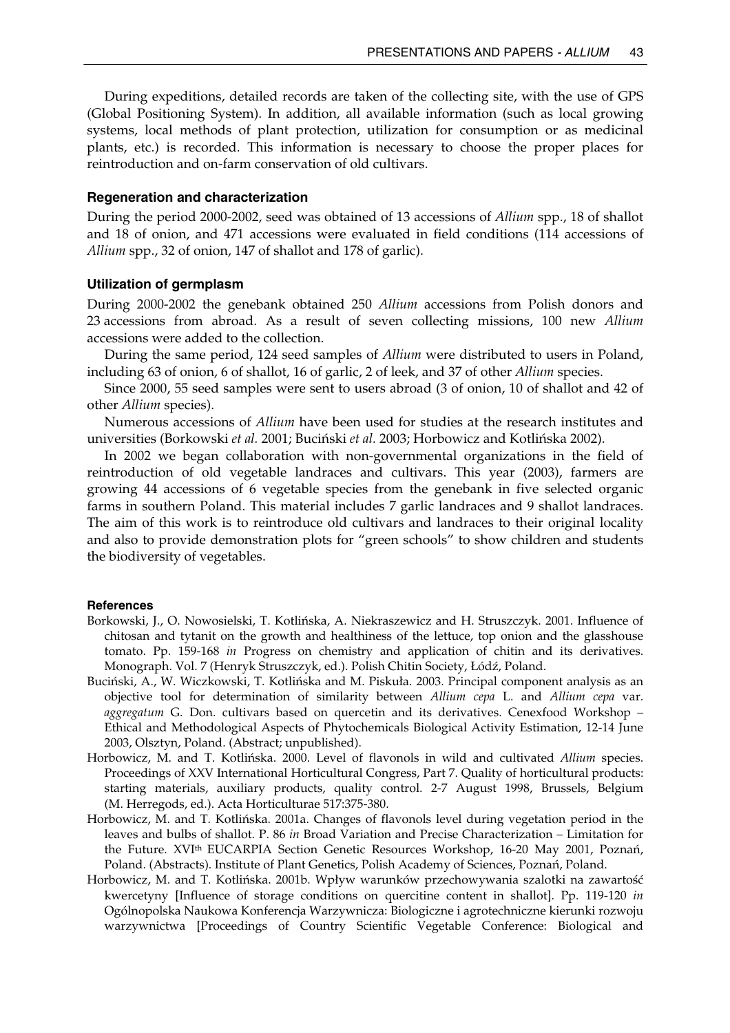During expeditions, detailed records are taken of the collecting site, with the use of GPS (Global Positioning System). In addition, all available information (such as local growing systems, local methods of plant protection, utilization for consumption or as medicinal plants, etc.) is recorded. This information is necessary to choose the proper places for reintroduction and on-farm conservation of old cultivars.

### Regeneration and characterization

During the period 2000-2002, seed was obtained of 13 accessions of *Allium* spp., 18 of shallot and 18 of onion, and 471 accessions were evaluated in field conditions (114 accessions of *Allium* spp., 32 of onion, 147 of shallot and 178 of garlic).

### Utilization of germplasm

During 2000-2002 the genebank obtained 250 *Allium* accessions from Polish donors and 23 accessions from abroad. As a result of seven collecting missions, 100 new *Allium* accessions were added to the collection.

During the same period, 124 seed samples of *Allium* were distributed to users in Poland, including 63 of onion, 6 of shallot, 16 of garlic, 2 of leek, and 37 of other *Allium* species.

Since 2000, 55 seed samples were sent to users abroad (3 of onion, 10 of shallot and 42 of other *Allium* species).

Numerous accessions of *Allium* have been used for studies at the research institutes and universities (Borkowski *et al.* 2001; Buciński *et al.* 2003; Horbowicz and Kotlińska 2002).

In 2002 we began collaboration with non-governmental organizations in the field of reintroduction of old vegetable landraces and cultivars. This year (2003), farmers are growing 44 accessions of 6 vegetable species from the genebank in five selected organic farms in southern Poland. This material includes 7 garlic landraces and 9 shallot landraces. The aim of this work is to reintroduce old cultivars and landraces to their original locality and also to provide demonstration plots for "green schools" to show children and students the biodiversity of vegetables.

### References

Borkowski, J., O. Nowosielski, T. Kotlińska, A. Niekraszewicz and H. Struszczyk. 2001. Influence of chitosan and tytanit on the growth and healthiness of the lettuce, top onion and the glasshouse tomato. Pp. 159-168 *in* Progress on chemistry and application of chitin and its derivatives. Monograph. Vol. 7 (Henryk Struszczyk, ed.). Polish Chitin Society, Łódź, Poland.

Buciński, A., W. Wiczkowski, T. Kotlińska and M. Piskuła. 2003. Principal component analysis as an objective tool for determination of similarity between *Allium cepa* L. and *Allium cepa* var. *aggregatum* G. Don. cultivars based on quercetin and its derivatives. Cenexfood Workshop – Ethical and Methodological Aspects of Phytochemicals Biological Activity Estimation, 12-14 June 2003, Olsztyn, Poland. (Abstract; unpublished).

Horbowicz, M. and T. Kotlińska. 2000. Level of flavonols in wild and cultivated *Allium* species. Proceedings of XXV International Horticultural Congress, Part 7. Quality of horticultural products: starting materials, auxiliary products, quality control. 2-7 August 1998, Brussels, Belgium (M. Herregods, ed.). Acta Horticulturae 517:375-380.

Horbowicz, M. and T. Kotlińska. 2001a. Changes of flavonols level during vegetation period in the leaves and bulbs of shallot. P. 86 *in* Broad Variation and Precise Characterization – Limitation for the Future. XVIth EUCARPIA Section Genetic Resources Workshop, 16-20 May 2001, Poznań, Poland. (Abstracts). Institute of Plant Genetics, Polish Academy of Sciences, Poznań, Poland.

Horbowicz, M. and T. Kotlińska. 2001b. Wpływ warunków przechowywania szalotki na zawartość kwercetyny [Influence of storage conditions on quercitine content in shallot]. Pp. 119-120 *in* Ogólnopolska Naukowa Konferencja Warzywnicza: Biologiczne i agrotechniczne kierunki rozwoju warzywnictwa [Proceedings of Country Scientific Vegetable Conference: Biological and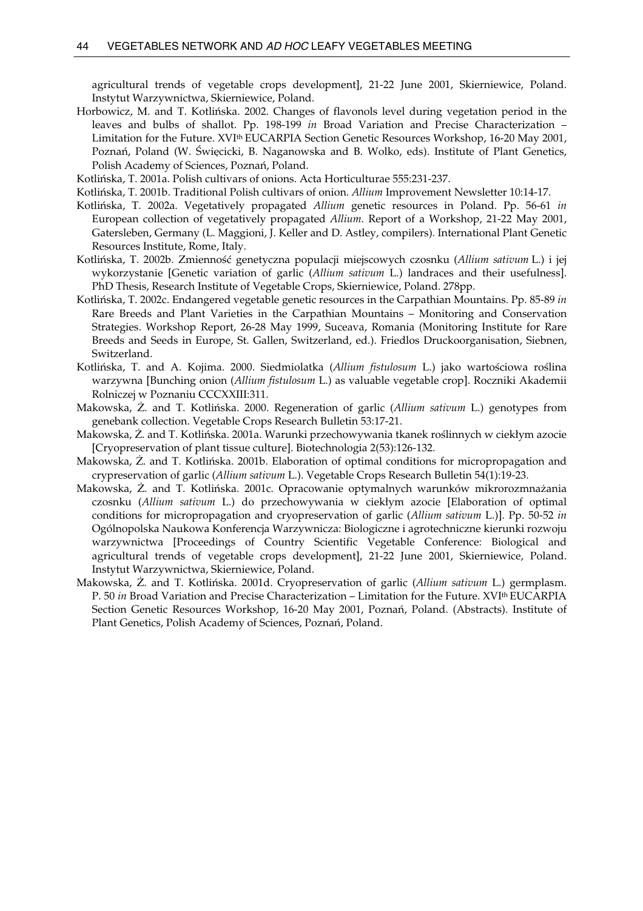agricultural trends of vegetable crops development], 21-22 June 2001, Skierniewice, Poland. Instytut Warzywnictwa, Skierniewice, Poland.

Horbowicz, M. and T. Kotlińska. 2002. Changes of flavonols level during vegetation period in the leaves and bulbs of shallot. Pp. 198-199 *in* Broad Variation and Precise Characterization – Limitation for the Future. XVI[th] EUCARPIA Section Genetic Resources Workshop, 16-20 May 2001, Poznań, Poland (W. Święcicki, B. Naganowska and B. Wolko, eds). Institute of Plant Genetics, Polish Academy of Sciences, Poznań, Poland.

Kotlińska, T. 2001a. Polish cultivars of onions. Acta Horticulturae 555:231-237.

Kotlińska, T. 2001b. Traditional Polish cultivars of onion. *Allium* Improvement Newsletter 10:14-17.

Kotlińska, T. 2002a. Vegetatively propagated *Allium* genetic resources in Poland. Pp. 56-61 *in* European collection of vegetatively propagated *Allium*. Report of a Workshop, 21-22 May 2001, Gatersleben, Germany (L. Maggioni, J. Keller and D. Astley, compilers). International Plant Genetic Resources Institute, Rome, Italy.

Kotlińska, T. 2002b. Zmienność genetyczna populacji miejscowych czosnku (*Allium sativum* L.) i jej wykorzystanie [Genetic variation of garlic (*Allium sativum* L.) landraces and their usefulness]. PhD Thesis, Research Institute of Vegetable Crops, Skierniewice, Poland. 278pp.

Kotlińska, T. 2002c. Endangered vegetable genetic resources in the Carpathian Mountains. Pp. 85-89 *in* Rare Breeds and Plant Varieties in the Carpathian Mountains – Monitoring and Conservation Strategies. Workshop Report, 26-28 May 1999, Suceava, Romania (Monitoring Institute for Rare Breeds and Seeds in Europe, St. Gallen, Switzerland, ed.). Friedlos Druckoorganisation, Siebnen, Switzerland.

Kotlińska, T. and A. Kojima. 2000. Siedmiolatka (*Allium fistulosum* L.) jako wartościowa roślina warzywna [Bunching onion (*Allium fistulosum* L.) as valuable vegetable crop]. Roczniki Akademii Rolniczej w Poznaniu CCCXXIII:311.

Makowska, Ż. and T. Kotlińska. 2000. Regeneration of garlic (*Allium sativum* L.) genotypes from genebank collection. Vegetable Crops Research Bulletin 53:17-21.

Makowska, Ż. and T. Kotlińska. 2001a. Warunki przechowywania tkanek roślinnych w ciekłym azocie [Cryopreservation of plant tissue culture]. Biotechnologia 2(53):126-132.

Makowska, Ż. and T. Kotlińska. 2001b. Elaboration of optimal conditions for micropropagation and crypreservation of garlic (*Allium sativum* L.). Vegetable Crops Research Bulletin 54(1):19-23.

Makowska, Ż. and T. Kotlińska. 2001c. Opracowanie optymalnych warunków mikrorozmnażania czosnku (*Allium sativum* L.) do przechowywania w ciekłym azocie [Elaboration of optimal conditions for micropropagation and cryopreservation of garlic (*Allium sativum* L.)]. Pp. 50-52 *in* Ogólnopolska Naukowa Konferencja Warzywnicza: Biologiczne i agrotechniczne kierunki rozwoju warzywnictwa [Proceedings of Country Scientific Vegetable Conference: Biological and agricultural trends of vegetable crops development], 21-22 June 2001, Skierniewice, Poland. Instytut Warzywnictwa, Skierniewice, Poland.

Makowska, Ż. and T. Kotlińska. 2001d. Cryopreservation of garlic (*Allium sativum* L.) germplasm. P. 50 *in* Broad Variation and Precise Characterization – Limitation for the Future. XVI[th] EUCARPIA Section Genetic Resources Workshop, 16-20 May 2001, Poznań, Poland. (Abstracts). Institute of Plant Genetics, Polish Academy of Sciences, Poznań, Poland.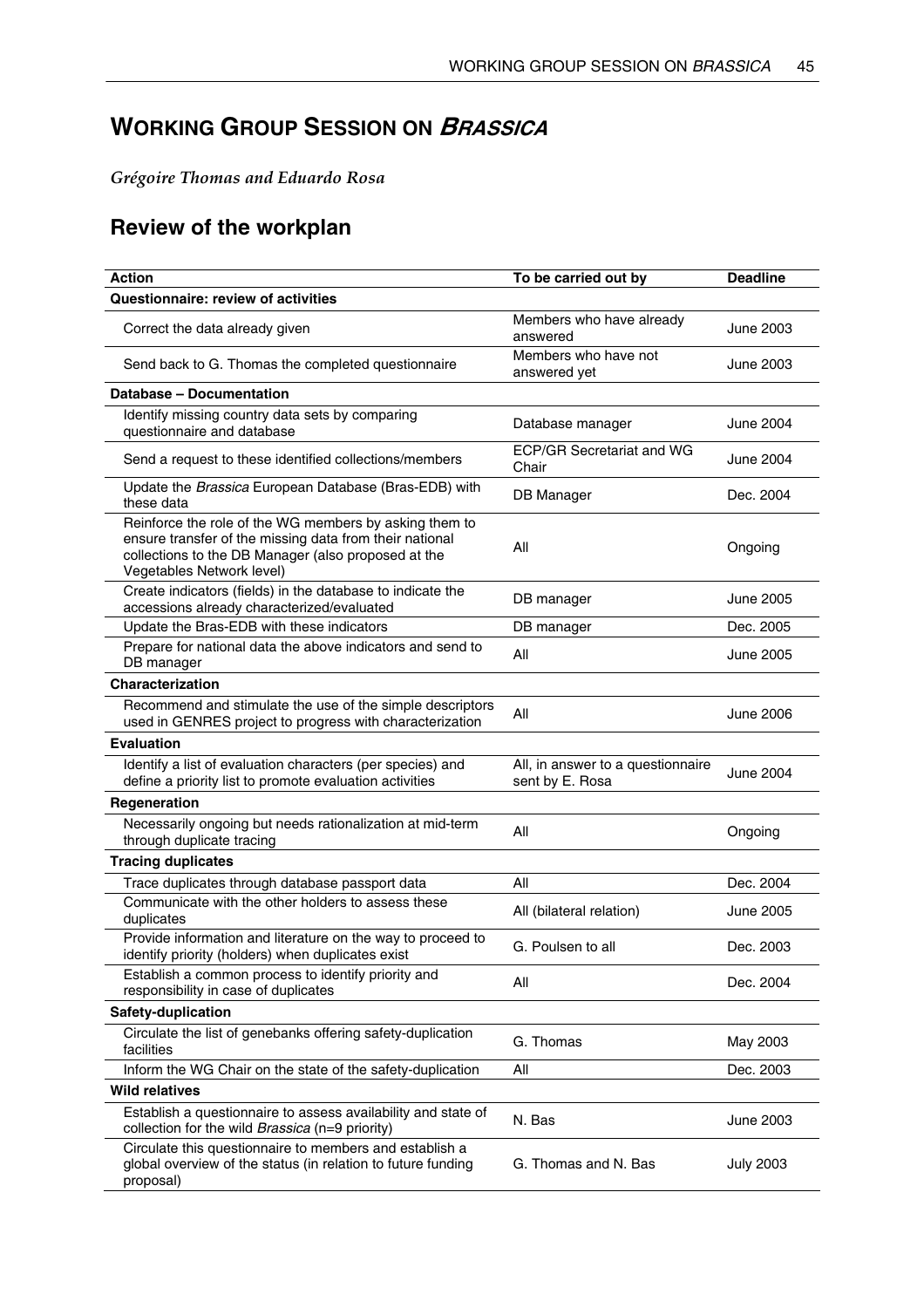# WORKING GROUP SESSION ON *BRASSICA*

*Grégoire Thomas and Eduardo Rosa*

## Review of the workplan

| Action | To be carried out by | Deadline |
|---|---|---|
| **Questionnaire: review of activities** | | |
| Correct the data already given | Members who have already answered | June 2003 |
| Send back to G. Thomas the completed questionnaire | Members who have not answered yet | June 2003 |
| **Database – Documentation** | | |
| Identify missing country data sets by comparing questionnaire and database | Database manager | June 2004 |
| Send a request to these identified collections/members | ECP/GR Secretariat and WG Chair | June 2004 |
| Update the *Brassica* European Database (Bras-EDB) with these data | DB Manager | Dec. 2004 |
| Reinforce the role of the WG members by asking them to ensure transfer of the missing data from their national collections to the DB Manager (also proposed at the Vegetables Network level) | All | Ongoing |
| Create indicators (fields) in the database to indicate the accessions already characterized/evaluated | DB manager | June 2005 |
| Update the Bras-EDB with these indicators | DB manager | Dec. 2005 |
| Prepare for national data the above indicators and send to DB manager | All | June 2005 |
| **Characterization** | | |
| Recommend and stimulate the use of the simple descriptors used in GENRES project to progress with characterization | All | June 2006 |
| **Evaluation** | | |
| Identify a list of evaluation characters (per species) and define a priority list to promote evaluation activities | All, in answer to a questionnaire sent by E. Rosa | June 2004 |
| **Regeneration** | | |
| Necessarily ongoing but needs rationalization at mid-term through duplicate tracing | All | Ongoing |
| **Tracing duplicates** | | |
| Trace duplicates through database passport data | All | Dec. 2004 |
| Communicate with the other holders to assess these duplicates | All (bilateral relation) | June 2005 |
| Provide information and literature on the way to proceed to identify priority (holders) when duplicates exist | G. Poulsen to all | Dec. 2003 |
| Establish a common process to identify priority and responsibility in case of duplicates | All | Dec. 2004 |
| **Safety-duplication** | | |
| Circulate the list of genebanks offering safety-duplication facilities | G. Thomas | May 2003 |
| Inform the WG Chair on the state of the safety-duplication | All | Dec. 2003 |
| **Wild relatives** | | |
| Establish a questionnaire to assess availability and state of collection for the wild *Brassica* (n=9 priority) | N. Bas | June 2003 |
| Circulate this questionnaire to members and establish a global overview of the status (in relation to future funding proposal) | G. Thomas and N. Bas | July 2003 |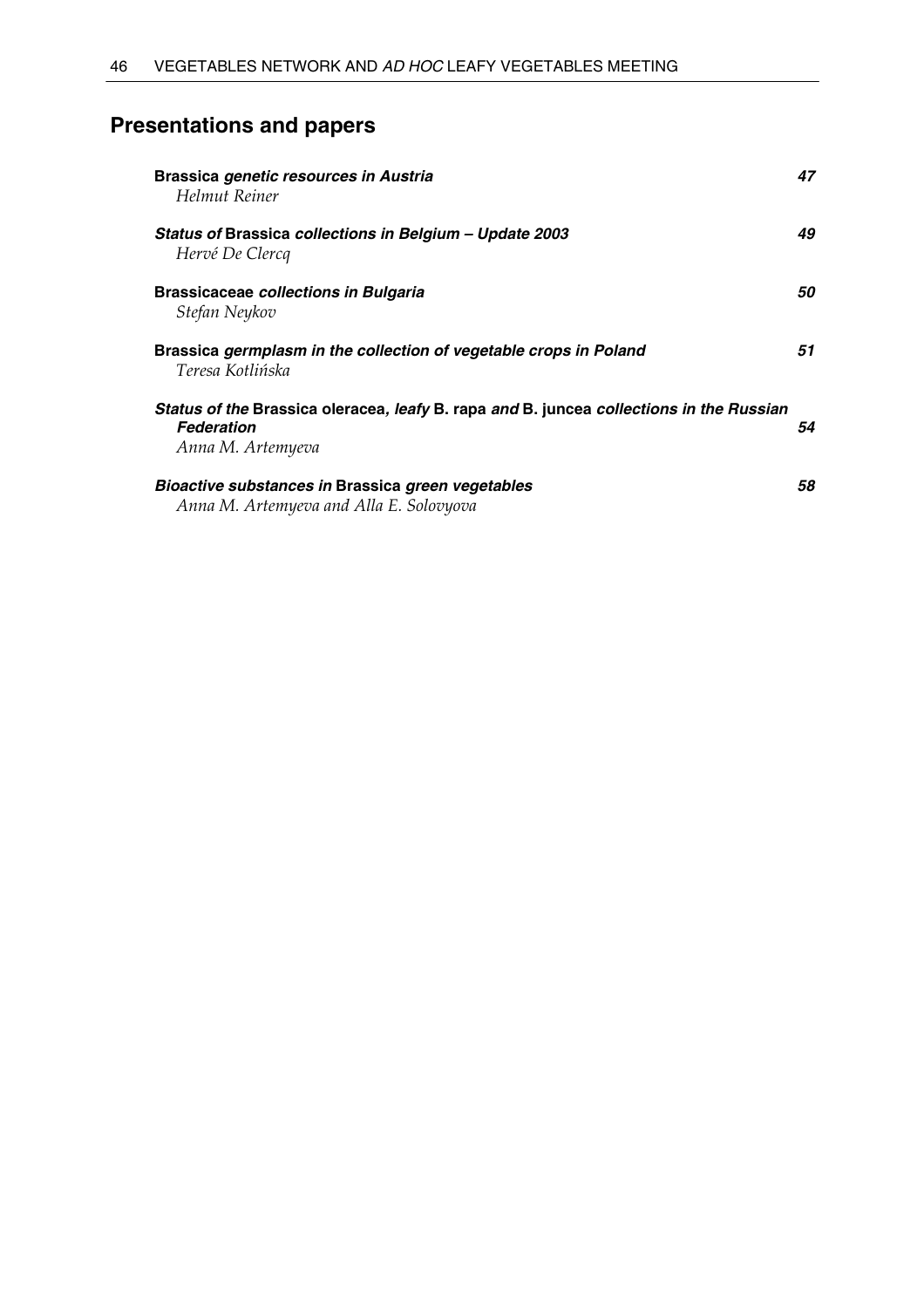## Presentations and papers

| | |
|---|---|
| **Brassica *genetic resources in Austria***<br>*Helmut Reiner* | ***47*** |
| ***Status of* Brassica *collections in Belgium – Update 2003***<br>*Hervé De Clercq* | ***49*** |
| **Brassicaceae *collections in Bulgaria***<br>*Stefan Neykov* | ***50*** |
| **Brassica *germplasm in the collection of vegetable crops in Poland***<br>*Teresa Kotlińska* | ***51*** |
| ***Status of the* Brassica oleracea*, leafy* B. rapa *and* B. juncea *collections in the Russian Federation***<br>*Anna M. Artemyeva* | ***54*** |
| ***Bioactive substances in* Brassica *green vegetables***<br>*Anna M. Artemyeva and Alla E. Solovyova* | ***58*** |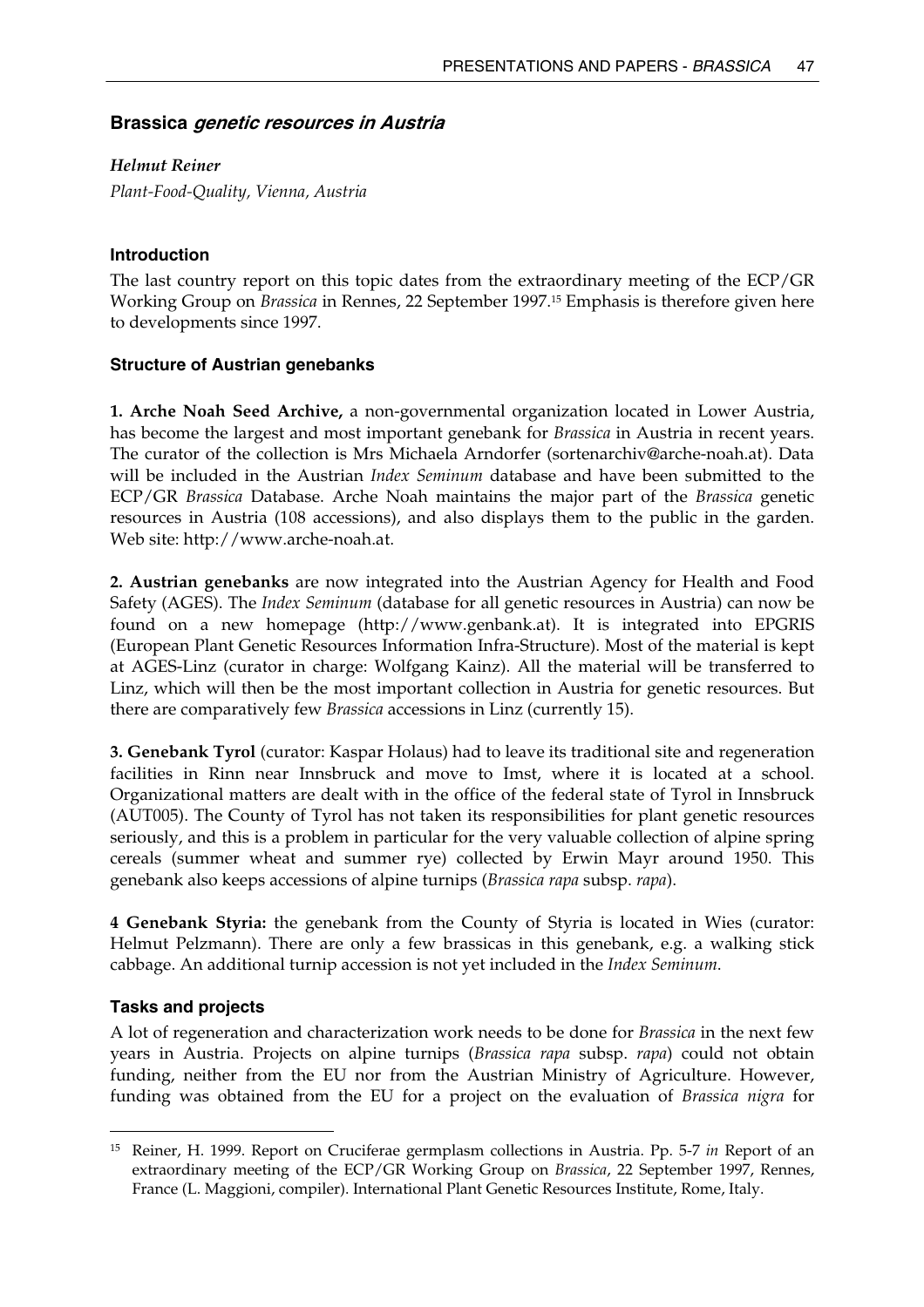## **Brassica** *genetic resources in Austria*

*Helmut Reiner*

*Plant-Food-Quality, Vienna, Austria*

### Introduction

The last country report on this topic dates from the extraordinary meeting of the ECP/GR Working Group on *Brassica* in Rennes, 22 September 1997.[15] Emphasis is therefore given here to developments since 1997.

### Structure of Austrian genebanks

**1. Arche Noah Seed Archive,** a non-governmental organization located in Lower Austria, has become the largest and most important genebank for *Brassica* in Austria in recent years. The curator of the collection is Mrs Michaela Arndorfer (sortenarchiv@arche-noah.at). Data will be included in the Austrian *Index Seminum* database and have been submitted to the ECP/GR *Brassica* Database. Arche Noah maintains the major part of the *Brassica* genetic resources in Austria (108 accessions), and also displays them to the public in the garden. Web site: http://www.arche-noah.at.

**2. Austrian genebanks** are now integrated into the Austrian Agency for Health and Food Safety (AGES). The *Index Seminum* (database for all genetic resources in Austria) can now be found on a new homepage (http://www.genbank.at). It is integrated into EPGRIS (European Plant Genetic Resources Information Infra-Structure). Most of the material is kept at AGES-Linz (curator in charge: Wolfgang Kainz). All the material will be transferred to Linz, which will then be the most important collection in Austria for genetic resources. But there are comparatively few *Brassica* accessions in Linz (currently 15).

**3. Genebank Tyrol** (curator: Kaspar Holaus) had to leave its traditional site and regeneration facilities in Rinn near Innsbruck and move to Imst, where it is located at a school. Organizational matters are dealt with in the office of the federal state of Tyrol in Innsbruck (AUT005). The County of Tyrol has not taken its responsibilities for plant genetic resources seriously, and this is a problem in particular for the very valuable collection of alpine spring cereals (summer wheat and summer rye) collected by Erwin Mayr around 1950. This genebank also keeps accessions of alpine turnips (*Brassica rapa* subsp. *rapa*).

**4 Genebank Styria:** the genebank from the County of Styria is located in Wies (curator: Helmut Pelzmann). There are only a few brassicas in this genebank, e.g. a walking stick cabbage. An additional turnip accession is not yet included in the *Index Seminum*.

### Tasks and projects

A lot of regeneration and characterization work needs to be done for *Brassica* in the next few years in Austria. Projects on alpine turnips (*Brassica rapa* subsp. *rapa*) could not obtain funding, neither from the EU nor from the Austrian Ministry of Agriculture. However, funding was obtained from the EU for a project on the evaluation of *Brassica nigra* for

---

[15] Reiner, H. 1999. Report on Cruciferae germplasm collections in Austria. Pp. 5-7 *in* Report of an extraordinary meeting of the ECP/GR Working Group on *Brassica*, 22 September 1997, Rennes, France (L. Maggioni, compiler). International Plant Genetic Resources Institute, Rome, Italy.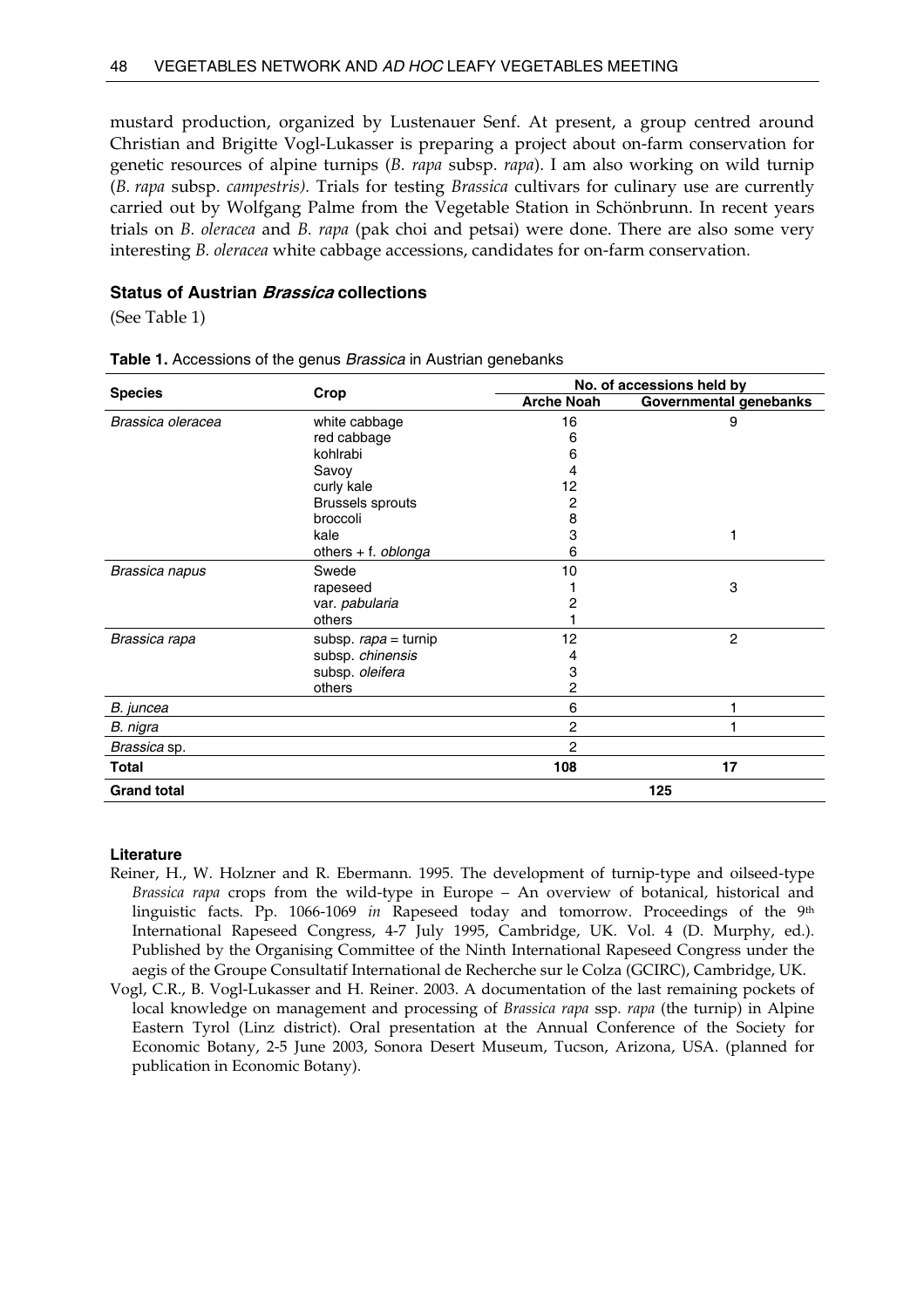mustard production, organized by Lustenauer Senf. At present, a group centred around Christian and Brigitte Vogl-Lukasser is preparing a project about on-farm conservation for genetic resources of alpine turnips (*B. rapa* subsp. *rapa*). I am also working on wild turnip (*B. rapa* subsp. *campestris).* Trials for testing *Brassica* cultivars for culinary use are currently carried out by Wolfgang Palme from the Vegetable Station in Schönbrunn. In recent years trials on *B. oleracea* and *B. rapa* (pak choi and petsai) were done. There are also some very interesting *B. oleracea* white cabbage accessions, candidates for on-farm conservation.

### Status of Austrian *Brassica* collections

(See Table 1)

**Table 1.** Accessions of the genus *Brassica* in Austrian genebanks

| Species | Crop | No. of accessions held by | |
|---|---|---|---|
| | | Arche Noah | Governmental genebanks |
| *Brassica oleracea* | white cabbage | 16 | 9 |
| | red cabbage | 6 | |
| | kohlrabi | 6 | |
| | Savoy | 4 | |
| | curly kale | 12 | |
| | Brussels sprouts | 2 | |
| | broccoli | 8 | |
| | kale | 3 | 1 |
| | others + f. *oblonga* | 6 | |
| *Brassica napus* | Swede | 10 | |
| | rapeseed | 1 | 3 |
| | var. *pabularia* | 2 | |
| | others | 1 | |
| *Brassica rapa* | subsp. *rapa* = turnip | 12 | 2 |
| | subsp. *chinensis* | 4 | |
| | subsp. *oleifera* | 3 | |
| | others | 2 | |
| *B. juncea* | | 6 | 1 |
| *B. nigra* | | 2 | 1 |
| *Brassica* sp. | | 2 | |
| **Total** | | **108** | **17** |
| **Grand total** | | **125** | |

#### Literature

Reiner, H., W. Holzner and R. Ebermann. 1995. The development of turnip-type and oilseed-type *Brassica rapa* crops from the wild-type in Europe – An overview of botanical, historical and linguistic facts. Pp. 1066-1069 *in* Rapeseed today and tomorrow. Proceedings of the 9th International Rapeseed Congress, 4-7 July 1995, Cambridge, UK. Vol. 4 (D. Murphy, ed.). Published by the Organising Committee of the Ninth International Rapeseed Congress under the aegis of the Groupe Consultatif International de Recherche sur le Colza (GCIRC), Cambridge, UK.

Vogl, C.R., B. Vogl-Lukasser and H. Reiner. 2003. A documentation of the last remaining pockets of local knowledge on management and processing of *Brassica rapa* ssp. *rapa* (the turnip) in Alpine Eastern Tyrol (Linz district). Oral presentation at the Annual Conference of the Society for Economic Botany, 2-5 June 2003, Sonora Desert Museum, Tucson, Arizona, USA. (planned for publication in Economic Botany).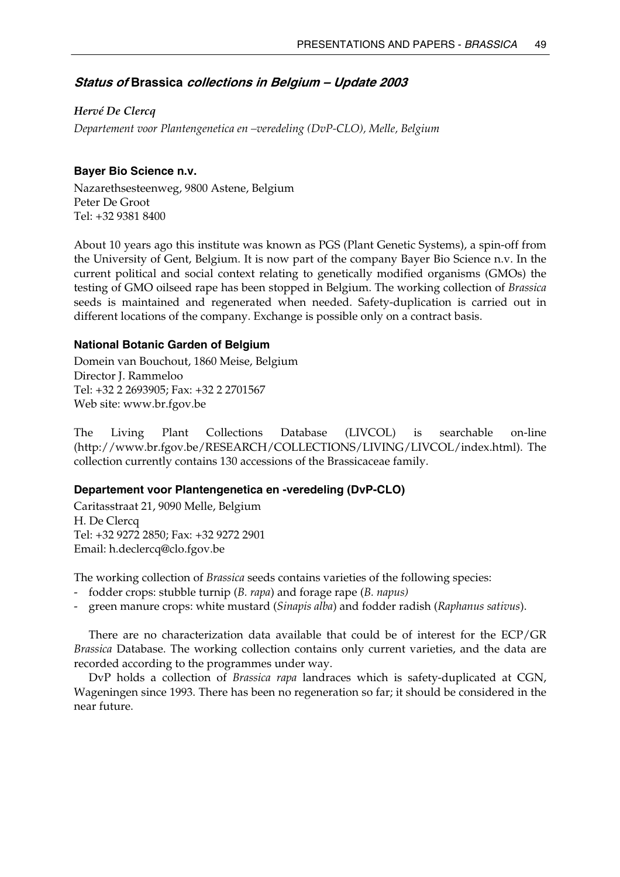## *Status of* **Brassica** *collections in Belgium – Update 2003*

*Hervé De Clercq*

*Departement voor Plantengenetica en –veredeling (DvP-CLO), Melle, Belgium*

### Bayer Bio Science n.v.

Nazarethsesteenweg, 9800 Astene, Belgium
Peter De Groot
Tel: +32 9381 8400

About 10 years ago this institute was known as PGS (Plant Genetic Systems), a spin-off from the University of Gent, Belgium. It is now part of the company Bayer Bio Science n.v. In the current political and social context relating to genetically modified organisms (GMOs) the testing of GMO oilseed rape has been stopped in Belgium. The working collection of *Brassica* seeds is maintained and regenerated when needed. Safety-duplication is carried out in different locations of the company. Exchange is possible only on a contract basis.

### National Botanic Garden of Belgium

Domein van Bouchout, 1860 Meise, Belgium
Director J. Rammeloo
Tel: +32 2 2693905; Fax: +32 2 2701567
Web site: www.br.fgov.be

The Living Plant Collections Database (LIVCOL) is searchable on-line (http://www.br.fgov.be/RESEARCH/COLLECTIONS/LIVING/LIVCOL/index.html). The collection currently contains 130 accessions of the Brassicaceae family.

### Departement voor Plantengenetica en -veredeling (DvP-CLO)

Caritasstraat 21, 9090 Melle, Belgium
H. De Clercq
Tel: +32 9272 2850; Fax: +32 9272 2901
Email: h.declercq@clo.fgov.be

The working collection of *Brassica* seeds contains varieties of the following species:

- fodder crops: stubble turnip (*B. rapa*) and forage rape (*B. napus)*
- green manure crops: white mustard (*Sinapis alba*) and fodder radish (*Raphanus sativus*).

There are no characterization data available that could be of interest for the ECP/GR *Brassica* Database. The working collection contains only current varieties, and the data are recorded according to the programmes under way.

DvP holds a collection of *Brassica rapa* landraces which is safety-duplicated at CGN, Wageningen since 1993. There has been no regeneration so far; it should be considered in the near future.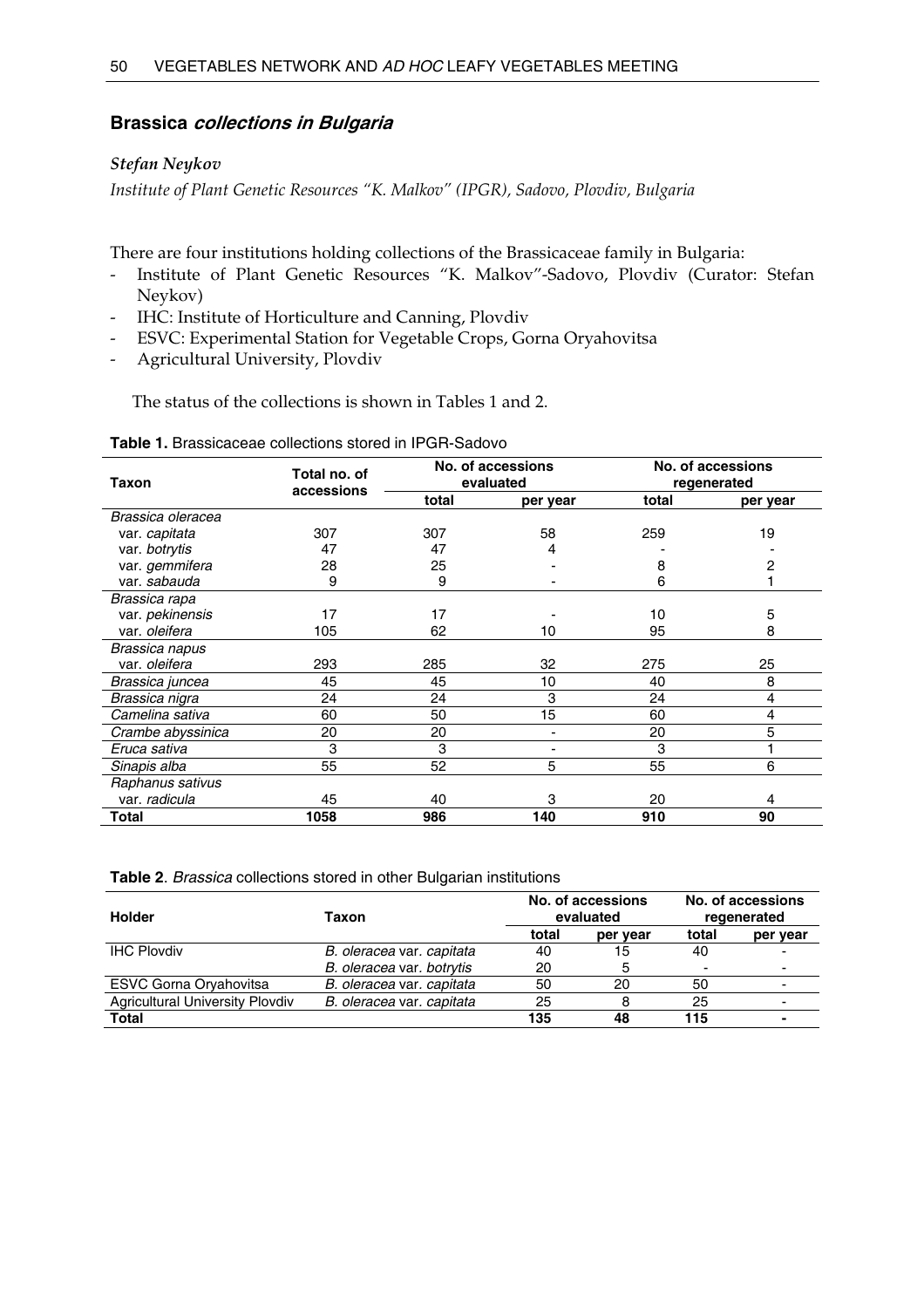## Brassica *collections in Bulgaria*

*Stefan Neykov*

*Institute of Plant Genetic Resources "K. Malkov" (IPGR), Sadovo, Plovdiv, Bulgaria*

There are four institutions holding collections of the Brassicaceae family in Bulgaria:

- Institute of Plant Genetic Resources "K. Malkov"-Sadovo, Plovdiv (Curator: Stefan Neykov)
- IHC: Institute of Horticulture and Canning, Plovdiv
- ESVC: Experimental Station for Vegetable Crops, Gorna Oryahovitsa
- Agricultural University, Plovdiv

The status of the collections is shown in Tables 1 and 2.

**Table 1.** Brassicaceae collections stored in IPGR-Sadovo

| Taxon | Total no. of accessions | No. of accessions evaluated | | No. of accessions regenerated | |
|---|---|---|---|---|---|
| | | total | per year | total | per year |
| *Brassica oleracea* | | | | | |
| var. *capitata* | 307 | 307 | 58 | 259 | 19 |
| var. *botrytis* | 47 | 47 | 4 | - | - |
| var. *gemmifera* | 28 | 25 | - | 8 | 2 |
| var. *sabauda* | 9 | 9 | - | 6 | 1 |
| *Brassica rapa* | | | | | |
| var. *pekinensis* | 17 | 17 | - | 10 | 5 |
| var. *oleifera* | 105 | 62 | 10 | 95 | 8 |
| *Brassica napus* | | | | | |
| var. *oleifera* | 293 | 285 | 32 | 275 | 25 |
| *Brassica juncea* | 45 | 45 | 10 | 40 | 8 |
| *Brassica nigra* | 24 | 24 | 3 | 24 | 4 |
| *Camelina sativa* | 60 | 50 | 15 | 60 | 4 |
| *Crambe abyssinica* | 20 | 20 | - | 20 | 5 |
| *Eruca sativa* | 3 | 3 | - | 3 | 1 |
| *Sinapis alba* | 55 | 52 | 5 | 55 | 6 |
| *Raphanus sativus* | | | | | |
| var. *radicula* | 45 | 40 | 3 | 20 | 4 |
| **Total** | **1058** | **986** | **140** | **910** | **90** |

**Table 2**. *Brassica* collections stored in other Bulgarian institutions

| Holder | Taxon | No. of accessions evaluated | | No. of accessions regenerated | |
|---|---|---|---|---|---|
| | | total | per year | total | per year |
| IHC Plovdiv | *B. oleracea* var. *capitata* | 40 | 15 | 40 | - |
| | *B. oleracea* var. *botrytis* | 20 | 5 | - | - |
| ESVC Gorna Oryahovitsa | *B. oleracea* var. *capitata* | 50 | 20 | 50 | - |
| Agricultural University Plovdiv | *B. oleracea* var. *capitata* | 25 | 8 | 25 | - |
| **Total** | | **135** | **48** | **115** | **-** |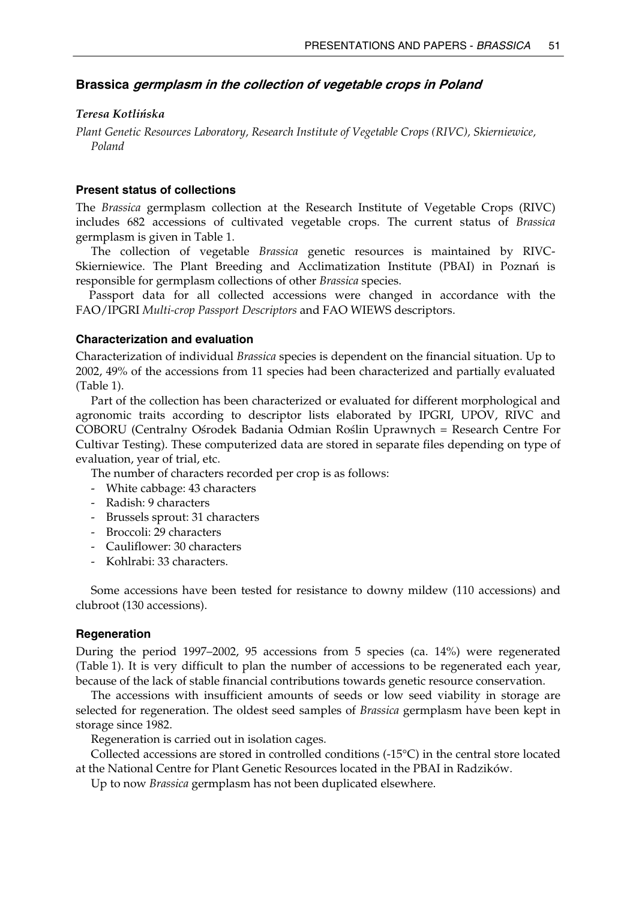## Brassica *germplasm in the collection of vegetable crops in Poland*

*Teresa Kotlińska*

*Plant Genetic Resources Laboratory, Research Institute of Vegetable Crops (RIVC), Skierniewice, Poland*

### Present status of collections

The *Brassica* germplasm collection at the Research Institute of Vegetable Crops (RIVC) includes 682 accessions of cultivated vegetable crops. The current status of *Brassica* germplasm is given in Table 1.

The collection of vegetable *Brassica* genetic resources is maintained by RIVC-Skierniewice. The Plant Breeding and Acclimatization Institute (PBAI) in Poznań is responsible for germplasm collections of other *Brassica* species.

Passport data for all collected accessions were changed in accordance with the FAO/IPGRI *Multi-crop Passport Descriptors* and FAO WIEWS descriptors.

### Characterization and evaluation

Characterization of individual *Brassica* species is dependent on the financial situation. Up to 2002, 49% of the accessions from 11 species had been characterized and partially evaluated (Table 1).

Part of the collection has been characterized or evaluated for different morphological and agronomic traits according to descriptor lists elaborated by IPGRI, UPOV, RIVC and COBORU (Centralny Ośrodek Badania Odmian Roślin Uprawnych = Research Centre For Cultivar Testing). These computerized data are stored in separate files depending on type of evaluation, year of trial, etc.

The number of characters recorded per crop is as follows:

- White cabbage: 43 characters
- Radish: 9 characters
- Brussels sprout: 31 characters
- Broccoli: 29 characters
- Cauliflower: 30 characters
- Kohlrabi: 33 characters.

Some accessions have been tested for resistance to downy mildew (110 accessions) and clubroot (130 accessions).

### Regeneration

During the period 1997–2002, 95 accessions from 5 species (ca. 14%) were regenerated (Table 1). It is very difficult to plan the number of accessions to be regenerated each year, because of the lack of stable financial contributions towards genetic resource conservation.

The accessions with insufficient amounts of seeds or low seed viability in storage are selected for regeneration. The oldest seed samples of *Brassica* germplasm have been kept in storage since 1982.

Regeneration is carried out in isolation cages.

Collected accessions are stored in controlled conditions (-15°C) in the central store located at the National Centre for Plant Genetic Resources located in the PBAI in Radzików.

Up to now *Brassica* germplasm has not been duplicated elsewhere.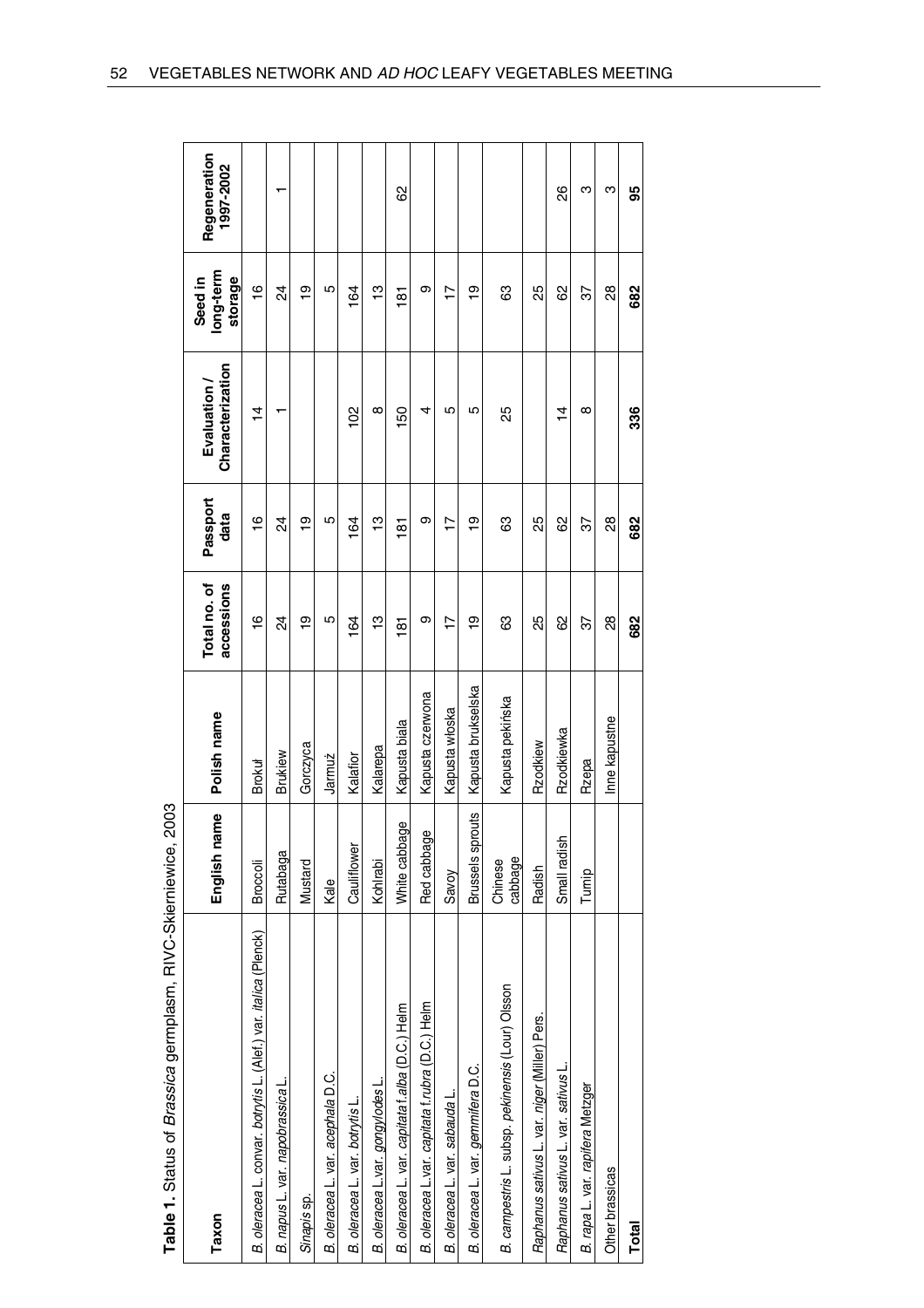**Table 1.** Status of *Brassica* germplasm, RIVC-Skierniewice, 2003

| Taxon | English name | Polish name | Total no. of accessions | Passport data | Evaluation / Characterization | Seed in long-term storage | Regeneration 1997-2002 |
|---|---|---|---|---|---|---|---|
| *B. oleracea* L. convar. *botrytis* L. (Alef.) var. *italica* (Plenck) | Broccoli | Brokuł | 16 | 16 | 14 | 16 | |
| *B. napus* L. var. *napobrassica* L. | Rutabaga | Brukiew | 24 | 24 | 1 | 24 | 1 |
| *Sinapis* sp. | Mustard | Gorczyca | 19 | 19 | | 19 | |
| *B. oleracea* L. var. *acephala* D.C. | Kale | Jarmuż | 5 | 5 | | 5 | |
| *B. oleracea* L. var. *botrytis* L. | Cauliflower | Kalafior | 164 | 164 | 102 | 164 | |
| *B. oleracea* L. var. *gongylodes* L. | Kohlrabi | Kalarepa | 13 | 13 | 8 | 13 | |
| *B. oleracea* L. var. *capitata* f. *alba* (D.C.) Helm | White cabbage | Kapusta biała | 181 | 181 | 150 | 181 | 62 |
| *B. oleracea* L. var. *capitata* f. *rubra* (D.C.) Helm | Red cabbage | Kapusta czerwona | 9 | 9 | 4 | 9 | |
| *B. oleracea* L. var. *sabauda* L. | Savoy | Kapusta włoska | 17 | 17 | 5 | 17 | |
| *B. oleracea* L. var. *gemmifera* D.C. | Brussels sprouts | Kapusta brukselska | 19 | 19 | 5 | 19 | |
| *B. campestris* L. subsp. *pekinensis* (Lour) Olsson | Chinese cabbage | Kapusta pekińska | 63 | 63 | 25 | 63 | |
| *Raphanus sativus* L. var. *niger* (Miller) Pers. | Radish | Rzodkiew | 25 | 25 | | 25 | |
| *Raphanus sativus* L. var. *sativus* L. | Small radish | Rzodkiewka | 62 | 62 | 14 | 62 | 26 |
| *B. rapa* L. var. *rapifera* Metzger | Turnip | Rzepa | 37 | 37 | 8 | 37 | 3 |
| Other brassicas | | Inne kapustne | 28 | 28 | | 28 | 3 |
| **Total** | | | **682** | **682** | **336** | **682** | **95** |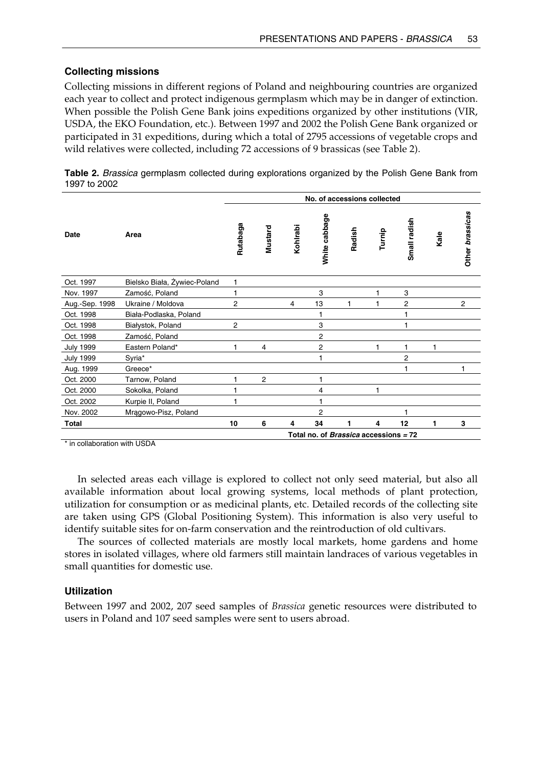### Collecting missions

Collecting missions in different regions of Poland and neighbouring countries are organized each year to collect and protect indigenous germplasm which may be in danger of extinction. When possible the Polish Gene Bank joins expeditions organized by other institutions (VIR, USDA, the EKO Foundation, etc.). Between 1997 and 2002 the Polish Gene Bank organized or participated in 31 expeditions, during which a total of 2795 accessions of vegetable crops and wild relatives were collected, including 72 accessions of 9 brassicas (see Table 2).

**Table 2.** *Brassica* germplasm collected during explorations organized by the Polish Gene Bank from 1997 to 2002

| | | No. of accessions collected | | | | | | | | |
|---|---|---|---|---|---|---|---|---|---|---|
| **Date** | **Area** | **Rutabaga** | **Mustard** | **Kohlrabi** | **White cabbage** | **Radish** | **Turnip** | **Small radish** | **Kale** | **Other *brassicas*** |
| Oct. 1997 | Bielsko Biała, Żywiec-Poland | 1 | | | | | | | | |
| Nov. 1997 | Zamość, Poland | 1 | | | 3 | | 1 | 3 | | |
| Aug.-Sep. 1998 | Ukraine / Moldova | 2 | | 4 | 13 | 1 | 1 | 2 | | 2 |
| Oct. 1998 | Biała-Podlaska, Poland | | | | 1 | | | 1 | | |
| Oct. 1998 | Białystok, Poland | 2 | | | 3 | | | 1 | | |
| Oct. 1998 | Zamość, Poland | | | | 2 | | | | | |
| July 1999 | Eastern Poland* | 1 | 4 | | 2 | | 1 | 1 | 1 | |
| July 1999 | Syria* | | | | 1 | | | 2 | | |
| Aug. 1999 | Greece* | | | | | | | 1 | | 1 |
| Oct. 2000 | Tarnow, Poland | 1 | 2 | | 1 | | | | | |
| Oct. 2000 | Sokolka, Poland | 1 | | | 4 | | 1 | | | |
| Oct. 2002 | Kurpie II, Poland | 1 | | | 1 | | | | | |
| Nov. 2002 | Mrągowo-Pisz, Poland | | | | 2 | | | 1 | | |
| **Total** | | **10** | **6** | **4** | **34** | **1** | **4** | **12** | **1** | **3** |
| | | **Total no. of *Brassica* accessions = 72** | | | | | | | | |

\* in collaboration with USDA

In selected areas each village is explored to collect not only seed material, but also all available information about local growing systems, local methods of plant protection, utilization for consumption or as medicinal plants, etc. Detailed records of the collecting site are taken using GPS (Global Positioning System). This information is also very useful to identify suitable sites for on-farm conservation and the reintroduction of old cultivars.

The sources of collected materials are mostly local markets, home gardens and home stores in isolated villages, where old farmers still maintain landraces of various vegetables in small quantities for domestic use.

### Utilization

Between 1997 and 2002, 207 seed samples of *Brassica* genetic resources were distributed to users in Poland and 107 seed samples were sent to users abroad.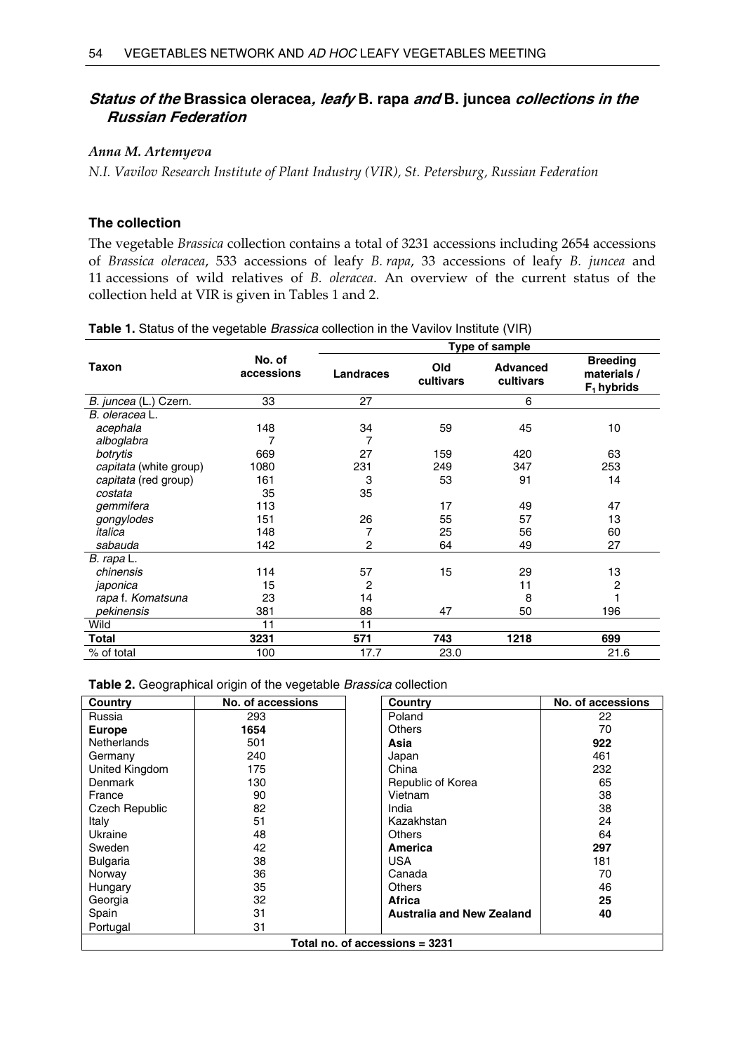## *Status of the* **Brassica oleracea***, leafy* **B. rapa** *and* **B. juncea** *collections in the Russian Federation*

*Anna M. Artemyeva*

*N.I. Vavilov Research Institute of Plant Industry (VIR), St. Petersburg, Russian Federation*

### The collection

The vegetable *Brassica* collection contains a total of 3231 accessions including 2654 accessions of *Brassica oleracea*, 533 accessions of leafy *B. rapa*, 33 accessions of leafy *B. juncea* and 11 accessions of wild relatives of *B. oleracea*. An overview of the current status of the collection held at VIR is given in Tables 1 and 2.

**Table 1.** Status of the vegetable *Brassica* collection in the Vavilov Institute (VIR)

| Taxon | No. of accessions | Type of sample | | | |
|---|---|---|---|---|---|
| | | Landraces | Old cultivars | Advanced cultivars | Breeding materials / $F_1$ hybrids |
| *B. juncea* (L.) Czern. | 33 | 27 | | 6 | |
| *B. oleracea* L. | | | | | |
| *acephala* | 148 | 34 | 59 | 45 | 10 |
| *alboglabra* | 7 | 7 | | | |
| *botrytis* | 669 | 27 | 159 | 420 | 63 |
| *capitata* (white group) | 1080 | 231 | 249 | 347 | 253 |
| *capitata* (red group) | 161 | 3 | 53 | 91 | 14 |
| *costata* | 35 | 35 | | | |
| *gemmifera* | 113 | | 17 | 49 | 47 |
| *gongylodes* | 151 | 26 | 55 | 57 | 13 |
| *italica* | 148 | 7 | 25 | 56 | 60 |
| *sabauda* | 142 | 2 | 64 | 49 | 27 |
| *B. rapa* L. | | | | | |
| *chinensis* | 114 | 57 | 15 | 29 | 13 |
| *japonica* | 15 | 2 | | 11 | 2 |
| *rapa* f. *Komatsuna* | 23 | 14 | | 8 | 1 |
| *pekinensis* | 381 | 88 | 47 | 50 | 196 |
| Wild | 11 | 11 | | | |
| **Total** | **3231** | **571** | **743** | **1218** | **699** |
| % of total | 100 | 17.7 | 23.0 | | 21.6 |

**Table 2.** Geographical origin of the vegetable *Brassica* collection

| Country | No. of accessions | Country | No. of accessions |
|---|---|---|---|
| Russia | 293 | Poland | 22 |
| **Europe** | **1654** | Others | 70 |
| Netherlands | 501 | **Asia** | **922** |
| Germany | 240 | Japan | 461 |
| United Kingdom | 175 | China | 232 |
| Denmark | 130 | Republic of Korea | 65 |
| France | 90 | Vietnam | 38 |
| Czech Republic | 82 | India | 38 |
| Italy | 51 | Kazakhstan | 24 |
| Ukraine | 48 | Others | 64 |
| Sweden | 42 | **America** | **297** |
| Bulgaria | 38 | USA | 181 |
| Norway | 36 | Canada | 70 |
| Hungary | 35 | Others | 46 |
| Georgia | 32 | **Africa** | **25** |
| Spain | 31 | **Australia and New Zealand** | **40** |
| Portugal | 31 | | |
| **Total no. of accessions = 3231** | | | |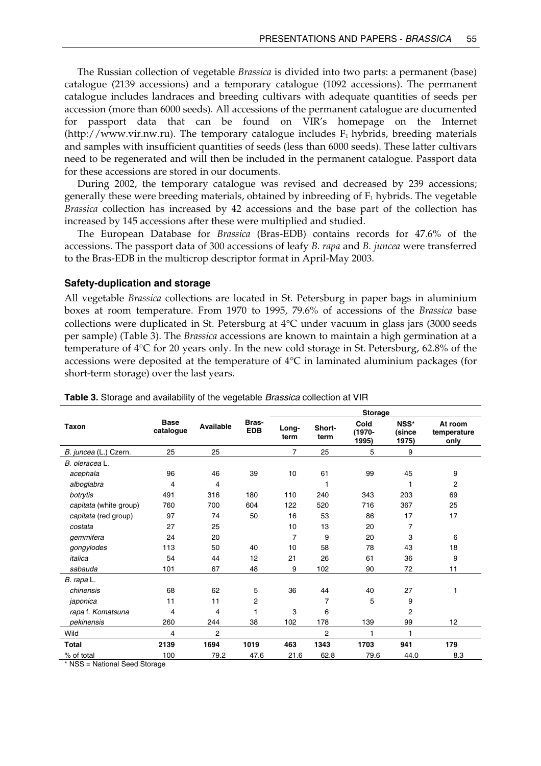The Russian collection of vegetable *Brassica* is divided into two parts: a permanent (base) catalogue (2139 accessions) and a temporary catalogue (1092 accessions). The permanent catalogue includes landraces and breeding cultivars with adequate quantities of seeds per accession (more than 6000 seeds). All accessions of the permanent catalogue are documented for passport data that can be found on VIR's homepage on the Internet (http://www.vir.nw.ru). The temporary catalogue includes $F_1$ hybrids, breeding materials and samples with insufficient quantities of seeds (less than 6000 seeds). These latter cultivars need to be regenerated and will then be included in the permanent catalogue. Passport data for these accessions are stored in our documents.

During 2002, the temporary catalogue was revised and decreased by 239 accessions; generally these were breeding materials, obtained by inbreeding of $F_1$ hybrids. The vegetable *Brassica* collection has increased by 42 accessions and the base part of the collection has increased by 145 accessions after these were multiplied and studied.

The European Database for *Brassica* (Bras-EDB) contains records for 47.6% of the accessions. The passport data of 300 accessions of leafy *B. rapa* and *B. juncea* were transferred to the Bras-EDB in the multicrop descriptor format in April-May 2003.

### Safety-duplication and storage

All vegetable *Brassica* collections are located in St. Petersburg in paper bags in aluminium boxes at room temperature. From 1970 to 1995, 79.6% of accessions of the *Brassica* base collections were duplicated in St. Petersburg at 4°C under vacuum in glass jars (3000 seeds per sample) (Table 3). The *Brassica* accessions are known to maintain a high germination at a temperature of 4°C for 20 years only. In the new cold storage in St. Petersburg, 62.8% of the accessions were deposited at the temperature of 4°C in laminated aluminium packages (for short-term storage) over the last years.

**Table 3.** Storage and availability of the vegetable *Brassica* collection at VIR

| Taxon | Base catalogue | Available | Bras-EDB | Storage | | | | |
|---|---|---|---|---|---|---|---|---|
| | | | | Long-term | Short-term | Cold (1970-1995) | NSS* (since 1975) | At room temperature only |
| *B. juncea* (L.) Czern. | 25 | 25 | | 7 | 25 | 5 | 9 | |
| *B. oleracea* L. | | | | | | | | |
| *acephala* | 96 | 46 | 39 | 10 | 61 | 99 | 45 | 9 |
| *alboglabra* | 4 | 4 | | | 1 | | 1 | 2 |
| *botrytis* | 491 | 316 | 180 | 110 | 240 | 343 | 203 | 69 |
| *capitata* (white group) | 760 | 700 | 604 | 122 | 520 | 716 | 367 | 25 |
| *capitata* (red group) | 97 | 74 | 50 | 16 | 53 | 86 | 17 | 17 |
| *costata* | 27 | 25 | | 10 | 13 | 20 | 7 | |
| *gemmifera* | 24 | 20 | | 7 | 9 | 20 | 3 | 6 |
| *gongylodes* | 113 | 50 | 40 | 10 | 58 | 78 | 43 | 18 |
| *italica* | 54 | 44 | 12 | 21 | 26 | 61 | 36 | 9 |
| *sabauda* | 101 | 67 | 48 | 9 | 102 | 90 | 72 | 11 |
| *B. rapa* L. | | | | | | | | |
| *chinensis* | 68 | 62 | 5 | 36 | 44 | 40 | 27 | 1 |
| *japonica* | 11 | 11 | 2 | | 7 | 5 | 9 | |
| *rapa* f. *Komatsuna* | 4 | 4 | 1 | 3 | 6 | | 2 | |
| *pekinensis* | 260 | 244 | 38 | 102 | 178 | 139 | 99 | 12 |
| Wild | 4 | 2 | | | 2 | 1 | 1 | |
| **Total** | **2139** | **1694** | **1019** | **463** | **1343** | **1703** | **941** | **179** |
| % of total | 100 | 79.2 | 47.6 | 21.6 | 62.8 | 79.6 | 44.0 | 8.3 |

\* NSS = National Seed Storage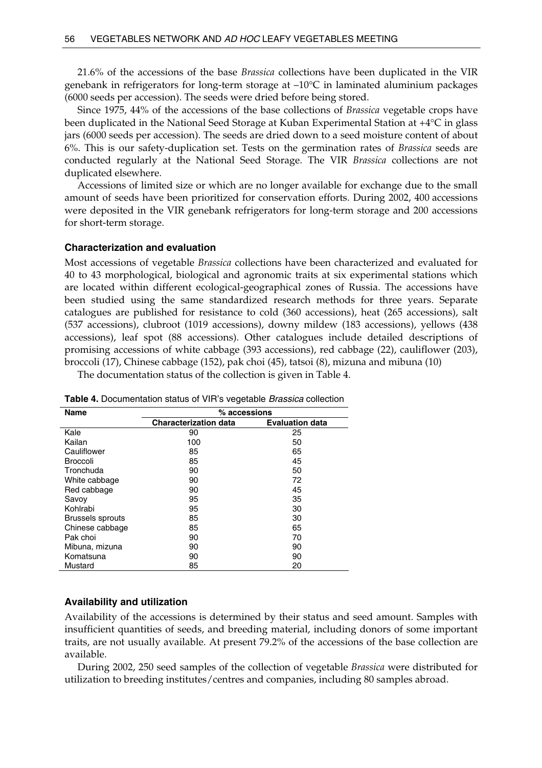21.6% of the accessions of the base *Brassica* collections have been duplicated in the VIR genebank in refrigerators for long-term storage at –10°C in laminated aluminium packages (6000 seeds per accession). The seeds were dried before being stored.

Since 1975, 44% of the accessions of the base collections of *Brassica* vegetable crops have been duplicated in the National Seed Storage at Kuban Experimental Station at +4°C in glass jars (6000 seeds per accession). The seeds are dried down to a seed moisture content of about 6%. This is our safety-duplication set. Tests on the germination rates of *Brassica* seeds are conducted regularly at the National Seed Storage. The VIR *Brassica* collections are not duplicated elsewhere.

Accessions of limited size or which are no longer available for exchange due to the small amount of seeds have been prioritized for conservation efforts. During 2002, 400 accessions were deposited in the VIR genebank refrigerators for long-term storage and 200 accessions for short-term storage.

### Characterization and evaluation

Most accessions of vegetable *Brassica* collections have been characterized and evaluated for 40 to 43 morphological, biological and agronomic traits at six experimental stations which are located within different ecological-geographical zones of Russia. The accessions have been studied using the same standardized research methods for three years. Separate catalogues are published for resistance to cold (360 accessions), heat (265 accessions), salt (537 accessions), clubroot (1019 accessions), downy mildew (183 accessions), yellows (438 accessions), leaf spot (88 accessions). Other catalogues include detailed descriptions of promising accessions of white cabbage (393 accessions), red cabbage (22), cauliflower (203), broccoli (17), Chinese cabbage (152), pak choi (45), tatsoi (8), mizuna and mibuna (10)

The documentation status of the collection is given in Table 4.

**Table 4.** Documentation status of VIR's vegetable *Brassica* collection

| Name | % accessions | |
|---|---|---|
| | Characterization data | Evaluation data |
| Kale | 90 | 25 |
| Kailan | 100 | 50 |
| Cauliflower | 85 | 65 |
| Broccoli | 85 | 45 |
| Tronchuda | 90 | 50 |
| White cabbage | 90 | 72 |
| Red cabbage | 90 | 45 |
| Savoy | 95 | 35 |
| Kohlrabi | 95 | 30 |
| Brussels sprouts | 85 | 30 |
| Chinese cabbage | 85 | 65 |
| Pak choi | 90 | 70 |
| Mibuna, mizuna | 90 | 90 |
| Komatsuna | 90 | 90 |
| Mustard | 85 | 20 |

### Availability and utilization

Availability of the accessions is determined by their status and seed amount. Samples with insufficient quantities of seeds, and breeding material, including donors of some important traits, are not usually available. At present 79.2% of the accessions of the base collection are available.

During 2002, 250 seed samples of the collection of vegetable *Brassica* were distributed for utilization to breeding institutes/centres and companies, including 80 samples abroad.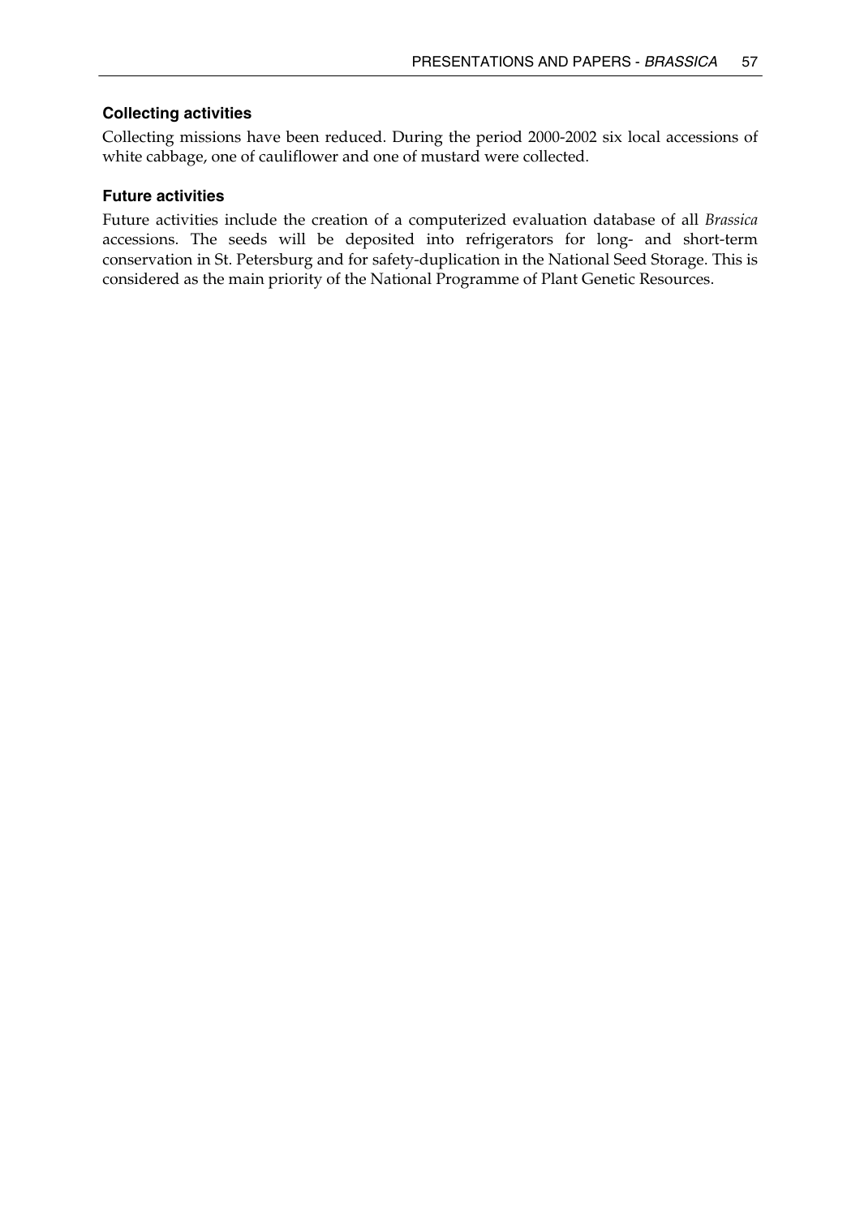### Collecting activities

Collecting missions have been reduced. During the period 2000-2002 six local accessions of white cabbage, one of cauliflower and one of mustard were collected.

### Future activities

Future activities include the creation of a computerized evaluation database of all *Brassica* accessions. The seeds will be deposited into refrigerators for long- and short-term conservation in St. Petersburg and for safety-duplication in the National Seed Storage. This is considered as the main priority of the National Programme of Plant Genetic Resources.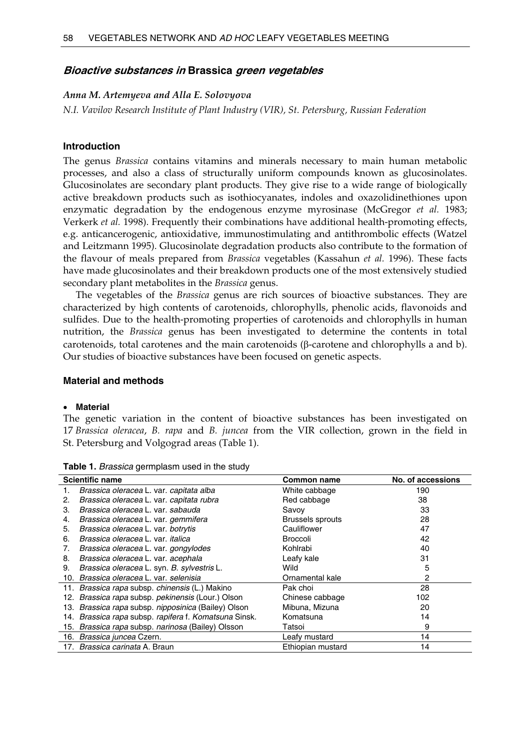## *Bioactive substances in* **Brassica** *green vegetables*

*Anna M. Artemyeva and Alla E. Solovyova*

*N.I. Vavilov Research Institute of Plant Industry (VIR), St. Petersburg, Russian Federation*

### Introduction

The genus *Brassica* contains vitamins and minerals necessary to main human metabolic processes, and also a class of structurally uniform compounds known as glucosinolates. Glucosinolates are secondary plant products. They give rise to a wide range of biologically active breakdown products such as isothiocyanates, indoles and oxazolidinethiones upon enzymatic degradation by the endogenous enzyme myrosinase (McGregor *et al.* 1983; Verkerk *et al.* 1998). Frequently their combinations have additional health-promoting effects, e.g. anticancerogenic, antioxidative, immunostimulating and antithrombolic effects (Watzel and Leitzmann 1995). Glucosinolate degradation products also contribute to the formation of the flavour of meals prepared from *Brassica* vegetables (Kassahun *et al.* 1996). These facts have made glucosinolates and their breakdown products one of the most extensively studied secondary plant metabolites in the *Brassica* genus.

The vegetables of the *Brassica* genus are rich sources of bioactive substances. They are characterized by high contents of carotenoids, chlorophylls, phenolic acids, flavonoids and sulfides. Due to the health-promoting properties of carotenoids and chlorophylls in human nutrition, the *Brassica* genus has been investigated to determine the contents in total carotenoids, total carotenes and the main carotenoids (β-carotene and chlorophylls a and b). Our studies of bioactive substances have been focused on genetic aspects.

### Material and methods

- **Material**

The genetic variation in the content of bioactive substances has been investigated on 17 *Brassica oleracea*, *B. rapa* and *B. juncea* from the VIR collection, grown in the field in St. Petersburg and Volgograd areas (Table 1).

**Table 1.** *Brassica* germplasm used in the study

| Scientific name | Common name | No. of accessions |
|---|---|---|
| 1. *Brassica oleracea* L. var. *capitata alba* | White cabbage | 190 |
| 2. *Brassica oleracea* L. var. *capitata rubra* | Red cabbage | 38 |
| 3. *Brassica oleracea* L. var. *sabauda* | Savoy | 33 |
| 4. *Brassica oleracea* L. var. *gemmifera* | Brussels sprouts | 28 |
| 5. *Brassica oleracea* L. var. *botrytis* | Cauliflower | 47 |
| 6. *Brassica oleracea* L. var. *italica* | Broccoli | 42 |
| 7. *Brassica oleracea* L. var. *gongylodes* | Kohlrabi | 40 |
| 8. *Brassica oleracea* L. var. *acephala* | Leafy kale | 31 |
| 9. *Brassica oleracea* L. syn. *B. sylvestris* L. | Wild | 5 |
| 10. *Brassica oleracea* L. var. *selenisia* | Ornamental kale | 2 |
| 11. *Brassica rapa* subsp. *chinensis* (L.) Makino | Pak choi | 28 |
| 12. *Brassica rapa* subsp. *pekinensis* (Lour.) Olson | Chinese cabbage | 102 |
| 13. *Brassica rapa* subsp. *nipposinica* (Bailey) Olson | Mibuna, Mizuna | 20 |
| 14. *Brassica rapa* subsp. *rapifera* f. *Komatsuna* Sinsk. | Komatsuna | 14 |
| 15. *Brassica rapa* subsp. *narinosa* (Bailey) Olsson | Tatsoi | 9 |
| 16. *Brassica juncea* Czern. | Leafy mustard | 14 |
| 17. *Brassica carinata* A. Braun | Ethiopian mustard | 14 |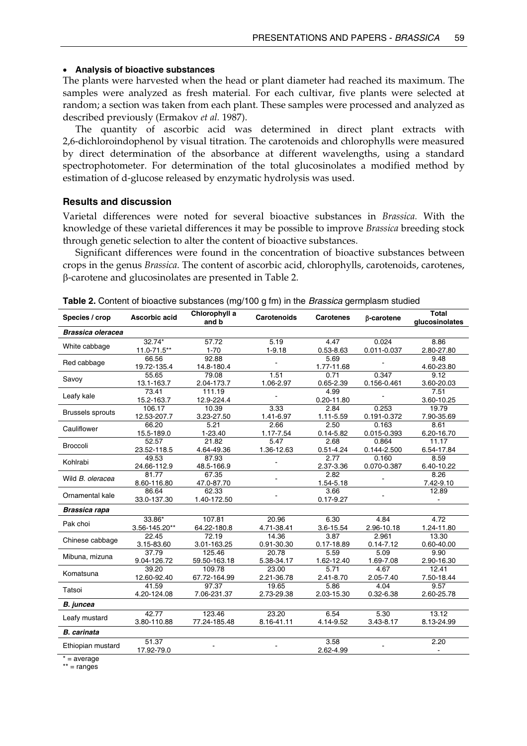- **Analysis of bioactive substances**

The plants were harvested when the head or plant diameter had reached its maximum. The samples were analyzed as fresh material. For each cultivar, five plants were selected at random; a section was taken from each plant. These samples were processed and analyzed as described previously (Ermakov *et al.* 1987).

The quantity of ascorbic acid was determined in direct plant extracts with 2,6-dichloroindophenol by visual titration. The carotenoids and chlorophylls were measured by direct determination of the absorbance at different wavelengths, using a standard spectrophotometer. For determination of the total glucosinolates a modified method by estimation of d-glucose released by enzymatic hydrolysis was used.

## Results and discussion

Varietal differences were noted for several bioactive substances in *Brassica.* With the knowledge of these varietal differences it may be possible to improve *Brassica* breeding stock through genetic selection to alter the content of bioactive substances.

Significant differences were found in the concentration of bioactive substances between crops in the genus *Brassica*. The content of ascorbic acid, chlorophylls, carotenoids, carotenes, β-carotene and glucosinolates are presented in Table 2.

**Table 2.** Content of bioactive substances (mg/100 g fm) in the *Brassica* germplasm studied

| Species / crop | Ascorbic acid | Chlorophyll a and b | Carotenoids | Carotenes | β-carotene | Total glucosinolates |
|---|---|---|---|---|---|---|
| ***Brassica oleracea*** | | | | | | |
| White cabbage | 32.74* 11.0-71.5** | 57.72 1-70 | 5.19 1-9.18 | 4.47 0.53-8.63 | 0.024 0.011-0.037 | 8.86 2.80-27.80 |
| Red cabbage | 66.56 19.72-135.4 | 92.88 14.8-180.4 | - | 5.69 1.77-11.68 | - | 9.48 4.60-23.80 |
| Savoy | 55.65 13.1-163.7 | 79.08 2.04-173.7 | 1.51 1.06-2.97 | 0.71 0.65-2.39 | 0.347 0.156-0.461 | 9.12 3.60-20.03 |
| Leafy kale | 73.41 15.2-163.7 | 111.19 12.9-224.4 | - | 4.99 0.20-11.80 | - | 7.51 3.60-10.25 |
| Brussels sprouts | 106.17 12.53-207.7 | 10.39 3.23-27.50 | 3.33 1.41-6.97 | 2.84 1.11-5.59 | 0.253 0.191-0.372 | 19.79 7.90-35.69 |
| Cauliflower | 66.20 15.5-189.0 | 5.21 1-23.40 | 2.66 1.17-7.54 | 2.50 0.14-5.82 | 0.163 0.015-0.393 | 8.61 6.20-16.70 |
| Broccoli | 52.57 23.52-118.5 | 21.82 4.64-49.36 | 5.47 1.36-12.63 | 2.68 0.51-4.24 | 0.864 0.144-2.500 | 11.17 6.54-17.84 |
| Kohlrabi | 49.53 24.66-112.9 | 87.93 48.5-166.9 | - | 2.77 2.37-3.36 | 0.160 0.070-0.387 | 8.59 6.40-10.22 |
| Wild *B. oleracea* | 81.77 8.60-116.80 | 67.35 47.0-87.70 | - | 2.82 1.54-5.18 | - | 8.26 7.42-9.10 |
| Ornamental kale | 86.64 33.0-137.30 | 62.33 1.40-172.50 | - | 3.66 0.17-9.27 | - | 12.89 - |
| ***Brassica rapa*** | | | | | | |
| Pak choi | 33.86* 3.56-145.20** | 107.81 64.22-180.8 | 20.96 4.71-38.41 | 6.30 3.6-15.54 | 4.84 2.96-10.18 | 4.72 1.24-11.80 |
| Chinese cabbage | 22.45 3.15-83.60 | 72.19 3.01-163.25 | 14.36 0.91-30.30 | 3.87 0.17-18.89 | 2.961 0.14-7.12 | 13.30 0.60-40.00 |
| Mibuna, mizuna | 37.79 9.04-126.72 | 125.46 59.50-163.18 | 20.78 5.38-34.17 | 5.59 1.62-12.40 | 5.09 1.69-7.08 | 9.90 2.90-16.30 |
| Komatsuna | 39.20 12.60-92.40 | 109.78 67.72-164.99 | 23.00 2.21-36.78 | 5.71 2.41-8.70 | 4.67 2.05-7.40 | 12.41 7.50-18.44 |
| Tatsoi | 41.59 4.20-124.08 | 97.37 7.06-231.37 | 19.65 2.73-29.38 | 5.86 2.03-15.30 | 4.04 0.32-6.38 | 9.57 2.60-25.78 |
| ***B. juncea*** | | | | | | |
| Leafy mustard | 42.77 3.80-110.88 | 123.46 77.24-185.48 | 23.20 8.16-41.11 | 6.54 4.14-9.52 | 5.30 3.43-8.17 | 13.12 8.13-24.99 |
| ***B. carinata*** | | | | | | |
| Ethiopian mustard | 51.37 17.92-79.0 | - | - | 3.58 2.62-4.99 | - | 2.20 - |

\* = average

\** = ranges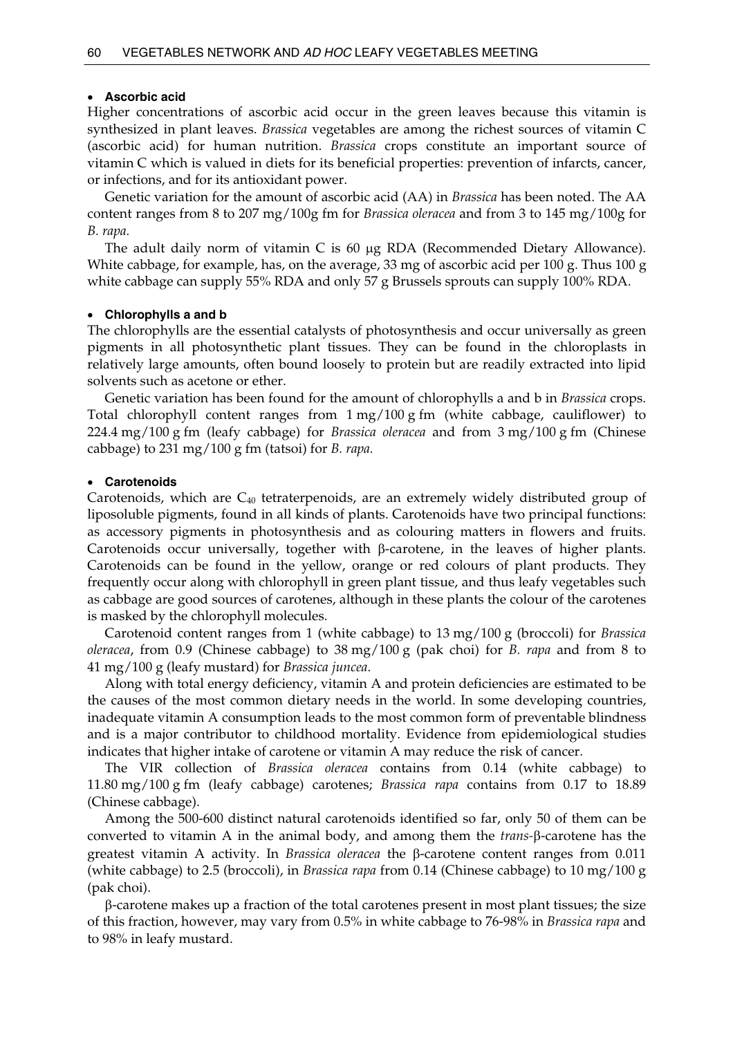- **Ascorbic acid**

Higher concentrations of ascorbic acid occur in the green leaves because this vitamin is synthesized in plant leaves. *Brassica* vegetables are among the richest sources of vitamin C (ascorbic acid) for human nutrition. *Brassica* crops constitute an important source of vitamin C which is valued in diets for its beneficial properties: prevention of infarcts, cancer, or infections, and for its antioxidant power.

Genetic variation for the amount of ascorbic acid (AA) in *Brassica* has been noted. The AA content ranges from 8 to 207 mg/100g fm for *Brassica oleracea* and from 3 to 145 mg/100g for *B. rapa.*

The adult daily norm of vitamin C is 60 μg RDA (Recommended Dietary Allowance). White cabbage, for example, has, on the average, 33 mg of ascorbic acid per 100 g. Thus 100 g white cabbage can supply 55% RDA and only 57 g Brussels sprouts can supply 100% RDA.

- **Chlorophylls a and b**

The chlorophylls are the essential catalysts of photosynthesis and occur universally as green pigments in all photosynthetic plant tissues. They can be found in the chloroplasts in relatively large amounts, often bound loosely to protein but are readily extracted into lipid solvents such as acetone or ether.

Genetic variation has been found for the amount of chlorophylls a and b in *Brassica* crops. Total chlorophyll content ranges from 1 mg/100 g fm (white cabbage, cauliflower) to 224.4 mg/100 g fm (leafy cabbage) for *Brassica oleracea* and from 3 mg/100 g fm (Chinese cabbage) to 231 mg/100 g fm (tatsoi) for *B. rapa.*

- **Carotenoids**

Carotenoids, which are $C_{40}$ tetraterpenoids, are an extremely widely distributed group of liposoluble pigments, found in all kinds of plants. Carotenoids have two principal functions: as accessory pigments in photosynthesis and as colouring matters in flowers and fruits. Carotenoids occur universally, together with β-carotene, in the leaves of higher plants. Carotenoids can be found in the yellow, orange or red colours of plant products. They frequently occur along with chlorophyll in green plant tissue, and thus leafy vegetables such as cabbage are good sources of carotenes, although in these plants the colour of the carotenes is masked by the chlorophyll molecules.

Carotenoid content ranges from 1 (white cabbage) to 13 mg/100 g (broccoli) for *Brassica oleracea*, from 0.9 (Chinese cabbage) to 38 mg/100 g (pak choi) for *B. rapa* and from 8 to 41 mg/100 g (leafy mustard) for *Brassica juncea*.

Along with total energy deficiency, vitamin A and protein deficiencies are estimated to be the causes of the most common dietary needs in the world. In some developing countries, inadequate vitamin A consumption leads to the most common form of preventable blindness and is a major contributor to childhood mortality. Evidence from epidemiological studies indicates that higher intake of carotene or vitamin A may reduce the risk of cancer.

The VIR collection of *Brassica oleracea* contains from 0.14 (white cabbage) to 11.80 mg/100 g fm (leafy cabbage) carotenes; *Brassica rapa* contains from 0.17 to 18.89 (Chinese cabbage).

Among the 500-600 distinct natural carotenoids identified so far, only 50 of them can be converted to vitamin A in the animal body, and among them the *trans*-β-carotene has the greatest vitamin A activity. In *Brassica oleracea* the β-carotene content ranges from 0.011 (white cabbage) to 2.5 (broccoli), in *Brassica rapa* from 0.14 (Chinese cabbage) to 10 mg/100 g (pak choi).

β-carotene makes up a fraction of the total carotenes present in most plant tissues; the size of this fraction, however, may vary from 0.5% in white cabbage to 76-98% in *Brassica rapa* and to 98% in leafy mustard.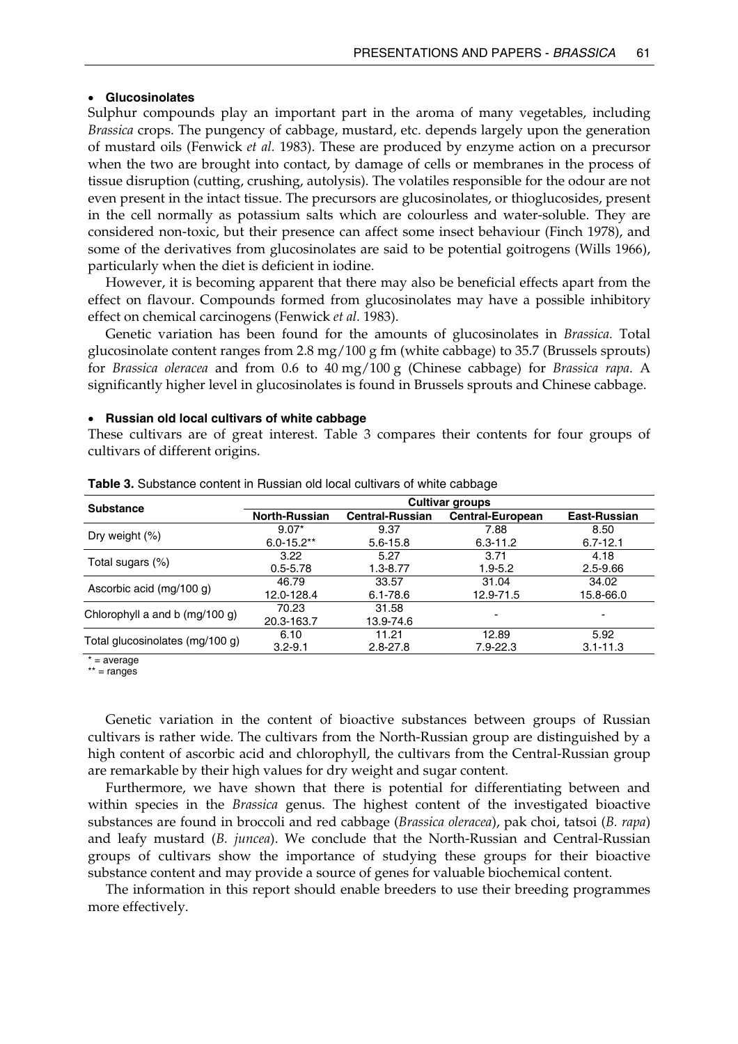- **Glucosinolates**

Sulphur compounds play an important part in the aroma of many vegetables, including *Brassica* crops. The pungency of cabbage, mustard, etc. depends largely upon the generation of mustard oils (Fenwick *et al.* 1983). These are produced by enzyme action on a precursor when the two are brought into contact, by damage of cells or membranes in the process of tissue disruption (cutting, crushing, autolysis). The volatiles responsible for the odour are not even present in the intact tissue. The precursors are glucosinolates, or thioglucosides, present in the cell normally as potassium salts which are colourless and water-soluble. They are considered non-toxic, but their presence can affect some insect behaviour (Finch 1978), and some of the derivatives from glucosinolates are said to be potential goitrogens (Wills 1966), particularly when the diet is deficient in iodine.

However, it is becoming apparent that there may also be beneficial effects apart from the effect on flavour. Compounds formed from glucosinolates may have a possible inhibitory effect on chemical carcinogens (Fenwick *et al.* 1983).

Genetic variation has been found for the amounts of glucosinolates in *Brassica.* Total glucosinolate content ranges from 2.8 mg/100 g fm (white cabbage) to 35.7 (Brussels sprouts) for *Brassica oleracea* and from 0.6 to 40 mg/100 g (Chinese cabbage) for *Brassica rapa.* A significantly higher level in glucosinolates is found in Brussels sprouts and Chinese cabbage.

- **Russian old local cultivars of white cabbage**

These cultivars are of great interest. Table 3 compares their contents for four groups of cultivars of different origins.

**Table 3.** Substance content in Russian old local cultivars of white cabbage

| Substance | Cultivar groups | | | |
|---|---|---|---|---|
| | North-Russian | Central-Russian | Central-European | East-Russian |
| Dry weight (%) | 9.07* <br> 6.0-15.2** | 9.37 <br> 5.6-15.8 | 7.88 <br> 6.3-11.2 | 8.50 <br> 6.7-12.1 |
| Total sugars (%) | 3.22 <br> 0.5-5.78 | 5.27 <br> 1.3-8.77 | 3.71 <br> 1.9-5.2 | 4.18 <br> 2.5-9.66 |
| Ascorbic acid (mg/100 g) | 46.79 <br> 12.0-128.4 | 33.57 <br> 6.1-78.6 | 31.04 <br> 12.9-71.5 | 34.02 <br> 15.8-66.0 |
| Chlorophyll a and b (mg/100 g) | 70.23 <br> 20.3-163.7 | 31.58 <br> 13.9-74.6 | - | - |
| Total glucosinolates (mg/100 g) | 6.10 <br> 3.2-9.1 | 11.21 <br> 2.8-27.8 | 12.89 <br> 7.9-22.3 | 5.92 <br> 3.1-11.3 |

\* = average
\*\* = ranges

Genetic variation in the content of bioactive substances between groups of Russian cultivars is rather wide. The cultivars from the North-Russian group are distinguished by a high content of ascorbic acid and chlorophyll, the cultivars from the Central-Russian group are remarkable by their high values for dry weight and sugar content.

Furthermore, we have shown that there is potential for differentiating between and within species in the *Brassica* genus. The highest content of the investigated bioactive substances are found in broccoli and red cabbage (*Brassica oleracea*), pak choi, tatsoi (*B. rapa*) and leafy mustard (*B. juncea*). We conclude that the North-Russian and Central-Russian groups of cultivars show the importance of studying these groups for their bioactive substance content and may provide a source of genes for valuable biochemical content.

The information in this report should enable breeders to use their breeding programmes more effectively.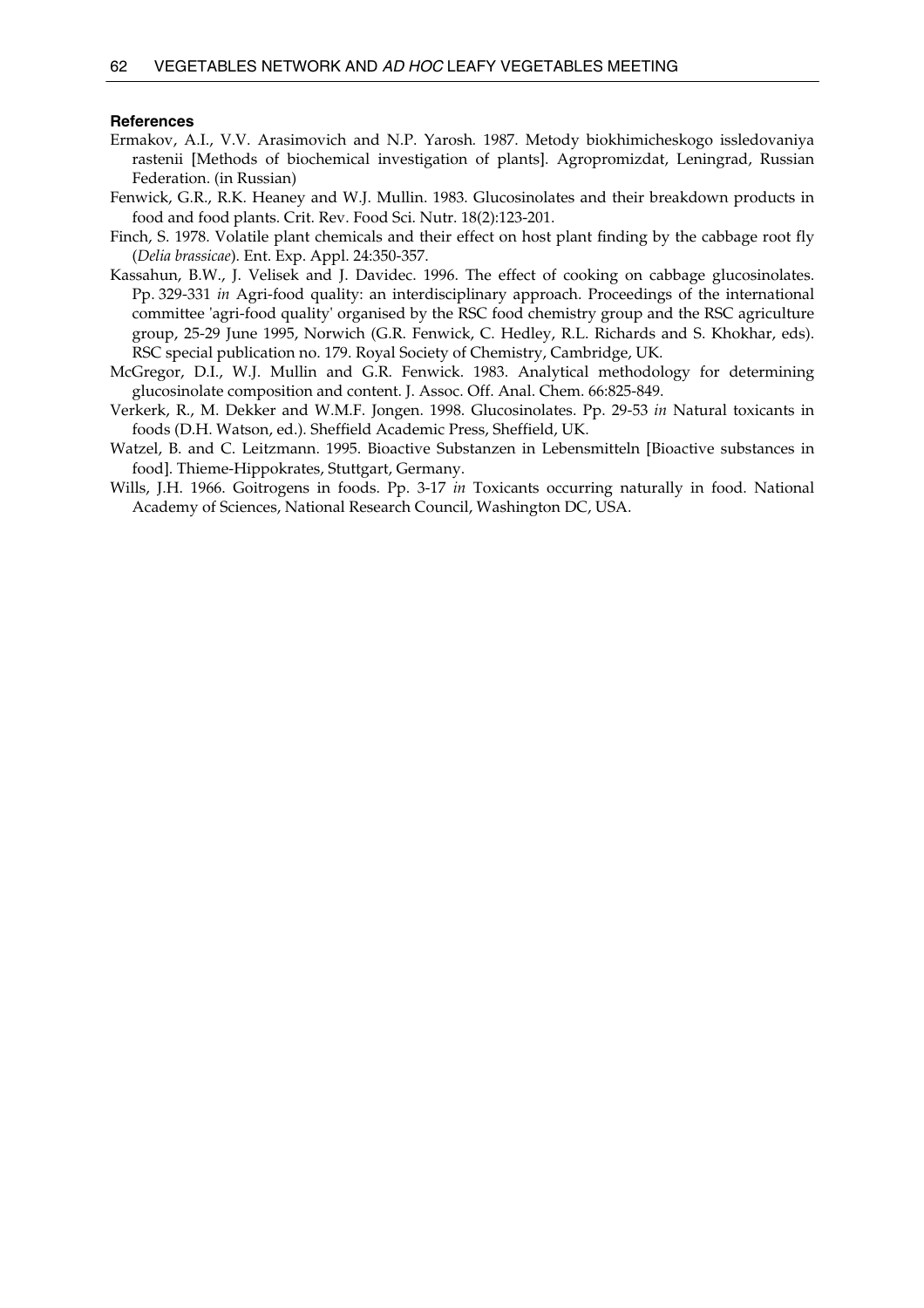#### References

Ermakov, A.I., V.V. Arasimovich and N.P. Yarosh. 1987. Metody biokhimicheskogo issledovaniya rastenii [Methods of biochemical investigation of plants]. Agropromizdat, Leningrad, Russian Federation. (in Russian)

Fenwick, G.R., R.K. Heaney and W.J. Mullin. 1983. Glucosinolates and their breakdown products in food and food plants. Crit. Rev. Food Sci. Nutr. 18(2):123-201.

Finch, S. 1978. Volatile plant chemicals and their effect on host plant finding by the cabbage root fly (*Delia brassicae*). Ent. Exp. Appl. 24:350-357.

Kassahun, B.W., J. Velisek and J. Davidec. 1996. The effect of cooking on cabbage glucosinolates. Pp. 329-331 *in* Agri-food quality: an interdisciplinary approach. Proceedings of the international committee 'agri-food quality' organised by the RSC food chemistry group and the RSC agriculture group, 25-29 June 1995, Norwich (G.R. Fenwick, C. Hedley, R.L. Richards and S. Khokhar, eds). RSC special publication no. 179. Royal Society of Chemistry, Cambridge, UK.

McGregor, D.I., W.J. Mullin and G.R. Fenwick. 1983. Analytical methodology for determining glucosinolate composition and content. J. Assoc. Off. Anal. Chem. 66:825-849.

Verkerk, R., M. Dekker and W.M.F. Jongen. 1998. Glucosinolates. Pp. 29-53 *in* Natural toxicants in foods (D.H. Watson, ed.). Sheffield Academic Press, Sheffield, UK.

Watzel, B. and C. Leitzmann. 1995. Bioactive Substanzen in Lebensmitteln [Bioactive substances in food]. Thieme-Hippokrates, Stuttgart, Germany.

Wills, J.H. 1966. Goitrogens in foods. Pp. 3-17 *in* Toxicants occurring naturally in food. National Academy of Sciences, National Research Council, Washington DC, USA.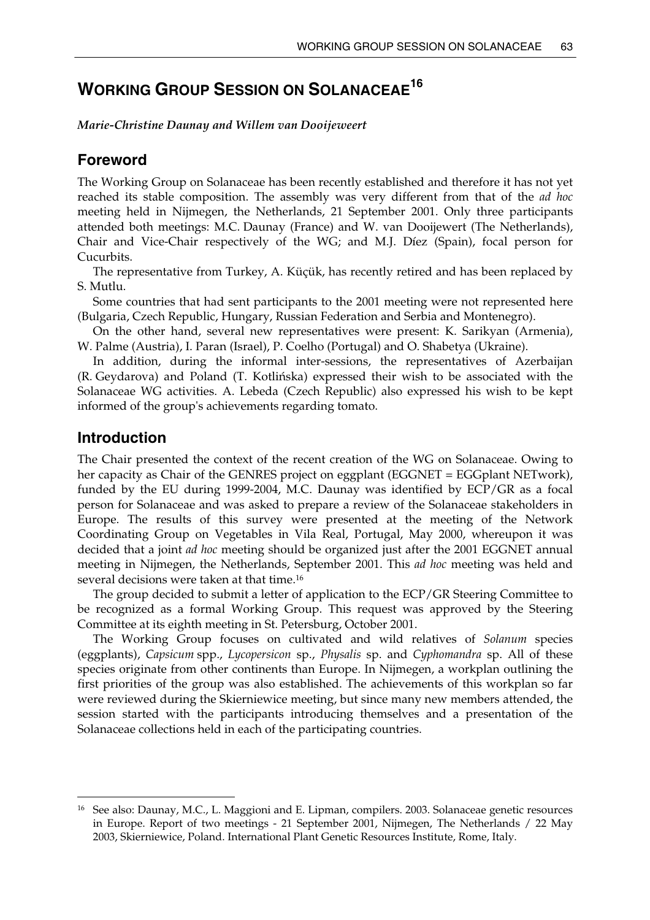# WORKING GROUP SESSION ON SOLANACEAE[16]

***Marie-Christine Daunay and Willem van Dooijeweert***

## Foreword

The Working Group on Solanaceae has been recently established and therefore it has not yet reached its stable composition. The assembly was very different from that of the *ad hoc* meeting held in Nijmegen, the Netherlands, 21 September 2001. Only three participants attended both meetings: M.C. Daunay (France) and W. van Dooijewert (The Netherlands), Chair and Vice-Chair respectively of the WG; and M.J. Díez (Spain), focal person for Cucurbits.

The representative from Turkey, A. Küçük, has recently retired and has been replaced by S. Mutlu.

Some countries that had sent participants to the 2001 meeting were not represented here (Bulgaria, Czech Republic, Hungary, Russian Federation and Serbia and Montenegro).

On the other hand, several new representatives were present: K. Sarikyan (Armenia), W. Palme (Austria), I. Paran (Israel), P. Coelho (Portugal) and O. Shabetya (Ukraine).

In addition, during the informal inter-sessions, the representatives of Azerbaijan (R. Geydarova) and Poland (T. Kotlińska) expressed their wish to be associated with the Solanaceae WG activities. A. Lebeda (Czech Republic) also expressed his wish to be kept informed of the group's achievements regarding tomato.

## Introduction

The Chair presented the context of the recent creation of the WG on Solanaceae. Owing to her capacity as Chair of the GENRES project on eggplant (EGGNET = EGGplant NETwork), funded by the EU during 1999-2004, M.C. Daunay was identified by ECP/GR as a focal person for Solanaceae and was asked to prepare a review of the Solanaceae stakeholders in Europe. The results of this survey were presented at the meeting of the Network Coordinating Group on Vegetables in Vila Real, Portugal, May 2000, whereupon it was decided that a joint *ad hoc* meeting should be organized just after the 2001 EGGNET annual meeting in Nijmegen, the Netherlands, September 2001. This *ad hoc* meeting was held and several decisions were taken at that time.[16]

The group decided to submit a letter of application to the ECP/GR Steering Committee to be recognized as a formal Working Group. This request was approved by the Steering Committee at its eighth meeting in St. Petersburg, October 2001.

The Working Group focuses on cultivated and wild relatives of *Solanum* species (eggplants), *Capsicum* spp., *Lycopersicon* sp., *Physalis* sp. and *Cyphomandra* sp. All of these species originate from other continents than Europe. In Nijmegen, a workplan outlining the first priorities of the group was also established. The achievements of this workplan so far were reviewed during the Skierniewice meeting, but since many new members attended, the session started with the participants introducing themselves and a presentation of the Solanaceae collections held in each of the participating countries.

---

[16] See also: Daunay, M.C., L. Maggioni and E. Lipman, compilers. 2003. Solanaceae genetic resources in Europe. Report of two meetings - 21 September 2001, Nijmegen, The Netherlands / 22 May 2003, Skierniewice, Poland. International Plant Genetic Resources Institute, Rome, Italy.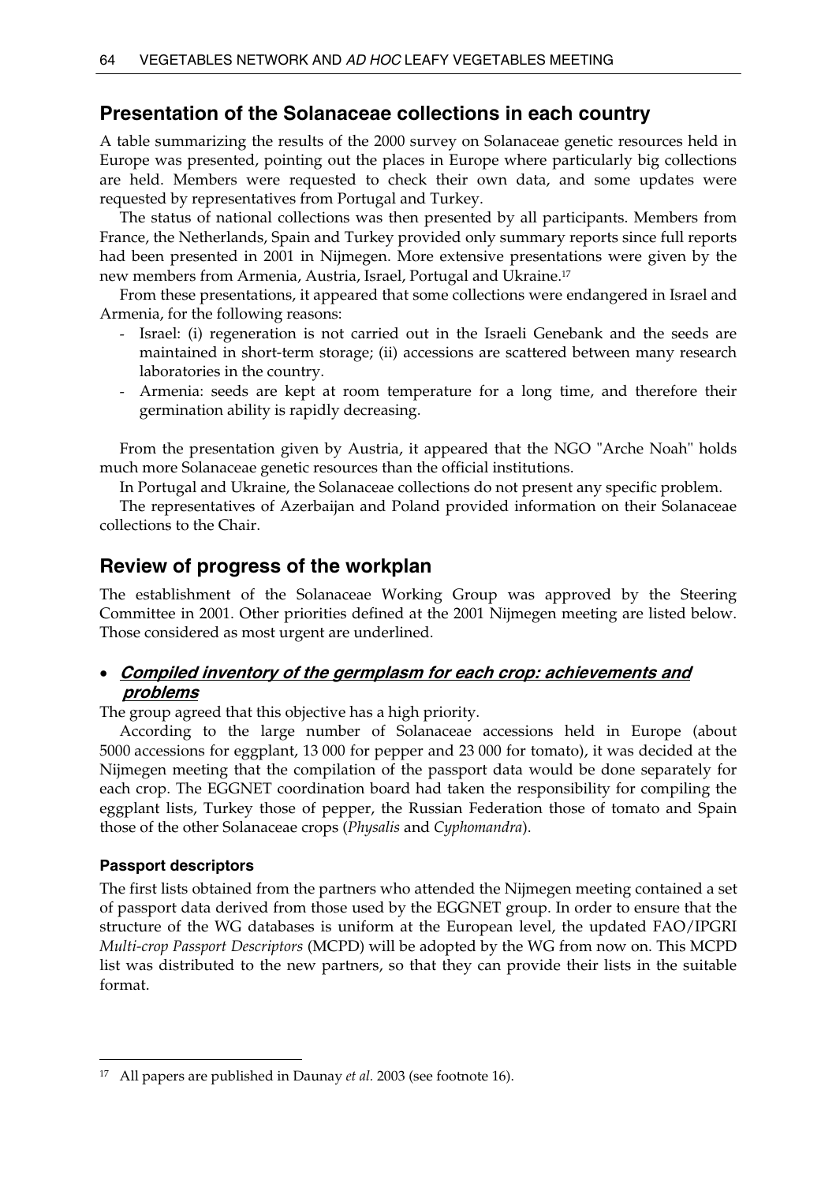## Presentation of the Solanaceae collections in each country

A table summarizing the results of the 2000 survey on Solanaceae genetic resources held in Europe was presented, pointing out the places in Europe where particularly big collections are held. Members were requested to check their own data, and some updates were requested by representatives from Portugal and Turkey.

The status of national collections was then presented by all participants. Members from France, the Netherlands, Spain and Turkey provided only summary reports since full reports had been presented in 2001 in Nijmegen. More extensive presentations were given by the new members from Armenia, Austria, Israel, Portugal and Ukraine.[17]

From these presentations, it appeared that some collections were endangered in Israel and Armenia, for the following reasons:

- Israel: (i) regeneration is not carried out in the Israeli Genebank and the seeds are maintained in short-term storage; (ii) accessions are scattered between many research laboratories in the country.
- Armenia: seeds are kept at room temperature for a long time, and therefore their germination ability is rapidly decreasing.

From the presentation given by Austria, it appeared that the NGO "Arche Noah" holds much more Solanaceae genetic resources than the official institutions.

In Portugal and Ukraine, the Solanaceae collections do not present any specific problem.

The representatives of Azerbaijan and Poland provided information on their Solanaceae collections to the Chair.

## Review of progress of the workplan

The establishment of the Solanaceae Working Group was approved by the Steering Committee in 2001. Other priorities defined at the 2001 Nijmegen meeting are listed below. Those considered as most urgent are underlined.

- ***<u>Compiled inventory of the germplasm for each crop: achievements and problems</u>***

The group agreed that this objective has a high priority.

According to the large number of Solanaceae accessions held in Europe (about 5000 accessions for eggplant, 13 000 for pepper and 23 000 for tomato), it was decided at the Nijmegen meeting that the compilation of the passport data would be done separately for each crop. The EGGNET coordination board had taken the responsibility for compiling the eggplant lists, Turkey those of pepper, the Russian Federation those of tomato and Spain those of the other Solanaceae crops (*Physalis* and *Cyphomandra*).

#### Passport descriptors

The first lists obtained from the partners who attended the Nijmegen meeting contained a set of passport data derived from those used by the EGGNET group. In order to ensure that the structure of the WG databases is uniform at the European level, the updated FAO/IPGRI *Multi-crop Passport Descriptors* (MCPD) will be adopted by the WG from now on. This MCPD list was distributed to the new partners, so that they can provide their lists in the suitable format.

---

[17] All papers are published in Daunay *et al.* 2003 (see footnote 16).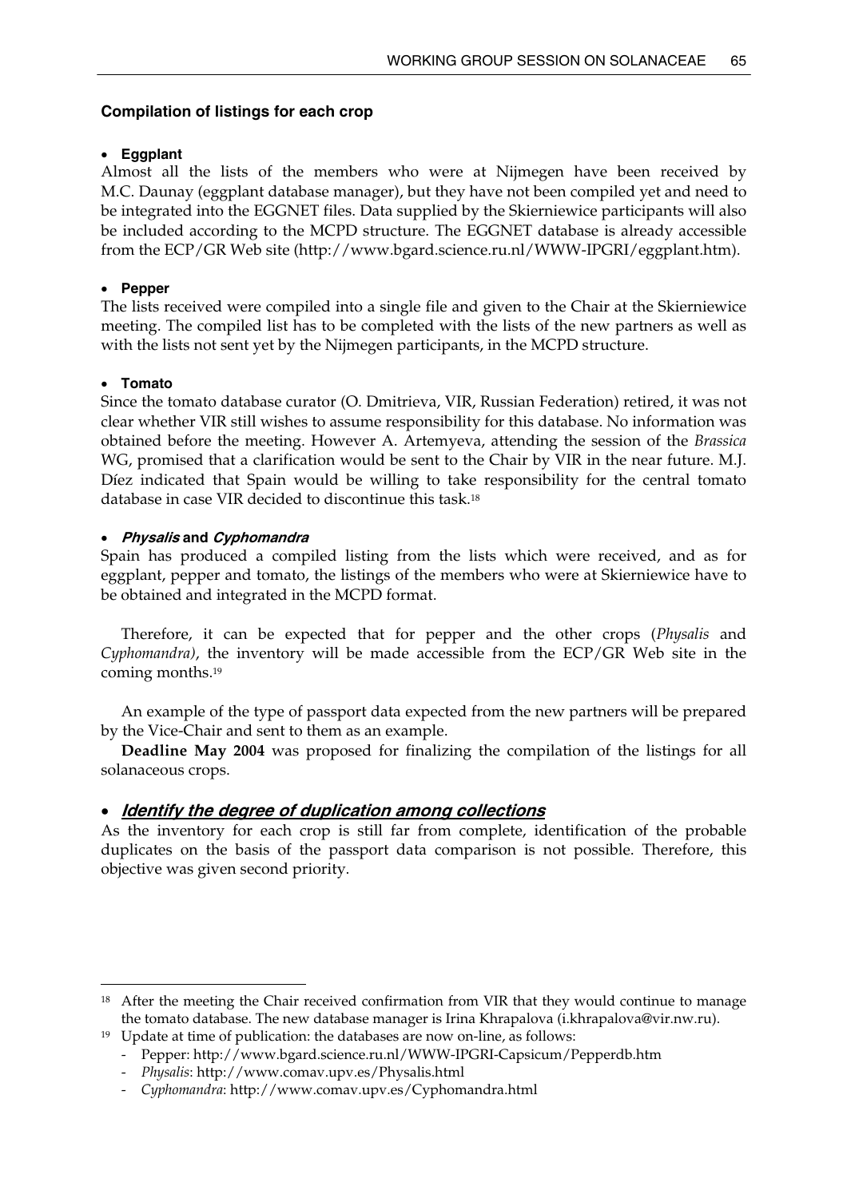### Compilation of listings for each crop

- **Eggplant**

Almost all the lists of the members who were at Nijmegen have been received by M.C. Daunay (eggplant database manager), but they have not been compiled yet and need to be integrated into the EGGNET files. Data supplied by the Skierniewice participants will also be included according to the MCPD structure. The EGGNET database is already accessible from the ECP/GR Web site (http://www.bgard.science.ru.nl/WWW-IPGRI/eggplant.htm).

- **Pepper**

The lists received were compiled into a single file and given to the Chair at the Skierniewice meeting. The compiled list has to be completed with the lists of the new partners as well as with the lists not sent yet by the Nijmegen participants, in the MCPD structure.

- **Tomato**

Since the tomato database curator (O. Dmitrieva, VIR, Russian Federation) retired, it was not clear whether VIR still wishes to assume responsibility for this database. No information was obtained before the meeting. However A. Artemyeva, attending the session of the *Brassica* WG, promised that a clarification would be sent to the Chair by VIR in the near future. M.J. Díez indicated that Spain would be willing to take responsibility for the central tomato database in case VIR decided to discontinue this task.[18]

- ***Physalis* and *Cyphomandra***

Spain has produced a compiled listing from the lists which were received, and as for eggplant, pepper and tomato, the listings of the members who were at Skierniewice have to be obtained and integrated in the MCPD format.

Therefore, it can be expected that for pepper and the other crops (*Physalis* and *Cyphomandra)*, the inventory will be made accessible from the ECP/GR Web site in the coming months.[19]

An example of the type of passport data expected from the new partners will be prepared by the Vice-Chair and sent to them as an example.

**Deadline May 2004** was proposed for finalizing the compilation of the listings for all solanaceous crops.

- ***Identify the degree of duplication among collections***

As the inventory for each crop is still far from complete, identification of the probable duplicates on the basis of the passport data comparison is not possible. Therefore, this objective was given second priority.

---

[18] After the meeting the Chair received confirmation from VIR that they would continue to manage the tomato database. The new database manager is Irina Khrapalova (i.khrapalova@vir.nw.ru).

[19] Update at time of publication: the databases are now on-line, as follows:
- Pepper: http://www.bgard.science.ru.nl/WWW-IPGRI-Capsicum/Pepperdb.htm
- *Physalis*: http://www.comav.upv.es/Physalis.html
- *Cyphomandra*: http://www.comav.upv.es/Cyphomandra.html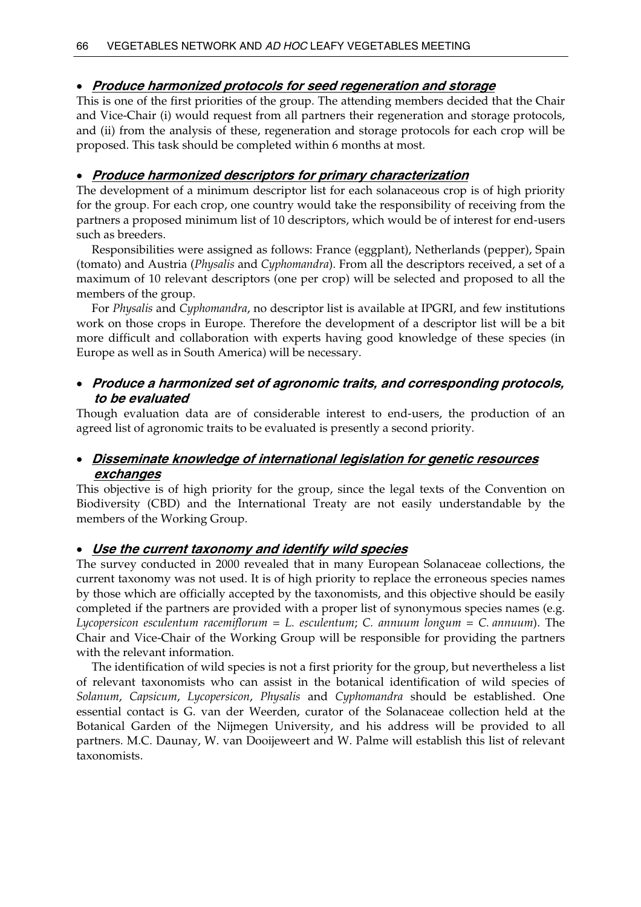- ***Produce harmonized protocols for seed regeneration and storage***

This is one of the first priorities of the group. The attending members decided that the Chair and Vice-Chair (i) would request from all partners their regeneration and storage protocols, and (ii) from the analysis of these, regeneration and storage protocols for each crop will be proposed. This task should be completed within 6 months at most.

- ***Produce harmonized descriptors for primary characterization***

The development of a minimum descriptor list for each solanaceous crop is of high priority for the group. For each crop, one country would take the responsibility of receiving from the partners a proposed minimum list of 10 descriptors, which would be of interest for end-users such as breeders.

Responsibilities were assigned as follows: France (eggplant), Netherlands (pepper), Spain (tomato) and Austria (*Physalis* and *Cyphomandra*). From all the descriptors received, a set of a maximum of 10 relevant descriptors (one per crop) will be selected and proposed to all the members of the group.

For *Physalis* and *Cyphomandra*, no descriptor list is available at IPGRI, and few institutions work on those crops in Europe. Therefore the development of a descriptor list will be a bit more difficult and collaboration with experts having good knowledge of these species (in Europe as well as in South America) will be necessary.

- ***Produce a harmonized set of agronomic traits, and corresponding protocols, to be evaluated***

Though evaluation data are of considerable interest to end-users, the production of an agreed list of agronomic traits to be evaluated is presently a second priority.

- ***Disseminate knowledge of international legislation for genetic resources exchanges***

This objective is of high priority for the group, since the legal texts of the Convention on Biodiversity (CBD) and the International Treaty are not easily understandable by the members of the Working Group.

- ***Use the current taxonomy and identify wild species***

The survey conducted in 2000 revealed that in many European Solanaceae collections, the current taxonomy was not used. It is of high priority to replace the erroneous species names by those which are officially accepted by the taxonomists, and this objective should be easily completed if the partners are provided with a proper list of synonymous species names (e.g. *Lycopersicon esculentum racemiflorum* = *L. esculentum*; *C. annuum longum* = *C. annuum*). The Chair and Vice-Chair of the Working Group will be responsible for providing the partners with the relevant information.

The identification of wild species is not a first priority for the group, but nevertheless a list of relevant taxonomists who can assist in the botanical identification of wild species of *Solanum*, *Capsicum*, *Lycopersicon*, *Physalis* and *Cyphomandra* should be established. One essential contact is G. van der Weerden, curator of the Solanaceae collection held at the Botanical Garden of the Nijmegen University, and his address will be provided to all partners. M.C. Daunay, W. van Dooijeweert and W. Palme will establish this list of relevant taxonomists.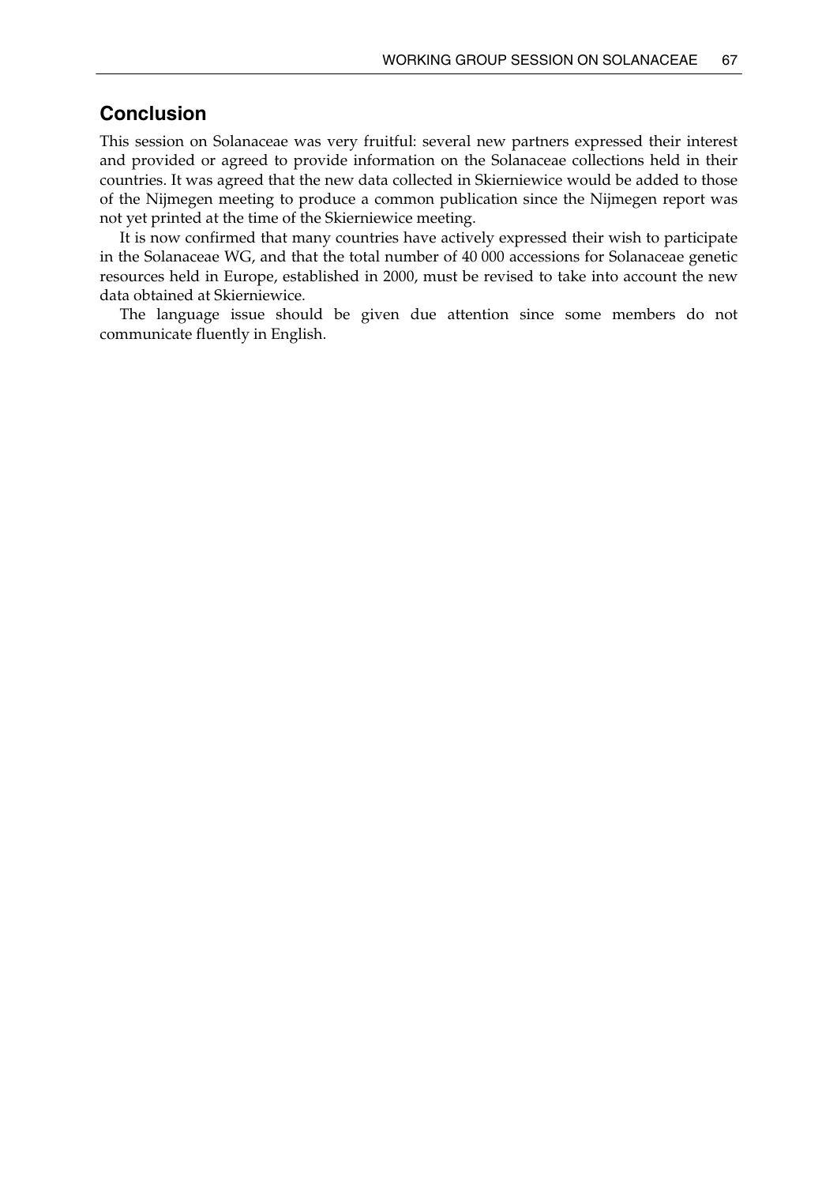## Conclusion

This session on Solanaceae was very fruitful: several new partners expressed their interest and provided or agreed to provide information on the Solanaceae collections held in their countries. It was agreed that the new data collected in Skierniewice would be added to those of the Nijmegen meeting to produce a common publication since the Nijmegen report was not yet printed at the time of the Skierniewice meeting.

It is now confirmed that many countries have actively expressed their wish to participate in the Solanaceae WG, and that the total number of 40 000 accessions for Solanaceae genetic resources held in Europe, established in 2000, must be revised to take into account the new data obtained at Skierniewice.

The language issue should be given due attention since some members do not communicate fluently in English.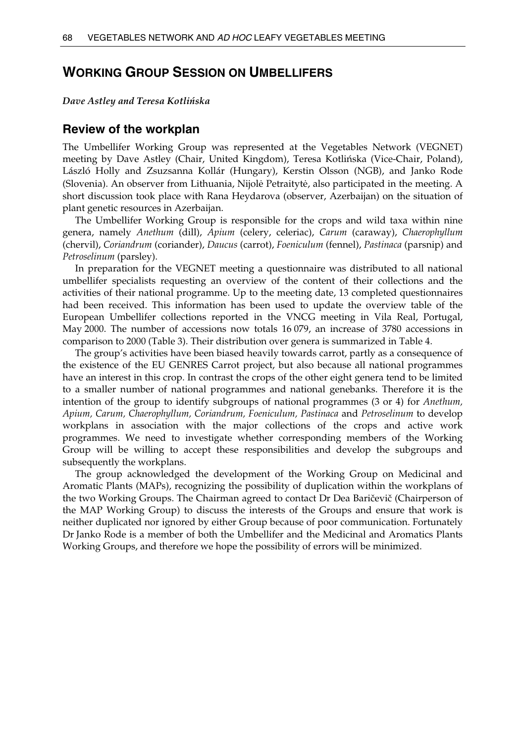## WORKING GROUP SESSION ON UMBELLIFERS

***Dave Astley and Teresa Kotlińska***

### Review of the workplan

The Umbellifer Working Group was represented at the Vegetables Network (VEGNET) meeting by Dave Astley (Chair, United Kingdom), Teresa Kotlińska (Vice-Chair, Poland), László Holly and Zsuzsanna Kollár (Hungary), Kerstin Olsson (NGB), and Janko Rode (Slovenia). An observer from Lithuania, Nijolė Petraitytė, also participated in the meeting. A short discussion took place with Rana Heydarova (observer, Azerbaijan) on the situation of plant genetic resources in Azerbaijan.

The Umbellifer Working Group is responsible for the crops and wild taxa within nine genera, namely *Anethum* (dill), *Apium* (celery, celeriac), *Carum* (caraway), *Chaerophyllum* (chervil), *Coriandrum* (coriander), *Daucus* (carrot), *Foeniculum* (fennel), *Pastinaca* (parsnip) and *Petroselinum* (parsley).

In preparation for the VEGNET meeting a questionnaire was distributed to all national umbellifer specialists requesting an overview of the content of their collections and the activities of their national programme. Up to the meeting date, 13 completed questionnaires had been received. This information has been used to update the overview table of the European Umbellifer collections reported in the VNCG meeting in Vila Real, Portugal, May 2000. The number of accessions now totals 16 079, an increase of 3780 accessions in comparison to 2000 (Table 3). Their distribution over genera is summarized in Table 4.

The group's activities have been biased heavily towards carrot, partly as a consequence of the existence of the EU GENRES Carrot project, but also because all national programmes have an interest in this crop. In contrast the crops of the other eight genera tend to be limited to a smaller number of national programmes and national genebanks. Therefore it is the intention of the group to identify subgroups of national programmes (3 or 4) for *Anethum, Apium, Carum, Chaerophyllum, Coriandrum, Foeniculum, Pastinaca* and *Petroselinum* to develop workplans in association with the major collections of the crops and active work programmes. We need to investigate whether corresponding members of the Working Group will be willing to accept these responsibilities and develop the subgroups and subsequently the workplans.

The group acknowledged the development of the Working Group on Medicinal and Aromatic Plants (MAPs), recognizing the possibility of duplication within the workplans of the two Working Groups. The Chairman agreed to contact Dr Dea Baričevič (Chairperson of the MAP Working Group) to discuss the interests of the Groups and ensure that work is neither duplicated nor ignored by either Group because of poor communication. Fortunately Dr Janko Rode is a member of both the Umbellifer and the Medicinal and Aromatics Plants Working Groups, and therefore we hope the possibility of errors will be minimized.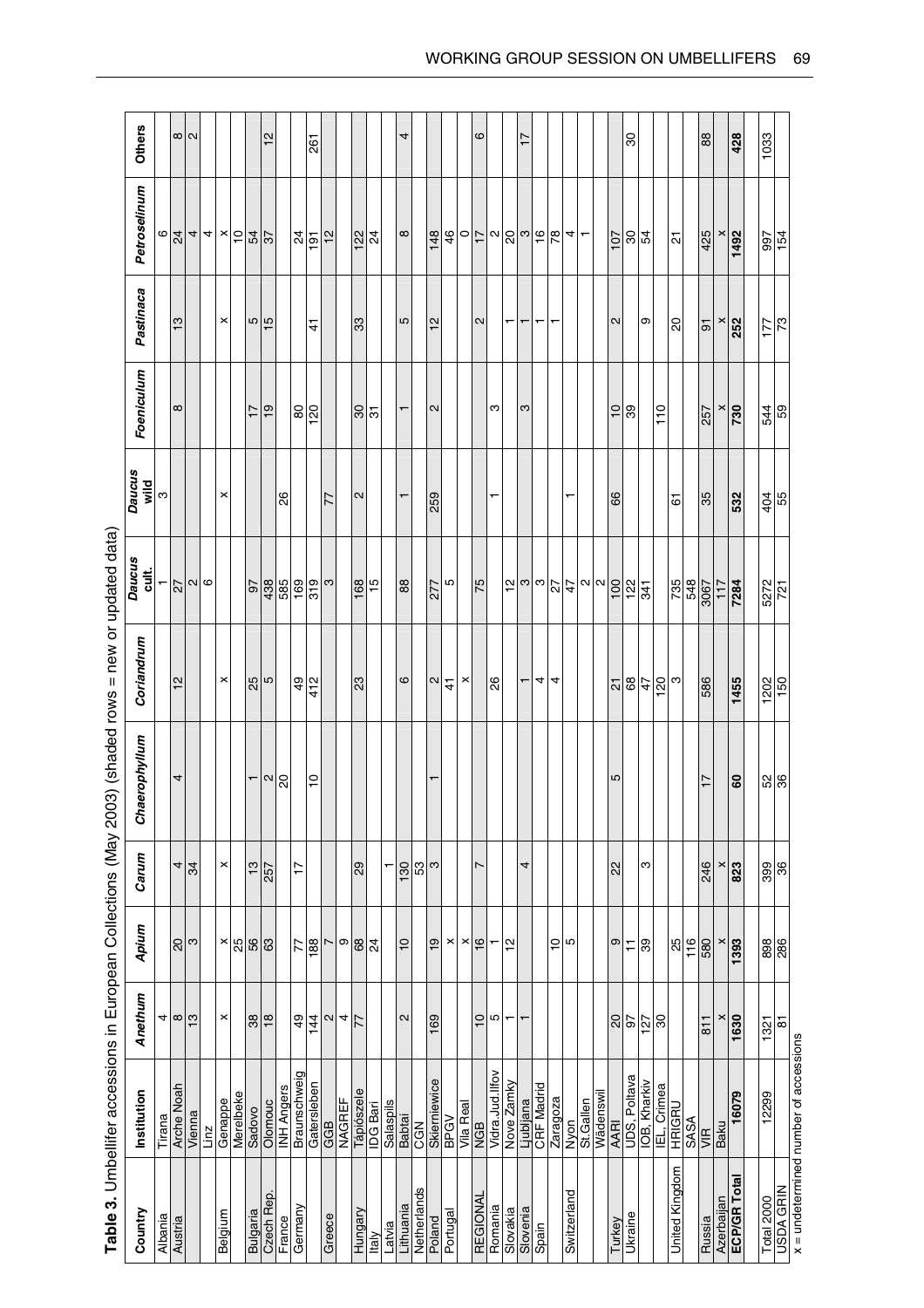**Table 3.** Umbellifer accessions in European Collections (May 2003) (shaded rows = new or updated data)

| Country | Institution | *Anethum* | *Apium* | *Carum* | *Chaerophyllum* | *Coriandrum* | *Daucus* cult. | *Daucus* wild | *Foeniculum* | *Pastinaca* | *Petroselinum* | Others |
|---|---|---|---|---|---|---|---|---|---|---|---|---|
| Albania | Tirana | 4 | | | | | 1 | 3 | | | 6 | |
| Austria | Arche Noah | 8 | 20 | 4 | 4 | 12 | 27 | | 8 | 13 | 24 | 8 |
| | Vienna | 13 | 3 | 34 | | | 2 | | | | 4 | 2 |
| | Linz | | | | | | 6 | | | | 4 | |
| Belgium | Genappe | x | x | x | | x | | x | | x | x | |
| | Merelbeke | | 25 | | | | | | | | 10 | |
| Bulgaria | Sadovo | 38 | 56 | 13 | 1 | 25 | 97 | | 17 | 5 | 54 | |
| Czech Rep. | Olomouc | 18 | 63 | 257 | 2 | 5 | 438 | | 19 | 15 | 37 | 12 |
| France | INH Angers | | | | 20 | | 585 | 26 | | | | |
| Germany | Braunschweig | 49 | 77 | 17 | | 49 | 169 | | 80 | | 24 | |
| | Gatersleben | 144 | 188 | | 10 | 412 | 319 | | 120 | 41 | 191 | 261 |
| Greece | GGB | 2 | 7 | | | | 3 | 77 | | | 12 | |
| | NAGREF | 4 | 9 | | | | | | | | | |
| Hungary | Tápiószele | 77 | 68 | 29 | | 23 | 168 | 2 | 30 | 33 | 122 | |
| Italy | IDG Bari | | 24 | | | | 15 | | 31 | | 24 | |
| Latvia | Salaspils | | | 1 | | | | | | | | |
| Lithuania | Babtai | 2 | 10 | 130 | | 6 | 88 | 1 | 1 | 5 | 8 | 4 |
| Netherlands | CGN | | | 53 | | | | | | | | |
| Poland | Skierniewice | 169 | 19 | 3 | 1 | 2 | 277 | 259 | 2 | 12 | 148 | |
| Portugal | BPGV | | x | | | 41 | 5 | | | | 46 | |
| | Vila Real | | x | | | x | | | | | 0 | |
| REGIONAL | NGB | 10 | 16 | 7 | | | 75 | | | 2 | 17 | 6 |
| Romania | Vidra.Jud.Ilfov | 5 | 1 | | | 26 | | 1 | 3 | | 2 | |
| Slovakia | Nove Zamky | 1 | 12 | | | | 12 | | | 1 | 20 | |
| Slovenia | Ljubljana | 1 | | 4 | | 1 | 3 | | 3 | 1 | 3 | 17 |
| Spain | CRF Madrid | | | | | 4 | 3 | | | 1 | 16 | |
| | Zaragoza | | 10 | | | 4 | 27 | | | 1 | 78 | |
| Switzerland | Nyon | | 5 | | | | 47 | 1 | | | 4 | |
| | St.Gallen | | | | | | 2 | | | | 1 | |
| | Wädenswil | | | | | | 2 | | | | | |
| Turkey | AARI | 20 | 9 | 22 | 5 | 21 | 100 | 66 | 10 | 2 | 107 | |
| Ukraine | UDS, Poltava | 97 | 11 | | | 68 | 122 | | 39 | | 30 | 30 |
| | IOB, Kharkiv | 127 | 39 | 3 | | 47 | 341 | | | 9 | 54 | |
| | IEL, Crimea | 30 | | | | 120 | | | 110 | | | |
| United Kingdom | HRIGRU | | 25 | | | 3 | 735 | 61 | | 20 | 21 | |
| | SASA | | 116 | | | | 548 | | | | | |
| Russia | VIR | 811 | 580 | 246 | 17 | 586 | 3067 | 35 | 257 | 91 | 425 | 88 |
| Azerbaijan | Baku | x | x | x | | | 117 | | x | x | x | |
| **ECP/GR Total** | **16079** | **1630** | **1393** | **823** | **60** | **1455** | **7284** | **532** | **730** | **252** | **1492** | **428** |
| Total 2000 | 12299 | 1321 | 898 | 399 | 52 | 1202 | 5272 | 404 | 544 | 177 | 997 | 1033 |
| USDA GRIN | | 81 | 286 | 36 | 36 | 150 | 721 | 55 | 59 | 73 | 154 | |

x = undetermined number of accessions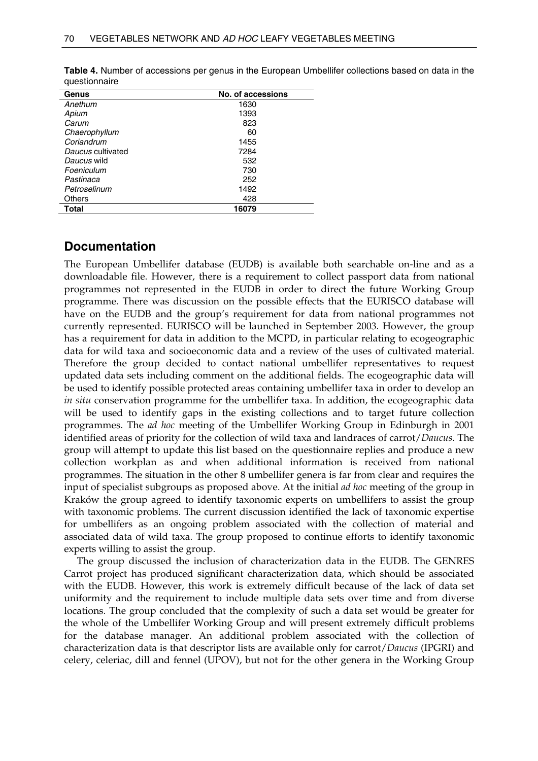**Table 4.** Number of accessions per genus in the European Umbellifer collections based on data in the questionnaire

| Genus | No. of accessions |
|---|---|
| *Anethum* | 1630 |
| *Apium* | 1393 |
| *Carum* | 823 |
| *Chaerophyllum* | 60 |
| *Coriandrum* | 1455 |
| *Daucus* cultivated | 7284 |
| *Daucus* wild | 532 |
| *Foeniculum* | 730 |
| *Pastinaca* | 252 |
| *Petroselinum* | 1492 |
| Others | 428 |
| **Total** | **16079** |

## Documentation

The European Umbellifer database (EUDB) is available both searchable on-line and as a downloadable file. However, there is a requirement to collect passport data from national programmes not represented in the EUDB in order to direct the future Working Group programme. There was discussion on the possible effects that the EURISCO database will have on the EUDB and the group's requirement for data from national programmes not currently represented. EURISCO will be launched in September 2003. However, the group has a requirement for data in addition to the MCPD, in particular relating to ecogeographic data for wild taxa and socioeconomic data and a review of the uses of cultivated material. Therefore the group decided to contact national umbellifer representatives to request updated data sets including comment on the additional fields. The ecogeographic data will be used to identify possible protected areas containing umbellifer taxa in order to develop an *in situ* conservation programme for the umbellifer taxa. In addition, the ecogeographic data will be used to identify gaps in the existing collections and to target future collection programmes. The *ad hoc* meeting of the Umbellifer Working Group in Edinburgh in 2001 identified areas of priority for the collection of wild taxa and landraces of carrot/*Daucus*. The group will attempt to update this list based on the questionnaire replies and produce a new collection workplan as and when additional information is received from national programmes. The situation in the other 8 umbellifer genera is far from clear and requires the input of specialist subgroups as proposed above. At the initial *ad hoc* meeting of the group in Kraków the group agreed to identify taxonomic experts on umbellifers to assist the group with taxonomic problems. The current discussion identified the lack of taxonomic expertise for umbellifers as an ongoing problem associated with the collection of material and associated data of wild taxa. The group proposed to continue efforts to identify taxonomic experts willing to assist the group.

The group discussed the inclusion of characterization data in the EUDB. The GENRES Carrot project has produced significant characterization data, which should be associated with the EUDB. However, this work is extremely difficult because of the lack of data set uniformity and the requirement to include multiple data sets over time and from diverse locations. The group concluded that the complexity of such a data set would be greater for the whole of the Umbellifer Working Group and will present extremely difficult problems for the database manager. An additional problem associated with the collection of characterization data is that descriptor lists are available only for carrot/*Daucus* (IPGRI) and celery, celeriac, dill and fennel (UPOV), but not for the other genera in the Working Group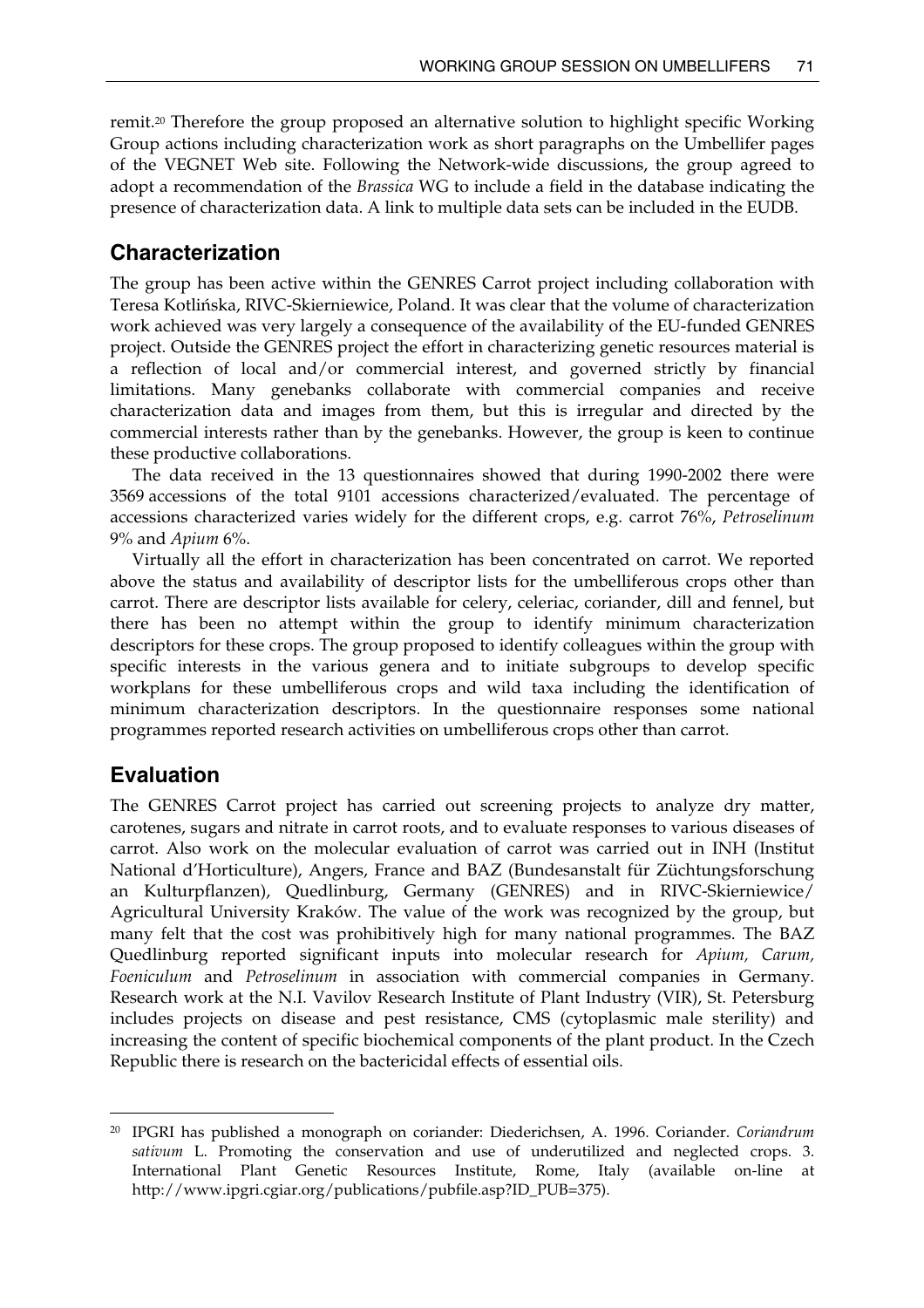remit.[20] Therefore the group proposed an alternative solution to highlight specific Working Group actions including characterization work as short paragraphs on the Umbellifer pages of the VEGNET Web site. Following the Network-wide discussions, the group agreed to adopt a recommendation of the *Brassica* WG to include a field in the database indicating the presence of characterization data. A link to multiple data sets can be included in the EUDB.

## Characterization

The group has been active within the GENRES Carrot project including collaboration with Teresa Kotlińska, RIVC-Skierniewice, Poland. It was clear that the volume of characterization work achieved was very largely a consequence of the availability of the EU-funded GENRES project. Outside the GENRES project the effort in characterizing genetic resources material is a reflection of local and/or commercial interest, and governed strictly by financial limitations. Many genebanks collaborate with commercial companies and receive characterization data and images from them, but this is irregular and directed by the commercial interests rather than by the genebanks. However, the group is keen to continue these productive collaborations.

The data received in the 13 questionnaires showed that during 1990-2002 there were 3569 accessions of the total 9101 accessions characterized/evaluated. The percentage of accessions characterized varies widely for the different crops, e.g. carrot 76%, *Petroselinum* 9% and *Apium* 6%.

Virtually all the effort in characterization has been concentrated on carrot. We reported above the status and availability of descriptor lists for the umbelliferous crops other than carrot. There are descriptor lists available for celery, celeriac, coriander, dill and fennel, but there has been no attempt within the group to identify minimum characterization descriptors for these crops. The group proposed to identify colleagues within the group with specific interests in the various genera and to initiate subgroups to develop specific workplans for these umbelliferous crops and wild taxa including the identification of minimum characterization descriptors. In the questionnaire responses some national programmes reported research activities on umbelliferous crops other than carrot.

## Evaluation

The GENRES Carrot project has carried out screening projects to analyze dry matter, carotenes, sugars and nitrate in carrot roots, and to evaluate responses to various diseases of carrot. Also work on the molecular evaluation of carrot was carried out in INH (Institut National d'Horticulture), Angers, France and BAZ (Bundesanstalt für Züchtungsforschung an Kulturpflanzen), Quedlinburg, Germany (GENRES) and in RIVC-Skierniewice/ Agricultural University Kraków. The value of the work was recognized by the group, but many felt that the cost was prohibitively high for many national programmes. The BAZ Quedlinburg reported significant inputs into molecular research for *Apium, Carum, Foeniculum* and *Petroselinum* in association with commercial companies in Germany. Research work at the N.I. Vavilov Research Institute of Plant Industry (VIR), St. Petersburg includes projects on disease and pest resistance, CMS (cytoplasmic male sterility) and increasing the content of specific biochemical components of the plant product. In the Czech Republic there is research on the bactericidal effects of essential oils.

---

[20] IPGRI has published a monograph on coriander: Diederichsen, A. 1996. Coriander. *Coriandrum sativum* L. Promoting the conservation and use of underutilized and neglected crops. 3. International Plant Genetic Resources Institute, Rome, Italy (available on-line at http://www.ipgri.cgiar.org/publications/pubfile.asp?ID_PUB=375).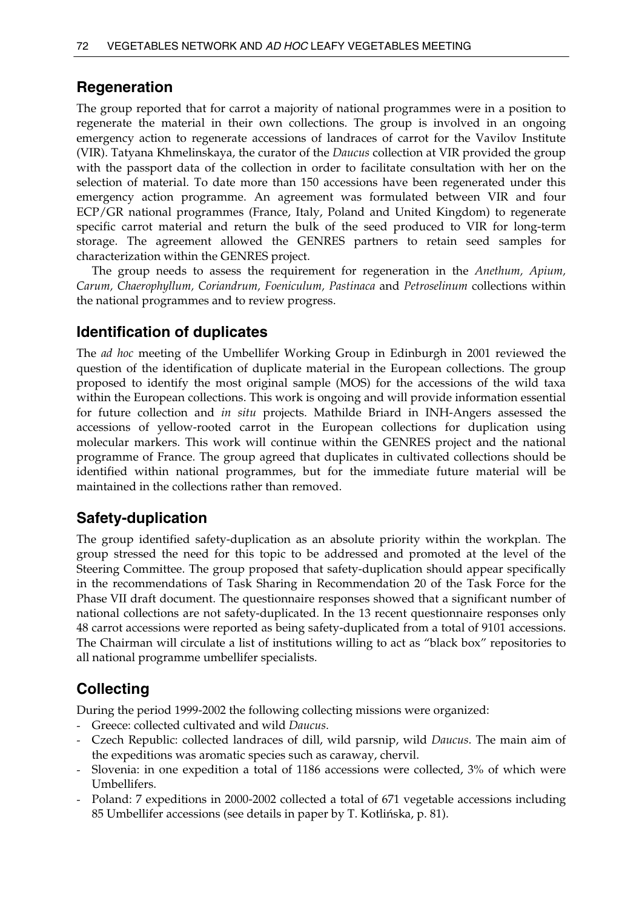## Regeneration

The group reported that for carrot a majority of national programmes were in a position to regenerate the material in their own collections. The group is involved in an ongoing emergency action to regenerate accessions of landraces of carrot for the Vavilov Institute (VIR). Tatyana Khmelinskaya, the curator of the *Daucus* collection at VIR provided the group with the passport data of the collection in order to facilitate consultation with her on the selection of material. To date more than 150 accessions have been regenerated under this emergency action programme. An agreement was formulated between VIR and four ECP/GR national programmes (France, Italy, Poland and United Kingdom) to regenerate specific carrot material and return the bulk of the seed produced to VIR for long-term storage. The agreement allowed the GENRES partners to retain seed samples for characterization within the GENRES project.

The group needs to assess the requirement for regeneration in the *Anethum, Apium, Carum, Chaerophyllum, Coriandrum, Foeniculum, Pastinaca* and *Petroselinum* collections within the national programmes and to review progress.

## Identification of duplicates

The *ad hoc* meeting of the Umbellifer Working Group in Edinburgh in 2001 reviewed the question of the identification of duplicate material in the European collections. The group proposed to identify the most original sample (MOS) for the accessions of the wild taxa within the European collections. This work is ongoing and will provide information essential for future collection and *in situ* projects. Mathilde Briard in INH-Angers assessed the accessions of yellow-rooted carrot in the European collections for duplication using molecular markers. This work will continue within the GENRES project and the national programme of France. The group agreed that duplicates in cultivated collections should be identified within national programmes, but for the immediate future material will be maintained in the collections rather than removed.

## Safety-duplication

The group identified safety-duplication as an absolute priority within the workplan. The group stressed the need for this topic to be addressed and promoted at the level of the Steering Committee. The group proposed that safety-duplication should appear specifically in the recommendations of Task Sharing in Recommendation 20 of the Task Force for the Phase VII draft document. The questionnaire responses showed that a significant number of national collections are not safety-duplicated. In the 13 recent questionnaire responses only 48 carrot accessions were reported as being safety-duplicated from a total of 9101 accessions. The Chairman will circulate a list of institutions willing to act as "black box" repositories to all national programme umbellifer specialists.

## Collecting

During the period 1999-2002 the following collecting missions were organized:

- Greece: collected cultivated and wild *Daucus*.
- Czech Republic: collected landraces of dill, wild parsnip, wild *Daucus*. The main aim of the expeditions was aromatic species such as caraway, chervil.
- Slovenia: in one expedition a total of 1186 accessions were collected, 3% of which were Umbellifers.
- Poland: 7 expeditions in 2000-2002 collected a total of 671 vegetable accessions including 85 Umbellifer accessions (see details in paper by T. Kotlińska, p. 81).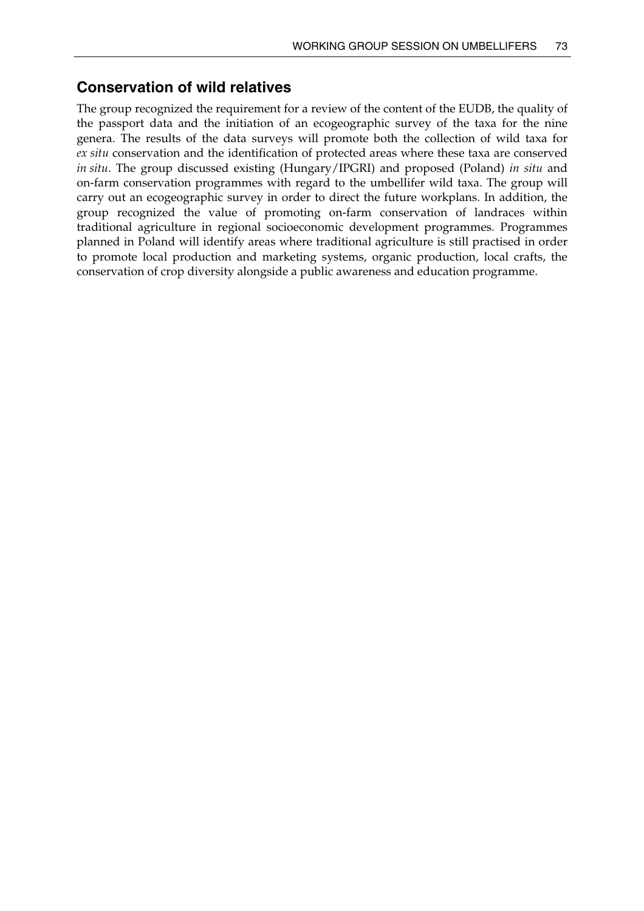## Conservation of wild relatives

The group recognized the requirement for a review of the content of the EUDB, the quality of the passport data and the initiation of an ecogeographic survey of the taxa for the nine genera. The results of the data surveys will promote both the collection of wild taxa for *ex situ* conservation and the identification of protected areas where these taxa are conserved *in situ*. The group discussed existing (Hungary/IPGRI) and proposed (Poland) *in situ* and on-farm conservation programmes with regard to the umbellifer wild taxa. The group will carry out an ecogeographic survey in order to direct the future workplans. In addition, the group recognized the value of promoting on-farm conservation of landraces within traditional agriculture in regional socioeconomic development programmes. Programmes planned in Poland will identify areas where traditional agriculture is still practised in order to promote local production and marketing systems, organic production, local crafts, the conservation of crop diversity alongside a public awareness and education programme.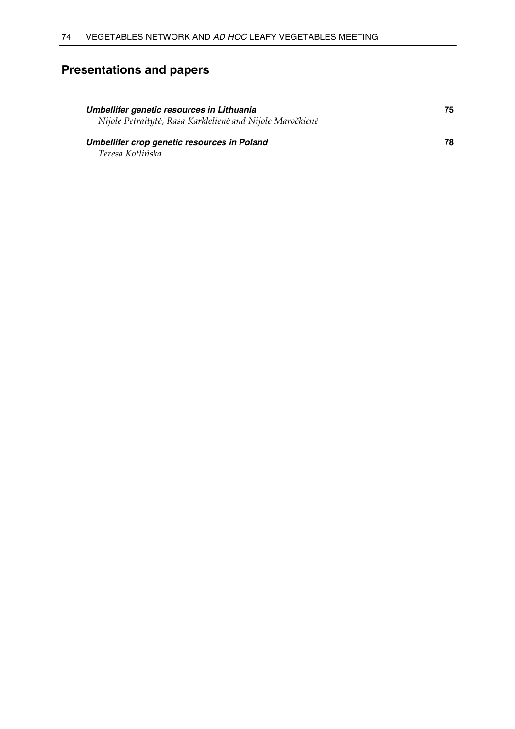# Presentations and papers

***Umbellifer genetic resources in Lithuania*** **75**
*Nijole Petraitytė, Rasa Karklelienė and Nijole Maročkienė*

***Umbellifer crop genetic resources in Poland*** **78**
*Teresa Kotlińska*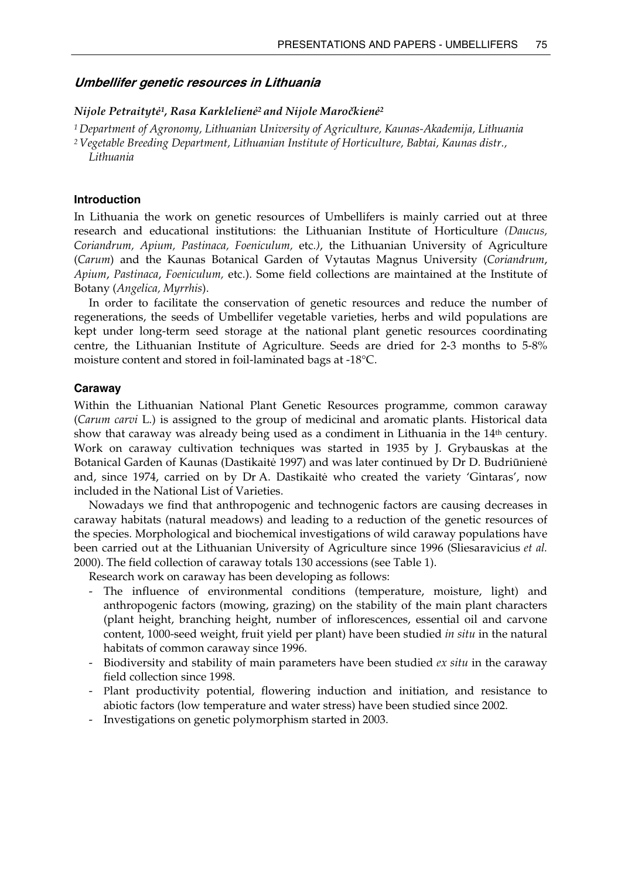## *Umbellifer genetic resources in Lithuania*

***Nijole Petraitytė*[1], *Rasa Karklelienė*[2] *and Nijole Maročkienė*[2]**

*[1] Department of Agronomy, Lithuanian University of Agriculture, Kaunas-Akademija, Lithuania*
*[2] Vegetable Breeding Department, Lithuanian Institute of Horticulture, Babtai, Kaunas distr., Lithuania*

### Introduction

In Lithuania the work on genetic resources of Umbellifers is mainly carried out at three research and educational institutions: the Lithuanian Institute of Horticulture *(Daucus, Coriandrum, Apium, Pastinaca, Foeniculum,* etc.*)*, the Lithuanian University of Agriculture (*Carum*) and the Kaunas Botanical Garden of Vytautas Magnus University (*Coriandrum*, *Apium*, *Pastinaca*, *Foeniculum,* etc.). Some field collections are maintained at the Institute of Botany (*Angelica, Myrrhis*).

In order to facilitate the conservation of genetic resources and reduce the number of regenerations, the seeds of Umbellifer vegetable varieties, herbs and wild populations are kept under long-term seed storage at the national plant genetic resources coordinating centre, the Lithuanian Institute of Agriculture. Seeds are dried for 2-3 months to 5-8% moisture content and stored in foil-laminated bags at -18°C.

### Caraway

Within the Lithuanian National Plant Genetic Resources programme, common caraway (*Carum carvi* L.) is assigned to the group of medicinal and aromatic plants. Historical data show that caraway was already being used as a condiment in Lithuania in the 14th century. Work on caraway cultivation techniques was started in 1935 by J. Grybauskas at the Botanical Garden of Kaunas (Dastikaitė 1997) and was later continued by Dr D. Budriūnienė and, since 1974, carried on by Dr A. Dastikaitė who created the variety 'Gintaras', now included in the National List of Varieties.

Nowadays we find that anthropogenic and technogenic factors are causing decreases in caraway habitats (natural meadows) and leading to a reduction of the genetic resources of the species. Morphological and biochemical investigations of wild caraway populations have been carried out at the Lithuanian University of Agriculture since 1996 (Sliesaravicius *et al.* 2000). The field collection of caraway totals 130 accessions (see Table 1).

Research work on caraway has been developing as follows:

- The influence of environmental conditions (temperature, moisture, light) and anthropogenic factors (mowing, grazing) on the stability of the main plant characters (plant height, branching height, number of inflorescences, essential oil and carvone content, 1000-seed weight, fruit yield per plant) have been studied *in situ* in the natural habitats of common caraway since 1996.
- Biodiversity and stability of main parameters have been studied *ex situ* in the caraway field collection since 1998.
- Plant productivity potential, flowering induction and initiation, and resistance to abiotic factors (low temperature and water stress) have been studied since 2002.
- Investigations on genetic polymorphism started in 2003.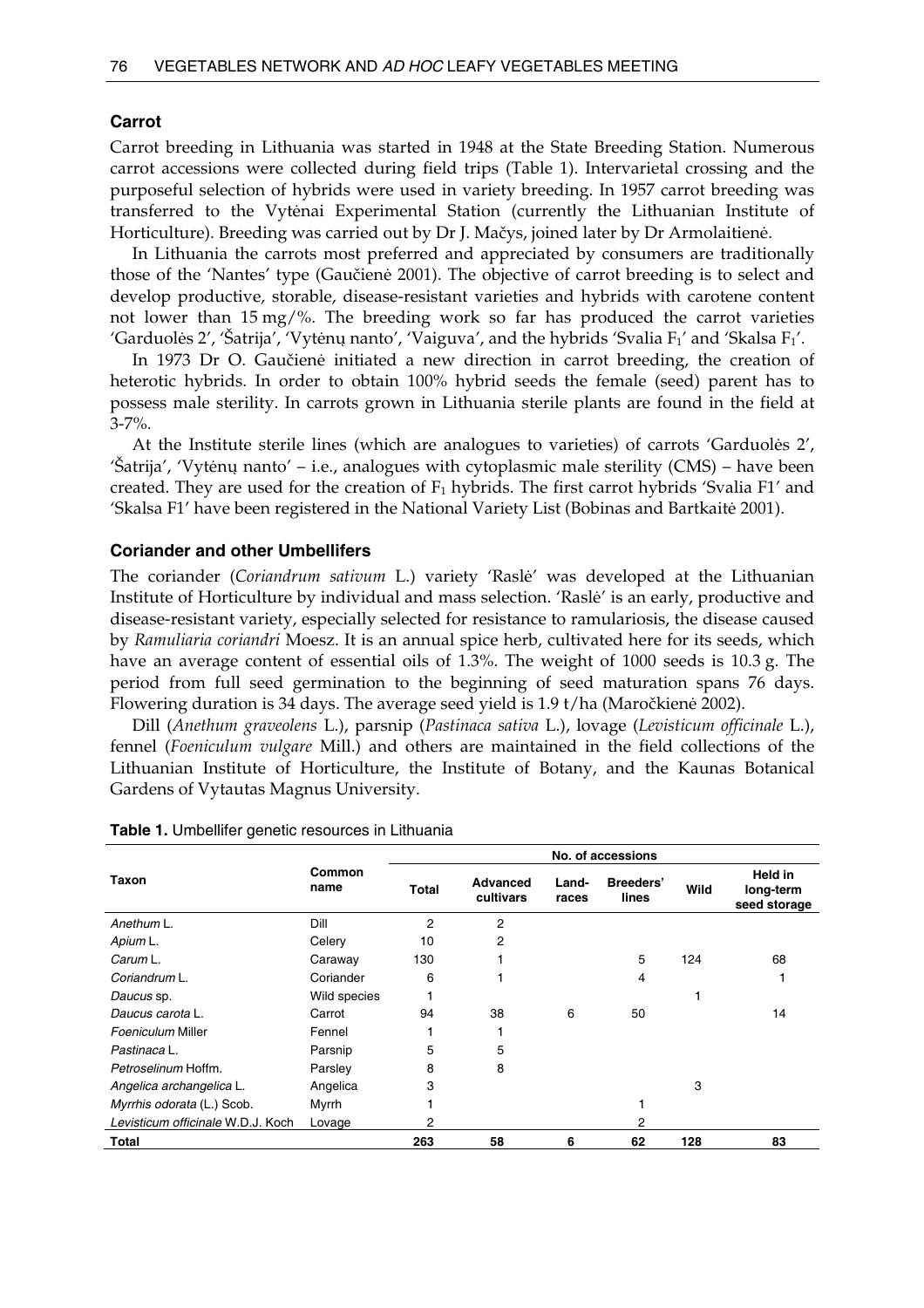## Carrot

Carrot breeding in Lithuania was started in 1948 at the State Breeding Station. Numerous carrot accessions were collected during field trips (Table 1). Intervarietal crossing and the purposeful selection of hybrids were used in variety breeding. In 1957 carrot breeding was transferred to the Vytėnai Experimental Station (currently the Lithuanian Institute of Horticulture). Breeding was carried out by Dr J. Mačys, joined later by Dr Armolaitienė.

In Lithuania the carrots most preferred and appreciated by consumers are traditionally those of the 'Nantes' type (Gaučienė 2001). The objective of carrot breeding is to select and develop productive, storable, disease-resistant varieties and hybrids with carotene content not lower than 15 mg/%. The breeding work so far has produced the carrot varieties 'Garduolės 2', 'Šatrija', 'Vytėnų nanto', 'Vaiguva', and the hybrids 'Svalia $F_1$' and 'Skalsa $F_1$'.

In 1973 Dr O. Gaučienė initiated a new direction in carrot breeding, the creation of heterotic hybrids. In order to obtain 100% hybrid seeds the female (seed) parent has to possess male sterility. In carrots grown in Lithuania sterile plants are found in the field at 3-7%.

At the Institute sterile lines (which are analogues to varieties) of carrots 'Garduolės 2', 'Šatrija', 'Vytėnų nanto' – i.e., analogues with cytoplasmic male sterility (CMS) – have been created. They are used for the creation of $F_1$ hybrids. The first carrot hybrids 'Svalia F1' and 'Skalsa F1' have been registered in the National Variety List (Bobinas and Bartkaitė 2001).

## Coriander and other Umbellifers

The coriander (*Coriandrum sativum* L.) variety 'Raslė' was developed at the Lithuanian Institute of Horticulture by individual and mass selection. 'Raslė' is an early, productive and disease-resistant variety, especially selected for resistance to ramulariosis, the disease caused by *Ramuliaria coriandri* Moesz. It is an annual spice herb, cultivated here for its seeds, which have an average content of essential oils of 1.3%. The weight of 1000 seeds is 10.3 g. The period from full seed germination to the beginning of seed maturation spans 76 days. Flowering duration is 34 days. The average seed yield is 1.9 t/ha (Maročkienė 2002).

Dill (*Anethum graveolens* L.), parsnip (*Pastinaca sativa* L.), lovage (*Levisticum officinale* L.), fennel (*Foeniculum vulgare* Mill.) and others are maintained in the field collections of the Lithuanian Institute of Horticulture, the Institute of Botany, and the Kaunas Botanical Gardens of Vytautas Magnus University.

**Table 1.** Umbellifer genetic resources in Lithuania

| Taxon | Common name | No. of accessions | | | | | |
|---|---|---|---|---|---|---|---|
| | | Total | Advanced cultivars | Land-races | Breeders' lines | Wild | Held in long-term seed storage |
| *Anethum* L. | Dill | 2 | 2 | | | | |
| *Apium* L. | Celery | 10 | 2 | | | | |
| *Carum* L. | Caraway | 130 | 1 | | 5 | 124 | 68 |
| *Coriandrum* L. | Coriander | 6 | 1 | | 4 | | 1 |
| *Daucus* sp. | Wild species | 1 | | | | 1 | |
| *Daucus carota* L. | Carrot | 94 | 38 | 6 | 50 | | 14 |
| *Foeniculum* Miller | Fennel | 1 | 1 | | | | |
| *Pastinaca* L. | Parsnip | 5 | 5 | | | | |
| *Petroselinum* Hoffm. | Parsley | 8 | 8 | | | | |
| *Angelica archangelica* L. | Angelica | 3 | | | | 3 | |
| *Myrrhis odorata* (L.) Scob. | Myrrh | 1 | | | 1 | | |
| *Levisticum officinale* W.D.J. Koch | Lovage | 2 | | | 2 | | |
| **Total** | | **263** | **58** | **6** | **62** | **128** | **83** |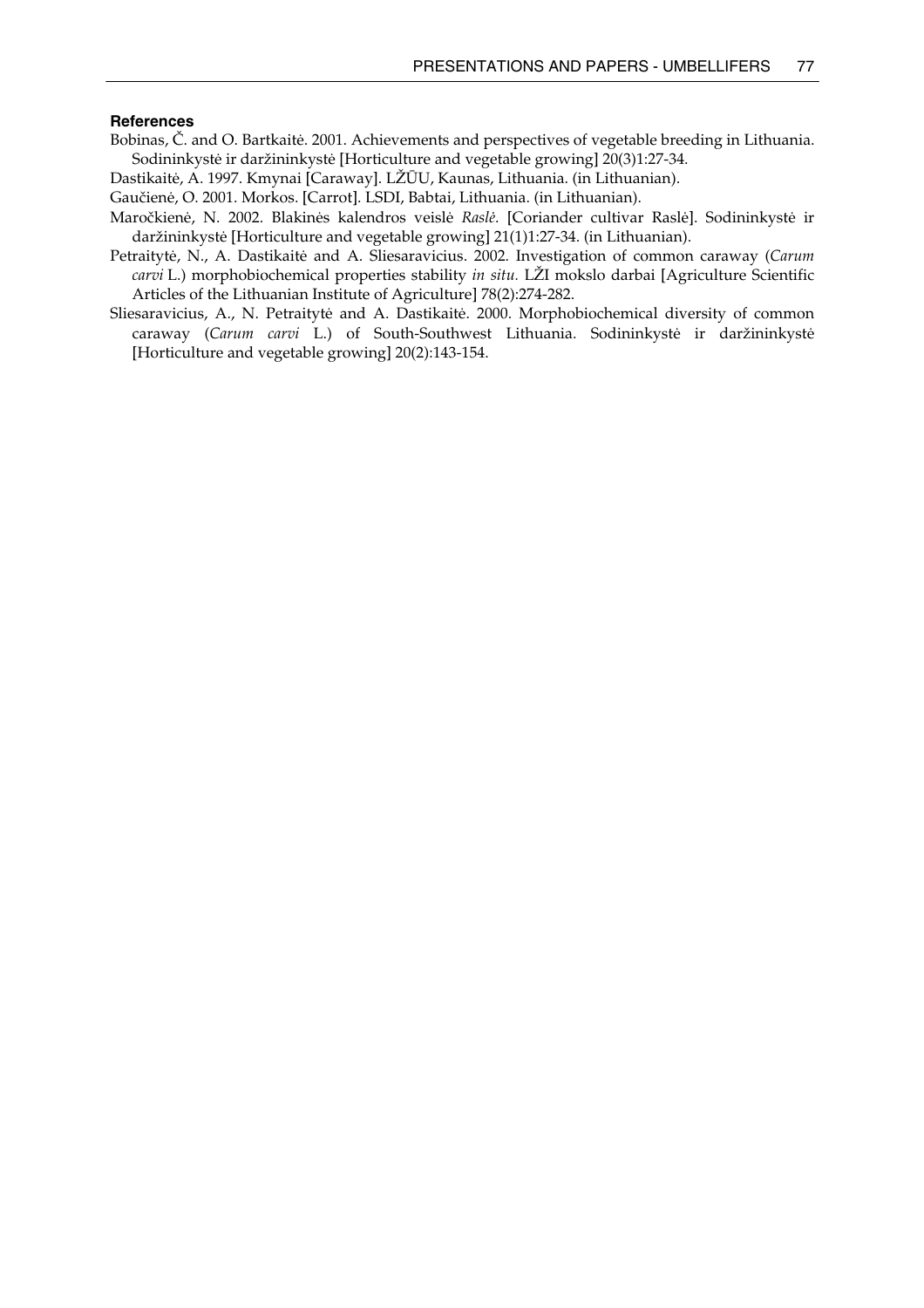### References

Bobinas, Č. and O. Bartkaitė. 2001. Achievements and perspectives of vegetable breeding in Lithuania. Sodininkystė ir daržininkystė [Horticulture and vegetable growing] 20(3)1:27-34.

Dastikaitė, A. 1997. Kmynai [Caraway]. LŽŪU, Kaunas, Lithuania. (in Lithuanian).

Gaučienė, O. 2001. Morkos. [Carrot]. LSDI, Babtai, Lithuania. (in Lithuanian).

Maročkienė, N. 2002. Blakinės kalendros veislė *Raslė*. [Coriander cultivar Raslė]. Sodininkystė ir daržininkystė [Horticulture and vegetable growing] 21(1)1:27-34. (in Lithuanian).

Petraitytė, N., A. Dastikaitė and A. Sliesaravicius. 2002. Investigation of common caraway (*Carum carvi* L.) morphobiochemical properties stability *in situ*. LŽI mokslo darbai [Agriculture Scientific Articles of the Lithuanian Institute of Agriculture] 78(2):274-282.

Sliesaravicius, A., N. Petraitytė and A. Dastikaitė. 2000. Morphobiochemical diversity of common caraway (*Carum carvi* L.) of South-Southwest Lithuania. Sodininkystė ir daržininkystė [Horticulture and vegetable growing] 20(2):143-154.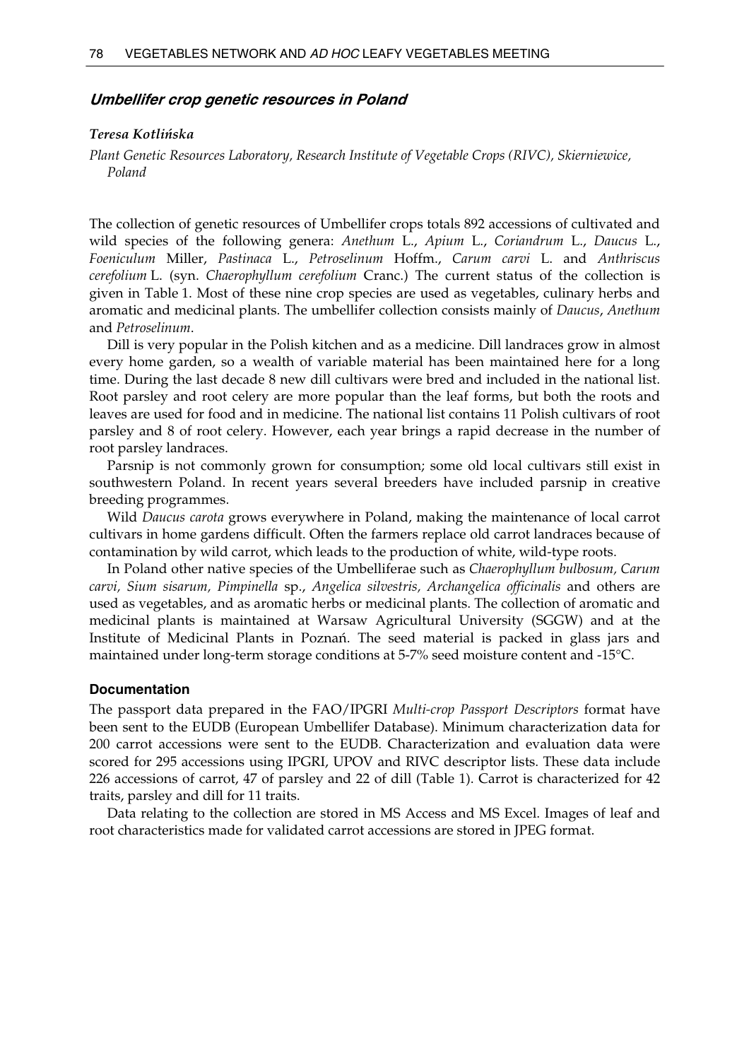## *Umbellifer crop genetic resources in Poland*

***Teresa Kotlińska***

*Plant Genetic Resources Laboratory, Research Institute of Vegetable Crops (RIVC), Skierniewice, Poland*

The collection of genetic resources of Umbellifer crops totals 892 accessions of cultivated and wild species of the following genera: *Anethum* L., *Apium* L., *Coriandrum* L., *Daucus* L., *Foeniculum* Miller, *Pastinaca* L., *Petroselinum* Hoffm., *Carum carvi* L. and *Anthriscus cerefolium* L. (syn. *Chaerophyllum cerefolium* Cranc.) The current status of the collection is given in Table 1. Most of these nine crop species are used as vegetables, culinary herbs and aromatic and medicinal plants. The umbellifer collection consists mainly of *Daucus*, *Anethum* and *Petroselinum*.

Dill is very popular in the Polish kitchen and as a medicine. Dill landraces grow in almost every home garden, so a wealth of variable material has been maintained here for a long time. During the last decade 8 new dill cultivars were bred and included in the national list. Root parsley and root celery are more popular than the leaf forms, but both the roots and leaves are used for food and in medicine. The national list contains 11 Polish cultivars of root parsley and 8 of root celery. However, each year brings a rapid decrease in the number of root parsley landraces.

Parsnip is not commonly grown for consumption; some old local cultivars still exist in southwestern Poland. In recent years several breeders have included parsnip in creative breeding programmes.

Wild *Daucus carota* grows everywhere in Poland, making the maintenance of local carrot cultivars in home gardens difficult. Often the farmers replace old carrot landraces because of contamination by wild carrot, which leads to the production of white, wild-type roots.

In Poland other native species of the Umbelliferae such as *Chaerophyllum bulbosum, Carum carvi, Sium sisarum, Pimpinella* sp., *Angelica silvestris, Archangelica officinalis* and others are used as vegetables, and as aromatic herbs or medicinal plants. The collection of aromatic and medicinal plants is maintained at Warsaw Agricultural University (SGGW) and at the Institute of Medicinal Plants in Poznań. The seed material is packed in glass jars and maintained under long-term storage conditions at 5-7% seed moisture content and -15°C.

### Documentation

The passport data prepared in the FAO/IPGRI *Multi-crop Passport Descriptors* format have been sent to the EUDB (European Umbellifer Database). Minimum characterization data for 200 carrot accessions were sent to the EUDB. Characterization and evaluation data were scored for 295 accessions using IPGRI, UPOV and RIVC descriptor lists. These data include 226 accessions of carrot, 47 of parsley and 22 of dill (Table 1). Carrot is characterized for 42 traits, parsley and dill for 11 traits.

Data relating to the collection are stored in MS Access and MS Excel. Images of leaf and root characteristics made for validated carrot accessions are stored in JPEG format.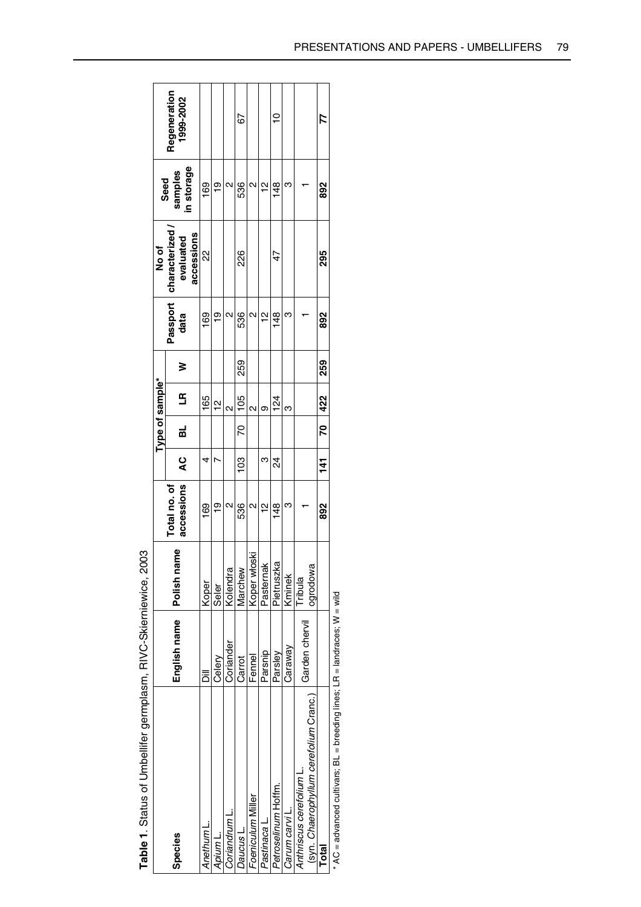**Table 1**. Status of Umbellifer germplasm, RIVC-Skierniewice, 2003

| Species | English name | Polish name | Total no. of accessions | Type of sample* | | | | Passport data | No of characterized / evaluated accessions | Seed samples in storage | Regeneration 1999-2002 |
|---|---|---|---|---|---|---|---|---|---|---|---|
| | | | | AC | BL | LR | W | | | | |
| *Anethum* L. | Dill | Koper | 169 | 4 | | 165 | | 169 | 22 | 169 | |
| *Apium* L. | Celery | Seler | 19 | 7 | | 12 | | 19 | | 19 | |
| *Coriandrum* L. | Coriander | Kolendra | 2 | | | 2 | | 2 | | 2 | |
| *Daucus* L. | Carrot | Marchew | 536 | 103 | 70 | 105 | 259 | 536 | 226 | 536 | 67 |
| *Foeniculum* Miller | Fennel | Koper włoski | 2 | | | 2 | | 2 | | 2 | |
| *Pastinaca* L. | Parsnip | Pasternak | 12 | 3 | | 9 | | 12 | | 12 | |
| *Petroselinum* Hoffm. | Parsley | Pietruszka | 148 | 24 | | 124 | | 148 | 47 | 148 | 10 |
| *Carum carvi* L. | Caraway | Kminek | 3 | | | 3 | | 3 | | 3 | |
| *Anthriscus cerefolium* L. (syn. *Chaerophyllum cerefolium* Cranc.) | Garden chervil | Tribula ogrodowa | 1 | | | | | 1 | | 1 | |
| **Total** | | | **892** | **141** | **70** | **422** | **259** | **892** | **295** | **892** | **77** |

\* AC = advanced cultivars; BL = breeding lines; LR = landraces; W = wild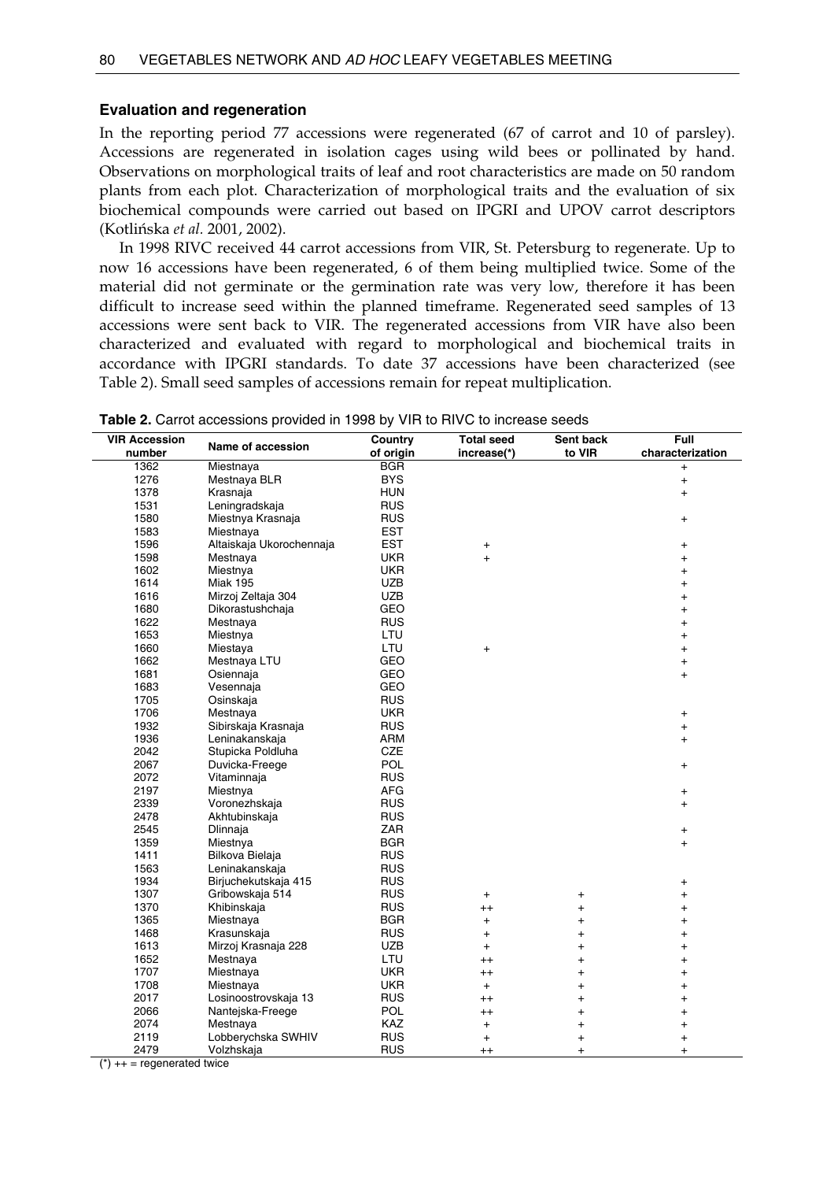### Evaluation and regeneration

In the reporting period 77 accessions were regenerated (67 of carrot and 10 of parsley). Accessions are regenerated in isolation cages using wild bees or pollinated by hand. Observations on morphological traits of leaf and root characteristics are made on 50 random plants from each plot. Characterization of morphological traits and the evaluation of six biochemical compounds were carried out based on IPGRI and UPOV carrot descriptors (Kotlińska *et al.* 2001, 2002).

In 1998 RIVC received 44 carrot accessions from VIR, St. Petersburg to regenerate. Up to now 16 accessions have been regenerated, 6 of them being multiplied twice. Some of the material did not germinate or the germination rate was very low, therefore it has been difficult to increase seed within the planned timeframe. Regenerated seed samples of 13 accessions were sent back to VIR. The regenerated accessions from VIR have also been characterized and evaluated with regard to morphological and biochemical traits in accordance with IPGRI standards. To date 37 accessions have been characterized (see Table 2). Small seed samples of accessions remain for repeat multiplication.

**Table 2.** Carrot accessions provided in 1998 by VIR to RIVC to increase seeds

| VIR Accession number | Name of accession | Country of origin | Total seed increase(*) | Sent back to VIR | Full characterization |
|---|---|---|---|---|---|
| 1362 | Miestnaya | BGR | | | + |
| 1276 | Mestnaya BLR | BYS | | | + |
| 1378 | Krasnaja | HUN | | | + |
| 1531 | Leningradskaja | RUS | | | |
| 1580 | Miestnya Krasnaja | RUS | | | + |
| 1583 | Miestnaya | EST | | | |
| 1596 | Altaiskaja Ukorochennaja | EST | + | | + |
| 1598 | Mestnaya | UKR | + | | + |
| 1602 | Miestnya | UKR | | | + |
| 1614 | Miak 195 | UZB | | | + |
| 1616 | Mirzoj Zeltaja 304 | UZB | | | + |
| 1680 | Dikorastushchaja | GEO | | | + |
| 1622 | Mestnaya | RUS | | | + |
| 1653 | Miestnya | LTU | | | + |
| 1660 | Miestaya | LTU | + | | + |
| 1662 | Mestnaya LTU | GEO | | | + |
| 1681 | Osiennaja | GEO | | | + |
| 1683 | Vesennaja | GEO | | | |
| 1705 | Osinskaja | RUS | | | |
| 1706 | Mestnaya | UKR | | | + |
| 1932 | Sibirskaja Krasnaja | RUS | | | + |
| 1936 | Leninakanskaja | ARM | | | + |
| 2042 | Stupicka Poldluha | CZE | | | |
| 2067 | Duvicka-Freege | POL | | | + |
| 2072 | Vitaminnaja | RUS | | | |
| 2197 | Miestnya | AFG | | | + |
| 2339 | Voronezhskaja | RUS | | | + |
| 2478 | Akhtubinskaja | RUS | | | |
| 2545 | Dlinnaja | ZAR | | | + |
| 1359 | Miestnya | BGR | | | + |
| 1411 | Bilkova Bielaja | RUS | | | |
| 1563 | Leninakanskaja | RUS | | | |
| 1934 | Birjuchekutskaja 415 | RUS | | | + |
| 1307 | Gribowskaja 514 | RUS | + | + | + |
| 1370 | Khibinskaja | RUS | ++ | + | + |
| 1365 | Miestnaya | BGR | + | + | + |
| 1468 | Krasunskaja | RUS | + | + | + |
| 1613 | Mirzoj Krasnaja 228 | UZB | + | + | + |
| 1652 | Mestnaya | LTU | ++ | + | + |
| 1707 | Miestnaya | UKR | ++ | + | + |
| 1708 | Miestnaya | UKR | + | + | + |
| 2017 | Losinoostrovskaja 13 | RUS | ++ | + | + |
| 2066 | Nantejska-Freege | POL | ++ | + | + |
| 2074 | Mestnaya | KAZ | + | + | + |
| 2119 | Lobberychska SWHIV | RUS | + | + | + |
| 2479 | Volzhskaja | RUS | ++ | + | + |

(*) ++ = regenerated twice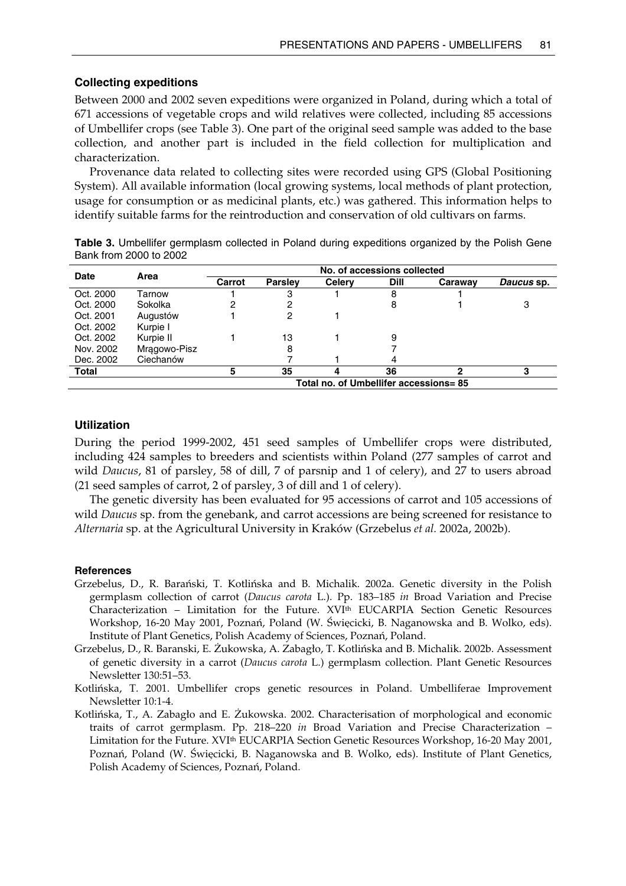### Collecting expeditions

Between 2000 and 2002 seven expeditions were organized in Poland, during which a total of 671 accessions of vegetable crops and wild relatives were collected, including 85 accessions of Umbellifer crops (see Table 3). One part of the original seed sample was added to the base collection, and another part is included in the field collection for multiplication and characterization.

Provenance data related to collecting sites were recorded using GPS (Global Positioning System). All available information (local growing systems, local methods of plant protection, usage for consumption or as medicinal plants, etc.) was gathered. This information helps to identify suitable farms for the reintroduction and conservation of old cultivars on farms.

**Table 3.** Umbellifer germplasm collected in Poland during expeditions organized by the Polish Gene Bank from 2000 to 2002

| Date | Area | No. of accessions collected | | | | | |
|---|---|---|---|---|---|---|---|
| | | Carrot | Parsley | Celery | Dill | Caraway | *Daucus* sp. |
| Oct. 2000 | Tarnow | 1 | 3 | 1 | 8 | 1 | |
| Oct. 2000 | Sokolka | 2 | 2 | | 8 | 1 | 3 |
| Oct. 2001 | Augustów | 1 | 2 | 1 | | | |
| Oct. 2002 | Kurpie I | | | | | | |
| Oct. 2002 | Kurpie II | 1 | 13 | 1 | 9 | | |
| Nov. 2002 | Mrągowo-Pisz | | 8 | | 7 | | |
| Dec. 2002 | Ciechanów | | 7 | 1 | 4 | | |
| **Total** | | **5** | **35** | **4** | **36** | **2** | **3** |
| | | **Total no. of Umbellifer accessions= 85** | | | | | |

### Utilization

During the period 1999-2002, 451 seed samples of Umbellifer crops were distributed, including 424 samples to breeders and scientists within Poland (277 samples of carrot and wild *Daucus*, 81 of parsley, 58 of dill, 7 of parsnip and 1 of celery), and 27 to users abroad (21 seed samples of carrot, 2 of parsley, 3 of dill and 1 of celery).

The genetic diversity has been evaluated for 95 accessions of carrot and 105 accessions of wild *Daucus* sp. from the genebank, and carrot accessions are being screened for resistance to *Alternaria* sp. at the Agricultural University in Kraków (Grzebelus *et al.* 2002a, 2002b).

#### References

Grzebelus, D., R. Barański, T. Kotlińska and B. Michalik. 2002a. Genetic diversity in the Polish germplasm collection of carrot (*Daucus carota* L.). Pp. 183–185 *in* Broad Variation and Precise Characterization – Limitation for the Future. XVI[th] EUCARPIA Section Genetic Resources Workshop, 16-20 May 2001, Poznań, Poland (W. Święcicki, B. Naganowska and B. Wolko, eds). Institute of Plant Genetics, Polish Academy of Sciences, Poznań, Poland.

Grzebelus, D., R. Baranski, E. Żukowska, A. Zabagło, T. Kotlińska and B. Michalik. 2002b. Assessment of genetic diversity in a carrot (*Daucus carota* L.) germplasm collection. Plant Genetic Resources Newsletter 130:51–53.

Kotlińska, T. 2001. Umbellifer crops genetic resources in Poland. Umbelliferae Improvement Newsletter 10:1-4.

Kotlińska, T., A. Zabagło and E. Żukowska. 2002. Characterisation of morphological and economic traits of carrot germplasm. Pp. 218–220 *in* Broad Variation and Precise Characterization – Limitation for the Future. XVI[th] EUCARPIA Section Genetic Resources Workshop, 16-20 May 2001, Poznań, Poland (W. Święcicki, B. Naganowska and B. Wolko, eds). Institute of Plant Genetics, Polish Academy of Sciences, Poznań, Poland.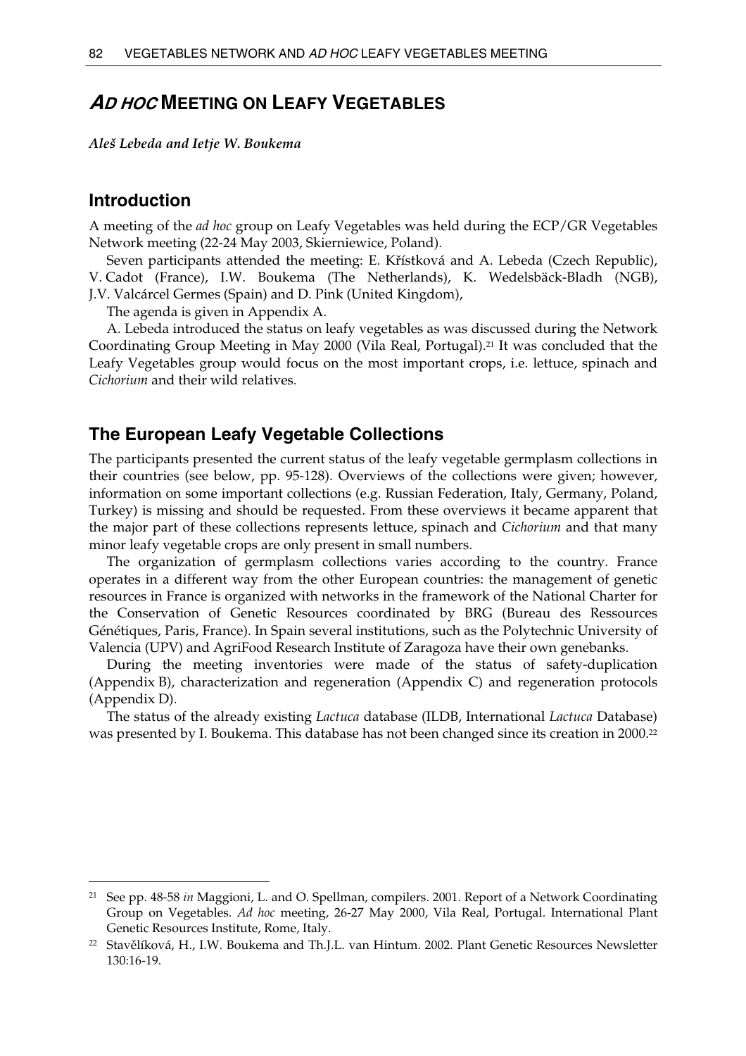## *AD HOC* MEETING ON LEAFY VEGETABLES

***Aleš Lebeda and Ietje W. Boukema***

### Introduction

A meeting of the *ad hoc* group on Leafy Vegetables was held during the ECP/GR Vegetables Network meeting (22-24 May 2003, Skierniewice, Poland).

Seven participants attended the meeting: E. Křístková and A. Lebeda (Czech Republic), V. Cadot (France), I.W. Boukema (The Netherlands), K. Wedelsbäck-Bladh (NGB), J.V. Valcárcel Germes (Spain) and D. Pink (United Kingdom),

The agenda is given in Appendix A.

A. Lebeda introduced the status on leafy vegetables as was discussed during the Network Coordinating Group Meeting in May 2000 (Vila Real, Portugal).[21] It was concluded that the Leafy Vegetables group would focus on the most important crops, i.e. lettuce, spinach and *Cichorium* and their wild relatives.

### The European Leafy Vegetable Collections

The participants presented the current status of the leafy vegetable germplasm collections in their countries (see below, pp. 95-128). Overviews of the collections were given; however, information on some important collections (e.g. Russian Federation, Italy, Germany, Poland, Turkey) is missing and should be requested. From these overviews it became apparent that the major part of these collections represents lettuce, spinach and *Cichorium* and that many minor leafy vegetable crops are only present in small numbers.

The organization of germplasm collections varies according to the country. France operates in a different way from the other European countries: the management of genetic resources in France is organized with networks in the framework of the National Charter for the Conservation of Genetic Resources coordinated by BRG (Bureau des Ressources Génétiques, Paris, France). In Spain several institutions, such as the Polytechnic University of Valencia (UPV) and AgriFood Research Institute of Zaragoza have their own genebanks.

During the meeting inventories were made of the status of safety-duplication (Appendix B), characterization and regeneration (Appendix C) and regeneration protocols (Appendix D).

The status of the already existing *Lactuca* database (ILDB, International *Lactuca* Database) was presented by I. Boukema. This database has not been changed since its creation in 2000.[22]

---

[21] See pp. 48-58 *in* Maggioni, L. and O. Spellman, compilers. 2001. Report of a Network Coordinating Group on Vegetables. *Ad hoc* meeting, 26-27 May 2000, Vila Real, Portugal. International Plant Genetic Resources Institute, Rome, Italy.

[22] Stavělíková, H., I.W. Boukema and Th.J.L. van Hintum. 2002. Plant Genetic Resources Newsletter 130:16-19.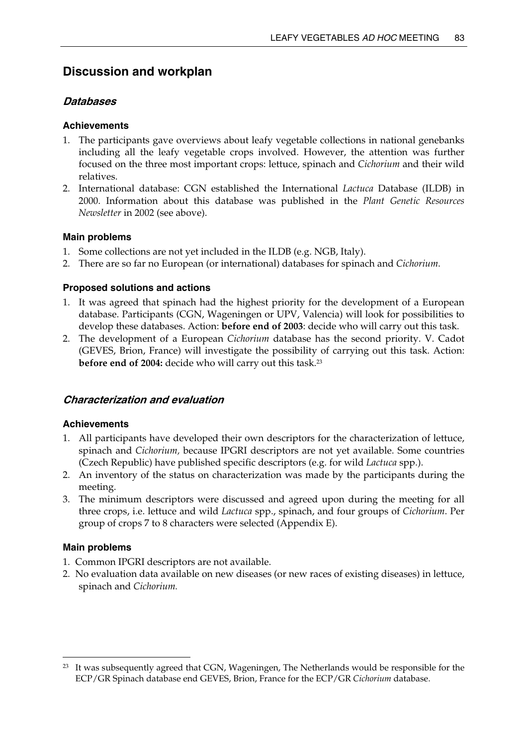## Discussion and workplan

### *Databases*

#### Achievements

1. The participants gave overviews about leafy vegetable collections in national genebanks including all the leafy vegetable crops involved. However, the attention was further focused on the three most important crops: lettuce, spinach and *Cichorium* and their wild relatives.
2. International database: CGN established the International *Lactuca* Database (ILDB) in 2000. Information about this database was published in the *Plant Genetic Resources Newsletter* in 2002 (see above).

#### Main problems

1. Some collections are not yet included in the ILDB (e.g. NGB, Italy).
2. There are so far no European (or international) databases for spinach and *Cichorium.*

#### Proposed solutions and actions

1. It was agreed that spinach had the highest priority for the development of a European database. Participants (CGN, Wageningen or UPV, Valencia) will look for possibilities to develop these databases. Action: **before end of 2003**: decide who will carry out this task.
2. The development of a European *Cichorium* database has the second priority. V. Cadot (GEVES, Brion, France) will investigate the possibility of carrying out this task. Action: **before end of 2004:** decide who will carry out this task.[23]

### *Characterization and evaluation*

#### Achievements

1. All participants have developed their own descriptors for the characterization of lettuce, spinach and *Cichorium*, because IPGRI descriptors are not yet available. Some countries (Czech Republic) have published specific descriptors (e.g. for wild *Lactuca* spp.).
2. An inventory of the status on characterization was made by the participants during the meeting.
3. The minimum descriptors were discussed and agreed upon during the meeting for all three crops, i.e. lettuce and wild *Lactuca* spp., spinach, and four groups of *Cichorium*. Per group of crops 7 to 8 characters were selected (Appendix E).

#### Main problems

1. Common IPGRI descriptors are not available.
2. No evaluation data available on new diseases (or new races of existing diseases) in lettuce, spinach and *Cichorium.*

---

[23] It was subsequently agreed that CGN, Wageningen, The Netherlands would be responsible for the ECP/GR Spinach database end GEVES, Brion, France for the ECP/GR *Cichorium* database.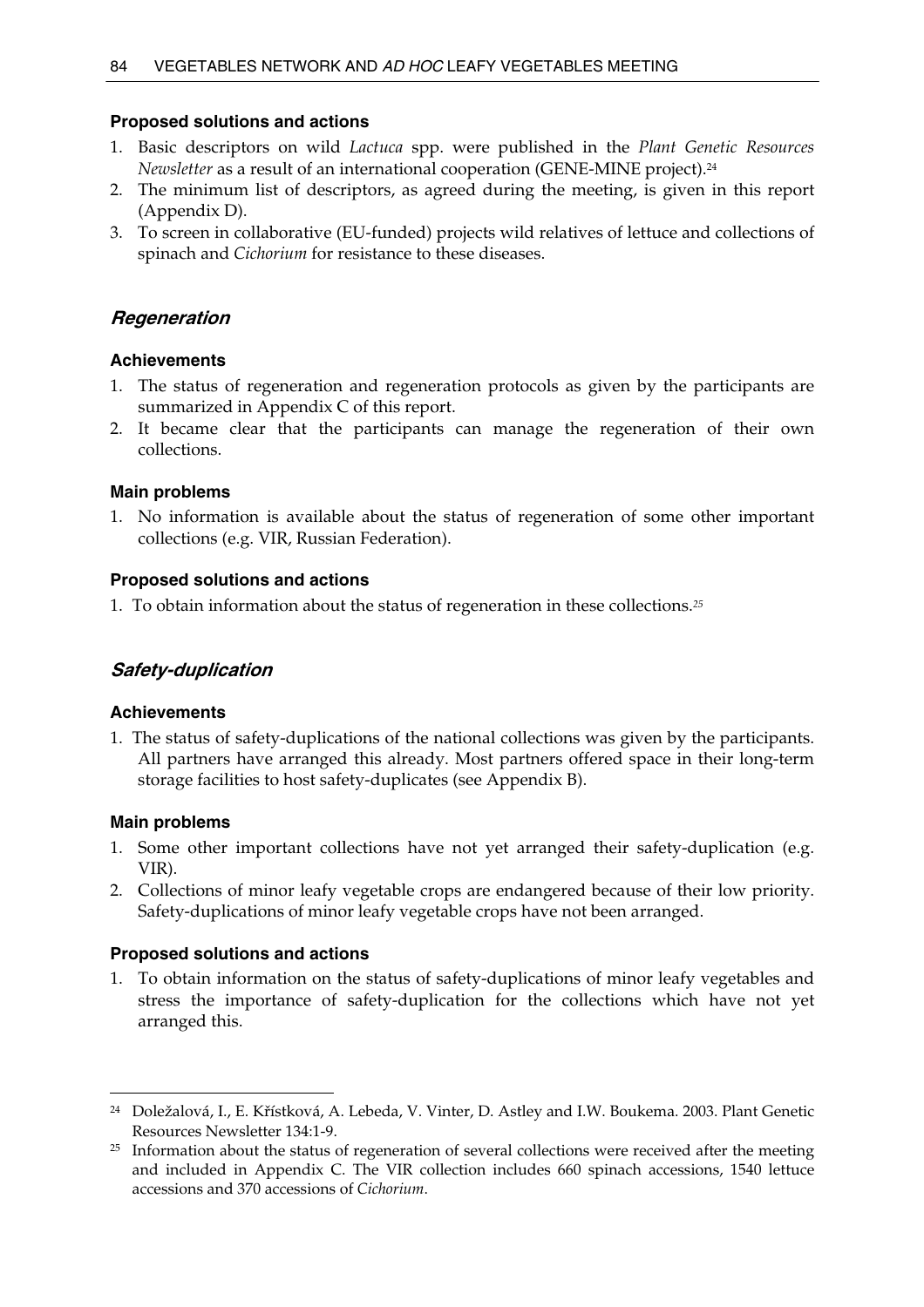#### Proposed solutions and actions

1. Basic descriptors on wild *Lactuca* spp. were published in the *Plant Genetic Resources Newsletter* as a result of an international cooperation (GENE-MINE project).[24]
2. The minimum list of descriptors, as agreed during the meeting, is given in this report (Appendix D).
3. To screen in collaborative (EU-funded) projects wild relatives of lettuce and collections of spinach and *Cichorium* for resistance to these diseases.

### *Regeneration*

#### Achievements

1. The status of regeneration and regeneration protocols as given by the participants are summarized in Appendix C of this report.
2. It became clear that the participants can manage the regeneration of their own collections.

#### Main problems

1. No information is available about the status of regeneration of some other important collections (e.g. VIR, Russian Federation).

#### Proposed solutions and actions

1. To obtain information about the status of regeneration in these collections.[25]

### *Safety-duplication*

#### Achievements

1. The status of safety-duplications of the national collections was given by the participants. All partners have arranged this already. Most partners offered space in their long-term storage facilities to host safety-duplicates (see Appendix B).

#### Main problems

1. Some other important collections have not yet arranged their safety-duplication (e.g. VIR).
2. Collections of minor leafy vegetable crops are endangered because of their low priority. Safety-duplications of minor leafy vegetable crops have not been arranged.

#### Proposed solutions and actions

1. To obtain information on the status of safety-duplications of minor leafy vegetables and stress the importance of safety-duplication for the collections which have not yet arranged this.

---

[24] Doležalová, I., E. Křístková, A. Lebeda, V. Vinter, D. Astley and I.W. Boukema. 2003. Plant Genetic Resources Newsletter 134:1-9.

[25] Information about the status of regeneration of several collections were received after the meeting and included in Appendix C. The VIR collection includes 660 spinach accessions, 1540 lettuce accessions and 370 accessions of *Cichorium*.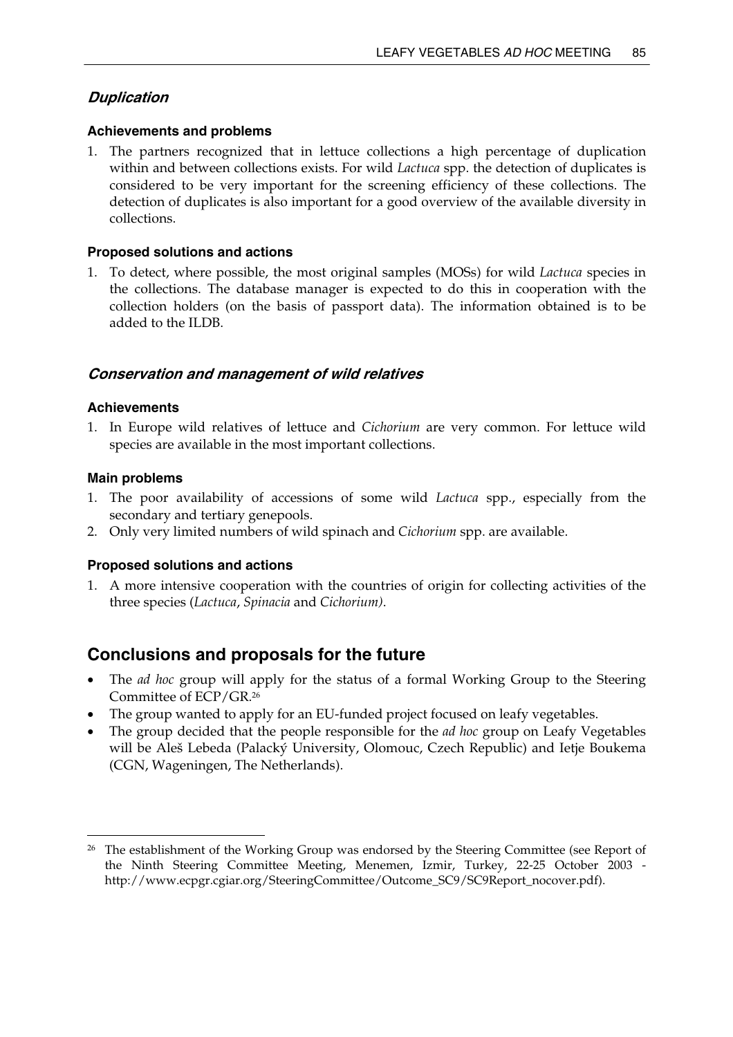### *Duplication*

#### Achievements and problems

1. The partners recognized that in lettuce collections a high percentage of duplication within and between collections exists. For wild *Lactuca* spp. the detection of duplicates is considered to be very important for the screening efficiency of these collections. The detection of duplicates is also important for a good overview of the available diversity in collections.

#### Proposed solutions and actions

1. To detect, where possible, the most original samples (MOSs) for wild *Lactuca* species in the collections. The database manager is expected to do this in cooperation with the collection holders (on the basis of passport data). The information obtained is to be added to the ILDB.

### *Conservation and management of wild relatives*

#### Achievements

1. In Europe wild relatives of lettuce and *Cichorium* are very common. For lettuce wild species are available in the most important collections.

#### Main problems

1. The poor availability of accessions of some wild *Lactuca* spp., especially from the secondary and tertiary genepools.
2. Only very limited numbers of wild spinach and *Cichorium* spp. are available.

#### Proposed solutions and actions

1. A more intensive cooperation with the countries of origin for collecting activities of the three species (*Lactuca*, *Spinacia* and *Cichorium)*.

## Conclusions and proposals for the future

- The *ad hoc* group will apply for the status of a formal Working Group to the Steering Committee of ECP/GR.[26]
- The group wanted to apply for an EU-funded project focused on leafy vegetables.
- The group decided that the people responsible for the *ad hoc* group on Leafy Vegetables will be Aleš Lebeda (Palacký University, Olomouc, Czech Republic) and Ietje Boukema (CGN, Wageningen, The Netherlands).

---

[26] The establishment of the Working Group was endorsed by the Steering Committee (see Report of the Ninth Steering Committee Meeting, Menemen, Izmir, Turkey, 22-25 October 2003 - http://www.ecpgr.cgiar.org/SteeringCommittee/Outcome_SC9/SC9Report_nocover.pdf).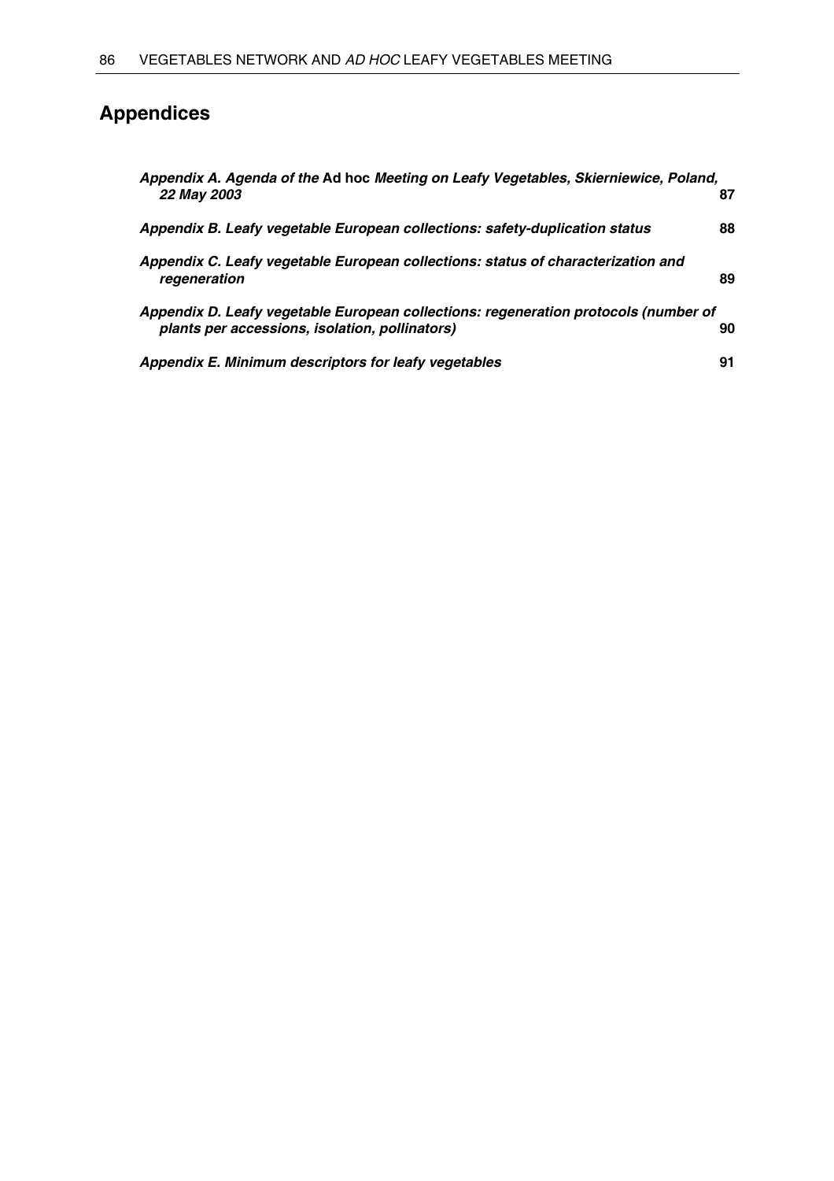# Appendices

***Appendix A. Agenda of the* Ad hoc *Meeting on Leafy Vegetables, Skierniewice, Poland, 22 May 2003*** **87**

***Appendix B. Leafy vegetable European collections: safety-duplication status*** **88**

***Appendix C. Leafy vegetable European collections: status of characterization and regeneration*** **89**

***Appendix D. Leafy vegetable European collections: regeneration protocols (number of plants per accessions, isolation, pollinators)*** **90**

***Appendix E. Minimum descriptors for leafy vegetables*** **91**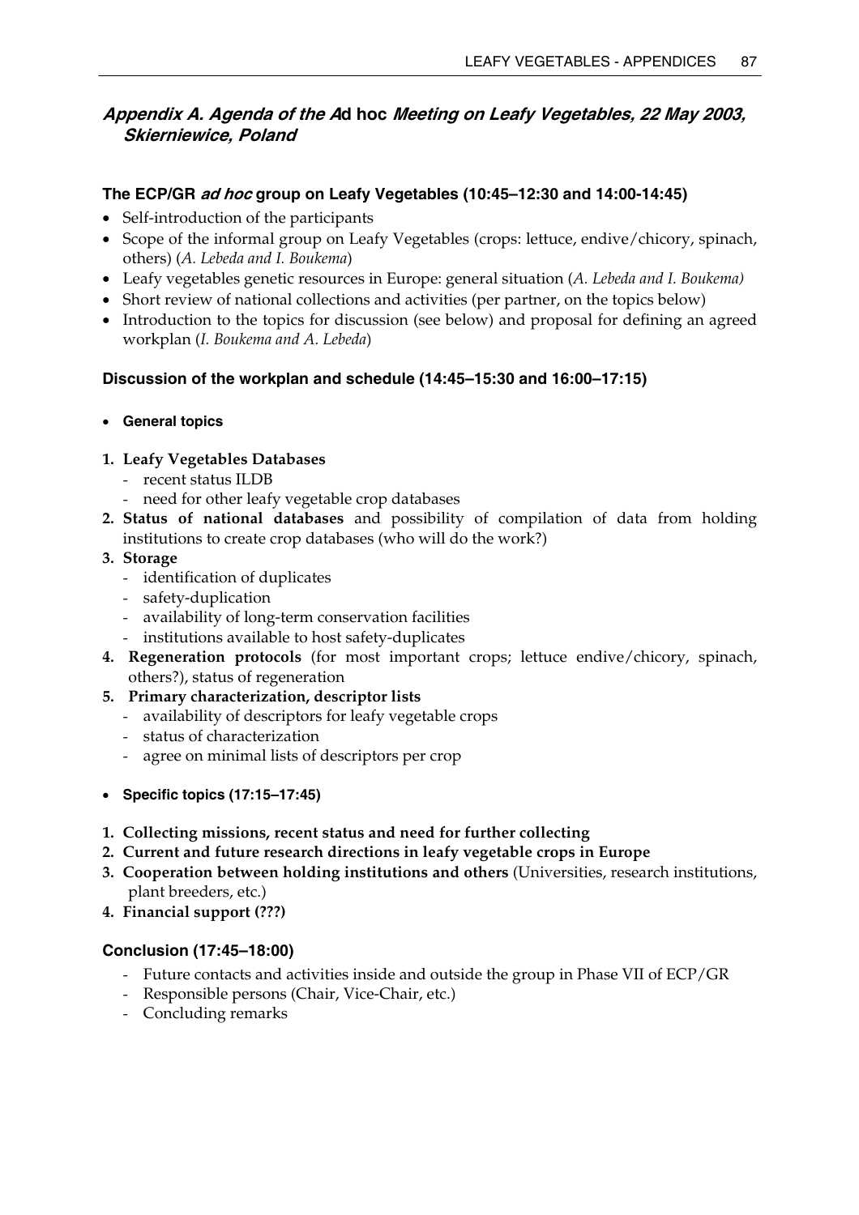## *Appendix A. Agenda of the A*d hoc *Meeting on Leafy Vegetables, 22 May 2003, Skierniewice, Poland*

### The ECP/GR *ad hoc* group on Leafy Vegetables (10:45–12:30 and 14:00-14:45)

- Self-introduction of the participants
- Scope of the informal group on Leafy Vegetables (crops: lettuce, endive/chicory, spinach, others) (*A. Lebeda and I. Boukema*)
- Leafy vegetables genetic resources in Europe: general situation (*A. Lebeda and I. Boukema)*
- Short review of national collections and activities (per partner, on the topics below)
- Introduction to the topics for discussion (see below) and proposal for defining an agreed workplan (*I. Boukema and A. Lebeda*)

### Discussion of the workplan and schedule (14:45–15:30 and 16:00–17:15)

- **General topics**

1. **Leafy Vegetables Databases**
   - recent status ILDB
   - need for other leafy vegetable crop databases
2. **Status of national databases** and possibility of compilation of data from holding institutions to create crop databases (who will do the work?)
3. **Storage**
   - identification of duplicates
   - safety-duplication
   - availability of long-term conservation facilities
   - institutions available to host safety-duplicates
4. **Regeneration protocols** (for most important crops; lettuce endive/chicory, spinach, others?), status of regeneration
5. **Primary characterization, descriptor lists**
   - availability of descriptors for leafy vegetable crops
   - status of characterization
   - agree on minimal lists of descriptors per crop

- **Specific topics (17:15–17:45)**

1. **Collecting missions, recent status and need for further collecting**
2. **Current and future research directions in leafy vegetable crops in Europe**
3. **Cooperation between holding institutions and others** (Universities, research institutions, plant breeders, etc.)
4. **Financial support (???)**

### Conclusion (17:45–18:00)

- Future contacts and activities inside and outside the group in Phase VII of ECP/GR
- Responsible persons (Chair, Vice-Chair, etc.)
- Concluding remarks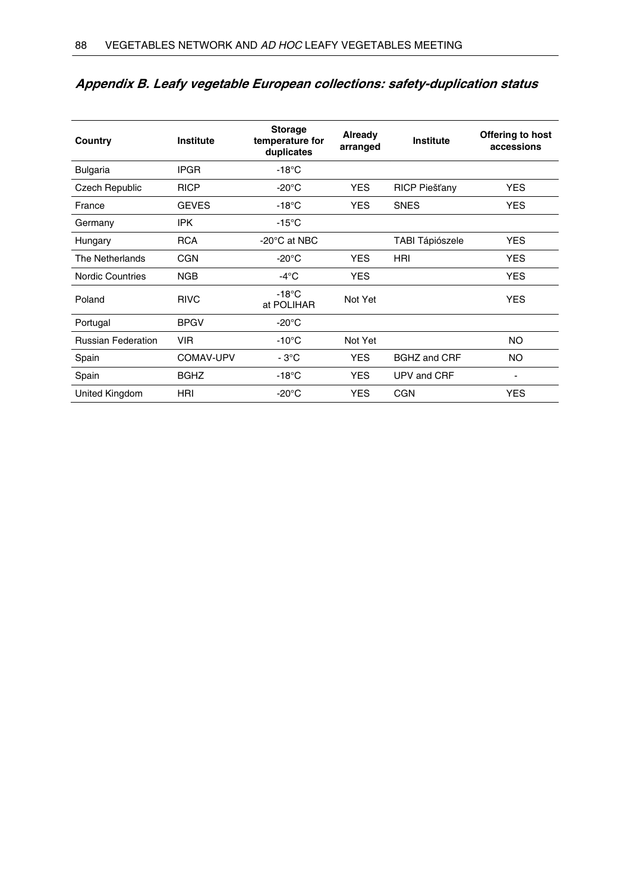## *Appendix B. Leafy vegetable European collections: safety-duplication status*

| Country | Institute | Storage temperature for duplicates | Already arranged | Institute | Offering to host accessions |
|---|---|---|---|---|---|
| Bulgaria | IPGR | -18°C | | | |
| Czech Republic | RICP | -20°C | YES | RICP Piešťany | YES |
| France | GEVES | -18°C | YES | SNES | YES |
| Germany | IPK | -15°C | | | |
| Hungary | RCA | -20°C at NBC | | TABI Tápiószele | YES |
| The Netherlands | CGN | -20°C | YES | HRI | YES |
| Nordic Countries | NGB | -4°C | YES | | YES |
| Poland | RIVC | -18°C at POLIHAR | Not Yet | | YES |
| Portugal | BPGV | -20°C | | | |
| Russian Federation | VIR | -10°C | Not Yet | | NO |
| Spain | COMAV-UPV | - 3°C | YES | BGHZ and CRF | NO |
| Spain | BGHZ | -18°C | YES | UPV and CRF | - |
| United Kingdom | HRI | -20°C | YES | CGN | YES |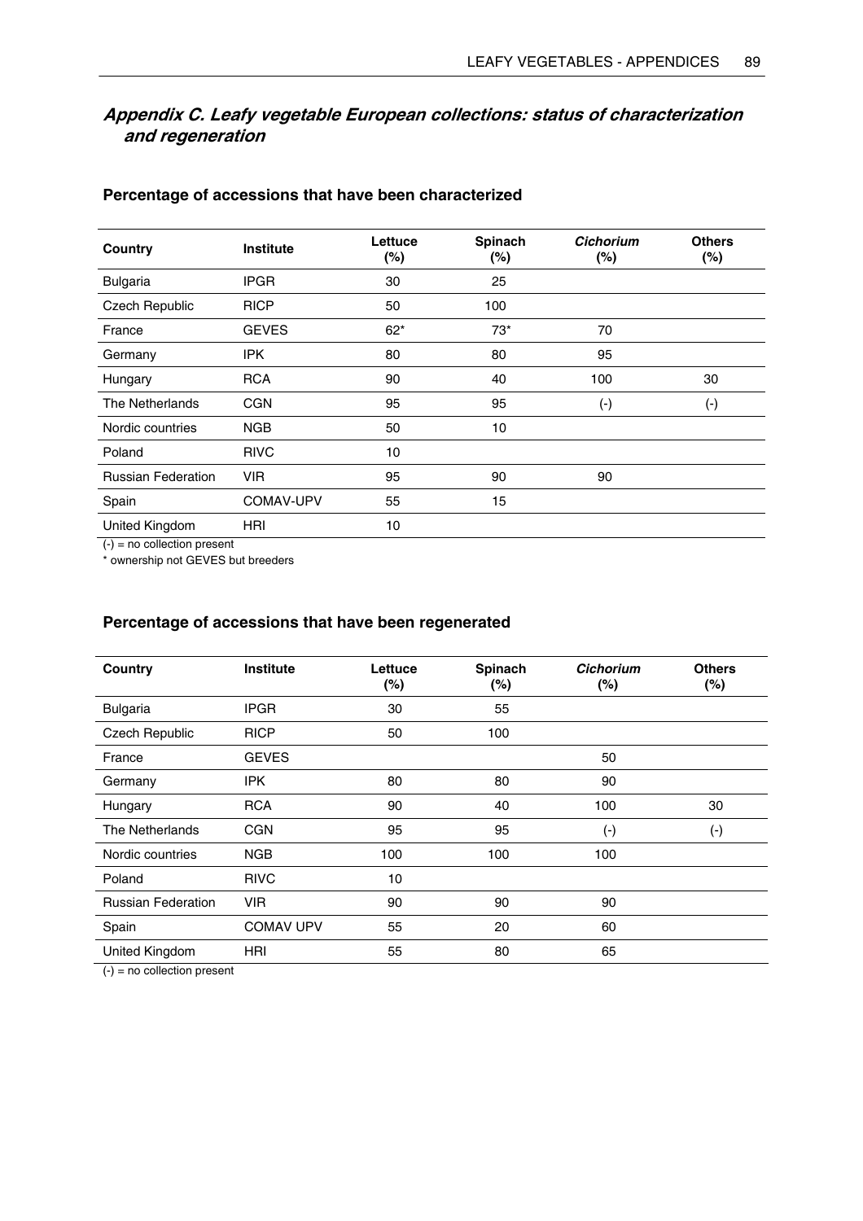## *Appendix C. Leafy vegetable European collections: status of characterization and regeneration*

### Percentage of accessions that have been characterized

| Country | Institute | Lettuce (%) | Spinach (%) | *Cichorium* (%) | Others (%) |
|---|---|---|---|---|---|
| Bulgaria | IPGR | 30 | 25 | | |
| Czech Republic | RICP | 50 | 100 | | |
| France | GEVES | 62* | 73* | 70 | |
| Germany | IPK | 80 | 80 | 95 | |
| Hungary | RCA | 90 | 40 | 100 | 30 |
| The Netherlands | CGN | 95 | 95 | (-) | (-) |
| Nordic countries | NGB | 50 | 10 | | |
| Poland | RIVC | 10 | | | |
| Russian Federation | VIR | 95 | 90 | 90 | |
| Spain | COMAV-UPV | 55 | 15 | | |
| United Kingdom | HRI | 10 | | | |

(-) = no collection present

\* ownership not GEVES but breeders

### Percentage of accessions that have been regenerated

| Country | Institute | Lettuce (%) | Spinach (%) | *Cichorium* (%) | Others (%) |
|---|---|---|---|---|---|
| Bulgaria | IPGR | 30 | 55 | | |
| Czech Republic | RICP | 50 | 100 | | |
| France | GEVES | | | 50 | |
| Germany | IPK | 80 | 80 | 90 | |
| Hungary | RCA | 90 | 40 | 100 | 30 |
| The Netherlands | CGN | 95 | 95 | (-) | (-) |
| Nordic countries | NGB | 100 | 100 | 100 | |
| Poland | RIVC | 10 | | | |
| Russian Federation | VIR | 90 | 90 | 90 | |
| Spain | COMAV UPV | 55 | 20 | 60 | |
| United Kingdom | HRI | 55 | 80 | 65 | |

(-) = no collection present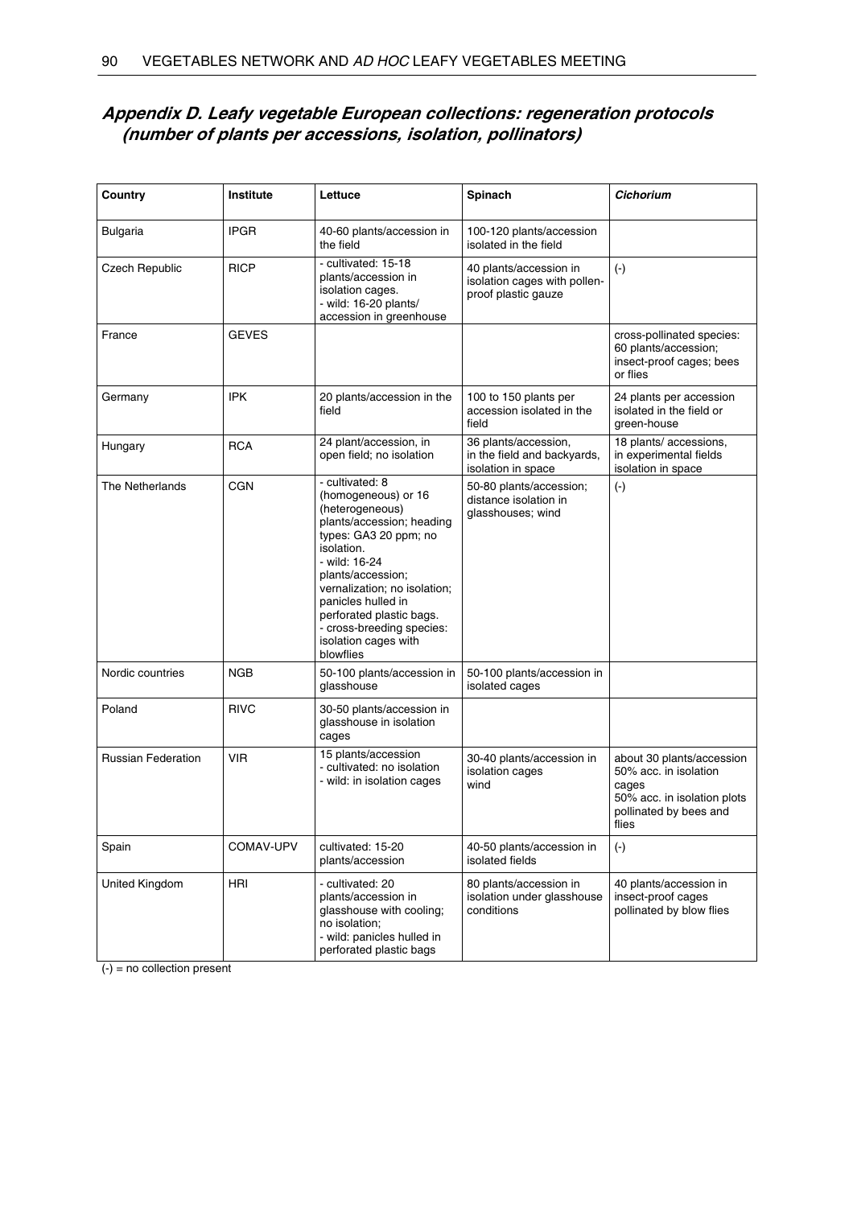## *Appendix D. Leafy vegetable European collections: regeneration protocols (number of plants per accessions, isolation, pollinators)*

| Country | Institute | Lettuce | Spinach | *Cichorium* |
|---|---|---|---|---|
| Bulgaria | IPGR | 40-60 plants/accession in the field | 100-120 plants/accession isolated in the field | |
| Czech Republic | RICP | - cultivated: 15-18 plants/accession in isolation cages. - wild: 16-20 plants/ accession in greenhouse | 40 plants/accession in isolation cages with pollen-proof plastic gauze | (-) |
| France | GEVES | | | cross-pollinated species: 60 plants/accession; insect-proof cages; bees or flies |
| Germany | IPK | 20 plants/accession in the field | 100 to 150 plants per accession isolated in the field | 24 plants per accession isolated in the field or green-house |
| Hungary | RCA | 24 plant/accession, in open field; no isolation | 36 plants/accession, in the field and backyards, isolation in space | 18 plants/ accessions, in experimental fields isolation in space |
| The Netherlands | CGN | - cultivated: 8 (homogeneous) or 16 (heterogeneous) plants/accession; heading types: GA3 20 ppm; no isolation. - wild: 16-24 plants/accession; vernalization; no isolation; panicles hulled in perforated plastic bags. - cross-breeding species: isolation cages with blowflies | 50-80 plants/accession; distance isolation in glasshouses; wind | (-) |
| Nordic countries | NGB | 50-100 plants/accession in glasshouse | 50-100 plants/accession in isolated cages | |
| Poland | RIVC | 30-50 plants/accession in glasshouse in isolation cages | | |
| Russian Federation | VIR | 15 plants/accession - cultivated: no isolation - wild: in isolation cages | 30-40 plants/accession in isolation cages wind | about 30 plants/accession 50% acc. in isolation cages 50% acc. in isolation plots pollinated by bees and flies |
| Spain | COMAV-UPV | cultivated: 15-20 plants/accession | 40-50 plants/accession in isolated fields | (-) |
| United Kingdom | HRI | - cultivated: 20 plants/accession in glasshouse with cooling; no isolation; - wild: panicles hulled in perforated plastic bags | 80 plants/accession in isolation under glasshouse conditions | 40 plants/accession in insect-proof cages pollinated by blow flies |

(-) = no collection present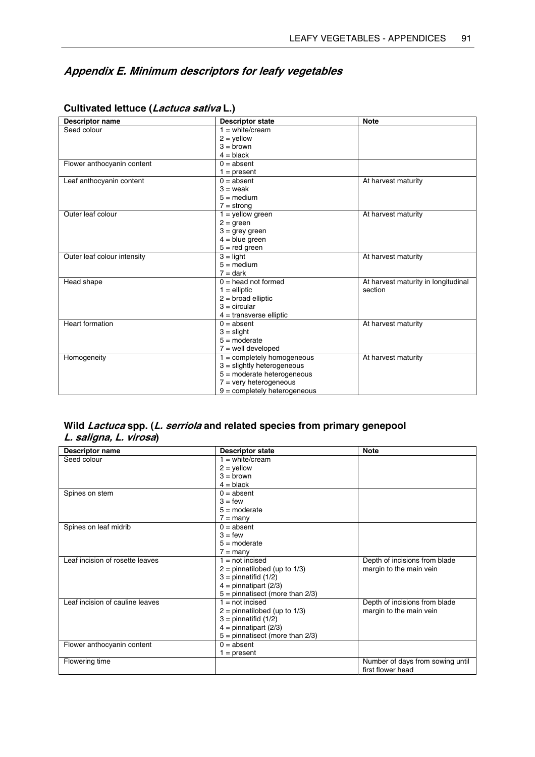## *Appendix E. Minimum descriptors for leafy vegetables*

### Cultivated lettuce (*Lactuca sativa* L.)

| Descriptor name | Descriptor state | Note |
|---|---|---|
| Seed colour | 1 = white/cream<br>2 = yellow<br>3 = brown<br>4 = black | |
| Flower anthocyanin content | 0 = absent<br>1 = present | |
| Leaf anthocyanin content | 0 = absent<br>3 = weak<br>5 = medium<br>7 = strong | At harvest maturity |
| Outer leaf colour | 1 = yellow green<br>2 = green<br>3 = grey green<br>4 = blue green<br>5 = red green | At harvest maturity |
| Outer leaf colour intensity | 3 = light<br>5 = medium<br>7 = dark | At harvest maturity |
| Head shape | 0 = head not formed<br>1 = elliptic<br>2 = broad elliptic<br>3 = circular<br>4 = transverse elliptic | At harvest maturity in longitudinal section |
| Heart formation | 0 = absent<br>3 = slight<br>5 = moderate<br>7 = well developed | At harvest maturity |
| Homogeneity | 1 = completely homogeneous<br>3 = slightly heterogeneous<br>5 = moderate heterogeneous<br>7 = very heterogeneous<br>9 = completely heterogeneous | At harvest maturity |

### Wild *Lactuca* spp. (*L. serriola* and related species from primary genepool *L. saligna, L. virosa*)

| Descriptor name | Descriptor state | Note |
|---|---|---|
| Seed colour | 1 = white/cream<br>2 = yellow<br>3 = brown<br>4 = black | |
| Spines on stem | 0 = absent<br>3 = few<br>5 = moderate<br>7 = many | |
| Spines on leaf midrib | 0 = absent<br>3 = few<br>5 = moderate<br>7 = many | |
| Leaf incision of rosette leaves | 1 = not incised<br>2 = pinnatilobed (up to 1/3)<br>3 = pinnatifid (1/2)<br>4 = pinnatipart (2/3)<br>5 = pinnatisect (more than 2/3) | Depth of incisions from blade margin to the main vein |
| Leaf incision of cauline leaves | 1 = not incised<br>2 = pinnatilobed (up to 1/3)<br>3 = pinnatifid (1/2)<br>4 = pinnatipart (2/3)<br>5 = pinnatisect (more than 2/3) | Depth of incisions from blade margin to the main vein |
| Flower anthocyanin content | 0 = absent<br>1 = present | |
| Flowering time | | Number of days from sowing until first flower head |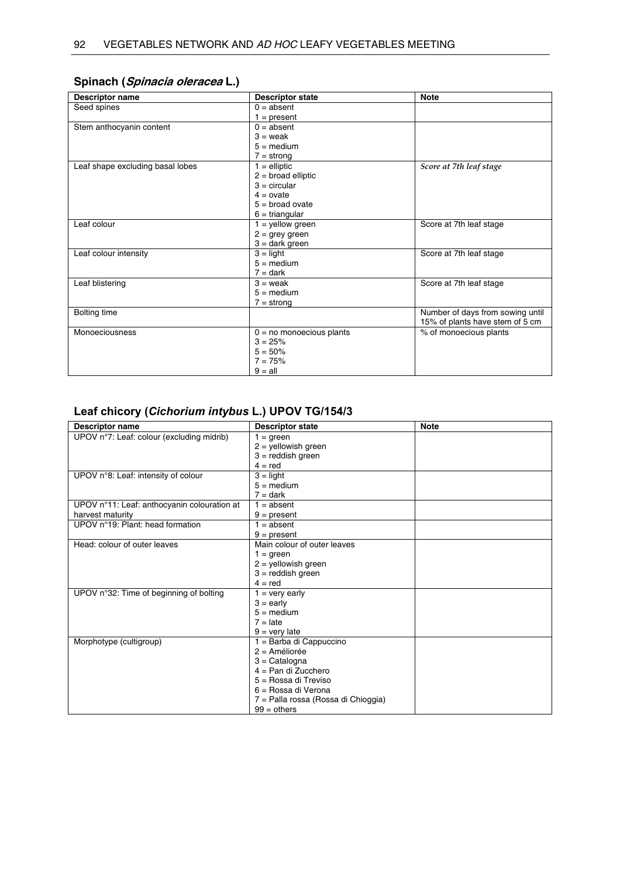## Spinach (*Spinacia oleracea* L.)

| Descriptor name | Descriptor state | Note |
|---|---|---|
| Seed spines | 0 = absent<br>1 = present | |
| Stem anthocyanin content | 0 = absent<br>3 = weak<br>5 = medium<br>7 = strong | |
| Leaf shape excluding basal lobes | 1 = elliptic<br>2 = broad elliptic<br>3 = circular<br>4 = ovate<br>5 = broad ovate<br>6 = triangular | *Score at 7th leaf stage* |
| Leaf colour | 1 = yellow green<br>2 = grey green<br>3 = dark green | Score at 7th leaf stage |
| Leaf colour intensity | 3 = light<br>5 = medium<br>7 = dark | Score at 7th leaf stage |
| Leaf blistering | 3 = weak<br>5 = medium<br>7 = strong | Score at 7th leaf stage |
| Bolting time | | Number of days from sowing until 15% of plants have stem of 5 cm |
| Monoeciousness | 0 = no monoecious plants<br>3 = 25%<br>5 = 50%<br>7 = 75%<br>9 = all | % of monoecious plants |

## Leaf chicory (*Cichorium intybus* L.) UPOV TG/154/3

| Descriptor name | Descriptor state | Note |
|---|---|---|
| UPOV n°7: Leaf: colour (excluding midrib) | 1 = green<br>2 = yellowish green<br>3 = reddish green<br>4 = red | |
| UPOV n°8: Leaf: intensity of colour | 3 = light<br>5 = medium<br>7 = dark | |
| UPOV n°11: Leaf: anthocyanin colouration at harvest maturity | 1 = absent<br>9 = present | |
| UPOV n°19: Plant: head formation | 1 = absent<br>9 = present | |
| Head: colour of outer leaves | Main colour of outer leaves<br>1 = green<br>2 = yellowish green<br>3 = reddish green<br>4 = red | |
| UPOV n°32: Time of beginning of bolting | 1 = very early<br>3 = early<br>5 = medium<br>7 = late<br>9 = very late | |
| Morphotype (cultigroup) | 1 = Barba di Cappuccino<br>2 = Améliorée<br>3 = Catalogna<br>4 = Pan di Zucchero<br>5 = Rossa di Treviso<br>6 = Rossa di Verona<br>7 = Palla rossa (Rossa di Chioggia)<br>99 = others | |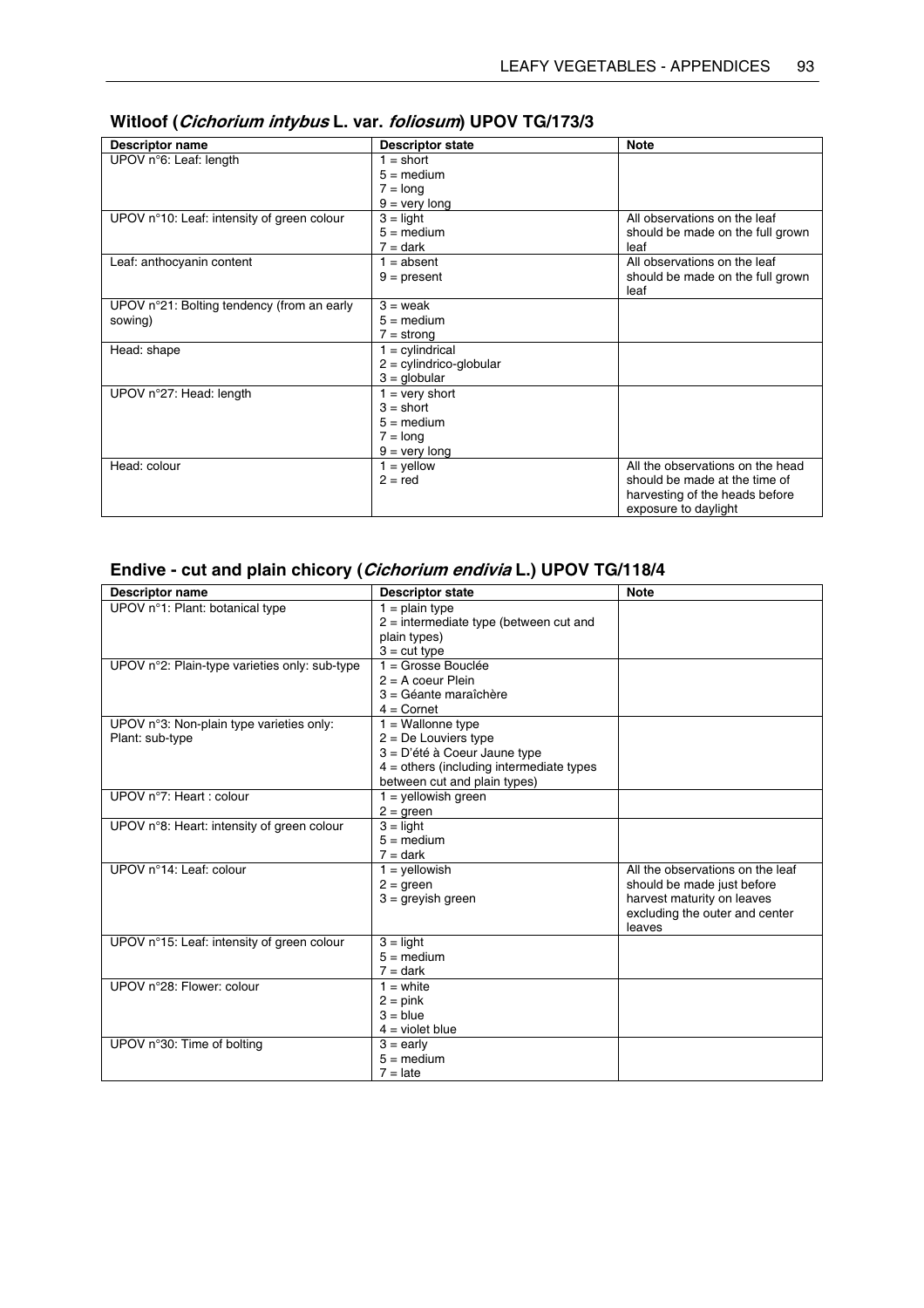## Witloof (*Cichorium intybus* L. var. *foliosum*) UPOV TG/173/3

| Descriptor name | Descriptor state | Note |
|---|---|---|
| UPOV n°6: Leaf: length | 1 = short<br>5 = medium<br>7 = long<br>9 = very long | |
| UPOV n°10: Leaf: intensity of green colour | 3 = light<br>5 = medium<br>7 = dark | All observations on the leaf should be made on the full grown leaf |
| Leaf: anthocyanin content | 1 = absent<br>9 = present | All observations on the leaf should be made on the full grown leaf |
| UPOV n°21: Bolting tendency (from an early sowing) | 3 = weak<br>5 = medium<br>7 = strong | |
| Head: shape | 1 = cylindrical<br>2 = cylindrico-globular<br>3 = globular | |
| UPOV n°27: Head: length | 1 = very short<br>3 = short<br>5 = medium<br>7 = long<br>9 = very long | |
| Head: colour | 1 = yellow<br>2 = red | All the observations on the head should be made at the time of harvesting of the heads before exposure to daylight |

## Endive - cut and plain chicory (*Cichorium endivia* L.) UPOV TG/118/4

| Descriptor name | Descriptor state | Note |
|---|---|---|
| UPOV n°1: Plant: botanical type | 1 = plain type<br>2 = intermediate type (between cut and plain types)<br>3 = cut type | |
| UPOV n°2: Plain-type varieties only: sub-type | 1 = Grosse Bouclée<br>2 = A coeur Plein<br>3 = Géante maraîchère<br>4 = Cornet | |
| UPOV n°3: Non-plain type varieties only: Plant: sub-type | 1 = Wallonne type<br>2 = De Louviers type<br>3 = D'été à Coeur Jaune type<br>4 = others (including intermediate types between cut and plain types) | |
| UPOV n°7: Heart : colour | 1 = yellowish green<br>2 = green | |
| UPOV n°8: Heart: intensity of green colour | 3 = light<br>5 = medium<br>7 = dark | |
| UPOV n°14: Leaf: colour | 1 = yellowish<br>2 = green<br>3 = greyish green | All the observations on the leaf should be made just before harvest maturity on leaves excluding the outer and center leaves |
| UPOV n°15: Leaf: intensity of green colour | 3 = light<br>5 = medium<br>7 = dark | |
| UPOV n°28: Flower: colour | 1 = white<br>2 = pink<br>3 = blue<br>4 = violet blue | |
| UPOV n°30: Time of bolting | 3 = early<br>5 = medium<br>7 = late | |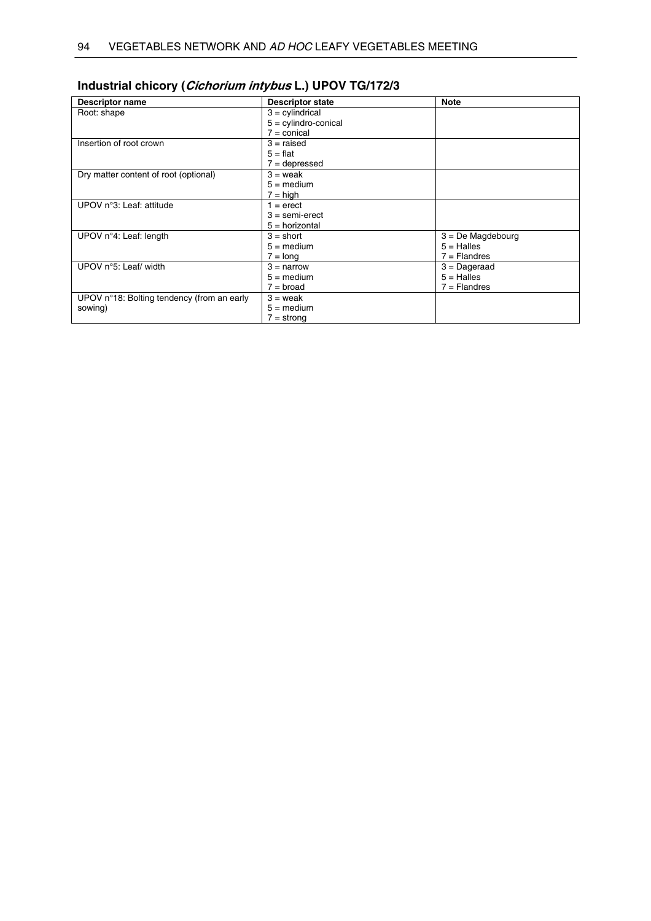## Industrial chicory (*Cichorium intybus* L.) UPOV TG/172/3

| Descriptor name | Descriptor state | Note |
| --- | --- | --- |
| Root: shape | 3 = cylindrical<br>5 = cylindro-conical<br>7 = conical | |
| Insertion of root crown | 3 = raised<br>5 = flat<br>7 = depressed | |
| Dry matter content of root (optional) | 3 = weak<br>5 = medium<br>7 = high | |
| UPOV n°3: Leaf: attitude | 1 = erect<br>3 = semi-erect<br>5 = horizontal | |
| UPOV n°4: Leaf: length | 3 = short<br>5 = medium<br>7 = long | 3 = De Magdebourg<br>5 = Halles<br>7 = Flandres |
| UPOV n°5: Leaf/ width | 3 = narrow<br>5 = medium<br>7 = broad | 3 = Dageraad<br>5 = Halles<br>7 = Flandres |
| UPOV n°18: Bolting tendency (from an early sowing) | 3 = weak<br>5 = medium<br>7 = strong | |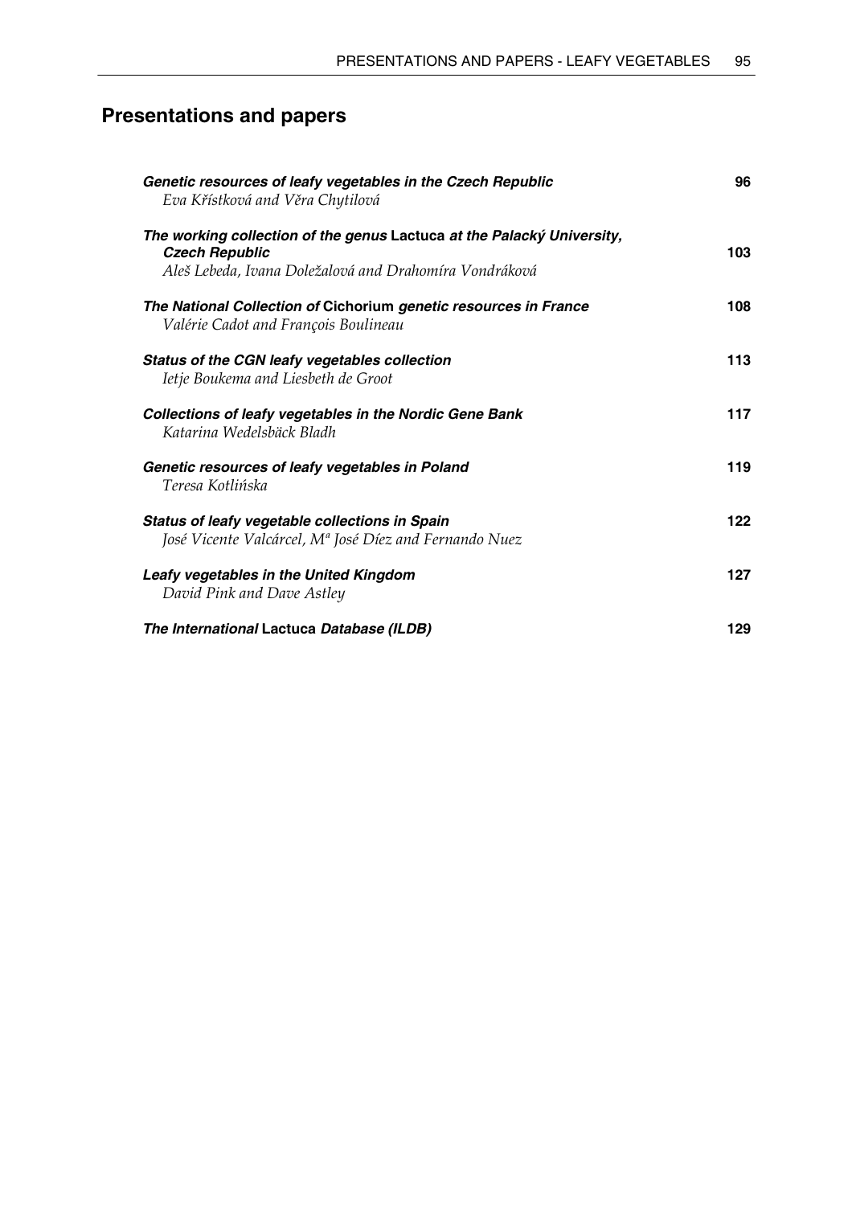# Presentations and papers

| | |
|---|---|
| ***Genetic resources of leafy vegetables in the Czech Republic***<br>*Eva Křístková and Věra Chytilová* | **96** |
| ***The working collection of the genus* Lactuca *at the Palacký University, Czech Republic***<br>*Aleš Lebeda, Ivana Doležalová and Drahomíra Vondráková* | **103** |
| ***The National Collection of* Cichorium *genetic resources in France***<br>*Valérie Cadot and François Boulineau* | **108** |
| ***Status of the CGN leafy vegetables collection***<br>*Ietje Boukema and Liesbeth de Groot* | **113** |
| ***Collections of leafy vegetables in the Nordic Gene Bank***<br>*Katarina Wedelsbäck Bladh* | **117** |
| ***Genetic resources of leafy vegetables in Poland***<br>*Teresa Kotlińska* | **119** |
| ***Status of leafy vegetable collections in Spain***<br>*José Vicente Valcárcel, Mª José Díez and Fernando Nuez* | **122** |
| ***Leafy vegetables in the United Kingdom***<br>*David Pink and Dave Astley* | **127** |
| ***The International* Lactuca *Database (ILDB)*** | **129** |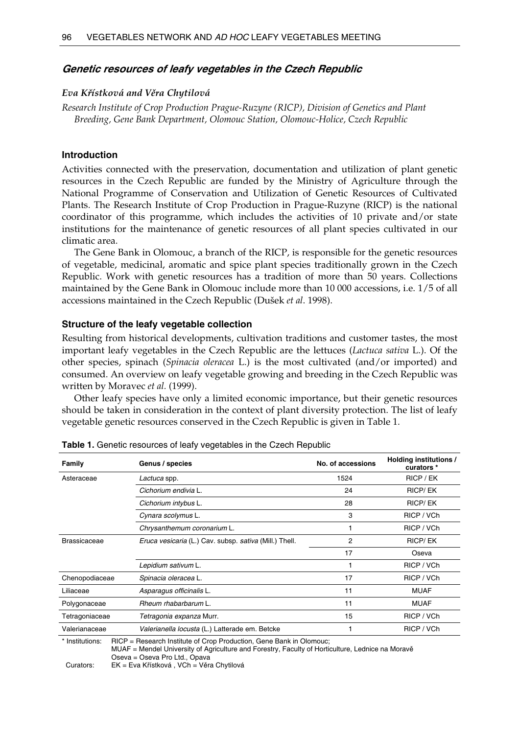## *Genetic resources of leafy vegetables in the Czech Republic*

***Eva Křístková and Věra Chytilová***

*Research Institute of Crop Production Prague-Ruzyne (RICP), Division of Genetics and Plant Breeding, Gene Bank Department, Olomouc Station, Olomouc-Holice, Czech Republic*

### Introduction

Activities connected with the preservation, documentation and utilization of plant genetic resources in the Czech Republic are funded by the Ministry of Agriculture through the National Programme of Conservation and Utilization of Genetic Resources of Cultivated Plants. The Research Institute of Crop Production in Prague-Ruzyne (RICP) is the national coordinator of this programme, which includes the activities of 10 private and/or state institutions for the maintenance of genetic resources of all plant species cultivated in our climatic area.

The Gene Bank in Olomouc, a branch of the RICP, is responsible for the genetic resources of vegetable, medicinal, aromatic and spice plant species traditionally grown in the Czech Republic. Work with genetic resources has a tradition of more than 50 years. Collections maintained by the Gene Bank in Olomouc include more than 10 000 accessions, i.e. 1/5 of all accessions maintained in the Czech Republic (Dušek *et al*. 1998).

### Structure of the leafy vegetable collection

Resulting from historical developments, cultivation traditions and customer tastes, the most important leafy vegetables in the Czech Republic are the lettuces (*Lactuca sativa* L.). Of the other species, spinach (*Spinacia oleracea* L.) is the most cultivated (and/or imported) and consumed. An overview on leafy vegetable growing and breeding in the Czech Republic was written by Moravec *et al*. (1999).

Other leafy species have only a limited economic importance, but their genetic resources should be taken in consideration in the context of plant diversity protection. The list of leafy vegetable genetic resources conserved in the Czech Republic is given in Table 1.

**Table 1.** Genetic resources of leafy vegetables in the Czech Republic

| Family | Genus / species | No. of accessions | Holding institutions / curators * |
|---|---|---|---|
| Asteraceae | *Lactuca* spp. | 1524 | RICP / EK |
| | *Cichorium endivia* L. | 24 | RICP/ EK |
| | *Cichorium intybus* L. | 28 | RICP/ EK |
| | *Cynara scolymus* L. | 3 | RICP / VCh |
| | *Chrysanthemum coronarium* L. | 1 | RICP / VCh |
| Brassicaceae | *Eruca vesicaria* (L.) Cav. subsp. *sativa* (Mill.) Thell. | 2 | RICP/ EK |
| | | 17 | Oseva |
| | *Lepidium sativum* L. | 1 | RICP / VCh |
| Chenopodiaceae | *Spinacia oleracea* L. | 17 | RICP / VCh |
| Liliaceae | *Asparagus officinalis* L. | 11 | MUAF |
| Polygonaceae | *Rheum rhabarbarum* L. | 11 | MUAF |
| Tetragoniaceae | *Tetragonia expanza* Murr. | 15 | RICP / VCh |
| Valerianaceae | *Valerianella locusta* (L.) Latterade em. Betcke | 1 | RICP / VCh |

\* Institutions: RICP = Research Institute of Crop Production, Gene Bank in Olomouc; MUAF = Mendel University of Agriculture and Forestry, Faculty of Horticulture, Lednice na Moravě; Oseva = Oseva Pro Ltd., Opava

Curators: EK = Eva Křístková , VCh = Věra Chytilová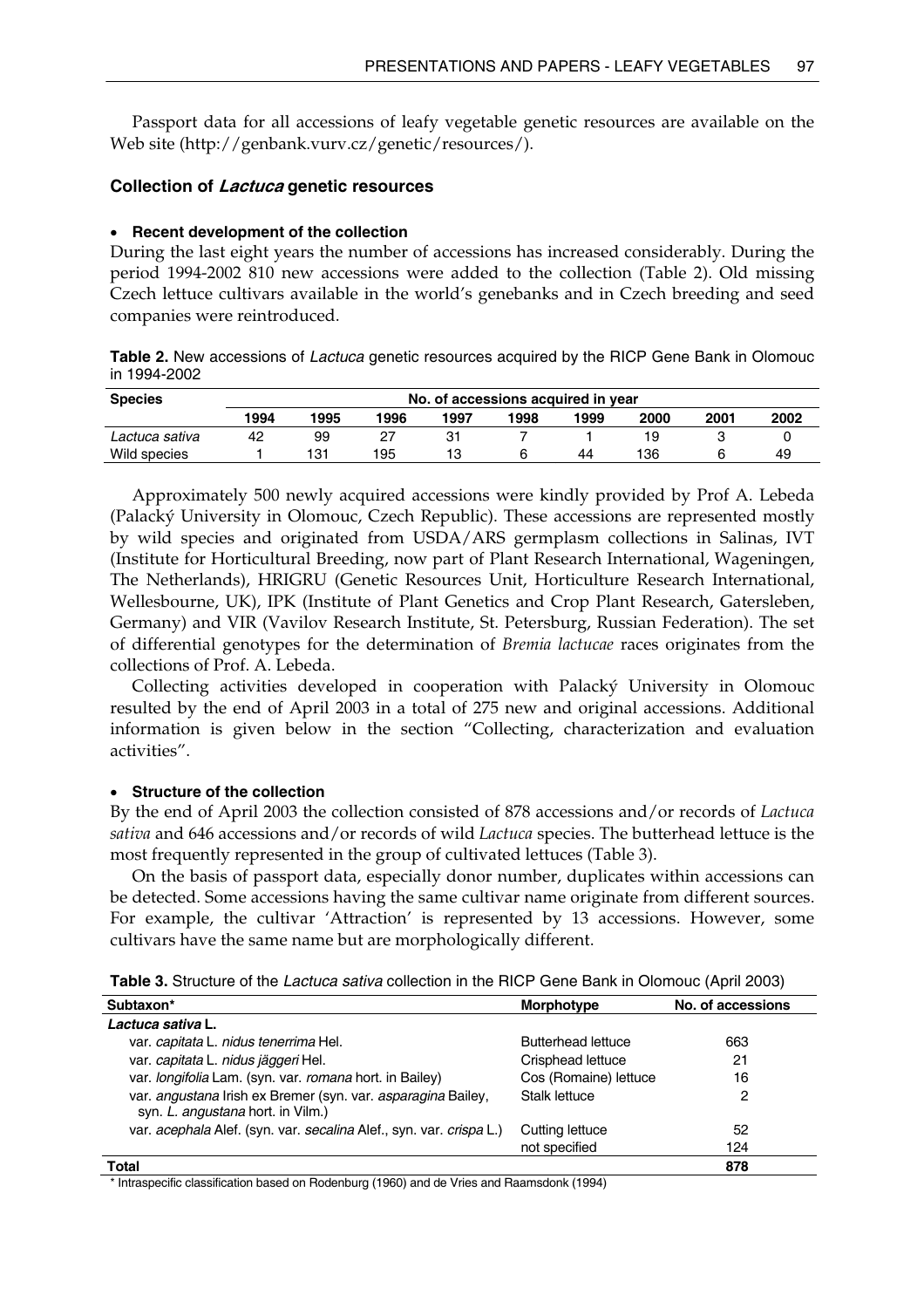Passport data for all accessions of leafy vegetable genetic resources are available on the Web site (http://genbank.vurv.cz/genetic/resources/).

### Collection of *Lactuca* genetic resources

- **Recent development of the collection**

During the last eight years the number of accessions has increased considerably. During the period 1994-2002 810 new accessions were added to the collection (Table 2). Old missing Czech lettuce cultivars available in the world's genebanks and in Czech breeding and seed companies were reintroduced.

**Table 2.** New accessions of *Lactuca* genetic resources acquired by the RICP Gene Bank in Olomouc in 1994-2002

| Species | No. of accessions acquired in year | | | | | | | | |
|---|---|---|---|---|---|---|---|---|---|
| | 1994 | 1995 | 1996 | 1997 | 1998 | 1999 | 2000 | 2001 | 2002 |
| *Lactuca sativa* | 42 | 99 | 27 | 31 | 7 | 1 | 19 | 3 | 0 |
| Wild species | 1 | 131 | 195 | 13 | 6 | 44 | 136 | 6 | 49 |

Approximately 500 newly acquired accessions were kindly provided by Prof A. Lebeda (Palacký University in Olomouc, Czech Republic). These accessions are represented mostly by wild species and originated from USDA/ARS germplasm collections in Salinas, IVT (Institute for Horticultural Breeding, now part of Plant Research International, Wageningen, The Netherlands), HRIGRU (Genetic Resources Unit, Horticulture Research International, Wellesbourne, UK), IPK (Institute of Plant Genetics and Crop Plant Research, Gatersleben, Germany) and VIR (Vavilov Research Institute, St. Petersburg, Russian Federation). The set of differential genotypes for the determination of *Bremia lactucae* races originates from the collections of Prof. A. Lebeda.

Collecting activities developed in cooperation with Palacký University in Olomouc resulted by the end of April 2003 in a total of 275 new and original accessions. Additional information is given below in the section "Collecting, characterization and evaluation activities".

- **Structure of the collection**

By the end of April 2003 the collection consisted of 878 accessions and/or records of *Lactuca sativa* and 646 accessions and/or records of wild *Lactuca* species. The butterhead lettuce is the most frequently represented in the group of cultivated lettuces (Table 3).

On the basis of passport data, especially donor number, duplicates within accessions can be detected. Some accessions having the same cultivar name originate from different sources. For example, the cultivar 'Attraction' is represented by 13 accessions. However, some cultivars have the same name but are morphologically different.

**Table 3.** Structure of the *Lactuca sativa* collection in the RICP Gene Bank in Olomouc (April 2003)

| Subtaxon* | Morphotype | No. of accessions |
|---|---|---|
| ***Lactuca sativa* L.** | | |
| var. *capitata* L. *nidus tenerrima* Hel. | Butterhead lettuce | 663 |
| var. *capitata* L. *nidus jäggeri* Hel. | Crisphead lettuce | 21 |
| var. *longifolia* Lam. (syn. var. *romana* hort. in Bailey) | Cos (Romaine) lettuce | 16 |
| var. *angustana* Irish ex Bremer (syn. var. *asparagina* Bailey, syn. *L. angustana* hort. in Vilm.) | Stalk lettuce | 2 |
| var. *acephala* Alef. (syn. var. *secalina* Alef., syn. var. *crispa* L.) | Cutting lettuce | 52 |
| | not specified | 124 |
| **Total** | | **878** |

\* Intraspecific classification based on Rodenburg (1960) and de Vries and Raamsdonk (1994)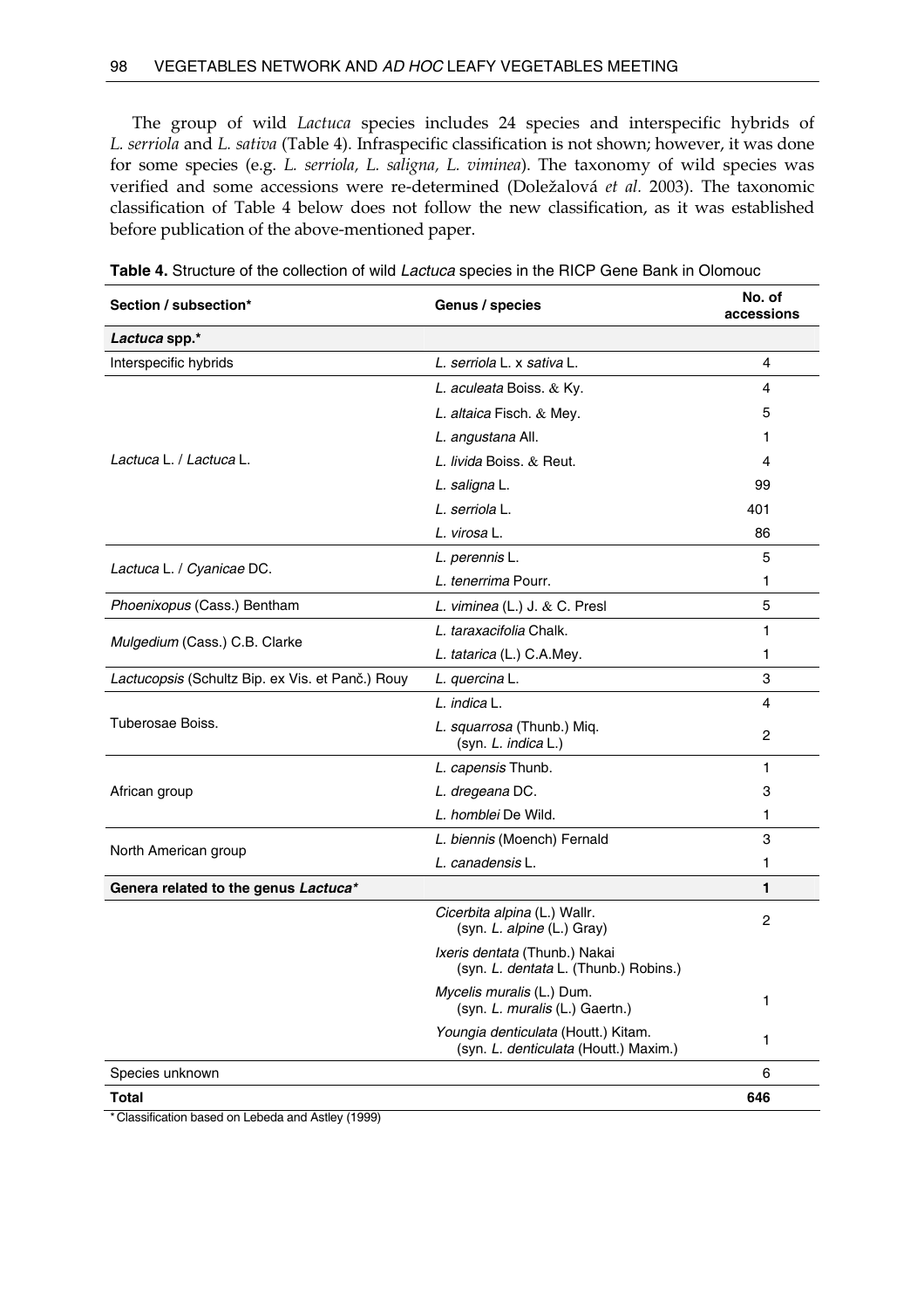The group of wild *Lactuca* species includes 24 species and interspecific hybrids of *L. serriola* and *L. sativa* (Table 4). Infraspecific classification is not shown; however, it was done for some species (e.g. *L. serriola, L. saligna, L. viminea*). The taxonomy of wild species was verified and some accessions were re-determined (Doležalová *et al.* 2003). The taxonomic classification of Table 4 below does not follow the new classification, as it was established before publication of the above-mentioned paper.

**Table 4.** Structure of the collection of wild *Lactuca* species in the RICP Gene Bank in Olomouc

| Section / subsection* | Genus / species | No. of accessions |
|---|---|---|
| ***Lactuca* spp.*** | | |
| Interspecific hybrids | *L. serriola* L. x *sativa* L. | 4 |
| *Lactuca* L. / *Lactuca* L. | *L. aculeata* Boiss. & Ky. | 4 |
| | *L. altaica* Fisch. & Mey. | 5 |
| | *L. angustana* All. | 1 |
| | *L. livida* Boiss. & Reut. | 4 |
| | *L. saligna* L. | 99 |
| | *L. serriola* L. | 401 |
| | *L. virosa* L. | 86 |
| *Lactuca* L. / *Cyanicae* DC. | *L. perennis* L. | 5 |
| | *L. tenerrima* Pourr. | 1 |
| *Phoenixopus* (Cass.) Bentham | *L. viminea* (L.) J. & C. Presl | 5 |
| *Mulgedium* (Cass.) C.B. Clarke | *L. taraxacifolia* Chalk. | 1 |
| | *L. tatarica* (L.) C.A.Mey. | 1 |
| *Lactucopsis* (Schultz Bip. ex Vis. et Panč.) Rouy | *L. quercina* L. | 3 |
| Tuberosae Boiss. | *L. indica* L. | 4 |
| | *L. squarrosa* (Thunb.) Miq. (syn. *L. indica* L.) | 2 |
| African group | *L. capensis* Thunb. | 1 |
| | *L. dregeana* DC. | 3 |
| | *L. homblei* De Wild. | 1 |
| North American group | *L. biennis* (Moench) Fernald | 3 |
| | *L. canadensis* L. | 1 |
| **Genera related to the genus *Lactuca*\*** | | **1** |
| | *Cicerbita alpina* (L.) Wallr. (syn. *L. alpine* (L.) Gray) | 2 |
| | *Ixeris dentata* (Thunb.) Nakai (syn. *L. dentata* L. (Thunb.) Robins.) | |
| | *Mycelis muralis* (L.) Dum. (syn. *L. muralis* (L.) Gaertn.) | 1 |
| | *Youngia denticulata* (Houtt.) Kitam. (syn. *L. denticulata* (Houtt.) Maxim.) | 1 |
| Species unknown | | 6 |
| **Total** | | **646** |

\* Classification based on Lebeda and Astley (1999)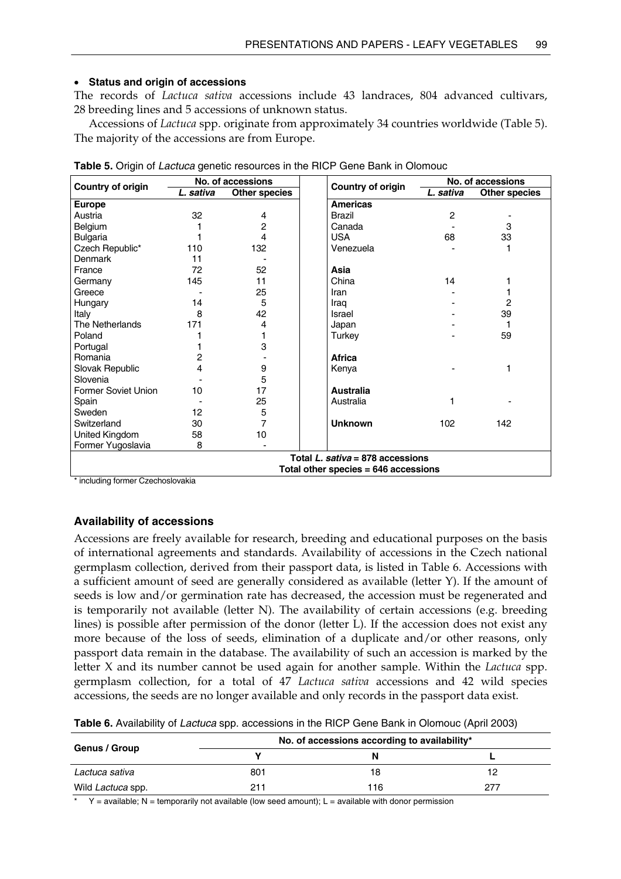- **Status and origin of accessions**

The records of *Lactuca sativa* accessions include 43 landraces, 804 advanced cultivars, 28 breeding lines and 5 accessions of unknown status.

Accessions of *Lactuca* spp. originate from approximately 34 countries worldwide (Table 5). The majority of the accessions are from Europe.

**Table 5.** Origin of *Lactuca* genetic resources in the RICP Gene Bank in Olomouc

| Country of origin | No. of accessions | | Country of origin | No. of accessions | |
|---|---|---|---|---|---|
| | *L. sativa* | Other species | | *L. sativa* | Other species |
| **Europe** | | | **Americas** | | |
| Austria | 32 | 4 | Brazil | 2 | - |
| Belgium | 1 | 2 | Canada | - | 3 |
| Bulgaria | 1 | 4 | USA | 68 | 33 |
| Czech Republic* | 110 | 132 | Venezuela | - | 1 |
| Denmark | 11 | - | | | |
| France | 72 | 52 | **Asia** | | |
| Germany | 145 | 11 | China | 14 | 1 |
| Greece | - | 25 | Iran | - | 1 |
| Hungary | 14 | 5 | Iraq | - | 2 |
| Italy | 8 | 42 | Israel | - | 39 |
| The Netherlands | 171 | 4 | Japan | - | 1 |
| Poland | 1 | 1 | Turkey | - | 59 |
| Portugal | 1 | 3 | | | |
| Romania | 2 | - | **Africa** | | |
| Slovak Republic | 4 | 9 | Kenya | - | 1 |
| Slovenia | - | 5 | | | |
| Former Soviet Union | 10 | 17 | **Australia** | | |
| Spain | - | 25 | Australia | 1 | - |
| Sweden | 12 | 5 | | | |
| Switzerland | 30 | 7 | **Unknown** | 102 | 142 |
| United Kingdom | 58 | 10 | | | |
| Former Yugoslavia | 8 | - | | | |
| **Total *L. sativa* = 878 accessions** | | | | | |
| **Total other species = 646 accessions** | | | | | |

\* including former Czechoslovakia

### Availability of accessions

Accessions are freely available for research, breeding and educational purposes on the basis of international agreements and standards. Availability of accessions in the Czech national germplasm collection, derived from their passport data, is listed in Table 6. Accessions with a sufficient amount of seed are generally considered as available (letter Y). If the amount of seeds is low and/or germination rate has decreased, the accession must be regenerated and is temporarily not available (letter N). The availability of certain accessions (e.g. breeding lines) is possible after permission of the donor (letter L). If the accession does not exist any more because of the loss of seeds, elimination of a duplicate and/or other reasons, only passport data remain in the database. The availability of such an accession is marked by the letter X and its number cannot be used again for another sample. Within the *Lactuca* spp. germplasm collection, for a total of 47 *Lactuca sativa* accessions and 42 wild species accessions, the seeds are no longer available and only records in the passport data exist.

**Table 6.** Availability of *Lactuca* spp. accessions in the RICP Gene Bank in Olomouc (April 2003)

| Genus / Group | No. of accessions according to availability* | | |
|---|---|---|---|
| | Y | N | L |
| *Lactuca sativa* | 801 | 18 | 12 |
| Wild *Lactuca* spp. | 211 | 116 | 277 |

\* Y = available; N = temporarily not available (low seed amount); L = available with donor permission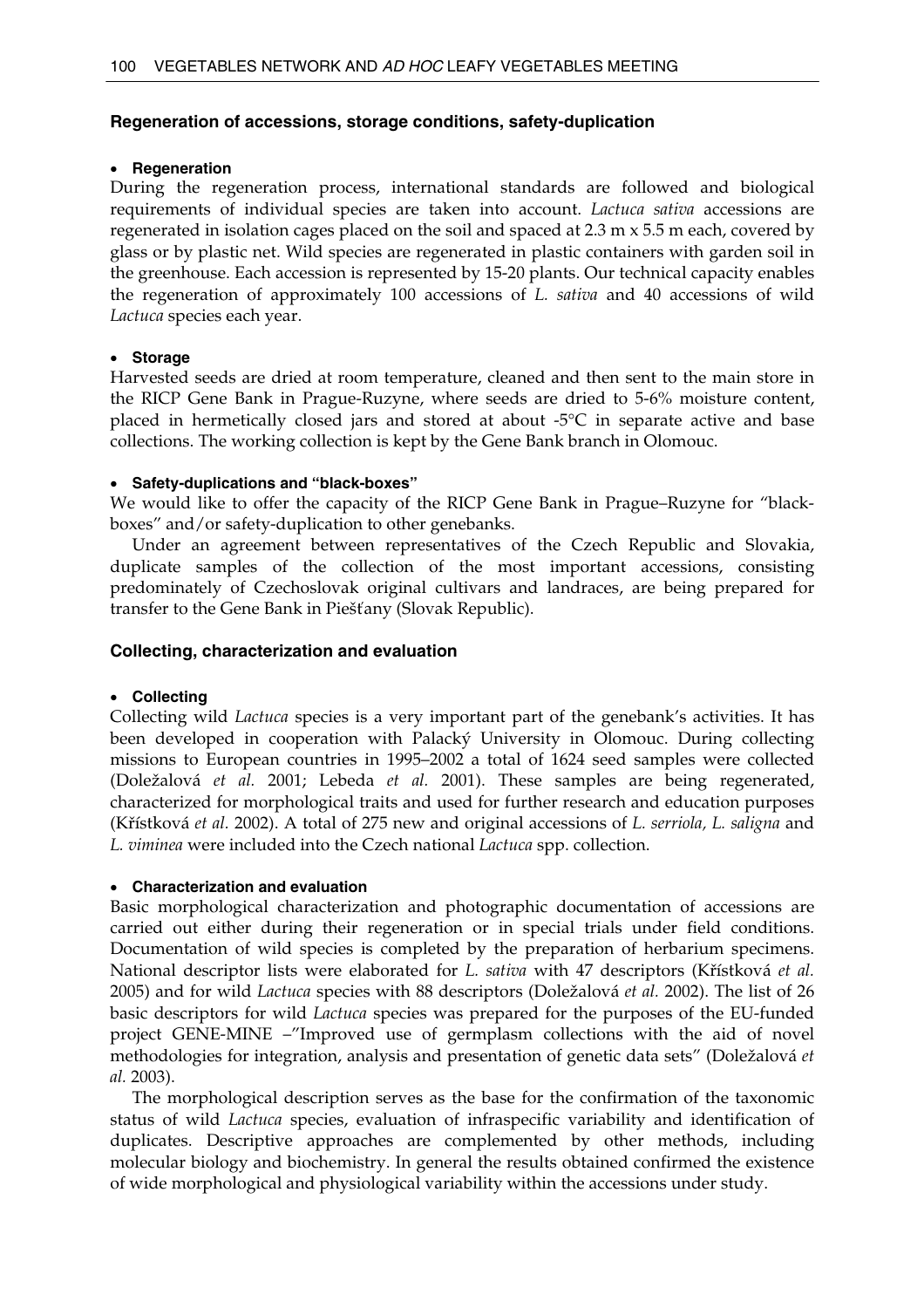### Regeneration of accessions, storage conditions, safety-duplication

- **Regeneration**

During the regeneration process, international standards are followed and biological requirements of individual species are taken into account. *Lactuca sativa* accessions are regenerated in isolation cages placed on the soil and spaced at 2.3 m x 5.5 m each, covered by glass or by plastic net. Wild species are regenerated in plastic containers with garden soil in the greenhouse. Each accession is represented by 15-20 plants. Our technical capacity enables the regeneration of approximately 100 accessions of *L. sativa* and 40 accessions of wild *Lactuca* species each year.

- **Storage**

Harvested seeds are dried at room temperature, cleaned and then sent to the main store in the RICP Gene Bank in Prague-Ruzyne, where seeds are dried to 5-6% moisture content, placed in hermetically closed jars and stored at about -5°C in separate active and base collections. The working collection is kept by the Gene Bank branch in Olomouc.

- **Safety-duplications and "black-boxes"**

We would like to offer the capacity of the RICP Gene Bank in Prague–Ruzyne for "black-boxes" and/or safety-duplication to other genebanks.

Under an agreement between representatives of the Czech Republic and Slovakia, duplicate samples of the collection of the most important accessions, consisting predominately of Czechoslovak original cultivars and landraces, are being prepared for transfer to the Gene Bank in Piešťany (Slovak Republic).

### Collecting, characterization and evaluation

- **Collecting**

Collecting wild *Lactuca* species is a very important part of the genebank's activities. It has been developed in cooperation with Palacký University in Olomouc. During collecting missions to European countries in 1995–2002 a total of 1624 seed samples were collected (Doležalová *et al.* 2001; Lebeda *et al.* 2001). These samples are being regenerated, characterized for morphological traits and used for further research and education purposes (Křístková *et al.* 2002). A total of 275 new and original accessions of *L. serriola, L. saligna* and *L. viminea* were included into the Czech national *Lactuca* spp. collection.

- **Characterization and evaluation**

Basic morphological characterization and photographic documentation of accessions are carried out either during their regeneration or in special trials under field conditions. Documentation of wild species is completed by the preparation of herbarium specimens. National descriptor lists were elaborated for *L. sativa* with 47 descriptors (Křístková *et al.* 2005) and for wild *Lactuca* species with 88 descriptors (Doležalová *et al.* 2002). The list of 26 basic descriptors for wild *Lactuca* species was prepared for the purposes of the EU-funded project GENE-MINE –"Improved use of germplasm collections with the aid of novel methodologies for integration, analysis and presentation of genetic data sets" (Doležalová *et al.* 2003).

The morphological description serves as the base for the confirmation of the taxonomic status of wild *Lactuca* species, evaluation of infraspecific variability and identification of duplicates. Descriptive approaches are complemented by other methods, including molecular biology and biochemistry. In general the results obtained confirmed the existence of wide morphological and physiological variability within the accessions under study.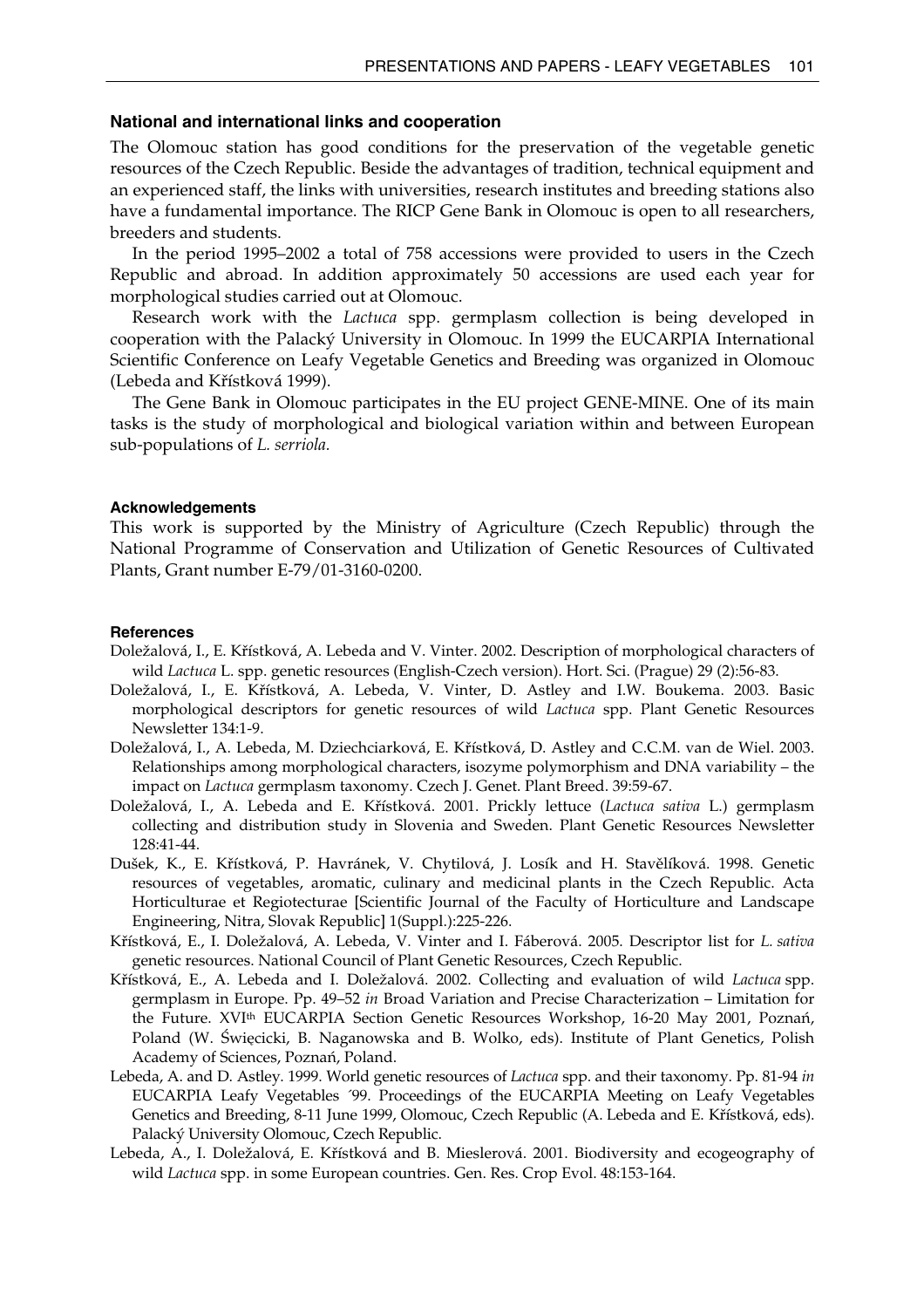## National and international links and cooperation

The Olomouc station has good conditions for the preservation of the vegetable genetic resources of the Czech Republic. Beside the advantages of tradition, technical equipment and an experienced staff, the links with universities, research institutes and breeding stations also have a fundamental importance. The RICP Gene Bank in Olomouc is open to all researchers, breeders and students.

In the period 1995–2002 a total of 758 accessions were provided to users in the Czech Republic and abroad. In addition approximately 50 accessions are used each year for morphological studies carried out at Olomouc.

Research work with the *Lactuca* spp. germplasm collection is being developed in cooperation with the Palacký University in Olomouc. In 1999 the EUCARPIA International Scientific Conference on Leafy Vegetable Genetics and Breeding was organized in Olomouc (Lebeda and Křístková 1999).

The Gene Bank in Olomouc participates in the EU project GENE-MINE. One of its main tasks is the study of morphological and biological variation within and between European sub-populations of *L. serriola.*

### Acknowledgements

This work is supported by the Ministry of Agriculture (Czech Republic) through the National Programme of Conservation and Utilization of Genetic Resources of Cultivated Plants, Grant number E-79/01-3160-0200.

### References

Doležalová, I., E. Křístková, A. Lebeda and V. Vinter. 2002. Description of morphological characters of wild *Lactuca* L. spp. genetic resources (English-Czech version). Hort. Sci. (Prague) 29 (2):56-83.

Doležalová, I., E. Křístková, A. Lebeda, V. Vinter, D. Astley and I.W. Boukema. 2003. Basic morphological descriptors for genetic resources of wild *Lactuca* spp. Plant Genetic Resources Newsletter 134:1-9.

Doležalová, I., A. Lebeda, M. Dziechciarková, E. Křístková, D. Astley and C.C.M. van de Wiel. 2003. Relationships among morphological characters, isozyme polymorphism and DNA variability – the impact on *Lactuca* germplasm taxonomy. Czech J. Genet. Plant Breed. 39:59-67.

Doležalová, I., A. Lebeda and E. Křístková. 2001. Prickly lettuce (*Lactuca sativa* L.) germplasm collecting and distribution study in Slovenia and Sweden. Plant Genetic Resources Newsletter 128:41-44.

Dušek, K., E. Křístková, P. Havránek, V. Chytilová, J. Losík and H. Stavělíková. 1998. Genetic resources of vegetables, aromatic, culinary and medicinal plants in the Czech Republic. Acta Horticulturae et Regiotecturae [Scientific Journal of the Faculty of Horticulture and Landscape Engineering, Nitra, Slovak Republic] 1(Suppl.):225-226.

Křístková, E., I. Doležalová, A. Lebeda, V. Vinter and I. Fáberová. 2005. Descriptor list for *L. sativa* genetic resources. National Council of Plant Genetic Resources, Czech Republic.

Křístková, E., A. Lebeda and I. Doležalová. 2002. Collecting and evaluation of wild *Lactuca* spp. germplasm in Europe. Pp. 49–52 *in* Broad Variation and Precise Characterization – Limitation for the Future. XVIth EUCARPIA Section Genetic Resources Workshop, 16-20 May 2001, Poznań, Poland (W. Święcicki, B. Naganowska and B. Wolko, eds). Institute of Plant Genetics, Polish Academy of Sciences, Poznań, Poland.

Lebeda, A. and D. Astley. 1999. World genetic resources of *Lactuca* spp. and their taxonomy. Pp. 81-94 *in* EUCARPIA Leafy Vegetables ´99. Proceedings of the EUCARPIA Meeting on Leafy Vegetables Genetics and Breeding, 8-11 June 1999, Olomouc, Czech Republic (A. Lebeda and E. Křístková, eds). Palacký University Olomouc, Czech Republic.

Lebeda, A., I. Doležalová, E. Křístková and B. Mieslerová. 2001. Biodiversity and ecogeography of wild *Lactuca* spp. in some European countries. Gen. Res. Crop Evol. 48:153-164.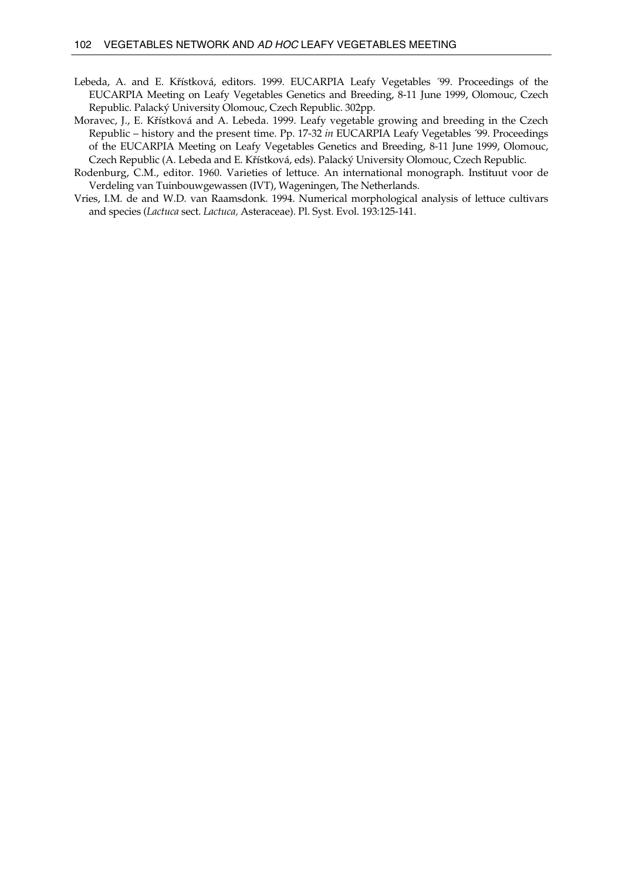Lebeda, A. and E. Křístková, editors. 1999. EUCARPIA Leafy Vegetables ´99. Proceedings of the EUCARPIA Meeting on Leafy Vegetables Genetics and Breeding, 8-11 June 1999, Olomouc, Czech Republic. Palacký University Olomouc, Czech Republic. 302pp.

Moravec, J., E. Křístková and A. Lebeda. 1999. Leafy vegetable growing and breeding in the Czech Republic – history and the present time. Pp. 17-32 *in* EUCARPIA Leafy Vegetables ´99. Proceedings of the EUCARPIA Meeting on Leafy Vegetables Genetics and Breeding, 8-11 June 1999, Olomouc, Czech Republic (A. Lebeda and E. Křístková, eds). Palacký University Olomouc, Czech Republic.

Rodenburg, C.M., editor. 1960. Varieties of lettuce. An international monograph. Instituut voor de Verdeling van Tuinbouwgewassen (IVT), Wageningen, The Netherlands.

Vries, I.M. de and W.D. van Raamsdonk. 1994. Numerical morphological analysis of lettuce cultivars and species (*Lactuca* sect. *Lactuca*, Asteraceae). Pl. Syst. Evol. 193:125-141.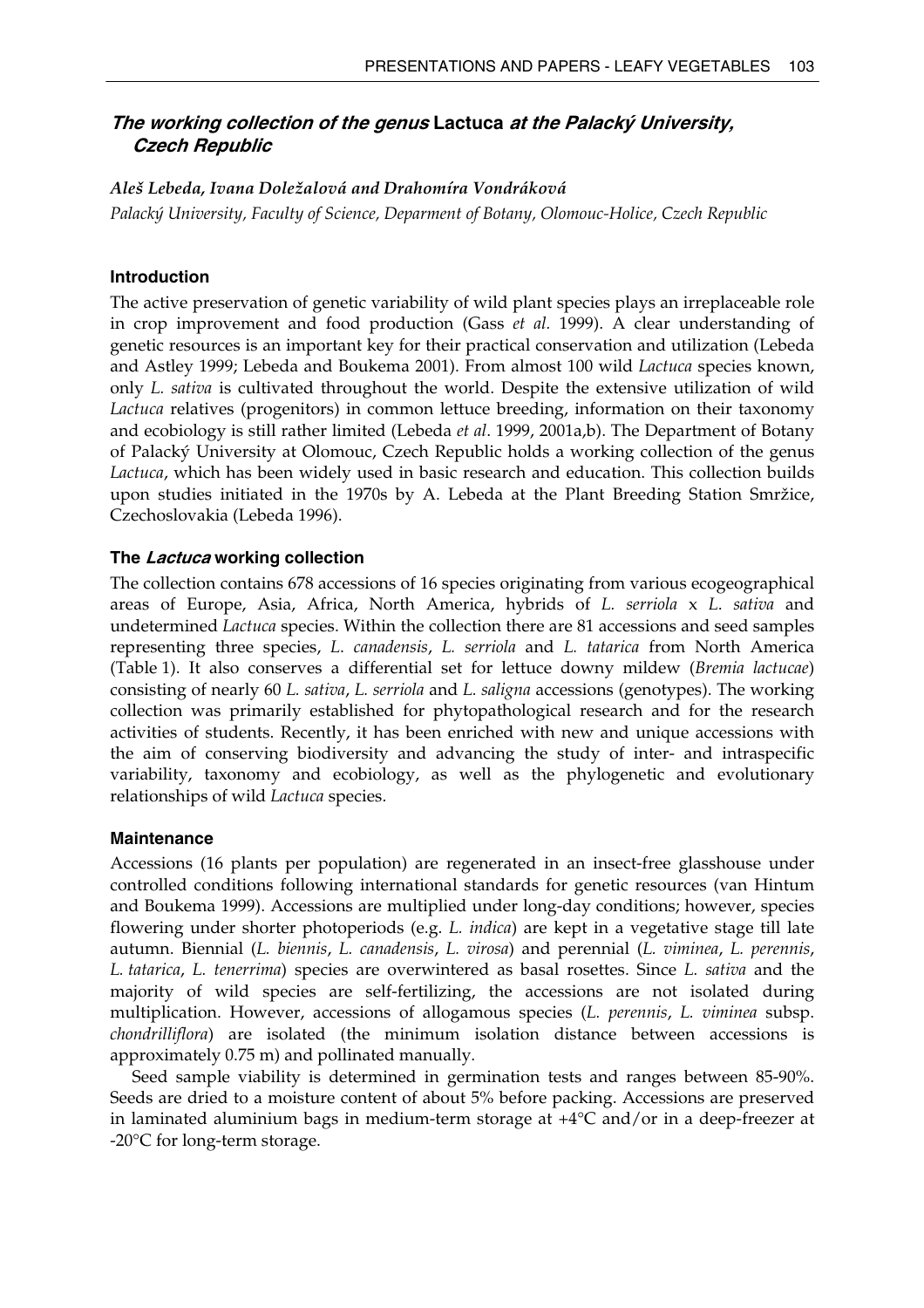## *The working collection of the genus* Lactuca *at the Palacký University, Czech Republic*

*Aleš Lebeda, Ivana Doležalová and Drahomíra Vondráková*

*Palacký University, Faculty of Science, Deparment of Botany, Olomouc-Holice, Czech Republic*

### Introduction

The active preservation of genetic variability of wild plant species plays an irreplaceable role in crop improvement and food production (Gass *et al.* 1999). A clear understanding of genetic resources is an important key for their practical conservation and utilization (Lebeda and Astley 1999; Lebeda and Boukema 2001). From almost 100 wild *Lactuca* species known, only *L. sativa* is cultivated throughout the world. Despite the extensive utilization of wild *Lactuca* relatives (progenitors) in common lettuce breeding, information on their taxonomy and ecobiology is still rather limited (Lebeda *et al*. 1999, 2001a,b). The Department of Botany of Palacký University at Olomouc, Czech Republic holds a working collection of the genus *Lactuca*, which has been widely used in basic research and education. This collection builds upon studies initiated in the 1970s by A. Lebeda at the Plant Breeding Station Smržice, Czechoslovakia (Lebeda 1996).

### The *Lactuca* working collection

The collection contains 678 accessions of 16 species originating from various ecogeographical areas of Europe, Asia, Africa, North America, hybrids of *L. serriola* x *L. sativa* and undetermined *Lactuca* species. Within the collection there are 81 accessions and seed samples representing three species, *L. canadensis*, *L. serriola* and *L. tatarica* from North America (Table 1). It also conserves a differential set for lettuce downy mildew (*Bremia lactucae*) consisting of nearly 60 *L. sativa*, *L. serriola* and *L. saligna* accessions (genotypes). The working collection was primarily established for phytopathological research and for the research activities of students. Recently, it has been enriched with new and unique accessions with the aim of conserving biodiversity and advancing the study of inter- and intraspecific variability, taxonomy and ecobiology, as well as the phylogenetic and evolutionary relationships of wild *Lactuca* species.

### Maintenance

Accessions (16 plants per population) are regenerated in an insect-free glasshouse under controlled conditions following international standards for genetic resources (van Hintum and Boukema 1999). Accessions are multiplied under long-day conditions; however, species flowering under shorter photoperiods (e.g. *L. indica*) are kept in a vegetative stage till late autumn. Biennial (*L. biennis*, *L. canadensis*, *L. virosa*) and perennial (*L. viminea*, *L. perennis*, *L. tatarica*, *L. tenerrima*) species are overwintered as basal rosettes. Since *L. sativa* and the majority of wild species are self-fertilizing, the accessions are not isolated during multiplication. However, accessions of allogamous species (*L. perennis*, *L. viminea* subsp. *chondrilliflora*) are isolated (the minimum isolation distance between accessions is approximately 0.75 m) and pollinated manually.

Seed sample viability is determined in germination tests and ranges between 85-90%. Seeds are dried to a moisture content of about 5% before packing. Accessions are preserved in laminated aluminium bags in medium-term storage at +4°C and/or in a deep-freezer at -20°C for long-term storage.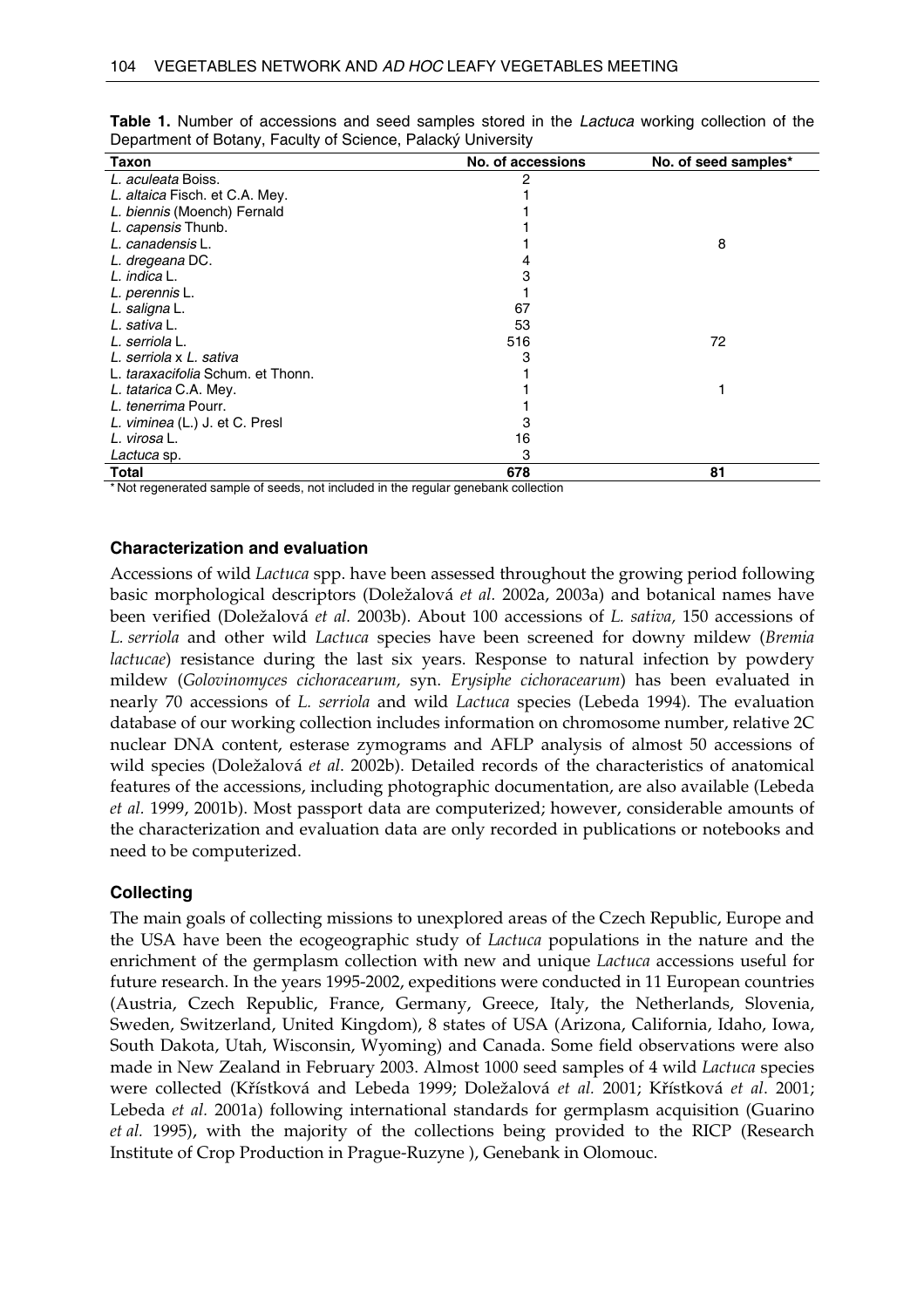**Table 1.** Number of accessions and seed samples stored in the *Lactuca* working collection of the Department of Botany, Faculty of Science, Palacký University

| Taxon | No. of accessions | No. of seed samples* |
|---|---|---|
| *L. aculeata* Boiss. | 2 | |
| *L. altaica* Fisch. et C.A. Mey. | 1 | |
| *L. biennis* (Moench) Fernald | 1 | |
| *L. capensis* Thunb. | 1 | |
| *L. canadensis* L. | 1 | 8 |
| *L. dregeana* DC. | 4 | |
| *L. indica* L. | 3 | |
| *L. perennis* L. | 1 | |
| *L. saligna* L. | 67 | |
| *L. sativa* L. | 53 | |
| *L. serriola* L. | 516 | 72 |
| *L. serriola* x *L. sativa* | 3 | |
| L. *taraxacifolia* Schum. et Thonn. | 1 | |
| *L. tatarica* C.A. Mey. | 1 | 1 |
| *L. tenerrima* Pourr. | 1 | |
| *L. viminea* (L.) J. et C. Presl | 3 | |
| *L. virosa* L. | 16 | |
| *Lactuca* sp. | 3 | |
| **Total** | **678** | **81** |

* Not regenerated sample of seeds, not included in the regular genebank collection

### Characterization and evaluation

Accessions of wild *Lactuca* spp. have been assessed throughout the growing period following basic morphological descriptors (Doležalová *et al.* 2002a, 2003a) and botanical names have been verified (Doležalová *et al.* 2003b). About 100 accessions of *L. sativa*, 150 accessions of *L. serriola* and other wild *Lactuca* species have been screened for downy mildew (*Bremia lactucae*) resistance during the last six years. Response to natural infection by powdery mildew (*Golovinomyces cichoracearum*, syn. *Erysiphe cichoracearum*) has been evaluated in nearly 70 accessions of *L. serriola* and wild *Lactuca* species (Lebeda 1994). The evaluation database of our working collection includes information on chromosome number, relative 2C nuclear DNA content, esterase zymograms and AFLP analysis of almost 50 accessions of wild species (Doležalová *et al*. 2002b). Detailed records of the characteristics of anatomical features of the accessions, including photographic documentation, are also available (Lebeda *et al.* 1999, 2001b). Most passport data are computerized; however, considerable amounts of the characterization and evaluation data are only recorded in publications or notebooks and need to be computerized.

### Collecting

The main goals of collecting missions to unexplored areas of the Czech Republic, Europe and the USA have been the ecogeographic study of *Lactuca* populations in the nature and the enrichment of the germplasm collection with new and unique *Lactuca* accessions useful for future research. In the years 1995-2002, expeditions were conducted in 11 European countries (Austria, Czech Republic, France, Germany, Greece, Italy, the Netherlands, Slovenia, Sweden, Switzerland, United Kingdom), 8 states of USA (Arizona, California, Idaho, Iowa, South Dakota, Utah, Wisconsin, Wyoming) and Canada. Some field observations were also made in New Zealand in February 2003. Almost 1000 seed samples of 4 wild *Lactuca* species were collected (Křístková and Lebeda 1999; Doležalová *et al.* 2001; Křístková *et al*. 2001; Lebeda *et al.* 2001a) following international standards for germplasm acquisition (Guarino *et al.* 1995), with the majority of the collections being provided to the RICP (Research Institute of Crop Production in Prague-Ruzyne ), Genebank in Olomouc.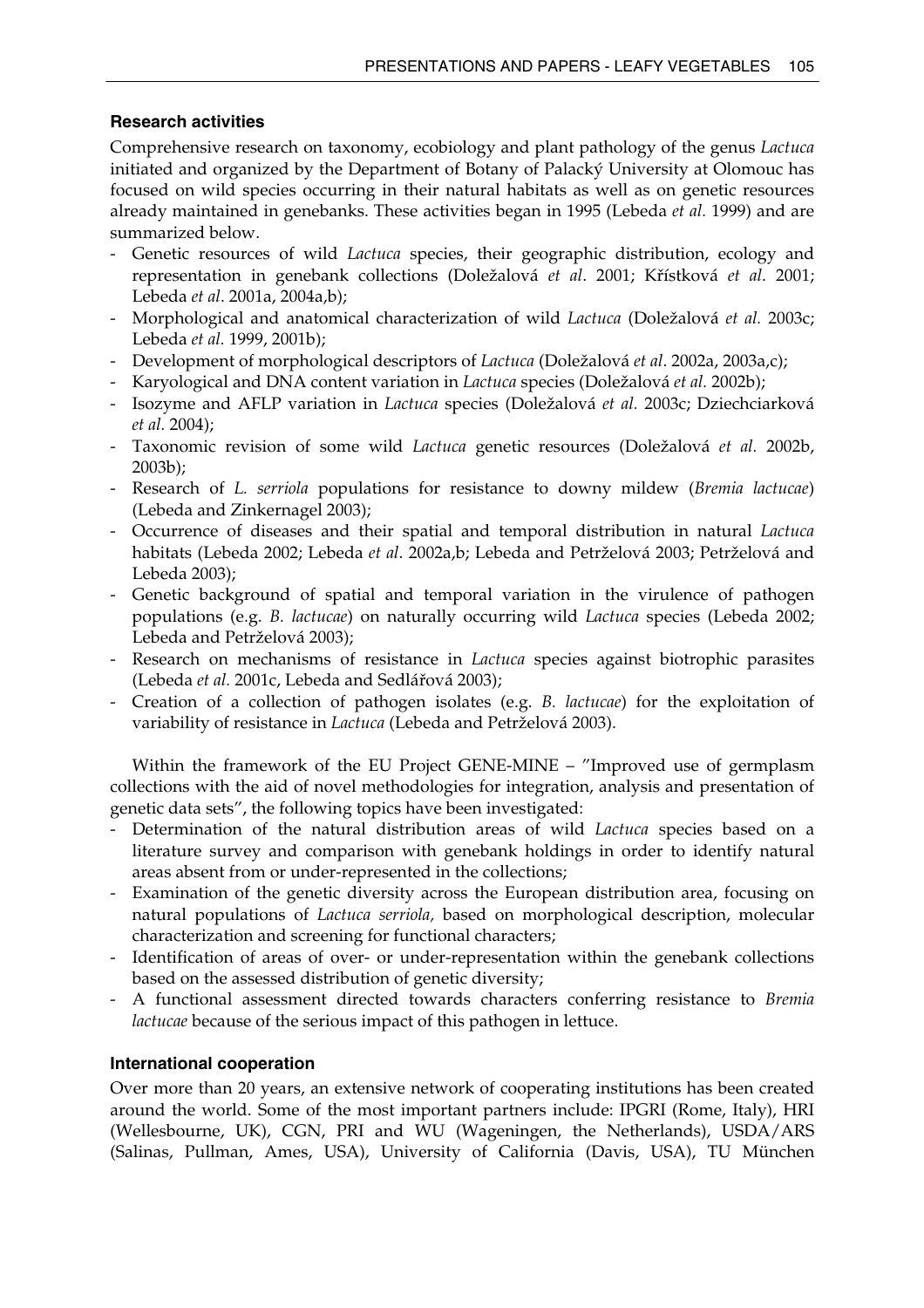### Research activities

Comprehensive research on taxonomy, ecobiology and plant pathology of the genus *Lactuca* initiated and organized by the Department of Botany of Palacký University at Olomouc has focused on wild species occurring in their natural habitats as well as on genetic resources already maintained in genebanks. These activities began in 1995 (Lebeda *et al.* 1999) and are summarized below.

- Genetic resources of wild *Lactuca* species, their geographic distribution, ecology and representation in genebank collections (Doležalová *et al*. 2001; Křístková *et al*. 2001; Lebeda *et al*. 2001a, 2004a,b);
- Morphological and anatomical characterization of wild *Lactuca* (Doležalová *et al.* 2003c; Lebeda *et al.* 1999, 2001b);
- Development of morphological descriptors of *Lactuca* (Doležalová *et al*. 2002a, 2003a,c);
- Karyological and DNA content variation in *Lactuca* species (Doležalová *et al.* 2002b);
- Isozyme and AFLP variation in *Lactuca* species (Doležalová *et al.* 2003c; Dziechciarková *et al*. 2004);
- Taxonomic revision of some wild *Lactuca* genetic resources (Doležalová *et al.* 2002b, 2003b);
- Research of *L. serriola* populations for resistance to downy mildew (*Bremia lactucae*) (Lebeda and Zinkernagel 2003);
- Occurrence of diseases and their spatial and temporal distribution in natural *Lactuca* habitats (Lebeda 2002; Lebeda *et al*. 2002a,b; Lebeda and Petrželová 2003; Petrželová and Lebeda 2003);
- Genetic background of spatial and temporal variation in the virulence of pathogen populations (e.g. *B. lactucae*) on naturally occurring wild *Lactuca* species (Lebeda 2002; Lebeda and Petrželová 2003);
- Research on mechanisms of resistance in *Lactuca* species against biotrophic parasites (Lebeda *et al.* 2001c, Lebeda and Sedlářová 2003);
- Creation of a collection of pathogen isolates (e.g. *B. lactucae*) for the exploitation of variability of resistance in *Lactuca* (Lebeda and Petrželová 2003).

Within the framework of the EU Project GENE-MINE – "Improved use of germplasm collections with the aid of novel methodologies for integration, analysis and presentation of genetic data sets", the following topics have been investigated:

- Determination of the natural distribution areas of wild *Lactuca* species based on a literature survey and comparison with genebank holdings in order to identify natural areas absent from or under-represented in the collections;
- Examination of the genetic diversity across the European distribution area, focusing on natural populations of *Lactuca serriola,* based on morphological description, molecular characterization and screening for functional characters;
- Identification of areas of over- or under-representation within the genebank collections based on the assessed distribution of genetic diversity;
- A functional assessment directed towards characters conferring resistance to *Bremia lactucae* because of the serious impact of this pathogen in lettuce.

### International cooperation

Over more than 20 years, an extensive network of cooperating institutions has been created around the world. Some of the most important partners include: IPGRI (Rome, Italy), HRI (Wellesbourne, UK), CGN, PRI and WU (Wageningen, the Netherlands), USDA/ARS (Salinas, Pullman, Ames, USA), University of California (Davis, USA), TU München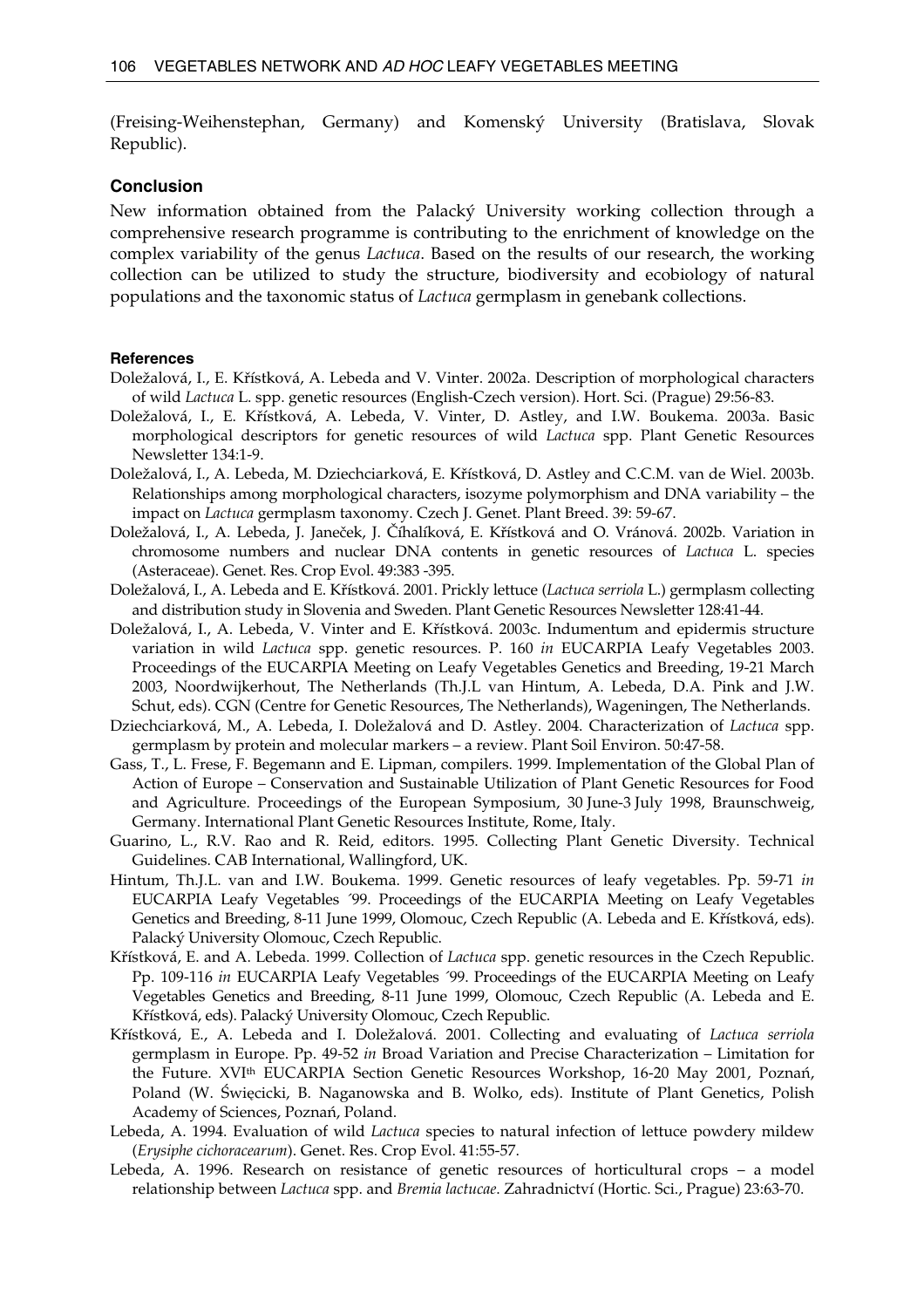(Freising-Weihenstephan, Germany) and Komenský University (Bratislava, Slovak Republic).

### Conclusion

New information obtained from the Palacký University working collection through a comprehensive research programme is contributing to the enrichment of knowledge on the complex variability of the genus *Lactuca*. Based on the results of our research, the working collection can be utilized to study the structure, biodiversity and ecobiology of natural populations and the taxonomic status of *Lactuca* germplasm in genebank collections.

#### References

Doležalová, I., E. Křístková, A. Lebeda and V. Vinter. 2002a. Description of morphological characters of wild *Lactuca* L. spp. genetic resources (English-Czech version). Hort. Sci. (Prague) 29:56-83.

Doležalová, I., E. Křístková, A. Lebeda, V. Vinter, D. Astley, and I.W. Boukema. 2003a. Basic morphological descriptors for genetic resources of wild *Lactuca* spp. Plant Genetic Resources Newsletter 134:1-9.

Doležalová, I., A. Lebeda, M. Dziechciarková, E. Křístková, D. Astley and C.C.M. van de Wiel. 2003b. Relationships among morphological characters, isozyme polymorphism and DNA variability – the impact on *Lactuca* germplasm taxonomy. Czech J. Genet. Plant Breed. 39: 59-67.

Doležalová, I., A. Lebeda, J. Janeček, J. Čihalíková, E. Křístková and O. Vránová. 2002b. Variation in chromosome numbers and nuclear DNA contents in genetic resources of *Lactuca* L. species (Asteraceae). Genet. Res. Crop Evol. 49:383 -395.

Doležalová, I., A. Lebeda and E. Křístková. 2001. Prickly lettuce (*Lactuca serriola* L.) germplasm collecting and distribution study in Slovenia and Sweden. Plant Genetic Resources Newsletter 128:41-44.

Doležalová, I., A. Lebeda, V. Vinter and E. Křístková. 2003c. Indumentum and epidermis structure variation in wild *Lactuca* spp. genetic resources. P. 160 *in* EUCARPIA Leafy Vegetables 2003. Proceedings of the EUCARPIA Meeting on Leafy Vegetables Genetics and Breeding, 19-21 March 2003, Noordwijkerhout, The Netherlands (Th.J.L van Hintum, A. Lebeda, D.A. Pink and J.W. Schut, eds). CGN (Centre for Genetic Resources, The Netherlands), Wageningen, The Netherlands.

Dziechciarková, M., A. Lebeda, I. Doležalová and D. Astley. 2004. Characterization of *Lactuca* spp. germplasm by protein and molecular markers – a review. Plant Soil Environ. 50:47-58.

Gass, T., L. Frese, F. Begemann and E. Lipman, compilers. 1999. Implementation of the Global Plan of Action of Europe – Conservation and Sustainable Utilization of Plant Genetic Resources for Food and Agriculture. Proceedings of the European Symposium, 30 June-3 July 1998, Braunschweig, Germany. International Plant Genetic Resources Institute, Rome, Italy.

Guarino, L., R.V. Rao and R. Reid, editors. 1995. Collecting Plant Genetic Diversity. Technical Guidelines. CAB International, Wallingford, UK.

Hintum, Th.J.L. van and I.W. Boukema. 1999. Genetic resources of leafy vegetables. Pp. 59-71 *in* EUCARPIA Leafy Vegetables ´99. Proceedings of the EUCARPIA Meeting on Leafy Vegetables Genetics and Breeding, 8-11 June 1999, Olomouc, Czech Republic (A. Lebeda and E. Křístková, eds). Palacký University Olomouc, Czech Republic.

Křístková, E. and A. Lebeda. 1999. Collection of *Lactuca* spp. genetic resources in the Czech Republic. Pp. 109-116 *in* EUCARPIA Leafy Vegetables ´99. Proceedings of the EUCARPIA Meeting on Leafy Vegetables Genetics and Breeding, 8-11 June 1999, Olomouc, Czech Republic (A. Lebeda and E. Křístková, eds). Palacký University Olomouc, Czech Republic.

Křístková, E., A. Lebeda and I. Doležalová. 2001. Collecting and evaluating of *Lactuca serriola* germplasm in Europe. Pp. 49-52 *in* Broad Variation and Precise Characterization – Limitation for the Future. XVI[th] EUCARPIA Section Genetic Resources Workshop, 16-20 May 2001, Poznań, Poland (W. Święcicki, B. Naganowska and B. Wolko, eds). Institute of Plant Genetics, Polish Academy of Sciences, Poznań, Poland.

Lebeda, A. 1994. Evaluation of wild *Lactuca* species to natural infection of lettuce powdery mildew (*Erysiphe cichoracearum*). Genet. Res. Crop Evol. 41:55-57.

Lebeda, A. 1996. Research on resistance of genetic resources of horticultural crops – a model relationship between *Lactuca* spp. and *Bremia lactucae*. Zahradnictví (Hortic. Sci., Prague) 23:63-70.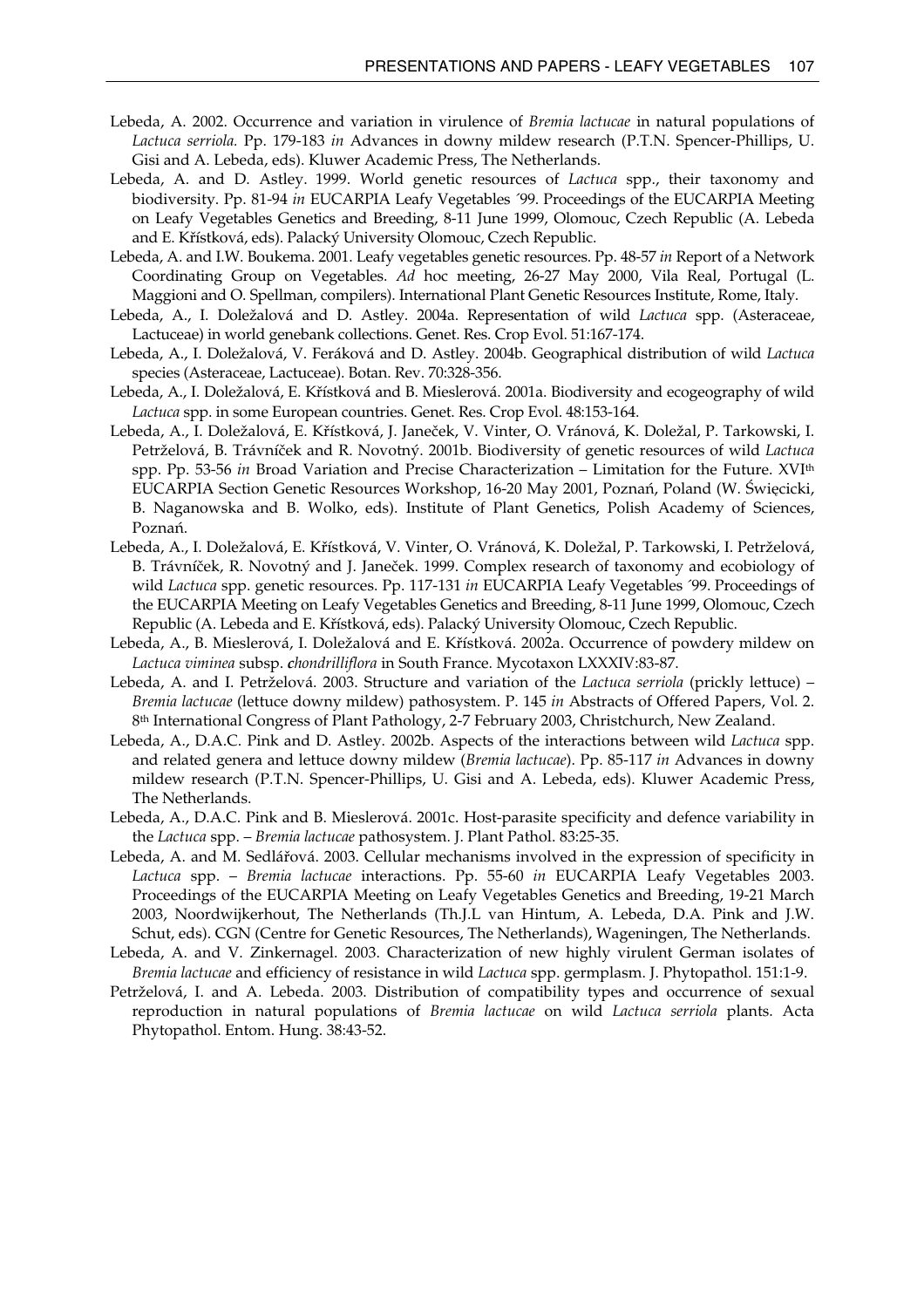Lebeda, A. 2002. Occurrence and variation in virulence of *Bremia lactucae* in natural populations of *Lactuca serriola.* Pp. 179-183 *in* Advances in downy mildew research (P.T.N. Spencer-Phillips, U. Gisi and A. Lebeda, eds). Kluwer Academic Press, The Netherlands.

Lebeda, A. and D. Astley. 1999. World genetic resources of *Lactuca* spp., their taxonomy and biodiversity. Pp. 81-94 *in* EUCARPIA Leafy Vegetables ´99. Proceedings of the EUCARPIA Meeting on Leafy Vegetables Genetics and Breeding, 8-11 June 1999, Olomouc, Czech Republic (A. Lebeda and E. Křístková, eds). Palacký University Olomouc, Czech Republic.

Lebeda, A. and I.W. Boukema. 2001. Leafy vegetables genetic resources. Pp. 48-57 *in* Report of a Network Coordinating Group on Vegetables. *Ad* hoc meeting, 26-27 May 2000, Vila Real, Portugal (L. Maggioni and O. Spellman, compilers). International Plant Genetic Resources Institute, Rome, Italy.

Lebeda, A., I. Doležalová and D. Astley. 2004a. Representation of wild *Lactuca* spp. (Asteraceae, Lactuceae) in world genebank collections. Genet. Res. Crop Evol. 51:167-174.

Lebeda, A., I. Doležalová, V. Feráková and D. Astley. 2004b. Geographical distribution of wild *Lactuca* species (Asteraceae, Lactuceae). Botan. Rev. 70:328-356.

Lebeda, A., I. Doležalová, E. Křístková and B. Mieslerová. 2001a. Biodiversity and ecogeography of wild *Lactuca* spp. in some European countries. Genet. Res. Crop Evol. 48:153-164.

Lebeda, A., I. Doležalová, E. Křístková, J. Janeček, V. Vinter, O. Vránová, K. Doležal, P. Tarkowski, I. Petrželová, B. Trávníček and R. Novotný. 2001b. Biodiversity of genetic resources of wild *Lactuca* spp. Pp. 53-56 *in* Broad Variation and Precise Characterization – Limitation for the Future. XVI[th] EUCARPIA Section Genetic Resources Workshop, 16-20 May 2001, Poznań, Poland (W. Święcicki, B. Naganowska and B. Wolko, eds). Institute of Plant Genetics, Polish Academy of Sciences, Poznań.

Lebeda, A., I. Doležalová, E. Křístková, V. Vinter, O. Vránová, K. Doležal, P. Tarkowski, I. Petrželová, B. Trávníček, R. Novotný and J. Janeček. 1999. Complex research of taxonomy and ecobiology of wild *Lactuca* spp. genetic resources. Pp. 117-131 *in* EUCARPIA Leafy Vegetables ´99. Proceedings of the EUCARPIA Meeting on Leafy Vegetables Genetics and Breeding, 8-11 June 1999, Olomouc, Czech Republic (A. Lebeda and E. Křístková, eds). Palacký University Olomouc, Czech Republic.

Lebeda, A., B. Mieslerová, I. Doležalová and E. Křístková. 2002a. Occurrence of powdery mildew on *Lactuca viminea* subsp. *chondrilliflora* in South France. Mycotaxon LXXXIV:83-87.

Lebeda, A. and I. Petrželová. 2003. Structure and variation of the *Lactuca serriola* (prickly lettuce) – *Bremia lactucae* (lettuce downy mildew) pathosystem. P. 145 *in* Abstracts of Offered Papers, Vol. 2. 8[th] International Congress of Plant Pathology, 2-7 February 2003, Christchurch, New Zealand.

Lebeda, A., D.A.C. Pink and D. Astley. 2002b. Aspects of the interactions between wild *Lactuca* spp. and related genera and lettuce downy mildew (*Bremia lactucae*). Pp. 85-117 *in* Advances in downy mildew research (P.T.N. Spencer-Phillips, U. Gisi and A. Lebeda, eds). Kluwer Academic Press, The Netherlands.

Lebeda, A., D.A.C. Pink and B. Mieslerová. 2001c. Host-parasite specificity and defence variability in the *Lactuca* spp. – *Bremia lactucae* pathosystem. J. Plant Pathol. 83:25-35.

Lebeda, A. and M. Sedlářová. 2003. Cellular mechanisms involved in the expression of specificity in *Lactuca* spp. – *Bremia lactucae* interactions. Pp. 55-60 *in* EUCARPIA Leafy Vegetables 2003. Proceedings of the EUCARPIA Meeting on Leafy Vegetables Genetics and Breeding, 19-21 March 2003, Noordwijkerhout, The Netherlands (Th.J.L van Hintum, A. Lebeda, D.A. Pink and J.W. Schut, eds). CGN (Centre for Genetic Resources, The Netherlands), Wageningen, The Netherlands.

Lebeda, A. and V. Zinkernagel. 2003. Characterization of new highly virulent German isolates of *Bremia lactucae* and efficiency of resistance in wild *Lactuca* spp. germplasm. J. Phytopathol. 151:1-9.

Petrželová, I. and A. Lebeda. 2003. Distribution of compatibility types and occurrence of sexual reproduction in natural populations of *Bremia lactucae* on wild *Lactuca serriola* plants. Acta Phytopathol. Entom. Hung. 38:43-52.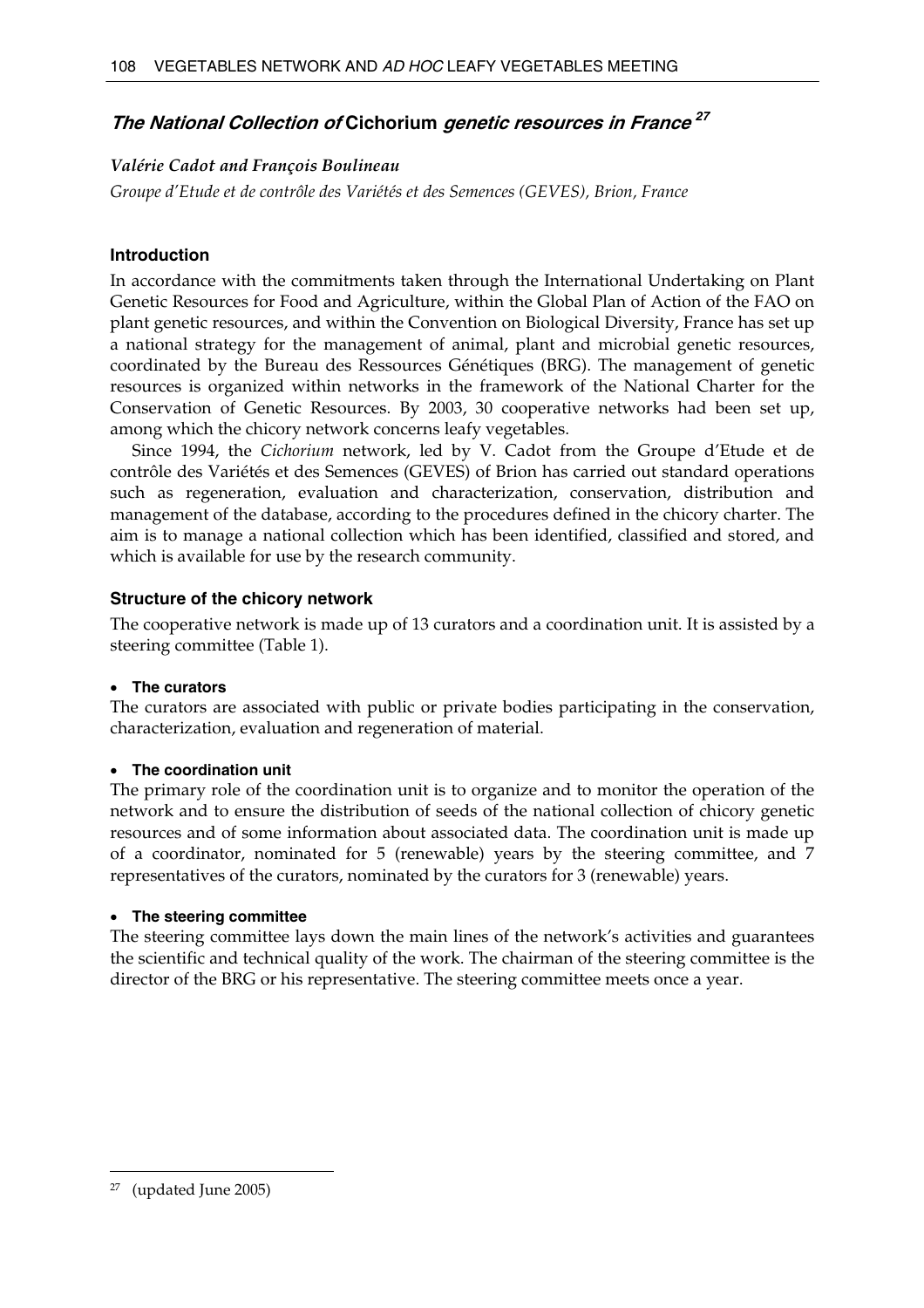## *The National Collection of* Cichorium *genetic resources in France* [27]

***Valérie Cadot and François Boulineau***

*Groupe d'Etude et de contrôle des Variétés et des Semences (GEVES), Brion, France*

### Introduction

In accordance with the commitments taken through the International Undertaking on Plant Genetic Resources for Food and Agriculture, within the Global Plan of Action of the FAO on plant genetic resources, and within the Convention on Biological Diversity, France has set up a national strategy for the management of animal, plant and microbial genetic resources, coordinated by the Bureau des Ressources Génétiques (BRG). The management of genetic resources is organized within networks in the framework of the National Charter for the Conservation of Genetic Resources. By 2003, 30 cooperative networks had been set up, among which the chicory network concerns leafy vegetables.

Since 1994, the *Cichorium* network, led by V. Cadot from the Groupe d'Etude et de contrôle des Variétés et des Semences (GEVES) of Brion has carried out standard operations such as regeneration, evaluation and characterization, conservation, distribution and management of the database, according to the procedures defined in the chicory charter. The aim is to manage a national collection which has been identified, classified and stored, and which is available for use by the research community.

### Structure of the chicory network

The cooperative network is made up of 13 curators and a coordination unit. It is assisted by a steering committee (Table 1).

- **The curators**

The curators are associated with public or private bodies participating in the conservation, characterization, evaluation and regeneration of material.

- **The coordination unit**

The primary role of the coordination unit is to organize and to monitor the operation of the network and to ensure the distribution of seeds of the national collection of chicory genetic resources and of some information about associated data. The coordination unit is made up of a coordinator, nominated for 5 (renewable) years by the steering committee, and 7 representatives of the curators, nominated by the curators for 3 (renewable) years.

- **The steering committee**

The steering committee lays down the main lines of the network's activities and guarantees the scientific and technical quality of the work. The chairman of the steering committee is the director of the BRG or his representative. The steering committee meets once a year.

---

[27] (updated June 2005)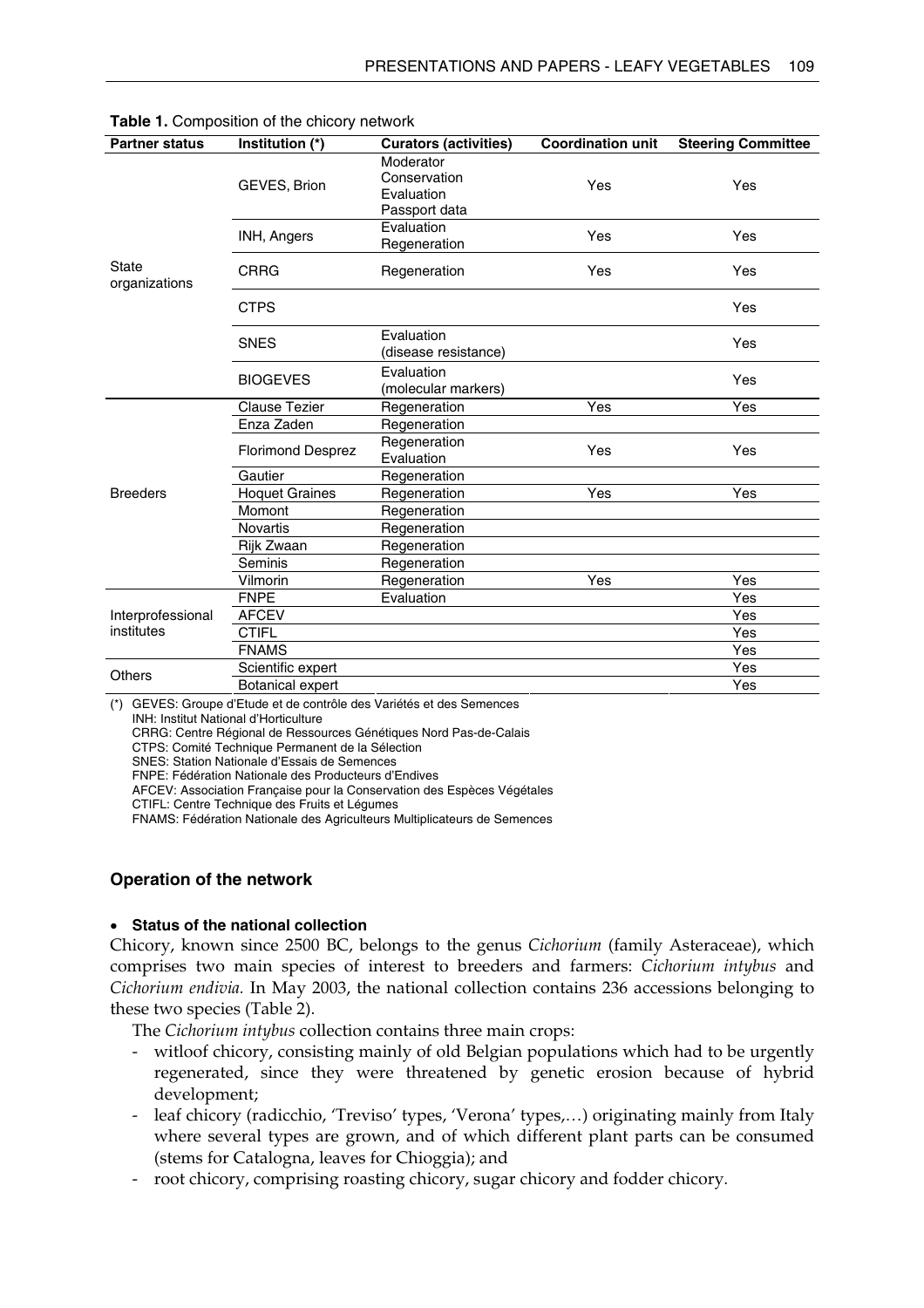**Table 1.** Composition of the chicory network

| Partner status | Institution (*) | Curators (activities) | Coordination unit | Steering Committee |
|---|---|---|---|---|
| State organizations | GEVES, Brion | Moderator Conservation Evaluation Passport data | Yes | Yes |
| | INH, Angers | Evaluation Regeneration | Yes | Yes |
| | CRRG | Regeneration | Yes | Yes |
| | CTPS | | | Yes |
| | SNES | Evaluation (disease resistance) | | Yes |
| | BIOGEVES | Evaluation (molecular markers) | | Yes |
| Breeders | Clause Tezier | Regeneration | Yes | Yes |
| | Enza Zaden | Regeneration | | |
| | Florimond Desprez | Regeneration Evaluation | Yes | Yes |
| | Gautier | Regeneration | | |
| | Hoquet Graines | Regeneration | Yes | Yes |
| | Momont | Regeneration | | |
| | Novartis | Regeneration | | |
| | Rijk Zwaan | Regeneration | | |
| | Seminis | Regeneration | | |
| | Vilmorin | Regeneration | Yes | Yes |
| Interprofessional institutes | FNPE | Evaluation | | Yes |
| | AFCEV | | | Yes |
| | CTIFL | | | Yes |
| | FNAMS | | | Yes |
| Others | Scientific expert | | | Yes |
| | Botanical expert | | | Yes |

(*) GEVES: Groupe d'Etude et de contrôle des Variétés et des Semences
INH: Institut National d'Horticulture
CRRG: Centre Régional de Ressources Génétiques Nord Pas-de-Calais
CTPS: Comité Technique Permanent de la Sélection
SNES: Station Nationale d'Essais de Semences
FNPE: Fédération Nationale des Producteurs d'Endives
AFCEV: Association Française pour la Conservation des Espèces Végétales
CTIFL: Centre Technique des Fruits et Légumes
FNAMS: Fédération Nationale des Agriculteurs Multiplicateurs de Semences

## Operation of the network

- **Status of the national collection**

Chicory, known since 2500 BC, belongs to the genus *Cichorium* (family Asteraceae), which comprises two main species of interest to breeders and farmers: *Cichorium intybus* and *Cichorium endivia.* In May 2003, the national collection contains 236 accessions belonging to these two species (Table 2).

The *Cichorium intybus* collection contains three main crops:

- witloof chicory, consisting mainly of old Belgian populations which had to be urgently regenerated, since they were threatened by genetic erosion because of hybrid development;
- leaf chicory (radicchio, 'Treviso' types, 'Verona' types,…) originating mainly from Italy where several types are grown, and of which different plant parts can be consumed (stems for Catalogna, leaves for Chioggia); and
- root chicory, comprising roasting chicory, sugar chicory and fodder chicory.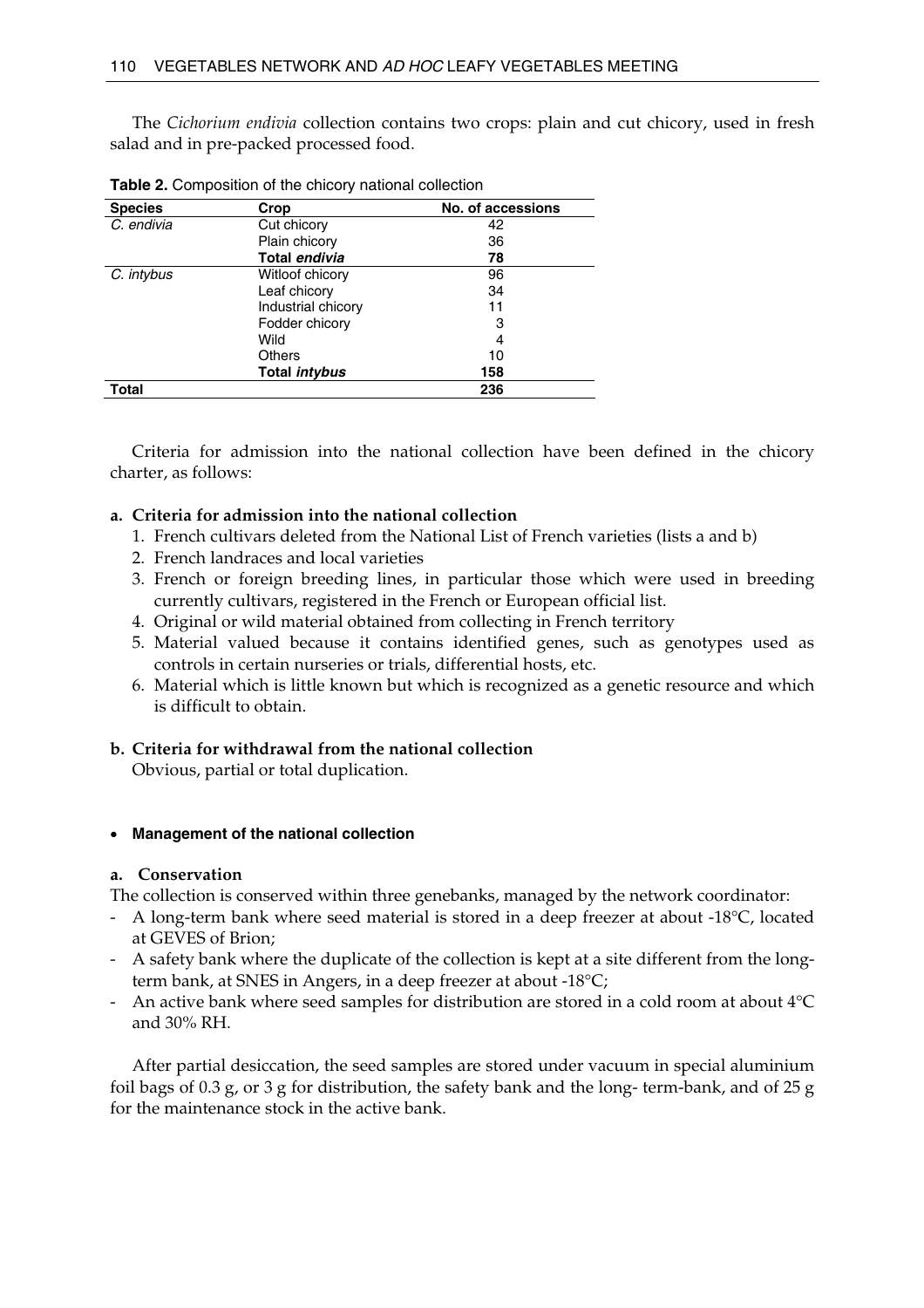The *Cichorium endivia* collection contains two crops: plain and cut chicory, used in fresh salad and in pre-packed processed food.

**Table 2.** Composition of the chicory national collection

| Species | Crop | No. of accessions |
|---|---|---|
| *C. endivia* | Cut chicory | 42 |
| | Plain chicory | 36 |
| | **Total *endivia*** | **78** |
| *C. intybus* | Witloof chicory | 96 |
| | Leaf chicory | 34 |
| | Industrial chicory | 11 |
| | Fodder chicory | 3 |
| | Wild | 4 |
| | Others | 10 |
| | **Total *intybus*** | **158** |
| **Total** | | **236** |

Criteria for admission into the national collection have been defined in the chicory charter, as follows:

**a. Criteria for admission into the national collection**

1. French cultivars deleted from the National List of French varieties (lists a and b)
2. French landraces and local varieties
3. French or foreign breeding lines, in particular those which were used in breeding currently cultivars, registered in the French or European official list.
4. Original or wild material obtained from collecting in French territory
5. Material valued because it contains identified genes, such as genotypes used as controls in certain nurseries or trials, differential hosts, etc.
6. Material which is little known but which is recognized as a genetic resource and which is difficult to obtain.

**b. Criteria for withdrawal from the national collection**

Obvious, partial or total duplication.

- **Management of the national collection**

**a. Conservation**

The collection is conserved within three genebanks, managed by the network coordinator:

- A long-term bank where seed material is stored in a deep freezer at about -18°C, located at GEVES of Brion;
- A safety bank where the duplicate of the collection is kept at a site different from the long-term bank, at SNES in Angers, in a deep freezer at about -18°C;
- An active bank where seed samples for distribution are stored in a cold room at about 4°C and 30% RH.

After partial desiccation, the seed samples are stored under vacuum in special aluminium foil bags of 0.3 g, or 3 g for distribution, the safety bank and the long- term-bank, and of 25 g for the maintenance stock in the active bank.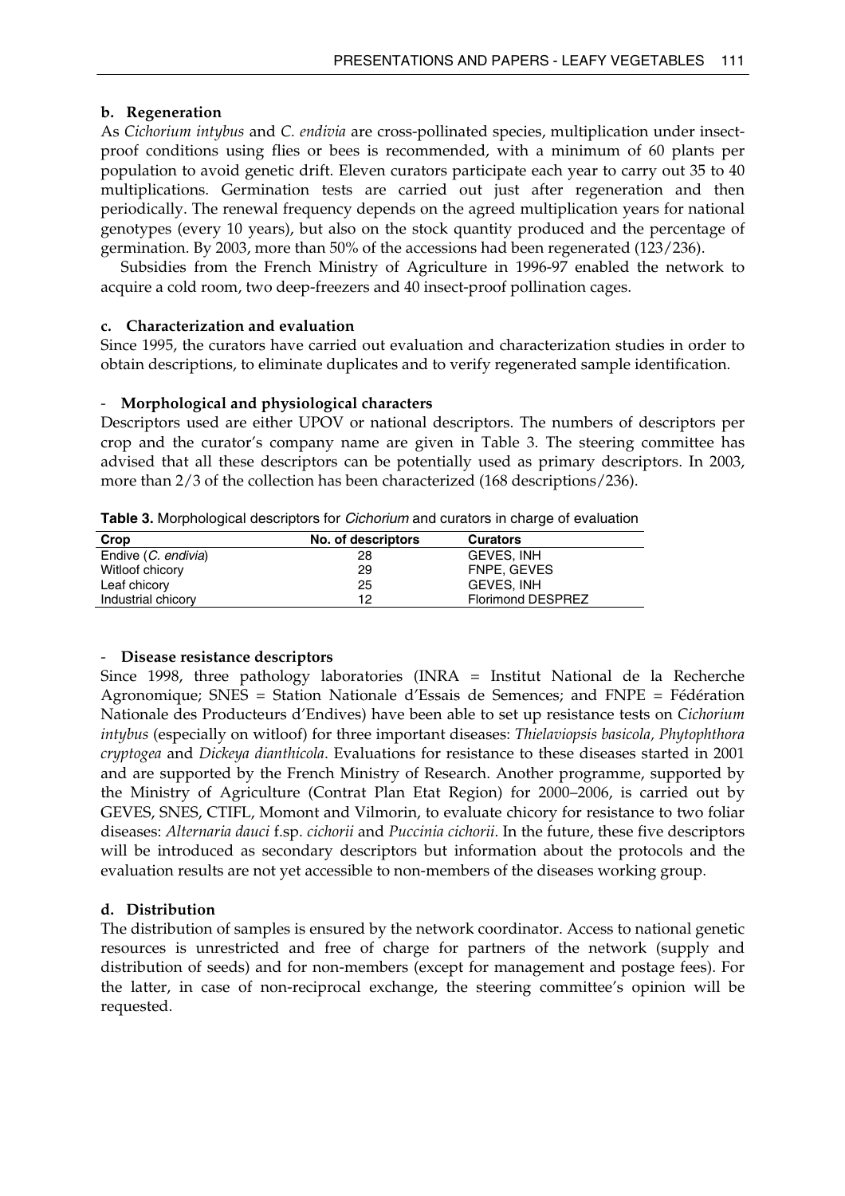#### b. Regeneration

As *Cichorium intybus* and *C. endivia* are cross-pollinated species, multiplication under insect-proof conditions using flies or bees is recommended, with a minimum of 60 plants per population to avoid genetic drift. Eleven curators participate each year to carry out 35 to 40 multiplications. Germination tests are carried out just after regeneration and then periodically. The renewal frequency depends on the agreed multiplication years for national genotypes (every 10 years), but also on the stock quantity produced and the percentage of germination. By 2003, more than 50% of the accessions had been regenerated (123/236).

Subsidies from the French Ministry of Agriculture in 1996-97 enabled the network to acquire a cold room, two deep-freezers and 40 insect-proof pollination cages.

#### c. Characterization and evaluation

Since 1995, the curators have carried out evaluation and characterization studies in order to obtain descriptions, to eliminate duplicates and to verify regenerated sample identification.

- **Morphological and physiological characters**

Descriptors used are either UPOV or national descriptors. The numbers of descriptors per crop and the curator's company name are given in Table 3. The steering committee has advised that all these descriptors can be potentially used as primary descriptors. In 2003, more than 2/3 of the collection has been characterized (168 descriptions/236).

**Table 3.** Morphological descriptors for *Cichorium* and curators in charge of evaluation

| Crop | No. of descriptors | Curators |
|---|---|---|
| Endive (*C. endivia*) | 28 | GEVES, INH |
| Witloof chicory | 29 | FNPE, GEVES |
| Leaf chicory | 25 | GEVES, INH |
| Industrial chicory | 12 | Florimond DESPREZ |

- **Disease resistance descriptors**

Since 1998, three pathology laboratories (INRA = Institut National de la Recherche Agronomique; SNES = Station Nationale d'Essais de Semences; and FNPE = Fédération Nationale des Producteurs d'Endives) have been able to set up resistance tests on *Cichorium intybus* (especially on witloof) for three important diseases: *Thielaviopsis basicola, Phytophthora cryptogea* and *Dickeya dianthicola*. Evaluations for resistance to these diseases started in 2001 and are supported by the French Ministry of Research. Another programme, supported by the Ministry of Agriculture (Contrat Plan Etat Region) for 2000–2006, is carried out by GEVES, SNES, CTIFL, Momont and Vilmorin, to evaluate chicory for resistance to two foliar diseases: *Alternaria dauci* f.sp. *cichorii* and *Puccinia cichorii*. In the future, these five descriptors will be introduced as secondary descriptors but information about the protocols and the evaluation results are not yet accessible to non-members of the diseases working group.

#### d. Distribution

The distribution of samples is ensured by the network coordinator. Access to national genetic resources is unrestricted and free of charge for partners of the network (supply and distribution of seeds) and for non-members (except for management and postage fees). For the latter, in case of non-reciprocal exchange, the steering committee's opinion will be requested.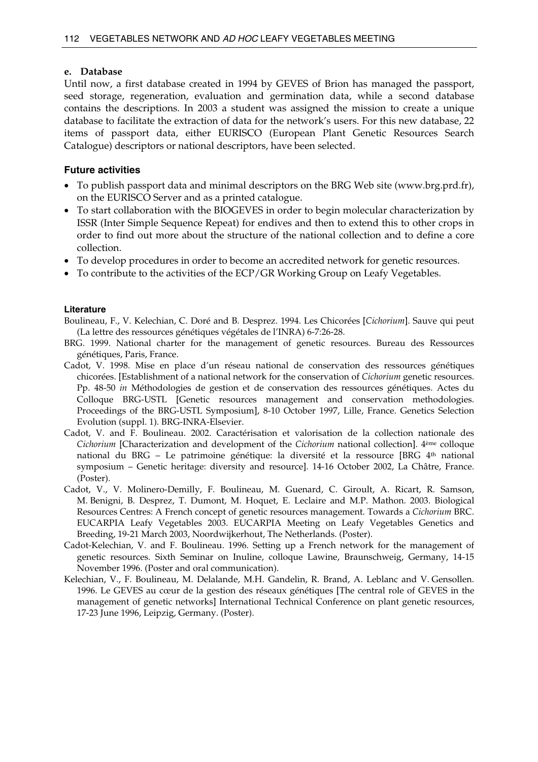**e. Database**

Until now, a first database created in 1994 by GEVES of Brion has managed the passport, seed storage, regeneration, evaluation and germination data, while a second database contains the descriptions. In 2003 a student was assigned the mission to create a unique database to facilitate the extraction of data for the network's users. For this new database, 22 items of passport data, either EURISCO (European Plant Genetic Resources Search Catalogue) descriptors or national descriptors, have been selected.

### Future activities

- To publish passport data and minimal descriptors on the BRG Web site (www.brg.prd.fr), on the EURISCO Server and as a printed catalogue.
- To start collaboration with the BIOGEVES in order to begin molecular characterization by ISSR (Inter Simple Sequence Repeat) for endives and then to extend this to other crops in order to find out more about the structure of the national collection and to define a core collection.
- To develop procedures in order to become an accredited network for genetic resources.
- To contribute to the activities of the ECP/GR Working Group on Leafy Vegetables.

#### Literature

Boulineau, F., V. Kelechian, C. Doré and B. Desprez. 1994. Les Chicorées [*Cichorium*]. Sauve qui peut (La lettre des ressources génétiques végétales de l'INRA) 6-7:26-28.

BRG. 1999. National charter for the management of genetic resources. Bureau des Ressources génétiques, Paris, France.

Cadot, V. 1998. Mise en place d'un réseau national de conservation des ressources génétiques chicorées. [Establishment of a national network for the conservation of *Cichorium* genetic resources. Pp. 48-50 *in* Méthodologies de gestion et de conservation des ressources génétiques. Actes du Colloque BRG-USTL [Genetic resources management and conservation methodologies. Proceedings of the BRG-USTL Symposium], 8-10 October 1997, Lille, France. Genetics Selection Evolution (suppl. 1). BRG-INRA-Elsevier.

Cadot, V. and F. Boulineau. 2002. Caractérisation et valorisation de la collection nationale des *Cichorium* [Characterization and development of the *Cichorium* national collection]. 4ème colloque national du BRG – Le patrimoine génétique: la diversité et la ressource [BRG 4th national symposium – Genetic heritage: diversity and resource]. 14-16 October 2002, La Châtre, France. (Poster).

Cadot, V., V. Molinero-Demilly, F. Boulineau, M. Guenard, C. Giroult, A. Ricart, R. Samson, M. Benigni, B. Desprez, T. Dumont, M. Hoquet, E. Leclaire and M.P. Mathon. 2003. Biological Resources Centres: A French concept of genetic resources management. Towards a *Cichorium* BRC. EUCARPIA Leafy Vegetables 2003. EUCARPIA Meeting on Leafy Vegetables Genetics and Breeding, 19-21 March 2003, Noordwijkerhout, The Netherlands. (Poster).

Cadot-Kelechian, V. and F. Boulineau. 1996. Setting up a French network for the management of genetic resources. Sixth Seminar on Inuline, colloque Lawine, Braunschweig, Germany, 14-15 November 1996. (Poster and oral communication).

Kelechian, V., F. Boulineau, M. Delalande, M.H. Gandelin, R. Brand, A. Leblanc and V. Gensollen. 1996. Le GEVES au cœur de la gestion des réseaux génétiques [The central role of GEVES in the management of genetic networks] International Technical Conference on plant genetic resources, 17-23 June 1996, Leipzig, Germany. (Poster).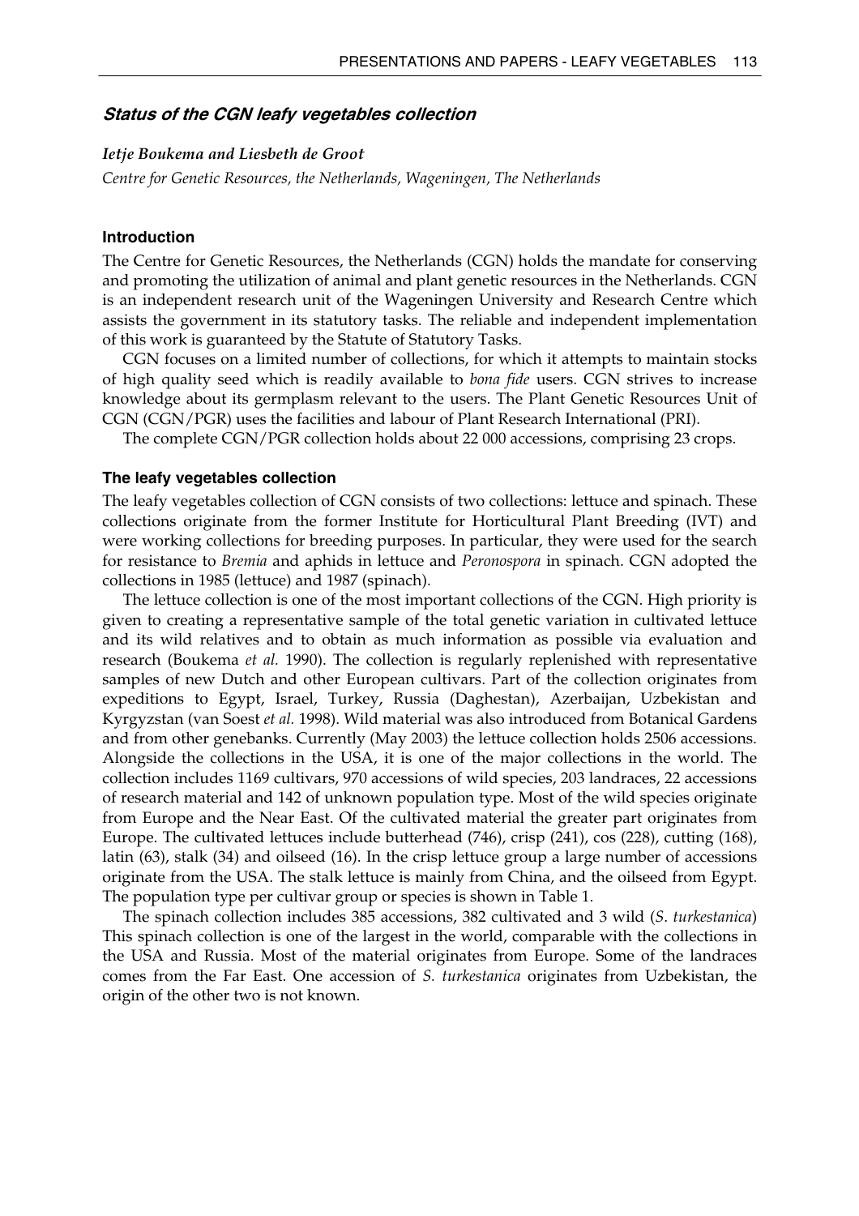## *Status of the CGN leafy vegetables collection*

***Ietje Boukema and Liesbeth de Groot***

*Centre for Genetic Resources, the Netherlands, Wageningen, The Netherlands*

### Introduction

The Centre for Genetic Resources, the Netherlands (CGN) holds the mandate for conserving and promoting the utilization of animal and plant genetic resources in the Netherlands. CGN is an independent research unit of the Wageningen University and Research Centre which assists the government in its statutory tasks. The reliable and independent implementation of this work is guaranteed by the Statute of Statutory Tasks.

CGN focuses on a limited number of collections, for which it attempts to maintain stocks of high quality seed which is readily available to *bona fide* users. CGN strives to increase knowledge about its germplasm relevant to the users. The Plant Genetic Resources Unit of CGN (CGN/PGR) uses the facilities and labour of Plant Research International (PRI).

The complete CGN/PGR collection holds about 22 000 accessions, comprising 23 crops.

### The leafy vegetables collection

The leafy vegetables collection of CGN consists of two collections: lettuce and spinach. These collections originate from the former Institute for Horticultural Plant Breeding (IVT) and were working collections for breeding purposes. In particular, they were used for the search for resistance to *Bremia* and aphids in lettuce and *Peronospora* in spinach. CGN adopted the collections in 1985 (lettuce) and 1987 (spinach).

The lettuce collection is one of the most important collections of the CGN. High priority is given to creating a representative sample of the total genetic variation in cultivated lettuce and its wild relatives and to obtain as much information as possible via evaluation and research (Boukema *et al.* 1990). The collection is regularly replenished with representative samples of new Dutch and other European cultivars. Part of the collection originates from expeditions to Egypt, Israel, Turkey, Russia (Daghestan), Azerbaijan, Uzbekistan and Kyrgyzstan (van Soest *et al.* 1998). Wild material was also introduced from Botanical Gardens and from other genebanks. Currently (May 2003) the lettuce collection holds 2506 accessions. Alongside the collections in the USA, it is one of the major collections in the world. The collection includes 1169 cultivars, 970 accessions of wild species, 203 landraces, 22 accessions of research material and 142 of unknown population type. Most of the wild species originate from Europe and the Near East. Of the cultivated material the greater part originates from Europe. The cultivated lettuces include butterhead (746), crisp (241), cos (228), cutting (168), latin (63), stalk (34) and oilseed (16). In the crisp lettuce group a large number of accessions originate from the USA. The stalk lettuce is mainly from China, and the oilseed from Egypt. The population type per cultivar group or species is shown in Table 1.

The spinach collection includes 385 accessions, 382 cultivated and 3 wild (*S. turkestanica*) This spinach collection is one of the largest in the world, comparable with the collections in the USA and Russia. Most of the material originates from Europe. Some of the landraces comes from the Far East. One accession of *S. turkestanica* originates from Uzbekistan, the origin of the other two is not known.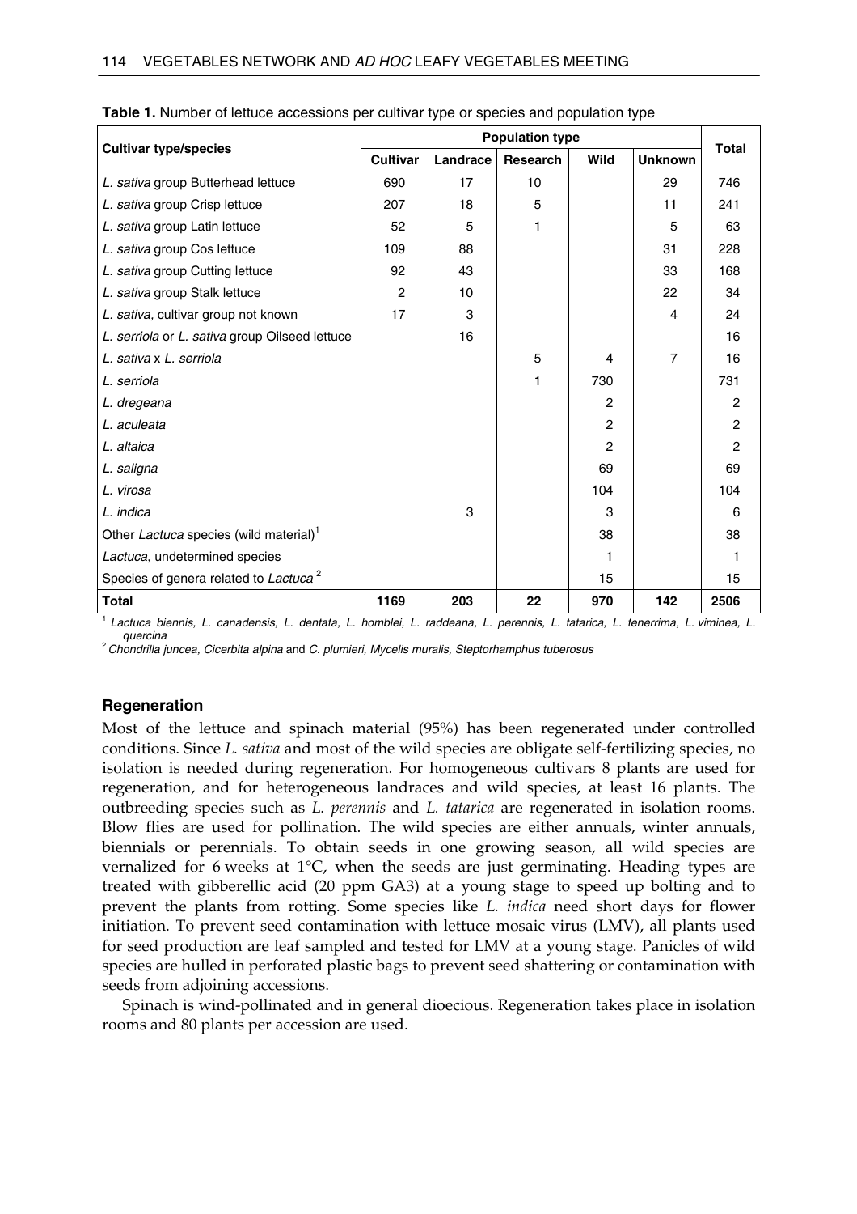**Table 1.** Number of lettuce accessions per cultivar type or species and population type

| Cultivar type/species | Population type | | | | | Total |
|---|---|---|---|---|---|---|
| | Cultivar | Landrace | Research | Wild | Unknown | |
| *L. sativa* group Butterhead lettuce | 690 | 17 | 10 | | 29 | 746 |
| *L. sativa* group Crisp lettuce | 207 | 18 | 5 | | 11 | 241 |
| *L. sativa* group Latin lettuce | 52 | 5 | 1 | | 5 | 63 |
| *L. sativa* group Cos lettuce | 109 | 88 | | | 31 | 228 |
| *L. sativa* group Cutting lettuce | 92 | 43 | | | 33 | 168 |
| *L. sativa* group Stalk lettuce | 2 | 10 | | | 22 | 34 |
| *L. sativa*, cultivar group not known | 17 | 3 | | | 4 | 24 |
| *L. serriola* or *L. sativa* group Oilseed lettuce | | 16 | | | | 16 |
| *L. sativa* x *L. serriola* | | | 5 | 4 | 7 | 16 |
| *L. serriola* | | | 1 | 730 | | 731 |
| *L. dregeana* | | | | 2 | | 2 |
| *L. aculeata* | | | | 2 | | 2 |
| *L. altaica* | | | | 2 | | 2 |
| *L. saligna* | | | | 69 | | 69 |
| *L. virosa* | | | | 104 | | 104 |
| *L. indica* | | 3 | | 3 | | 6 |
| Other *Lactuca* species (wild material)[1] | | | | 38 | | 38 |
| *Lactuca*, undetermined species | | | | 1 | | 1 |
| Species of genera related to *Lactuca*[2] | | | | 15 | | 15 |
| **Total** | **1169** | **203** | **22** | **970** | **142** | **2506** |

[1] *Lactuca biennis, L. canadensis, L. dentata, L. homblei, L. raddeana, L. perennis, L. tatarica, L. tenerrima, L. viminea, L. quercina*

[2] *Chondrilla juncea, Cicerbita alpina* and *C. plumieri, Mycelis muralis, Steptorhamphus tuberosus*

### Regeneration

Most of the lettuce and spinach material (95%) has been regenerated under controlled conditions. Since *L. sativa* and most of the wild species are obligate self-fertilizing species, no isolation is needed during regeneration. For homogeneous cultivars 8 plants are used for regeneration, and for heterogeneous landraces and wild species, at least 16 plants. The outbreeding species such as *L. perennis* and *L. tatarica* are regenerated in isolation rooms. Blow flies are used for pollination. The wild species are either annuals, winter annuals, biennials or perennials. To obtain seeds in one growing season, all wild species are vernalized for 6 weeks at 1°C, when the seeds are just germinating. Heading types are treated with gibberellic acid (20 ppm GA3) at a young stage to speed up bolting and to prevent the plants from rotting. Some species like *L. indica* need short days for flower initiation. To prevent seed contamination with lettuce mosaic virus (LMV), all plants used for seed production are leaf sampled and tested for LMV at a young stage. Panicles of wild species are hulled in perforated plastic bags to prevent seed shattering or contamination with seeds from adjoining accessions.

Spinach is wind-pollinated and in general dioecious. Regeneration takes place in isolation rooms and 80 plants per accession are used.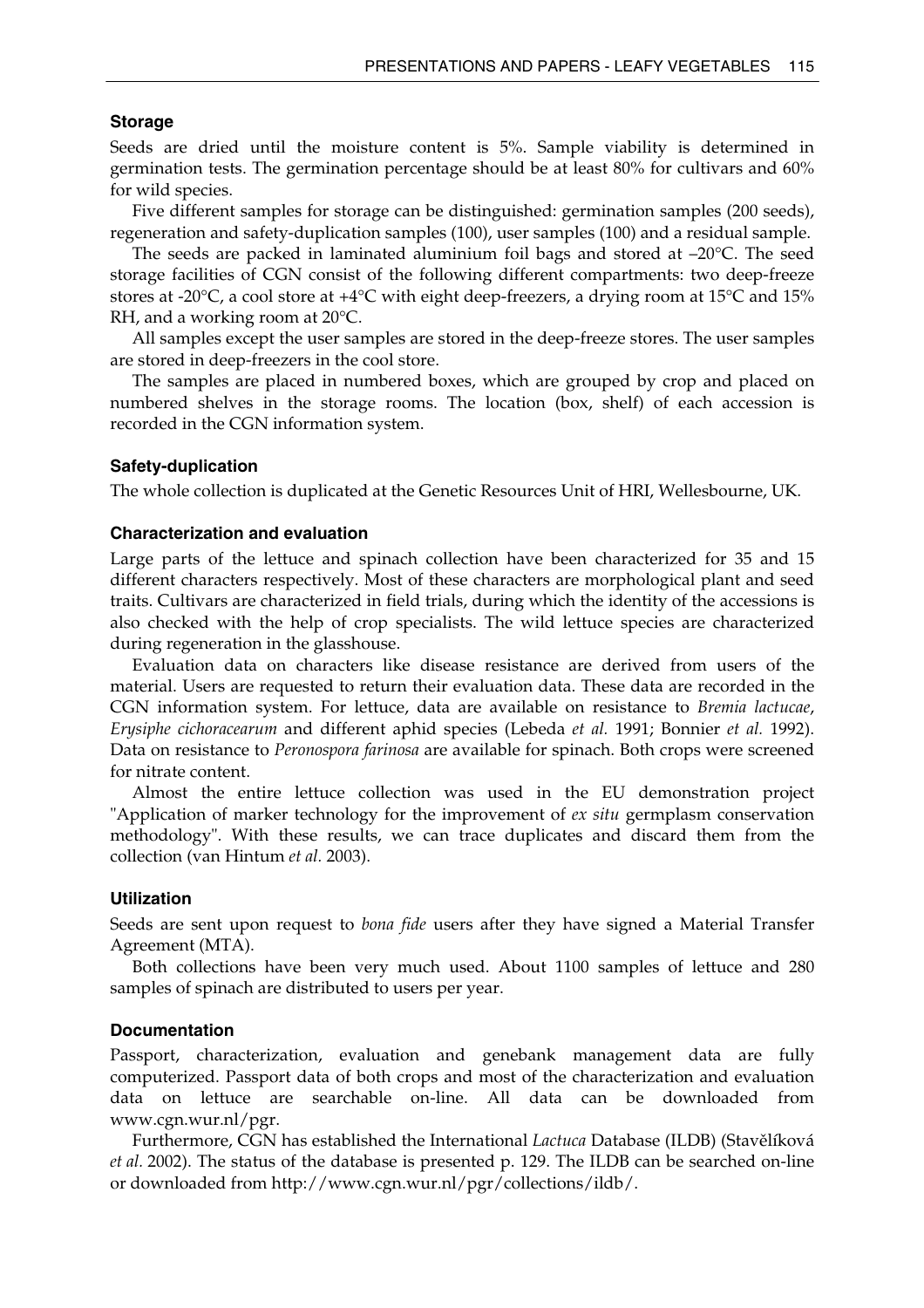### Storage

Seeds are dried until the moisture content is 5%. Sample viability is determined in germination tests. The germination percentage should be at least 80% for cultivars and 60% for wild species.

Five different samples for storage can be distinguished: germination samples (200 seeds), regeneration and safety-duplication samples (100), user samples (100) and a residual sample.

The seeds are packed in laminated aluminium foil bags and stored at –20°C. The seed storage facilities of CGN consist of the following different compartments: two deep-freeze stores at -20°C, a cool store at +4°C with eight deep-freezers, a drying room at 15°C and 15% RH, and a working room at 20°C.

All samples except the user samples are stored in the deep-freeze stores. The user samples are stored in deep-freezers in the cool store.

The samples are placed in numbered boxes, which are grouped by crop and placed on numbered shelves in the storage rooms. The location (box, shelf) of each accession is recorded in the CGN information system.

### Safety-duplication

The whole collection is duplicated at the Genetic Resources Unit of HRI, Wellesbourne, UK.

### Characterization and evaluation

Large parts of the lettuce and spinach collection have been characterized for 35 and 15 different characters respectively. Most of these characters are morphological plant and seed traits. Cultivars are characterized in field trials, during which the identity of the accessions is also checked with the help of crop specialists. The wild lettuce species are characterized during regeneration in the glasshouse.

Evaluation data on characters like disease resistance are derived from users of the material. Users are requested to return their evaluation data. These data are recorded in the CGN information system. For lettuce, data are available on resistance to *Bremia lactucae*, *Erysiphe cichoracearum* and different aphid species (Lebeda *et al.* 1991; Bonnier *et al.* 1992). Data on resistance to *Peronospora farinosa* are available for spinach. Both crops were screened for nitrate content.

Almost the entire lettuce collection was used in the EU demonstration project "Application of marker technology for the improvement of *ex situ* germplasm conservation methodology". With these results, we can trace duplicates and discard them from the collection (van Hintum *et al.* 2003).

### Utilization

Seeds are sent upon request to *bona fide* users after they have signed a Material Transfer Agreement (MTA).

Both collections have been very much used. About 1100 samples of lettuce and 280 samples of spinach are distributed to users per year.

### Documentation

Passport, characterization, evaluation and genebank management data are fully computerized. Passport data of both crops and most of the characterization and evaluation data on lettuce are searchable on-line. All data can be downloaded from www.cgn.wur.nl/pgr.

Furthermore, CGN has established the International *Lactuca* Database (ILDB) (Stavělíková *et al.* 2002). The status of the database is presented p. 129. The ILDB can be searched on-line or downloaded from http://www.cgn.wur.nl/pgr/collections/ildb/.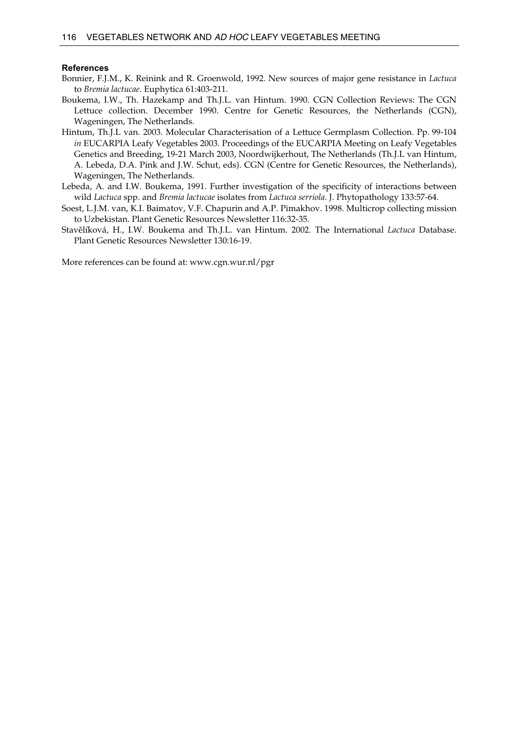#### References

Bonnier, F.J.M., K. Reinink and R. Groenwold, 1992. New sources of major gene resistance in *Lactuca* to *Bremia lactucae*. Euphytica 61:403-211.

Boukema, I.W., Th. Hazekamp and Th.J.L. van Hintum. 1990. CGN Collection Reviews: The CGN Lettuce collection. December 1990. Centre for Genetic Resources, the Netherlands (CGN), Wageningen, The Netherlands.

Hintum, Th.J.L van. 2003. Molecular Characterisation of a Lettuce Germplasm Collection. Pp. 99-104 *in* EUCARPIA Leafy Vegetables 2003. Proceedings of the EUCARPIA Meeting on Leafy Vegetables Genetics and Breeding, 19-21 March 2003, Noordwijkerhout, The Netherlands (Th.J.L van Hintum, A. Lebeda, D.A. Pink and J.W. Schut, eds). CGN (Centre for Genetic Resources, the Netherlands), Wageningen, The Netherlands.

Lebeda, A. and I.W. Boukema, 1991. Further investigation of the specificity of interactions between wild *Lactuca* spp. and *Bremia lactucae* isolates from *Lactuca serriola*. J. Phytopathology 133:57-64.

Soest, L.J.M. van, K.I. Baimatov, V.F. Chapurin and A.P. Pimakhov. 1998. Multicrop collecting mission to Uzbekistan. Plant Genetic Resources Newsletter 116:32-35.

Stavělíková, H., I.W. Boukema and Th.J.L. van Hintum. 2002. The International *Lactuca* Database. Plant Genetic Resources Newsletter 130:16-19.

More references can be found at: www.cgn.wur.nl/pgr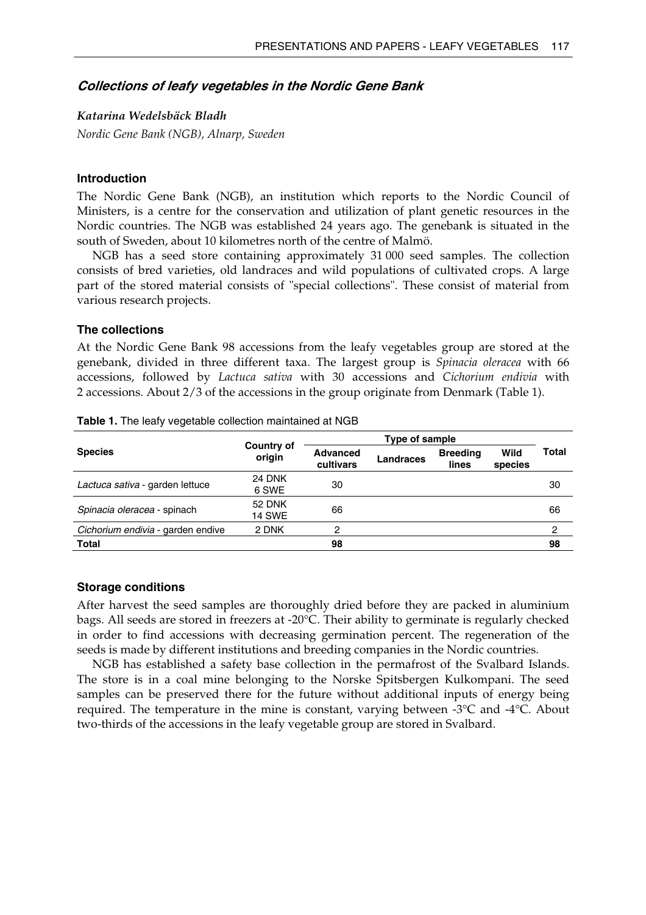## *Collections of leafy vegetables in the Nordic Gene Bank*

***Katarina Wedelsbäck Bladh***

*Nordic Gene Bank (NGB), Alnarp, Sweden*

### Introduction

The Nordic Gene Bank (NGB), an institution which reports to the Nordic Council of Ministers, is a centre for the conservation and utilization of plant genetic resources in the Nordic countries. The NGB was established 24 years ago. The genebank is situated in the south of Sweden, about 10 kilometres north of the centre of Malmö.

NGB has a seed store containing approximately 31 000 seed samples. The collection consists of bred varieties, old landraces and wild populations of cultivated crops. A large part of the stored material consists of "special collections". These consist of material from various research projects.

### The collections

At the Nordic Gene Bank 98 accessions from the leafy vegetables group are stored at the genebank, divided in three different taxa. The largest group is *Spinacia oleracea* with 66 accessions, followed by *Lactuca sativa* with 30 accessions and *Cichorium endivia* with 2 accessions. About 2/3 of the accessions in the group originate from Denmark (Table 1).

**Table 1.** The leafy vegetable collection maintained at NGB

| Species | Country of origin | Type of sample | | | | Total |
|---|---|---|---|---|---|---|
| | | Advanced cultivars | Landraces | Breeding lines | Wild species | |
| *Lactuca sativa* - garden lettuce | 24 DNK 6 SWE | 30 | | | | 30 |
| *Spinacia oleracea* - spinach | 52 DNK 14 SWE | 66 | | | | 66 |
| *Cichorium endivia* - garden endive | 2 DNK | 2 | | | | 2 |
| **Total** | | **98** | | | | **98** |

### Storage conditions

After harvest the seed samples are thoroughly dried before they are packed in aluminium bags. All seeds are stored in freezers at -20°C. Their ability to germinate is regularly checked in order to find accessions with decreasing germination percent. The regeneration of the seeds is made by different institutions and breeding companies in the Nordic countries.

NGB has established a safety base collection in the permafrost of the Svalbard Islands. The store is in a coal mine belonging to the Norske Spitsbergen Kulkompani. The seed samples can be preserved there for the future without additional inputs of energy being required. The temperature in the mine is constant, varying between -3°C and -4°C. About two-thirds of the accessions in the leafy vegetable group are stored in Svalbard.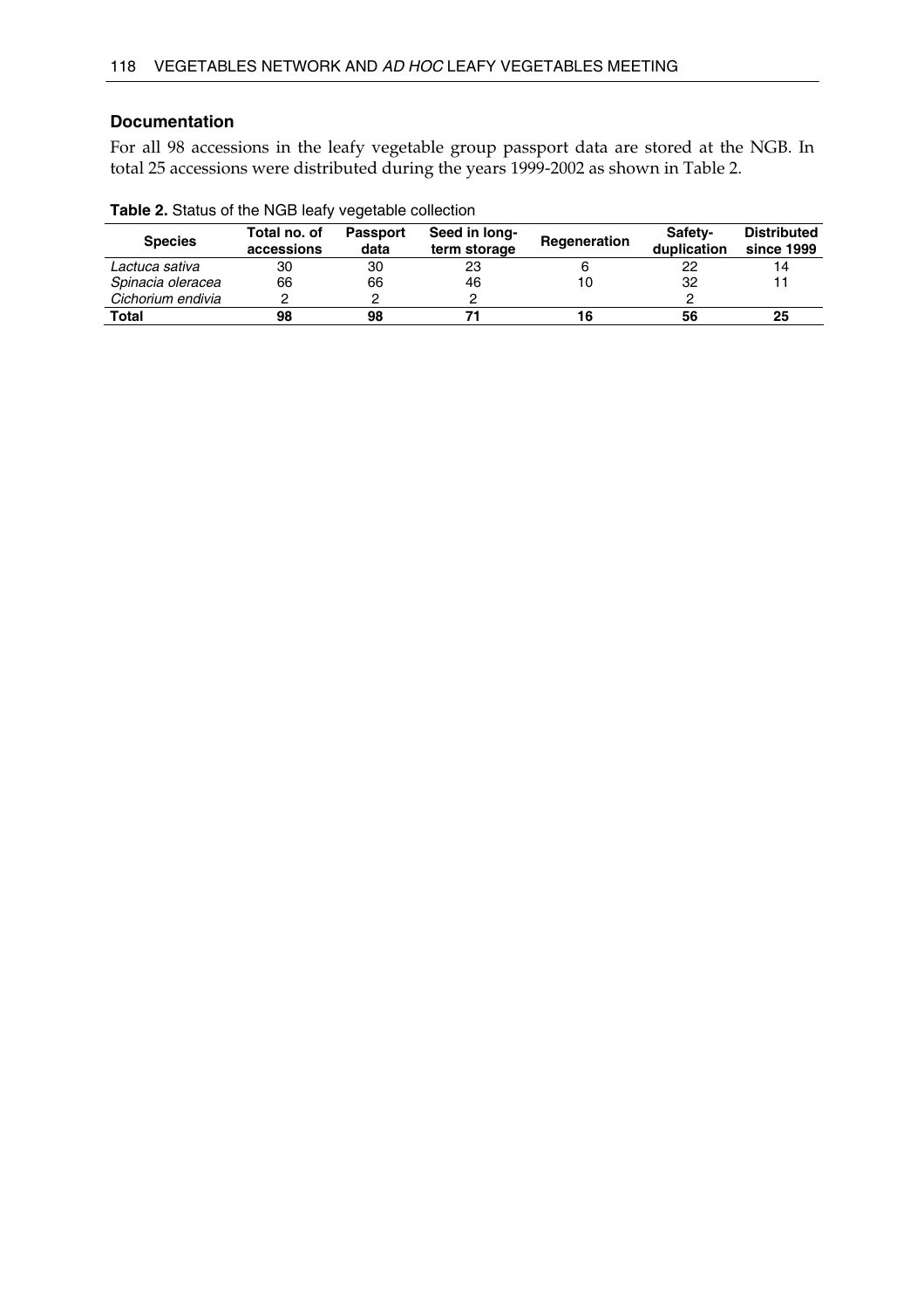### Documentation

For all 98 accessions in the leafy vegetable group passport data are stored at the NGB. In total 25 accessions were distributed during the years 1999-2002 as shown in Table 2.

**Table 2.** Status of the NGB leafy vegetable collection

| Species | Total no. of accessions | Passport data | Seed in long-term storage | Regeneration | Safety-duplication | Distributed since 1999 |
|---|---|---|---|---|---|---|
| *Lactuca sativa* | 30 | 30 | 23 | 6 | 22 | 14 |
| *Spinacia oleracea* | 66 | 66 | 46 | 10 | 32 | 11 |
| *Cichorium endivia* | 2 | 2 | 2 | | 2 | |
| **Total** | **98** | **98** | **71** | **16** | **56** | **25** |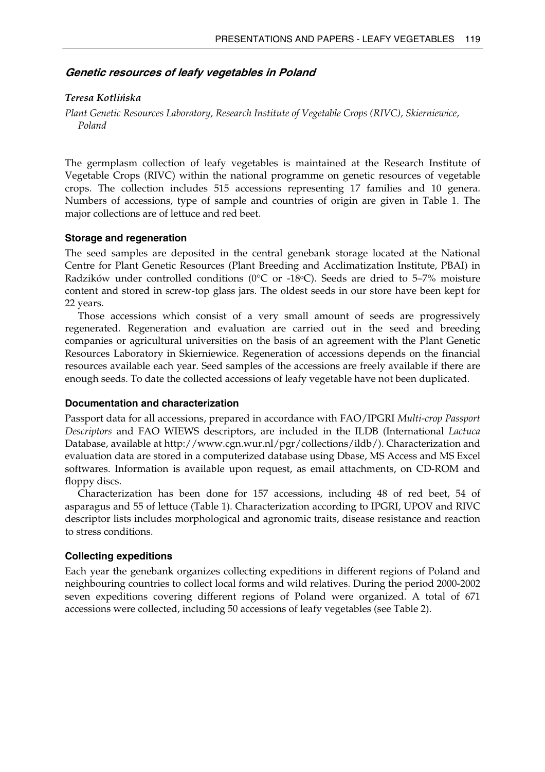## *Genetic resources of leafy vegetables in Poland*

***Teresa Kotlińska***

*Plant Genetic Resources Laboratory, Research Institute of Vegetable Crops (RIVC), Skierniewice, Poland*

The germplasm collection of leafy vegetables is maintained at the Research Institute of Vegetable Crops (RIVC) within the national programme on genetic resources of vegetable crops. The collection includes 515 accessions representing 17 families and 10 genera. Numbers of accessions, type of sample and countries of origin are given in Table 1. The major collections are of lettuce and red beet.

### Storage and regeneration

The seed samples are deposited in the central genebank storage located at the National Centre for Plant Genetic Resources (Plant Breeding and Acclimatization Institute, PBAI) in Radzików under controlled conditions (0°C or -18°C). Seeds are dried to 5–7% moisture content and stored in screw-top glass jars. The oldest seeds in our store have been kept for 22 years.

Those accessions which consist of a very small amount of seeds are progressively regenerated. Regeneration and evaluation are carried out in the seed and breeding companies or agricultural universities on the basis of an agreement with the Plant Genetic Resources Laboratory in Skierniewice. Regeneration of accessions depends on the financial resources available each year. Seed samples of the accessions are freely available if there are enough seeds. To date the collected accessions of leafy vegetable have not been duplicated.

### Documentation and characterization

Passport data for all accessions, prepared in accordance with FAO/IPGRI *Multi-crop Passport Descriptors* and FAO WIEWS descriptors, are included in the ILDB (International *Lactuca* Database, available at http://www.cgn.wur.nl/pgr/collections/ildb/). Characterization and evaluation data are stored in a computerized database using Dbase, MS Access and MS Excel softwares. Information is available upon request, as email attachments, on CD-ROM and floppy discs.

Characterization has been done for 157 accessions, including 48 of red beet, 54 of asparagus and 55 of lettuce (Table 1). Characterization according to IPGRI, UPOV and RIVC descriptor lists includes morphological and agronomic traits, disease resistance and reaction to stress conditions.

### Collecting expeditions

Each year the genebank organizes collecting expeditions in different regions of Poland and neighbouring countries to collect local forms and wild relatives. During the period 2000-2002 seven expeditions covering different regions of Poland were organized. A total of 671 accessions were collected, including 50 accessions of leafy vegetables (see Table 2).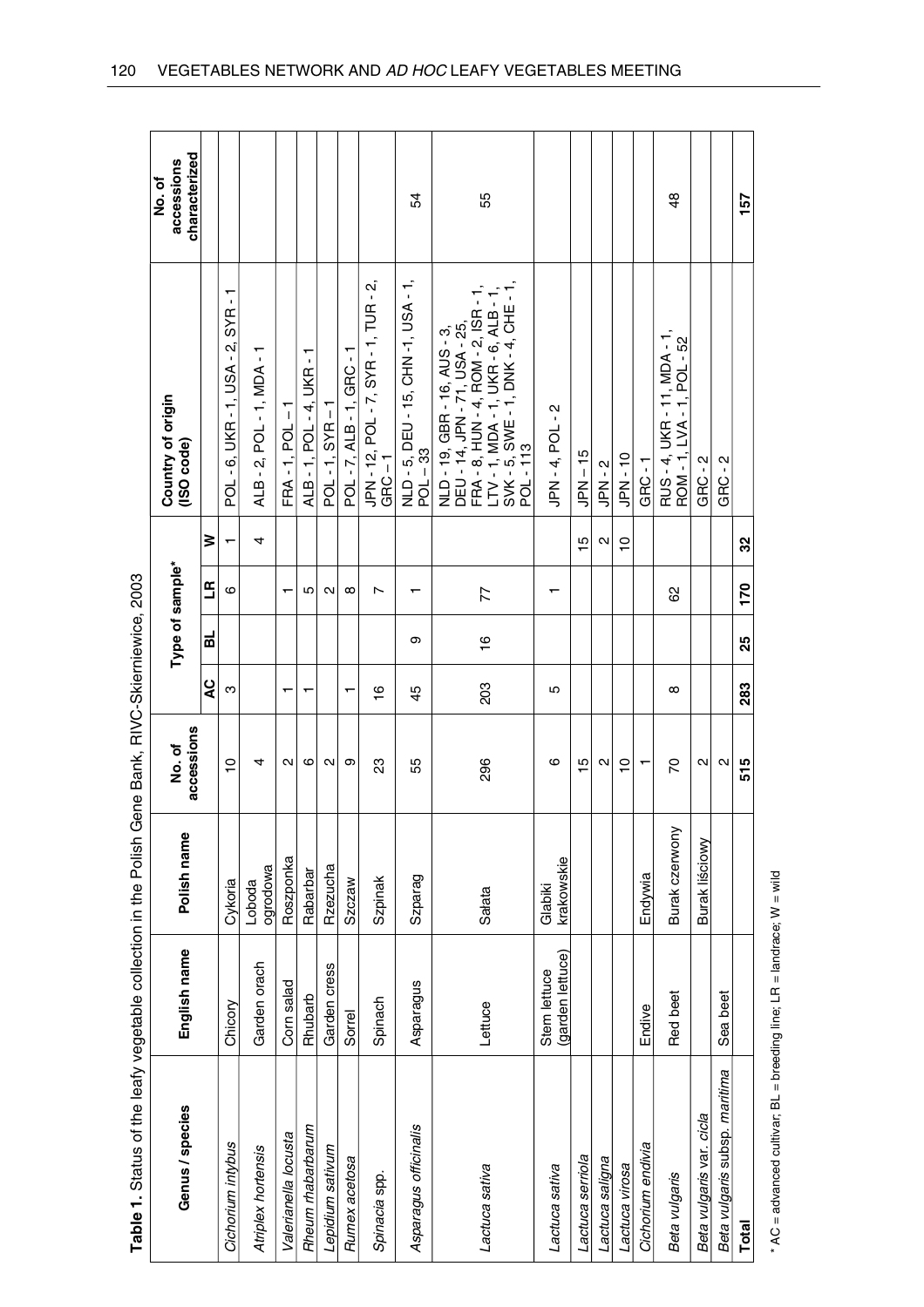**Table 1.** Status of the leafy vegetable collection in the Polish Gene Bank, RIVC-Skierniewice, 2003

| Genus / species | English name | Polish name | No. of accessions | Type of sample* | | | | Country of origin (ISO code) | No. of accessions characterized |
|---|---|---|---|---|---|---|---|---|---|
| | | | | AC | BL | LR | W | | |
| *Cichorium intybus* | Chicory | Cykoria | 10 | 3 | | 6 | 1 | POL - 6, UKR - 1, USA - 2, SYR - 1 | |
| *Atriplex hortensis* | Garden orach | Loboda ogrodowa | 4 | | | | 4 | ALB - 2, POL - 1, MDA - 1 | |
| *Valerianella locusta* | Corn salad | Roszponka | 2 | 1 | | 1 | | FRA - 1, POL – 1 | |
| *Rheum rhabarbarum* | Rhubarb | Rabarbar | 6 | 1 | | 5 | | ALB - 1, POL - 4, UKR - 1 | |
| *Lepidium sativum* | Garden cress | Rzezucha | 2 | | | 2 | | POL - 1, SYR – 1 | |
| *Rumex acetosa* | Sorrel | Szczaw | 9 | 1 | | 8 | | POL - 7, ALB - 1, GRC - 1 | |
| *Spinacia* spp. | Spinach | Szpinak | 23 | 16 | | 7 | | JPN - 12, POL - 7, SYR - 1, TUR - 2, GRC – 1 | |
| *Asparagus officinalis* | Asparagus | Szparag | 55 | 45 | 9 | 1 | | NLD - 5, DEU - 15, CHN -1, USA - 1, POL – 33 | 54 |
| *Lactuca sativa* | Lettuce | Sałata | 296 | 203 | 16 | 77 | | NLD - 19, GBR - 16, AUS - 3, DEU - 14, JPN - 71, USA - 25, FRA - 8, HUN - 4, ROM - 2, ISR - 1, LTV - 1, MDA - 1, UKR - 6, ALB - 1, SVK - 5, SWE - 1, DNK - 4, CHE - 1, POL - 113 | 55 |
| *Lactuca sativa* | Stem lettuce (garden lettuce) | Glabiki krakowskie | 6 | 5 | | 1 | | JPN - 4, POL - 2 | |
| *Lactuca serriola* | | | 15 | | | | 15 | JPN – 15 | |
| *Lactuca saligna* | | | 2 | | | | 2 | JPN - 2 | |
| *Lactuca virosa* | | | 10 | | | | 10 | JPN - 10 | |
| *Cichorium endivia* | Endive | Endywia | 1 | | | | | GRC - 1 | |
| *Beta vulgaris* | Red beet | Burak czerwony | 70 | 8 | | 62 | | RUS - 4, UKR - 11, MDA - 1, ROM - 1, LVA - 1, POL - 52 | 48 |
| *Beta vulgaris* var. *cicla* | | Burak liściowy | 2 | | | | | GRC - 2 | |
| *Beta vulgaris* subsp. *maritima* | Sea beet | | 2 | | | | | GRC - 2 | |
| **Total** | | | **515** | **283** | **25** | **170** | **32** | | **157** |

\* AC = advanced cultivar; BL = breeding line; LR = landrace; W = wild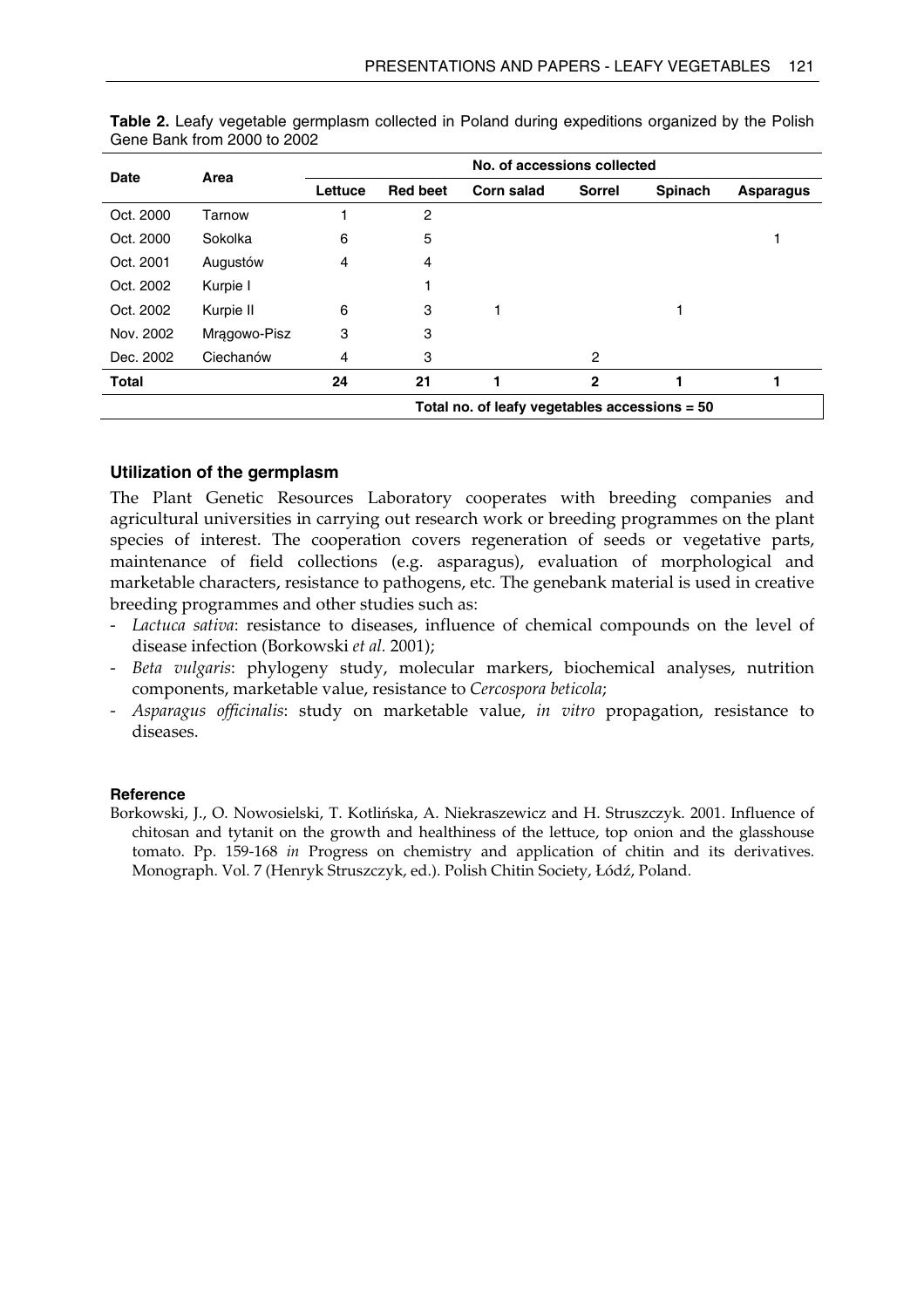**Table 2.** Leafy vegetable germplasm collected in Poland during expeditions organized by the Polish Gene Bank from 2000 to 2002

| Date | Area | No. of accessions collected | | | | | |
|---|---|---|---|---|---|---|---|
| | | Lettuce | Red beet | Corn salad | Sorrel | Spinach | Asparagus |
| Oct. 2000 | Tarnow | 1 | 2 | | | | |
| Oct. 2000 | Sokolka | 6 | 5 | | | | 1 |
| Oct. 2001 | Augustów | 4 | 4 | | | | |
| Oct. 2002 | Kurpie I | | 1 | | | | |
| Oct. 2002 | Kurpie II | 6 | 3 | 1 | | 1 | |
| Nov. 2002 | Mrągowo-Pisz | 3 | 3 | | | | |
| Dec. 2002 | Ciechanów | 4 | 3 | | 2 | | |
| **Total** | | **24** | **21** | **1** | **2** | **1** | **1** |
| | | **Total no. of leafy vegetables accessions = 50** | | | | | |

### Utilization of the germplasm

The Plant Genetic Resources Laboratory cooperates with breeding companies and agricultural universities in carrying out research work or breeding programmes on the plant species of interest. The cooperation covers regeneration of seeds or vegetative parts, maintenance of field collections (e.g. asparagus), evaluation of morphological and marketable characters, resistance to pathogens, etc. The genebank material is used in creative breeding programmes and other studies such as:

- *Lactuca sativa*: resistance to diseases, influence of chemical compounds on the level of disease infection (Borkowski *et al.* 2001);
- *Beta vulgaris*: phylogeny study, molecular markers, biochemical analyses, nutrition components, marketable value, resistance to *Cercospora beticola*;
- *Asparagus officinalis*: study on marketable value, *in vitro* propagation, resistance to diseases.

#### Reference

Borkowski, J., O. Nowosielski, T. Kotlińska, A. Niekraszewicz and H. Struszczyk. 2001. Influence of chitosan and tytanit on the growth and healthiness of the lettuce, top onion and the glasshouse tomato. Pp. 159-168 *in* Progress on chemistry and application of chitin and its derivatives. Monograph. Vol. 7 (Henryk Struszczyk, ed.). Polish Chitin Society, Łódź, Poland.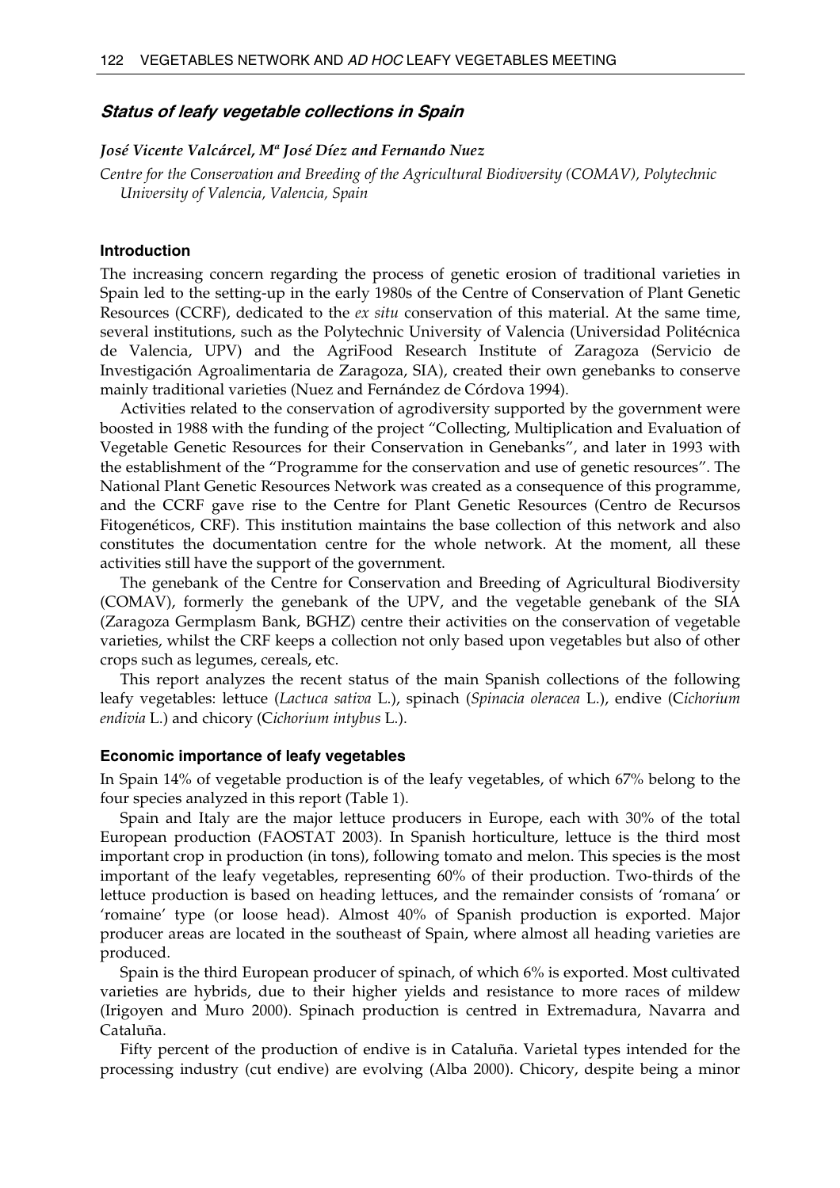## *Status of leafy vegetable collections in Spain*

***José Vicente Valcárcel, Mª José Díez and Fernando Nuez***

*Centre for the Conservation and Breeding of the Agricultural Biodiversity (COMAV), Polytechnic University of Valencia, Valencia, Spain*

### Introduction

The increasing concern regarding the process of genetic erosion of traditional varieties in Spain led to the setting-up in the early 1980s of the Centre of Conservation of Plant Genetic Resources (CCRF), dedicated to the *ex situ* conservation of this material. At the same time, several institutions, such as the Polytechnic University of Valencia (Universidad Politécnica de Valencia, UPV) and the AgriFood Research Institute of Zaragoza (Servicio de Investigación Agroalimentaria de Zaragoza, SIA), created their own genebanks to conserve mainly traditional varieties (Nuez and Fernández de Córdova 1994).

Activities related to the conservation of agrodiversity supported by the government were boosted in 1988 with the funding of the project "Collecting, Multiplication and Evaluation of Vegetable Genetic Resources for their Conservation in Genebanks", and later in 1993 with the establishment of the "Programme for the conservation and use of genetic resources". The National Plant Genetic Resources Network was created as a consequence of this programme, and the CCRF gave rise to the Centre for Plant Genetic Resources (Centro de Recursos Fitogenéticos, CRF). This institution maintains the base collection of this network and also constitutes the documentation centre for the whole network. At the moment, all these activities still have the support of the government.

The genebank of the Centre for Conservation and Breeding of Agricultural Biodiversity (COMAV), formerly the genebank of the UPV, and the vegetable genebank of the SIA (Zaragoza Germplasm Bank, BGHZ) centre their activities on the conservation of vegetable varieties, whilst the CRF keeps a collection not only based upon vegetables but also of other crops such as legumes, cereals, etc.

This report analyzes the recent status of the main Spanish collections of the following leafy vegetables: lettuce (*Lactuca sativa* L.), spinach (*Spinacia oleracea* L.), endive (C*ichorium endivia* L.) and chicory (C*ichorium intybus* L.).

### Economic importance of leafy vegetables

In Spain 14% of vegetable production is of the leafy vegetables, of which 67% belong to the four species analyzed in this report (Table 1).

Spain and Italy are the major lettuce producers in Europe, each with 30% of the total European production (FAOSTAT 2003). In Spanish horticulture, lettuce is the third most important crop in production (in tons), following tomato and melon. This species is the most important of the leafy vegetables, representing 60% of their production. Two-thirds of the lettuce production is based on heading lettuces, and the remainder consists of 'romana' or 'romaine' type (or loose head). Almost 40% of Spanish production is exported. Major producer areas are located in the southeast of Spain, where almost all heading varieties are produced.

Spain is the third European producer of spinach, of which 6% is exported. Most cultivated varieties are hybrids, due to their higher yields and resistance to more races of mildew (Irigoyen and Muro 2000). Spinach production is centred in Extremadura, Navarra and Cataluña.

Fifty percent of the production of endive is in Cataluña. Varietal types intended for the processing industry (cut endive) are evolving (Alba 2000). Chicory, despite being a minor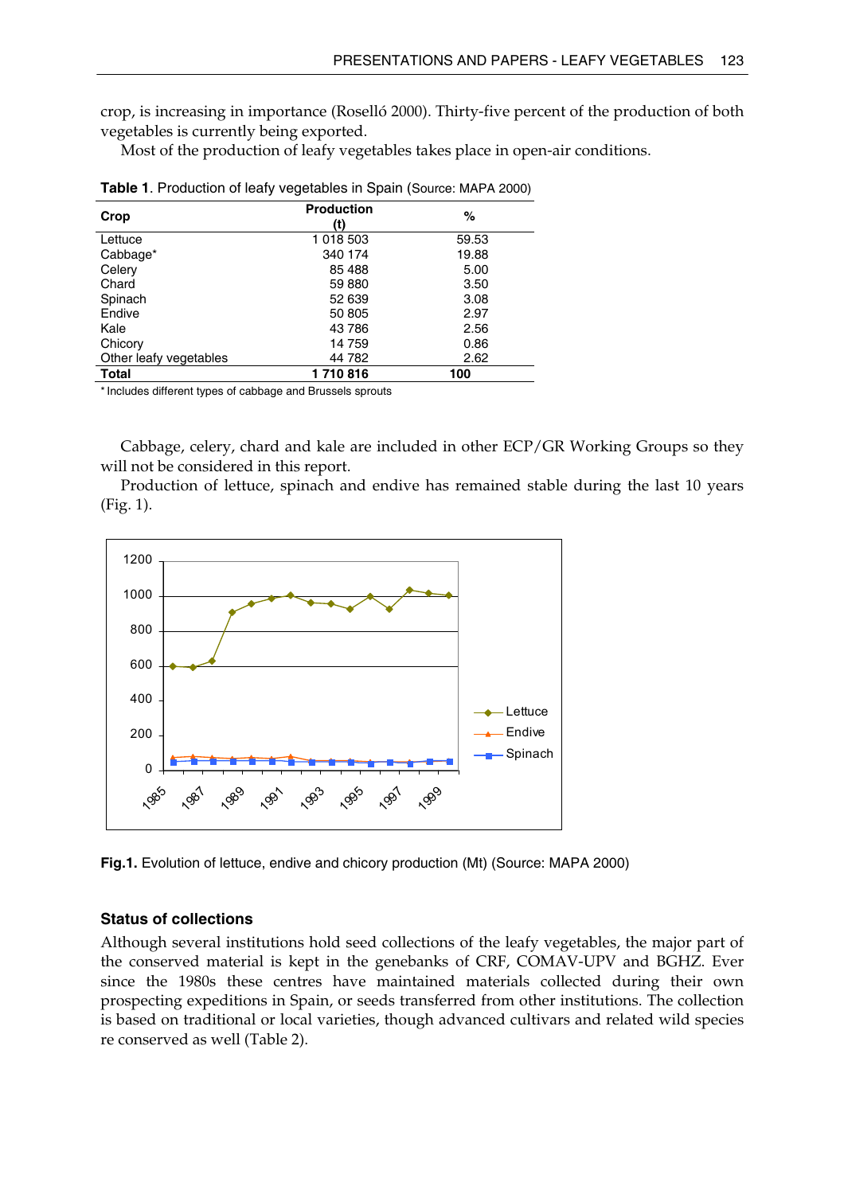crop, is increasing in importance (Roselló 2000). Thirty-five percent of the production of both vegetables is currently being exported.

Most of the production of leafy vegetables takes place in open-air conditions.

**Table 1**. Production of leafy vegetables in Spain (Source: MAPA 2000)

| Crop | Production (t) | % |
|---|---|---|
| Lettuce | 1 018 503 | 59.53 |
| Cabbage* | 340 174 | 19.88 |
| Celery | 85 488 | 5.00 |
| Chard | 59 880 | 3.50 |
| Spinach | 52 639 | 3.08 |
| Endive | 50 805 | 2.97 |
| Kale | 43 786 | 2.56 |
| Chicory | 14 759 | 0.86 |
| Other leafy vegetables | 44 782 | 2.62 |
| **Total** | **1 710 816** | **100** |

* Includes different types of cabbage and Brussels sprouts

Cabbage, celery, chard and kale are included in other ECP/GR Working Groups so they will not be considered in this report.

Production of lettuce, spinach and endive has remained stable during the last 10 years (Fig. 1).

**Fig.1.** Evolution of lettuce, endive and chicory production (Mt) (Source: MAPA 2000)

### Status of collections

Although several institutions hold seed collections of the leafy vegetables, the major part of the conserved material is kept in the genebanks of CRF, COMAV-UPV and BGHZ. Ever since the 1980s these centres have maintained materials collected during their own prospecting expeditions in Spain, or seeds transferred from other institutions. The collection is based on traditional or local varieties, though advanced cultivars and related wild species re conserved as well (Table 2).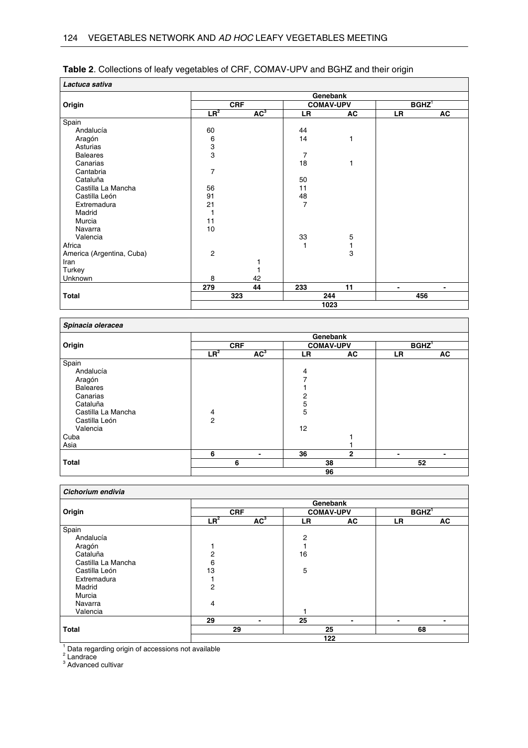**Table 2**. Collections of leafy vegetables of CRF, COMAV-UPV and BGHZ and their origin

*Lactuca sativa*

| Origin | Genebank | | | | | |
|---|---|---|---|---|---|---|
| | CRF | | COMAV-UPV | | BGHZ[1] | |
| | LR[2] | AC[3] | LR | AC | LR | AC |
| Spain | | | | | | |
| Andalucía | 60 | | 44 | | | |
| Aragón | 6 | | 14 | 1 | | |
| Asturias | 3 | | | | | |
| Baleares | 3 | | 7 | | | |
| Canarias | | | 18 | 1 | | |
| Cantabria | 7 | | | | | |
| Cataluña | | | 50 | | | |
| Castilla La Mancha | 56 | | 11 | | | |
| Castilla León | 91 | | 48 | | | |
| Extremadura | 21 | | 7 | | | |
| Madrid | 1 | | | | | |
| Murcia | 11 | | | | | |
| Navarra | 10 | | | | | |
| Valencia | | | 33 | 5 | | |
| Africa | | | 1 | 1 | | |
| America (Argentina, Cuba) | 2 | | | 3 | | |
| Iran | | 1 | | | | |
| Turkey | | 1 | | | | |
| Unknown | 8 | 42 | | | | |
| | 279 | 44 | 233 | 11 | - | - |
| **Total** | 323 | | 244 | | 456 | |
| | 1023 | | | | | |

*Spinacia oleracea*

| Origin | Genebank | | | | | |
|---|---|---|---|---|---|---|
| | CRF | | COMAV-UPV | | BGHZ[1] | |
| | LR[2] | AC[3] | LR | AC | LR | AC |
| Spain | | | | | | |
| Andalucía | | | 4 | | | |
| Aragón | | | 7 | | | |
| Baleares | | | 1 | | | |
| Canarias | | | 2 | | | |
| Cataluña | | | 5 | | | |
| Castilla La Mancha | 4 | | 5 | | | |
| Castilla León | 2 | | | | | |
| Valencia | | | 12 | | | |
| Cuba | | | | 1 | | |
| Asia | | | | 1 | | |
| | 6 | - | 36 | 2 | - | - |
| **Total** | 6 | | 38 | | 52 | |
| | 96 | | | | | |

*Cichorium endivia*

| Origin | Genebank | | | | | |
|---|---|---|---|---|---|---|
| | CRF | | COMAV-UPV | | BGHZ[1] | |
| | LR[2] | AC[3] | LR | AC | LR | AC |
| Spain | | | | | | |
| Andalucía | | | 2 | | | |
| Aragón | 1 | | 1 | | | |
| Cataluña | 2 | | 16 | | | |
| Castilla La Mancha | 6 | | | | | |
| Castilla León | 13 | | 5 | | | |
| Extremadura | 1 | | | | | |
| Madrid | 2 | | | | | |
| Murcia | | | | | | |
| Navarra | 4 | | | | | |
| Valencia | | | 1 | | | |
| | 29 | - | 25 | - | - | - |
| **Total** | 29 | | 25 | | 68 | |
| | 122 | | | | | |

[1] Data regarding origin of accessions not available
[2] Landrace
[3] Advanced cultivar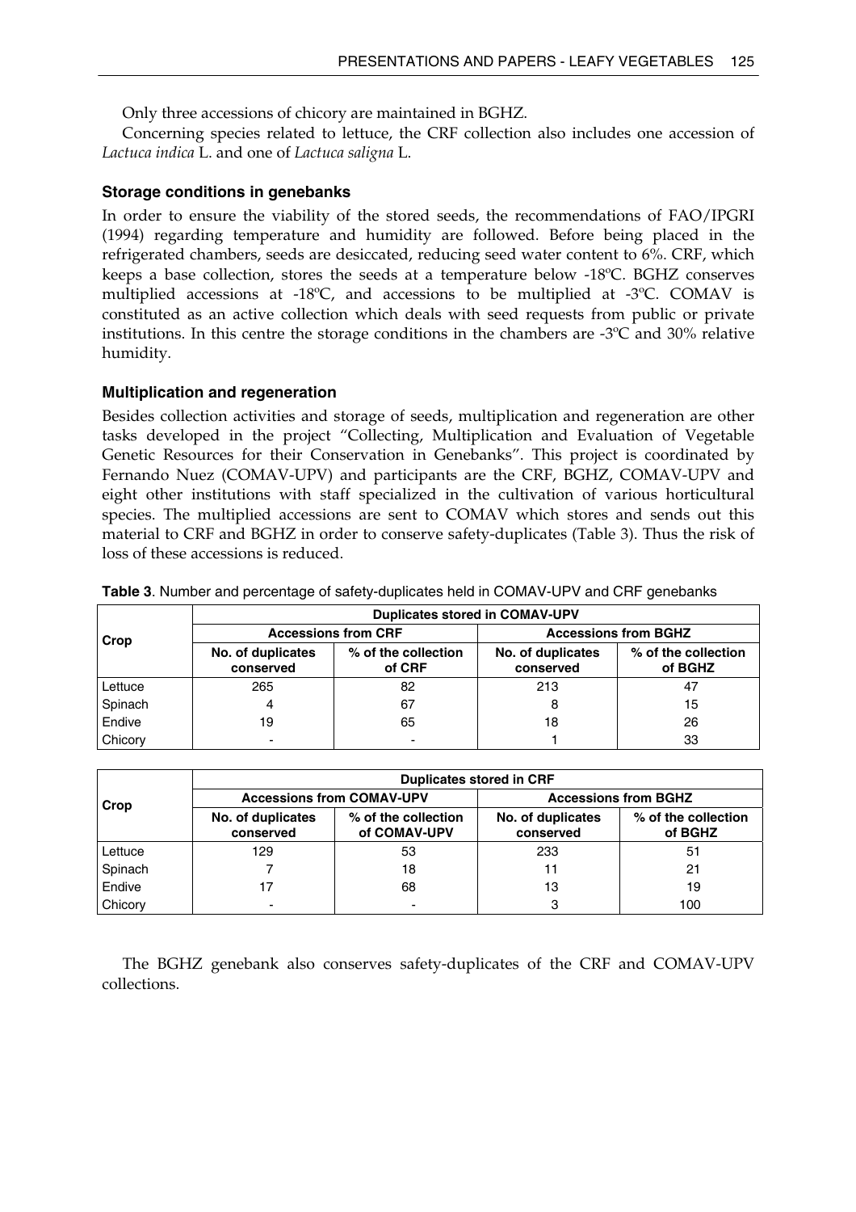Only three accessions of chicory are maintained in BGHZ.

Concerning species related to lettuce, the CRF collection also includes one accession of *Lactuca indica* L. and one of *Lactuca saligna* L.

### Storage conditions in genebanks

In order to ensure the viability of the stored seeds, the recommendations of FAO/IPGRI (1994) regarding temperature and humidity are followed. Before being placed in the refrigerated chambers, seeds are desiccated, reducing seed water content to 6%. CRF, which keeps a base collection, stores the seeds at a temperature below -18ºC. BGHZ conserves multiplied accessions at -18ºC, and accessions to be multiplied at -3ºC. COMAV is constituted as an active collection which deals with seed requests from public or private institutions. In this centre the storage conditions in the chambers are -3ºC and 30% relative humidity.

### Multiplication and regeneration

Besides collection activities and storage of seeds, multiplication and regeneration are other tasks developed in the project "Collecting, Multiplication and Evaluation of Vegetable Genetic Resources for their Conservation in Genebanks". This project is coordinated by Fernando Nuez (COMAV-UPV) and participants are the CRF, BGHZ, COMAV-UPV and eight other institutions with staff specialized in the cultivation of various horticultural species. The multiplied accessions are sent to COMAV which stores and sends out this material to CRF and BGHZ in order to conserve safety-duplicates (Table 3). Thus the risk of loss of these accessions is reduced.

**Table 3**. Number and percentage of safety-duplicates held in COMAV-UPV and CRF genebanks

| Crop | Duplicates stored in COMAV-UPV | | | |
|---|---|---|---|---|
| | Accessions from CRF | | Accessions from BGHZ | |
| | No. of duplicates conserved | % of the collection of CRF | No. of duplicates conserved | % of the collection of BGHZ |
| Lettuce | 265 | 82 | 213 | 47 |
| Spinach | 4 | 67 | 8 | 15 |
| Endive | 19 | 65 | 18 | 26 |
| Chicory | - | - | 1 | 33 |

| Crop | Duplicates stored in CRF | | | |
|---|---|---|---|---|
| | Accessions from COMAV-UPV | | Accessions from BGHZ | |
| | No. of duplicates conserved | % of the collection of COMAV-UPV | No. of duplicates conserved | % of the collection of BGHZ |
| Lettuce | 129 | 53 | 233 | 51 |
| Spinach | 7 | 18 | 11 | 21 |
| Endive | 17 | 68 | 13 | 19 |
| Chicory | - | - | 3 | 100 |

The BGHZ genebank also conserves safety-duplicates of the CRF and COMAV-UPV collections.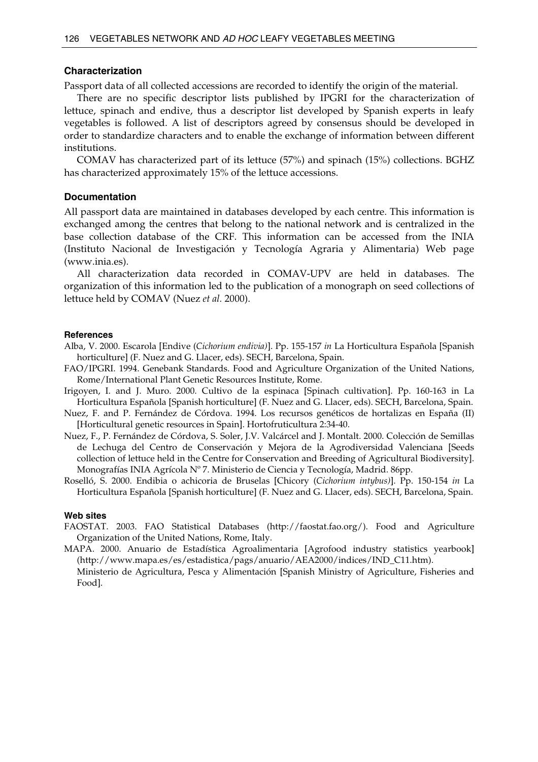### Characterization

Passport data of all collected accessions are recorded to identify the origin of the material.

There are no specific descriptor lists published by IPGRI for the characterization of lettuce, spinach and endive, thus a descriptor list developed by Spanish experts in leafy vegetables is followed. A list of descriptors agreed by consensus should be developed in order to standardize characters and to enable the exchange of information between different institutions.

COMAV has characterized part of its lettuce (57%) and spinach (15%) collections. BGHZ has characterized approximately 15% of the lettuce accessions.

### Documentation

All passport data are maintained in databases developed by each centre. This information is exchanged among the centres that belong to the national network and is centralized in the base collection database of the CRF. This information can be accessed from the INIA (Instituto Nacional de Investigación y Tecnología Agraria y Alimentaria) Web page (www.inia.es).

All characterization data recorded in COMAV-UPV are held in databases. The organization of this information led to the publication of a monograph on seed collections of lettuce held by COMAV (Nuez *et al.* 2000).

#### References

Alba, V. 2000. Escarola [Endive (*Cichorium endivia)*]. Pp. 155-157 *in* La Horticultura Española [Spanish horticulture] (F. Nuez and G. Llacer, eds). SECH, Barcelona, Spain.

FAO/IPGRI. 1994. Genebank Standards. Food and Agriculture Organization of the United Nations, Rome/International Plant Genetic Resources Institute, Rome.

Irigoyen, I. and J. Muro. 2000. Cultivo de la espinaca [Spinach cultivation]. Pp. 160-163 in La Horticultura Española [Spanish horticulture] (F. Nuez and G. Llacer, eds). SECH, Barcelona, Spain.

Nuez, F. and P. Fernández de Córdova. 1994. Los recursos genéticos de hortalizas en España (II) [Horticultural genetic resources in Spain]. Hortofruticultura 2:34-40.

Nuez, F., P. Fernández de Córdova, S. Soler, J.V. Valcárcel and J. Montalt. 2000. Colección de Semillas de Lechuga del Centro de Conservación y Mejora de la Agrodiversidad Valenciana [Seeds collection of lettuce held in the Centre for Conservation and Breeding of Agricultural Biodiversity]. Monografías INIA Agrícola Nº 7. Ministerio de Ciencia y Tecnología, Madrid. 86pp.

Roselló, S. 2000. Endibia o achicoria de Bruselas [Chicory (*Cichorium intybus)*]. Pp. 150-154 *in* La Horticultura Española [Spanish horticulture] (F. Nuez and G. Llacer, eds). SECH, Barcelona, Spain.

#### Web sites

FAOSTAT. 2003. FAO Statistical Databases (http://faostat.fao.org/). Food and Agriculture Organization of the United Nations, Rome, Italy.

MAPA. 2000. Anuario de Estadística Agroalimentaria [Agrofood industry statistics yearbook] (http://www.mapa.es/es/estadistica/pags/anuario/AEA2000/indices/IND_C11.htm). Ministerio de Agricultura, Pesca y Alimentación [Spanish Ministry of Agriculture, Fisheries and Food].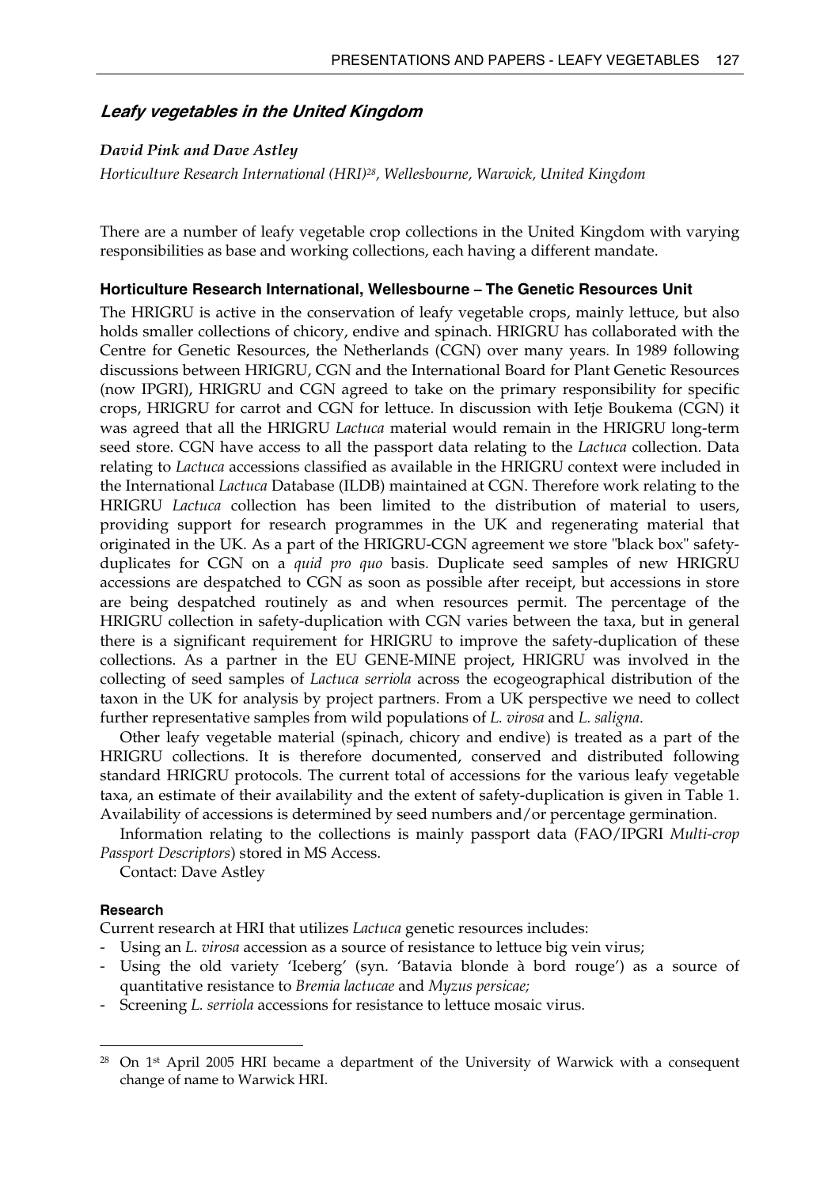## *Leafy vegetables in the United Kingdom*

*David Pink and Dave Astley*

*Horticulture Research International (HRI)[28], Wellesbourne, Warwick, United Kingdom*

There are a number of leafy vegetable crop collections in the United Kingdom with varying responsibilities as base and working collections, each having a different mandate.

### Horticulture Research International, Wellesbourne – The Genetic Resources Unit

The HRIGRU is active in the conservation of leafy vegetable crops, mainly lettuce, but also holds smaller collections of chicory, endive and spinach. HRIGRU has collaborated with the Centre for Genetic Resources, the Netherlands (CGN) over many years. In 1989 following discussions between HRIGRU, CGN and the International Board for Plant Genetic Resources (now IPGRI), HRIGRU and CGN agreed to take on the primary responsibility for specific crops, HRIGRU for carrot and CGN for lettuce. In discussion with Ietje Boukema (CGN) it was agreed that all the HRIGRU *Lactuca* material would remain in the HRIGRU long-term seed store. CGN have access to all the passport data relating to the *Lactuca* collection. Data relating to *Lactuca* accessions classified as available in the HRIGRU context were included in the International *Lactuca* Database (ILDB) maintained at CGN. Therefore work relating to the HRIGRU *Lactuca* collection has been limited to the distribution of material to users, providing support for research programmes in the UK and regenerating material that originated in the UK. As a part of the HRIGRU-CGN agreement we store "black box" safety-duplicates for CGN on a *quid pro quo* basis. Duplicate seed samples of new HRIGRU accessions are despatched to CGN as soon as possible after receipt, but accessions in store are being despatched routinely as and when resources permit. The percentage of the HRIGRU collection in safety-duplication with CGN varies between the taxa, but in general there is a significant requirement for HRIGRU to improve the safety-duplication of these collections. As a partner in the EU GENE-MINE project, HRIGRU was involved in the collecting of seed samples of *Lactuca serriola* across the ecogeographical distribution of the taxon in the UK for analysis by project partners. From a UK perspective we need to collect further representative samples from wild populations of *L. virosa* and *L. saligna*.

Other leafy vegetable material (spinach, chicory and endive) is treated as a part of the HRIGRU collections. It is therefore documented, conserved and distributed following standard HRIGRU protocols. The current total of accessions for the various leafy vegetable taxa, an estimate of their availability and the extent of safety-duplication is given in Table 1. Availability of accessions is determined by seed numbers and/or percentage germination.

Information relating to the collections is mainly passport data (FAO/IPGRI *Multi-crop Passport Descriptors*) stored in MS Access.

Contact: Dave Astley

#### Research

Current research at HRI that utilizes *Lactuca* genetic resources includes:

- Using an *L. virosa* accession as a source of resistance to lettuce big vein virus;
- Using the old variety 'Iceberg' (syn. 'Batavia blonde à bord rouge') as a source of quantitative resistance to *Bremia lactucae* and *Myzus persicae;*
- Screening *L. serriola* accessions for resistance to lettuce mosaic virus.

---

[28] On 1st April 2005 HRI became a department of the University of Warwick with a consequent change of name to Warwick HRI.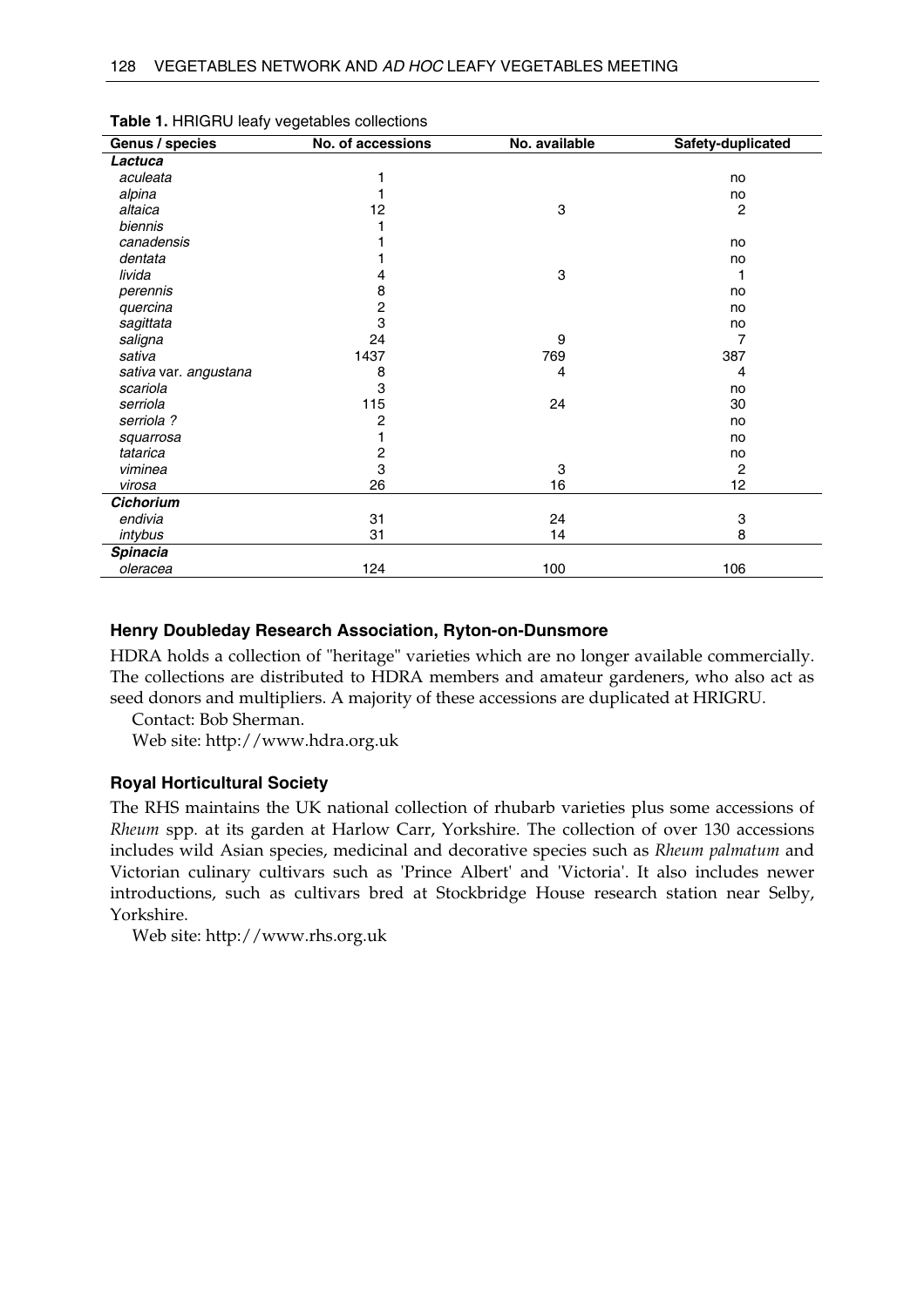**Table 1.** HRIGRU leafy vegetables collections

| Genus / species | No. of accessions | No. available | Safety-duplicated |
|---|---|---|---|
| ***Lactuca*** | | | |
| *aculeata* | 1 | | no |
| *alpina* | 1 | | no |
| *altaica* | 12 | 3 | 2 |
| *biennis* | 1 | | |
| *canadensis* | 1 | | no |
| *dentata* | 1 | | no |
| *livida* | 4 | 3 | 1 |
| *perennis* | 8 | | no |
| *quercina* | 2 | | no |
| *sagittata* | 3 | | no |
| *saligna* | 24 | 9 | 7 |
| *sativa* | 1437 | 769 | 387 |
| *sativa* var. *angustana* | 8 | 4 | 4 |
| *scariola* | 3 | | no |
| *serriola* | 115 | 24 | 30 |
| *serriola ?* | 2 | | no |
| *squarrosa* | 1 | | no |
| *tatarica* | 2 | | no |
| *viminea* | 3 | 3 | 2 |
| *virosa* | 26 | 16 | 12 |
| ***Cichorium*** | | | |
| *endivia* | 31 | 24 | 3 |
| *intybus* | 31 | 14 | 8 |
| ***Spinacia*** | | | |
| *oleracea* | 124 | 100 | 106 |

### Henry Doubleday Research Association, Ryton-on-Dunsmore

HDRA holds a collection of "heritage" varieties which are no longer available commercially. The collections are distributed to HDRA members and amateur gardeners, who also act as seed donors and multipliers. A majority of these accessions are duplicated at HRIGRU.

Contact: Bob Sherman.

Web site: http://www.hdra.org.uk

### Royal Horticultural Society

The RHS maintains the UK national collection of rhubarb varieties plus some accessions of *Rheum* spp. at its garden at Harlow Carr, Yorkshire. The collection of over 130 accessions includes wild Asian species, medicinal and decorative species such as *Rheum palmatum* and Victorian culinary cultivars such as 'Prince Albert' and 'Victoria'. It also includes newer introductions, such as cultivars bred at Stockbridge House research station near Selby, Yorkshire.

Web site: http://www.rhs.org.uk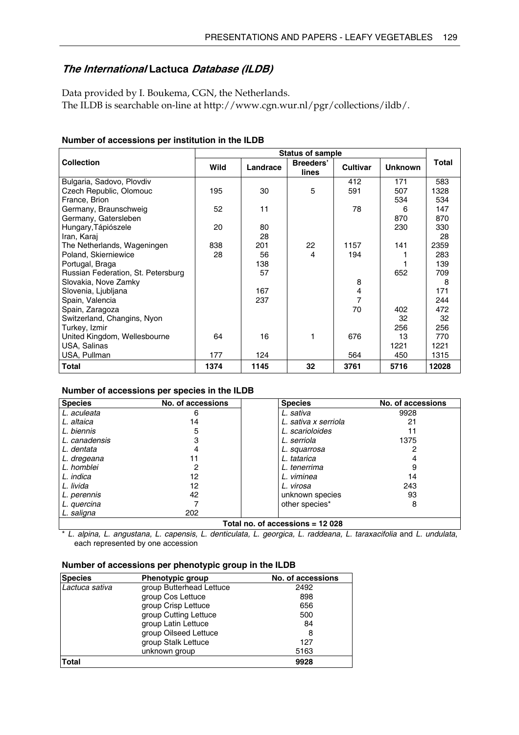## *The International* **Lactuca** *Database (ILDB)*

Data provided by I. Boukema, CGN, the Netherlands.
The ILDB is searchable on-line at http://www.cgn.wur.nl/pgr/collections/ildb/.

### Number of accessions per institution in the ILDB

| Collection | Status of sample | | | | | Total |
|---|---|---|---|---|---|---|
| | Wild | Landrace | Breeders' lines | Cultivar | Unknown | |
| Bulgaria, Sadovo, Plovdiv | | | | 412 | 171 | 583 |
| Czech Republic, Olomouc | 195 | 30 | 5 | 591 | 507 | 1328 |
| France, Brion | | | | | 534 | 534 |
| Germany, Braunschweig | 52 | 11 | | 78 | 6 | 147 |
| Germany, Gatersleben | | | | | 870 | 870 |
| Hungary, Tápiószele | 20 | 80 | | | 230 | 330 |
| Iran, Karaj | | 28 | | | | 28 |
| The Netherlands, Wageningen | 838 | 201 | 22 | 1157 | 141 | 2359 |
| Poland, Skierniewice | 28 | 56 | 4 | 194 | 1 | 283 |
| Portugal, Braga | | 138 | | | 1 | 139 |
| Russian Federation, St. Petersburg | | 57 | | | 652 | 709 |
| Slovakia, Nove Zamky | | | | 8 | | 8 |
| Slovenia, Ljubljana | | 167 | | 4 | | 171 |
| Spain, Valencia | | 237 | | 7 | | 244 |
| Spain, Zaragoza | | | | 70 | 402 | 472 |
| Switzerland, Changins, Nyon | | | | | 32 | 32 |
| Turkey, Izmir | | | | | 256 | 256 |
| United Kingdom, Wellesbourne | 64 | 16 | 1 | 676 | 13 | 770 |
| USA, Salinas | | | | | 1221 | 1221 |
| USA, Pullman | 177 | 124 | | 564 | 450 | 1315 |
| **Total** | **1374** | **1145** | **32** | **3761** | **5716** | **12028** |

### Number of accessions per species in the ILDB

| Species | No. of accessions | Species | No. of accessions |
|---|---|---|---|
| *L. aculeata* | 6 | *L. sativa* | 9928 |
| *L. altaica* | 14 | *L. sativa x serriola* | 21 |
| *L. biennis* | 5 | *L. scarioloides* | 11 |
| *L. canadensis* | 3 | *L. serriola* | 1375 |
| *L. dentata* | 4 | *L. squarrosa* | 2 |
| *L. dregeana* | 11 | *L. tatarica* | 4 |
| *L. homblei* | 2 | *L. tenerrima* | 9 |
| *L. indica* | 12 | *L. viminea* | 14 |
| *L. livida* | 12 | *L. virosa* | 243 |
| *L. perennis* | 42 | unknown species | 93 |
| *L. quercina* | 7 | other species* | 8 |
| *L. saligna* | 202 | | |
| **Total no. of accessions = 12 028** | | | |

\* *L. alpina*, *L. angustana*, *L. capensis*, *L. denticulata*, *L. georgica*, *L. raddeana*, *L. taraxacifolia* and *L. undulata*, each represented by one accession

### Number of accessions per phenotypic group in the ILDB

| Species | Phenotypic group | No. of accessions |
|---|---|---|
| *Lactuca sativa* | group Butterhead Lettuce | 2492 |
| | group Cos Lettuce | 898 |
| | group Crisp Lettuce | 656 |
| | group Cutting Lettuce | 500 |
| | group Latin Lettuce | 84 |
| | group Oilseed Lettuce | 8 |
| | group Stalk Lettuce | 127 |
| | unknown group | 5163 |
| **Total** | | **9928** |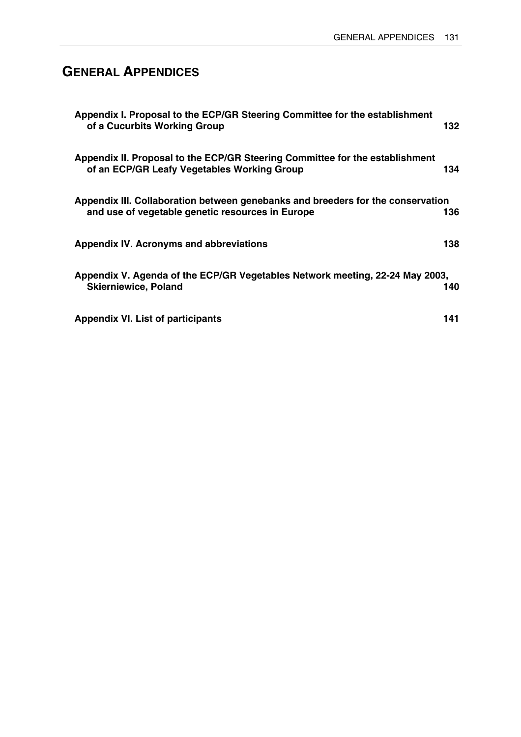# GENERAL APPENDICES

**Appendix I. Proposal to the ECP/GR Steering Committee for the establishment of a Cucurbits Working Group** **132**

**Appendix II. Proposal to the ECP/GR Steering Committee for the establishment of an ECP/GR Leafy Vegetables Working Group** **134**

**Appendix III. Collaboration between genebanks and breeders for the conservation and use of vegetable genetic resources in Europe** **136**

**Appendix IV. Acronyms and abbreviations** **138**

**Appendix V. Agenda of the ECP/GR Vegetables Network meeting, 22-24 May 2003, Skierniewice, Poland** **140**

**Appendix VI. List of participants** **141**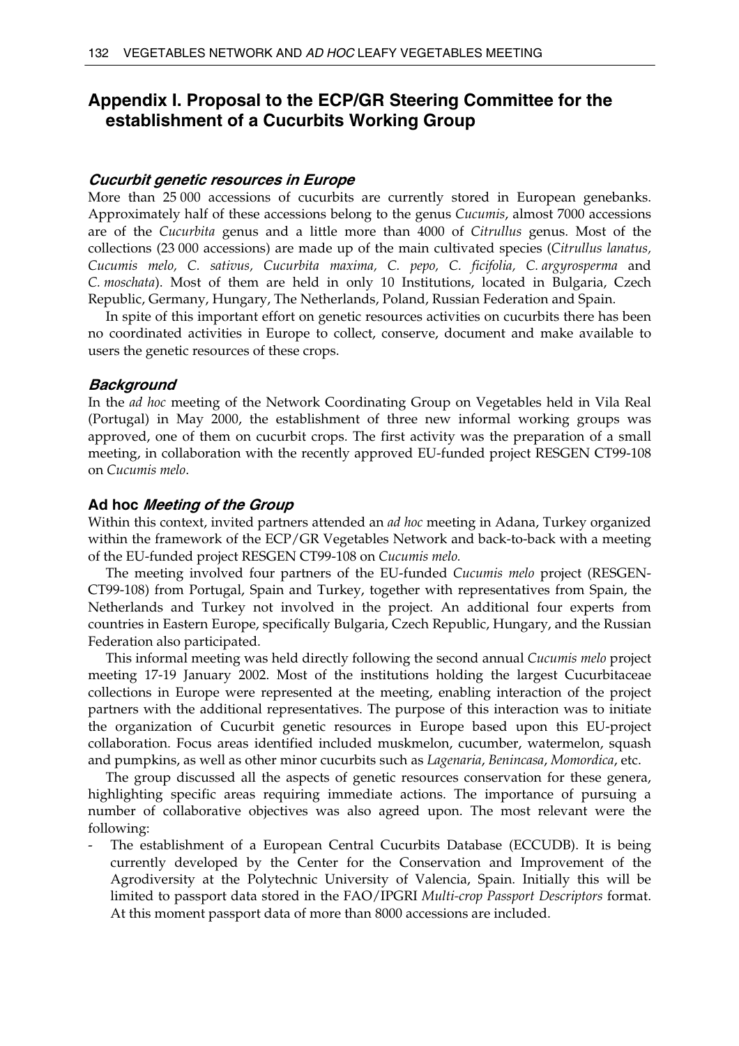## Appendix I. Proposal to the ECP/GR Steering Committee for the establishment of a Cucurbits Working Group

### *Cucurbit genetic resources in Europe*

More than 25 000 accessions of cucurbits are currently stored in European genebanks. Approximately half of these accessions belong to the genus *Cucumis*, almost 7000 accessions are of the *Cucurbita* genus and a little more than 4000 of *Citrullus* genus. Most of the collections (23 000 accessions) are made up of the main cultivated species (*Citrullus lanatus, Cucumis melo, C. sativus, Cucurbita maxima, C. pepo, C. ficifolia, C. argyrosperma* and *C. moschata*). Most of them are held in only 10 Institutions, located in Bulgaria, Czech Republic, Germany, Hungary, The Netherlands, Poland, Russian Federation and Spain.

In spite of this important effort on genetic resources activities on cucurbits there has been no coordinated activities in Europe to collect, conserve, document and make available to users the genetic resources of these crops.

### *Background*

In the *ad hoc* meeting of the Network Coordinating Group on Vegetables held in Vila Real (Portugal) in May 2000, the establishment of three new informal working groups was approved, one of them on cucurbit crops. The first activity was the preparation of a small meeting, in collaboration with the recently approved EU-funded project RESGEN CT99-108 on *Cucumis melo*.

### Ad hoc *Meeting of the Group*

Within this context, invited partners attended an *ad hoc* meeting in Adana, Turkey organized within the framework of the ECP/GR Vegetables Network and back-to-back with a meeting of the EU-funded project RESGEN CT99-108 on *Cucumis melo.*

The meeting involved four partners of the EU-funded *Cucumis melo* project (RESGEN-CT99-108) from Portugal, Spain and Turkey, together with representatives from Spain, the Netherlands and Turkey not involved in the project. An additional four experts from countries in Eastern Europe, specifically Bulgaria, Czech Republic, Hungary, and the Russian Federation also participated.

This informal meeting was held directly following the second annual *Cucumis melo* project meeting 17-19 January 2002. Most of the institutions holding the largest Cucurbitaceae collections in Europe were represented at the meeting, enabling interaction of the project partners with the additional representatives. The purpose of this interaction was to initiate the organization of Cucurbit genetic resources in Europe based upon this EU-project collaboration. Focus areas identified included muskmelon, cucumber, watermelon, squash and pumpkins, as well as other minor cucurbits such as *Lagenaria*, *Benincasa*, *Momordica*, etc.

The group discussed all the aspects of genetic resources conservation for these genera, highlighting specific areas requiring immediate actions. The importance of pursuing a number of collaborative objectives was also agreed upon. The most relevant were the following:

- The establishment of a European Central Cucurbits Database (ECCUDB). It is being currently developed by the Center for the Conservation and Improvement of the Agrodiversity at the Polytechnic University of Valencia, Spain. Initially this will be limited to passport data stored in the FAO/IPGRI *Multi-crop Passport Descriptors* format. At this moment passport data of more than 8000 accessions are included.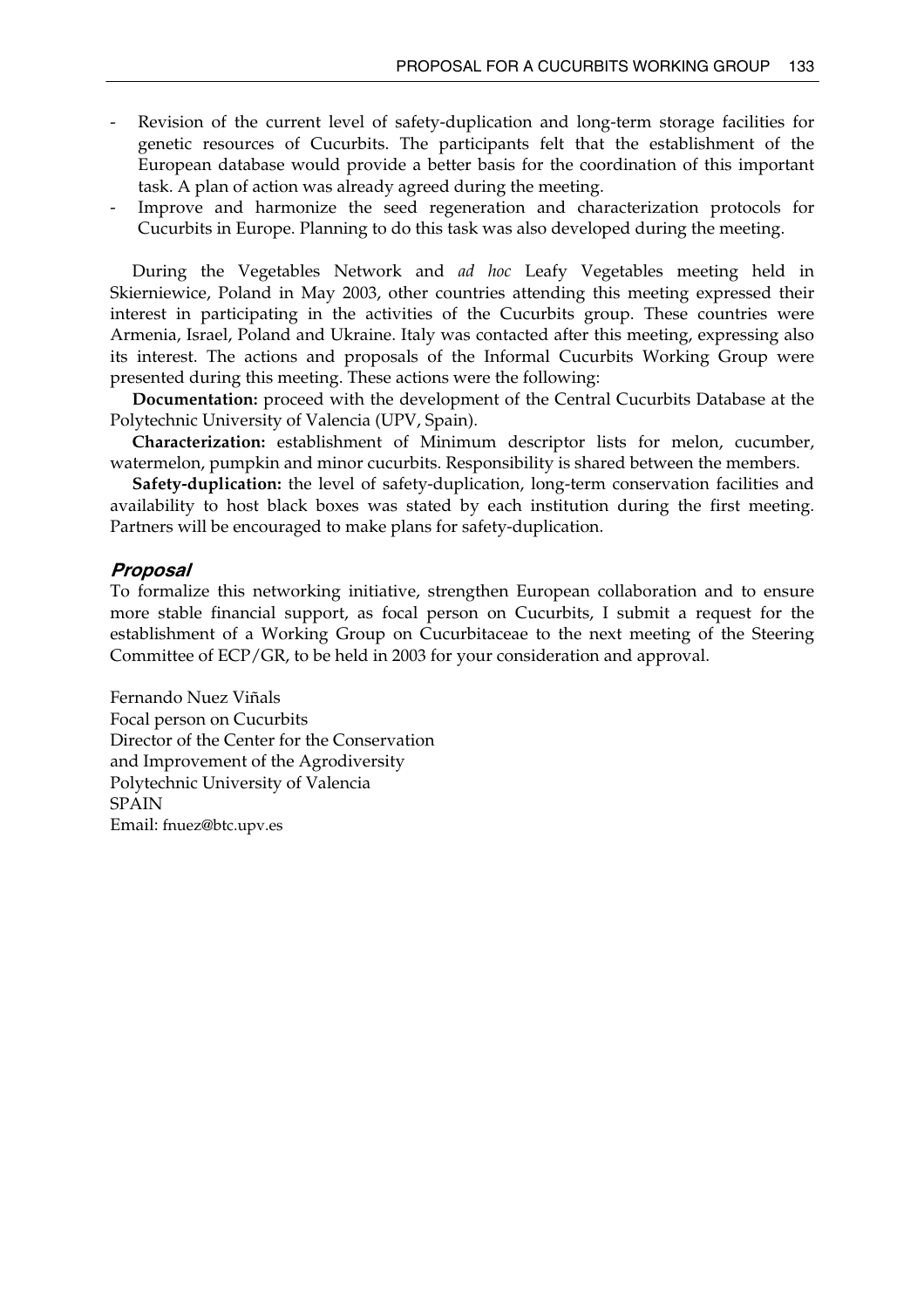- Revision of the current level of safety-duplication and long-term storage facilities for genetic resources of Cucurbits. The participants felt that the establishment of the European database would provide a better basis for the coordination of this important task. A plan of action was already agreed during the meeting.
- Improve and harmonize the seed regeneration and characterization protocols for Cucurbits in Europe. Planning to do this task was also developed during the meeting.

During the Vegetables Network and *ad hoc* Leafy Vegetables meeting held in Skierniewice, Poland in May 2003, other countries attending this meeting expressed their interest in participating in the activities of the Cucurbits group. These countries were Armenia, Israel, Poland and Ukraine. Italy was contacted after this meeting, expressing also its interest. The actions and proposals of the Informal Cucurbits Working Group were presented during this meeting. These actions were the following:

**Documentation:** proceed with the development of the Central Cucurbits Database at the Polytechnic University of Valencia (UPV, Spain).

**Characterization:** establishment of Minimum descriptor lists for melon, cucumber, watermelon, pumpkin and minor cucurbits. Responsibility is shared between the members.

**Safety-duplication:** the level of safety-duplication, long-term conservation facilities and availability to host black boxes was stated by each institution during the first meeting. Partners will be encouraged to make plans for safety-duplication.

### *Proposal*

To formalize this networking initiative, strengthen European collaboration and to ensure more stable financial support, as focal person on Cucurbits, I submit a request for the establishment of a Working Group on Cucurbitaceae to the next meeting of the Steering Committee of ECP/GR, to be held in 2003 for your consideration and approval.

Fernando Nuez Viñals
Focal person on Cucurbits
Director of the Center for the Conservation
and Improvement of the Agrodiversity
Polytechnic University of Valencia
SPAIN
Email: fnuez@btc.upv.es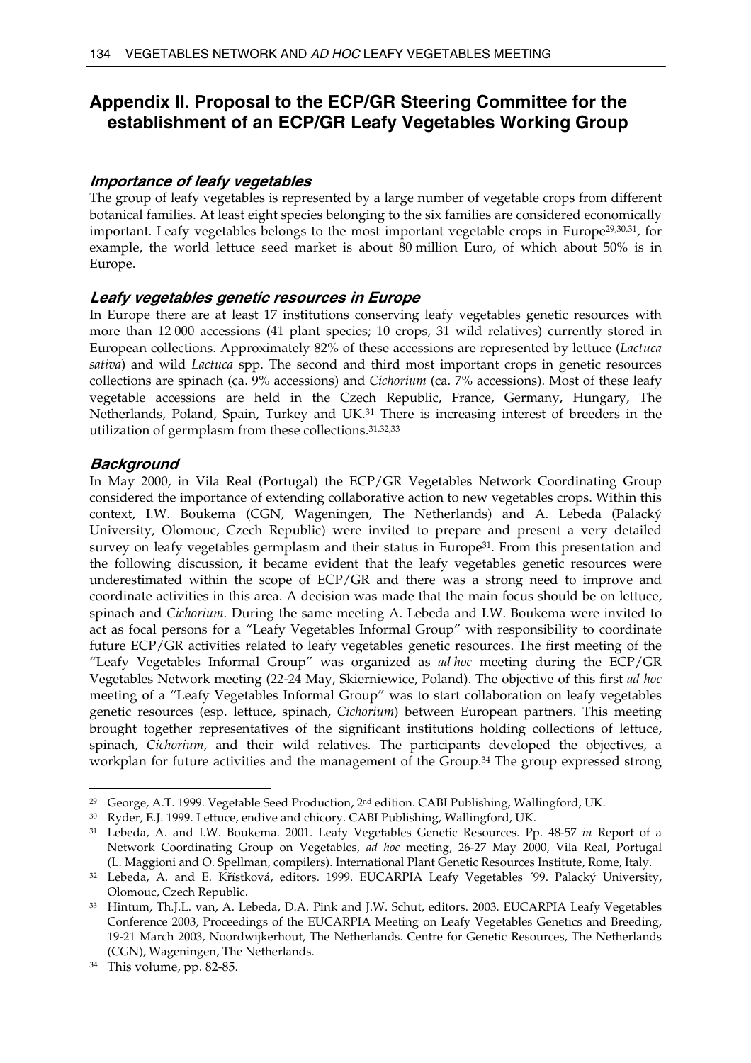## Appendix II. Proposal to the ECP/GR Steering Committee for the establishment of an ECP/GR Leafy Vegetables Working Group

### *Importance of leafy vegetables*

The group of leafy vegetables is represented by a large number of vegetable crops from different botanical families. At least eight species belonging to the six families are considered economically important. Leafy vegetables belongs to the most important vegetable crops in Europe[29,30,31], for example, the world lettuce seed market is about 80 million Euro, of which about 50% is in Europe.

### *Leafy vegetables genetic resources in Europe*

In Europe there are at least 17 institutions conserving leafy vegetables genetic resources with more than 12 000 accessions (41 plant species; 10 crops, 31 wild relatives) currently stored in European collections. Approximately 82% of these accessions are represented by lettuce (*Lactuca sativa*) and wild *Lactuca* spp. The second and third most important crops in genetic resources collections are spinach (ca. 9% accessions) and *Cichorium* (ca. 7% accessions). Most of these leafy vegetable accessions are held in the Czech Republic, France, Germany, Hungary, The Netherlands, Poland, Spain, Turkey and UK.[31] There is increasing interest of breeders in the utilization of germplasm from these collections.[31,32,33]

### *Background*

In May 2000, in Vila Real (Portugal) the ECP/GR Vegetables Network Coordinating Group considered the importance of extending collaborative action to new vegetables crops. Within this context, I.W. Boukema (CGN, Wageningen, The Netherlands) and A. Lebeda (Palacký University, Olomouc, Czech Republic) were invited to prepare and present a very detailed survey on leafy vegetables germplasm and their status in Europe[31]. From this presentation and the following discussion, it became evident that the leafy vegetables genetic resources were underestimated within the scope of ECP/GR and there was a strong need to improve and coordinate activities in this area. A decision was made that the main focus should be on lettuce, spinach and *Cichorium*. During the same meeting A. Lebeda and I.W. Boukema were invited to act as focal persons for a "Leafy Vegetables Informal Group" with responsibility to coordinate future ECP/GR activities related to leafy vegetables genetic resources. The first meeting of the "Leafy Vegetables Informal Group" was organized as *ad hoc* meeting during the ECP/GR Vegetables Network meeting (22-24 May, Skierniewice, Poland). The objective of this first *ad hoc* meeting of a "Leafy Vegetables Informal Group" was to start collaboration on leafy vegetables genetic resources (esp. lettuce, spinach, *Cichorium*) between European partners. This meeting brought together representatives of the significant institutions holding collections of lettuce, spinach, *Cichorium*, and their wild relatives. The participants developed the objectives, a workplan for future activities and the management of the Group.[34] The group expressed strong

---

[29] George, A.T. 1999. Vegetable Seed Production, 2nd edition. CABI Publishing, Wallingford, UK.

[30] Ryder, E.J. 1999. Lettuce, endive and chicory. CABI Publishing, Wallingford, UK.

[31] Lebeda, A. and I.W. Boukema. 2001. Leafy Vegetables Genetic Resources. Pp. 48-57 *in* Report of a Network Coordinating Group on Vegetables, *ad hoc* meeting, 26-27 May 2000, Vila Real, Portugal (L. Maggioni and O. Spellman, compilers). International Plant Genetic Resources Institute, Rome, Italy.

[32] Lebeda, A. and E. Křístková, editors. 1999. EUCARPIA Leafy Vegetables ´99. Palacký University, Olomouc, Czech Republic.

[33] Hintum, Th.J.L. van, A. Lebeda, D.A. Pink and J.W. Schut, editors. 2003. EUCARPIA Leafy Vegetables Conference 2003, Proceedings of the EUCARPIA Meeting on Leafy Vegetables Genetics and Breeding, 19-21 March 2003, Noordwijkerhout, The Netherlands. Centre for Genetic Resources, The Netherlands (CGN), Wageningen, The Netherlands.

[34] This volume, pp. 82-85.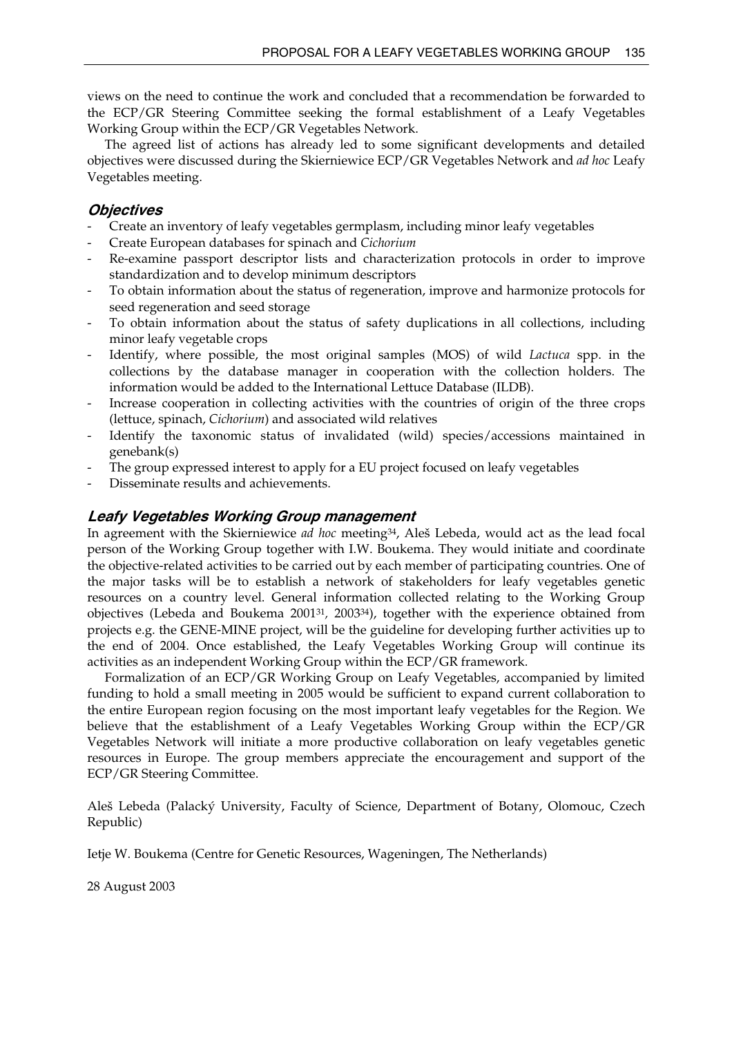views on the need to continue the work and concluded that a recommendation be forwarded to the ECP/GR Steering Committee seeking the formal establishment of a Leafy Vegetables Working Group within the ECP/GR Vegetables Network.

The agreed list of actions has already led to some significant developments and detailed objectives were discussed during the Skierniewice ECP/GR Vegetables Network and *ad hoc* Leafy Vegetables meeting.

### Objectives

- Create an inventory of leafy vegetables germplasm, including minor leafy vegetables
- Create European databases for spinach and *Cichorium*
- Re-examine passport descriptor lists and characterization protocols in order to improve standardization and to develop minimum descriptors
- To obtain information about the status of regeneration, improve and harmonize protocols for seed regeneration and seed storage
- To obtain information about the status of safety duplications in all collections, including minor leafy vegetable crops
- Identify, where possible, the most original samples (MOS) of wild *Lactuca* spp. in the collections by the database manager in cooperation with the collection holders. The information would be added to the International Lettuce Database (ILDB).
- Increase cooperation in collecting activities with the countries of origin of the three crops (lettuce, spinach, *Cichorium*) and associated wild relatives
- Identify the taxonomic status of invalidated (wild) species/accessions maintained in genebank(s)
- The group expressed interest to apply for a EU project focused on leafy vegetables
- Disseminate results and achievements.

### Leafy Vegetables Working Group management

In agreement with the Skierniewice *ad hoc* meeting[34], Aleš Lebeda, would act as the lead focal person of the Working Group together with I.W. Boukema. They would initiate and coordinate the objective-related activities to be carried out by each member of participating countries. One of the major tasks will be to establish a network of stakeholders for leafy vegetables genetic resources on a country level. General information collected relating to the Working Group objectives (Lebeda and Boukema 2001[31], 2003[34]), together with the experience obtained from projects e.g. the GENE-MINE project, will be the guideline for developing further activities up to the end of 2004. Once established, the Leafy Vegetables Working Group will continue its activities as an independent Working Group within the ECP/GR framework.

Formalization of an ECP/GR Working Group on Leafy Vegetables, accompanied by limited funding to hold a small meeting in 2005 would be sufficient to expand current collaboration to the entire European region focusing on the most important leafy vegetables for the Region. We believe that the establishment of a Leafy Vegetables Working Group within the ECP/GR Vegetables Network will initiate a more productive collaboration on leafy vegetables genetic resources in Europe. The group members appreciate the encouragement and support of the ECP/GR Steering Committee.

Aleš Lebeda (Palacký University, Faculty of Science, Department of Botany, Olomouc, Czech Republic)

Ietje W. Boukema (Centre for Genetic Resources, Wageningen, The Netherlands)

28 August 2003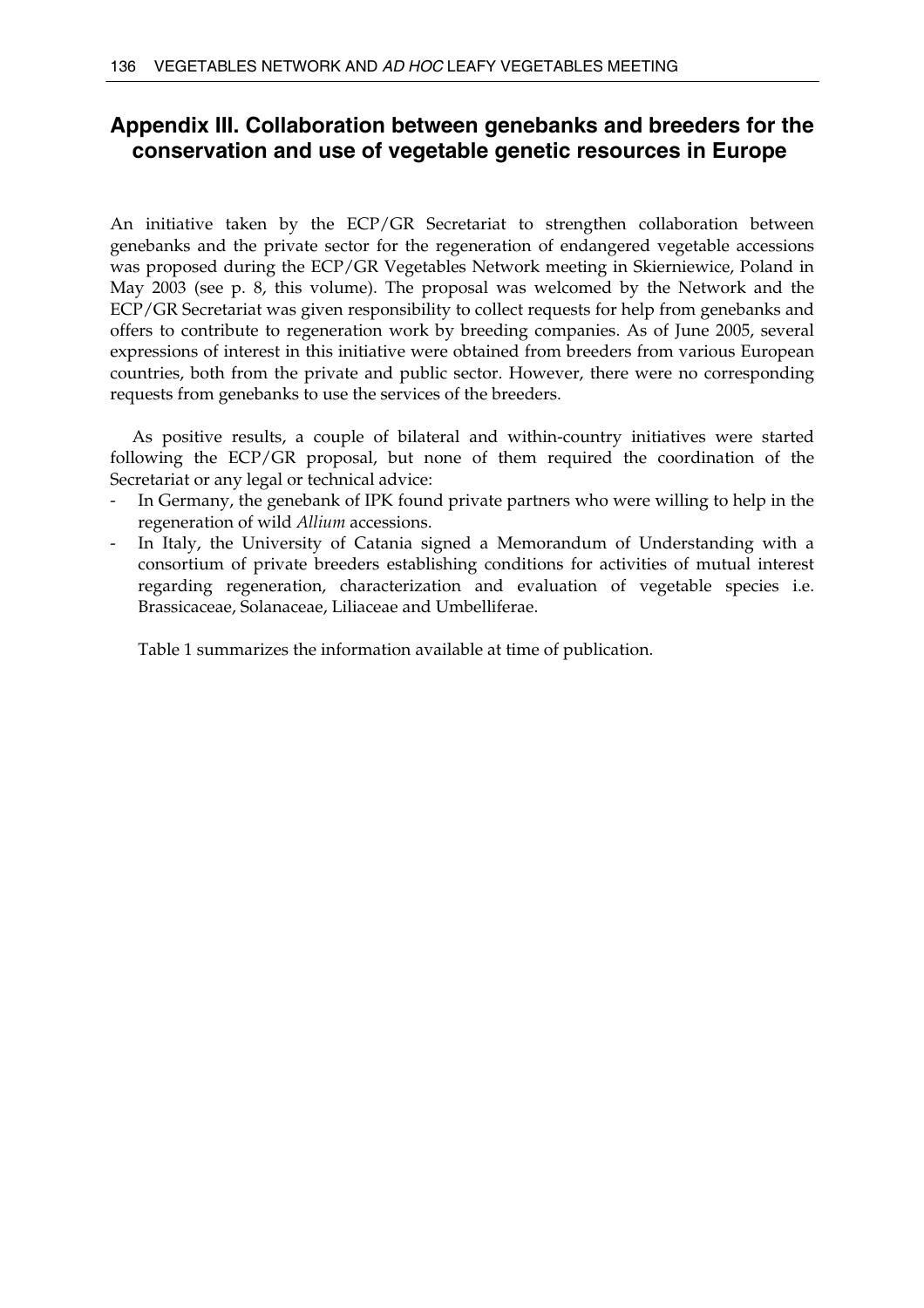## Appendix III. Collaboration between genebanks and breeders for the conservation and use of vegetable genetic resources in Europe

An initiative taken by the ECP/GR Secretariat to strengthen collaboration between genebanks and the private sector for the regeneration of endangered vegetable accessions was proposed during the ECP/GR Vegetables Network meeting in Skierniewice, Poland in May 2003 (see p. 8, this volume). The proposal was welcomed by the Network and the ECP/GR Secretariat was given responsibility to collect requests for help from genebanks and offers to contribute to regeneration work by breeding companies. As of June 2005, several expressions of interest in this initiative were obtained from breeders from various European countries, both from the private and public sector. However, there were no corresponding requests from genebanks to use the services of the breeders.

As positive results, a couple of bilateral and within-country initiatives were started following the ECP/GR proposal, but none of them required the coordination of the Secretariat or any legal or technical advice:

- In Germany, the genebank of IPK found private partners who were willing to help in the regeneration of wild *Allium* accessions.
- In Italy, the University of Catania signed a Memorandum of Understanding with a consortium of private breeders establishing conditions for activities of mutual interest regarding regeneration, characterization and evaluation of vegetable species i.e. Brassicaceae, Solanaceae, Liliaceae and Umbelliferae.

Table 1 summarizes the information available at time of publication.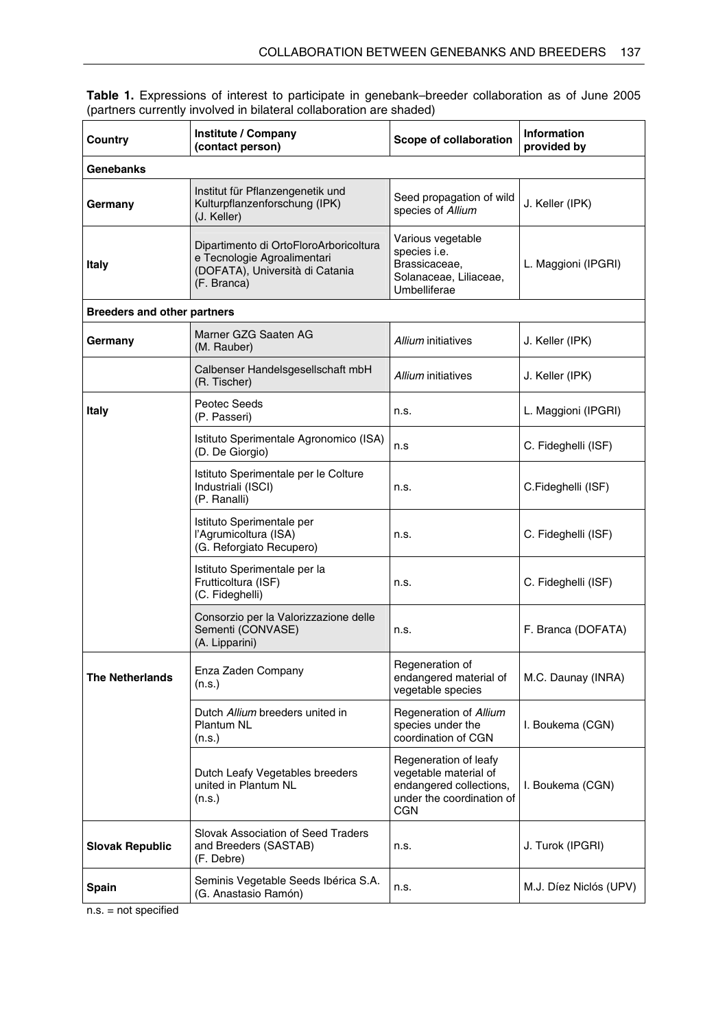**Table 1.** Expressions of interest to participate in genebank–breeder collaboration as of June 2005 (partners currently involved in bilateral collaboration are shaded)

| Country | Institute / Company (contact person) | Scope of collaboration | Information provided by |
|---|---|---|---|
| **Genebanks** | | | |
| **Germany** | Institut für Pflanzengenetik und Kulturpflanzenforschung (IPK) (J. Keller) | Seed propagation of wild species of *Allium* | J. Keller (IPK) |
| **Italy** | Dipartimento di OrtoFloroArboricoltura e Tecnologie Agroalimentari (DOFATA), Università di Catania (F. Branca) | Various vegetable species i.e. Brassicaceae, Solanaceae, Liliaceae, Umbelliferae | L. Maggioni (IPGRI) |
| **Breeders and other partners** | | | |
| **Germany** | Marner GZG Saaten AG (M. Rauber) | *Allium* initiatives | J. Keller (IPK) |
| | Calbenser Handelsgesellschaft mbH (R. Tischer) | *Allium* initiatives | J. Keller (IPK) |
| **Italy** | Peotec Seeds (P. Passeri) | n.s. | L. Maggioni (IPGRI) |
| | Istituto Sperimentale Agronomico (ISA) (D. De Giorgio) | n.s | C. Fideghelli (ISF) |
| | Istituto Sperimentale per le Colture Industriali (ISCI) (P. Ranalli) | n.s. | C.Fideghelli (ISF) |
| | Istituto Sperimentale per l'Agrumicoltura (ISA) (G. Reforgiato Recupero) | n.s. | C. Fideghelli (ISF) |
| | Istituto Sperimentale per la Frutticoltura (ISF) (C. Fideghelli) | n.s. | C. Fideghelli (ISF) |
| | Consorzio per la Valorizzazione delle Sementi (CONVASE) (A. Lipparini) | n.s. | F. Branca (DOFATA) |
| **The Netherlands** | Enza Zaden Company (n.s.) | Regeneration of endangered material of vegetable species | M.C. Daunay (INRA) |
| | Dutch *Allium* breeders united in Plantum NL (n.s.) | Regeneration of *Allium* species under the coordination of CGN | I. Boukema (CGN) |
| | Dutch Leafy Vegetables breeders united in Plantum NL (n.s.) | Regeneration of leafy vegetable material of endangered collections, under the coordination of CGN | I. Boukema (CGN) |
| **Slovak Republic** | Slovak Association of Seed Traders and Breeders (SASTAB) (F. Debre) | n.s. | J. Turok (IPGRI) |
| **Spain** | Seminis Vegetable Seeds Ibérica S.A. (G. Anastasio Ramón) | n.s. | M.J. Díez Niclós (UPV) |

n.s. = not specified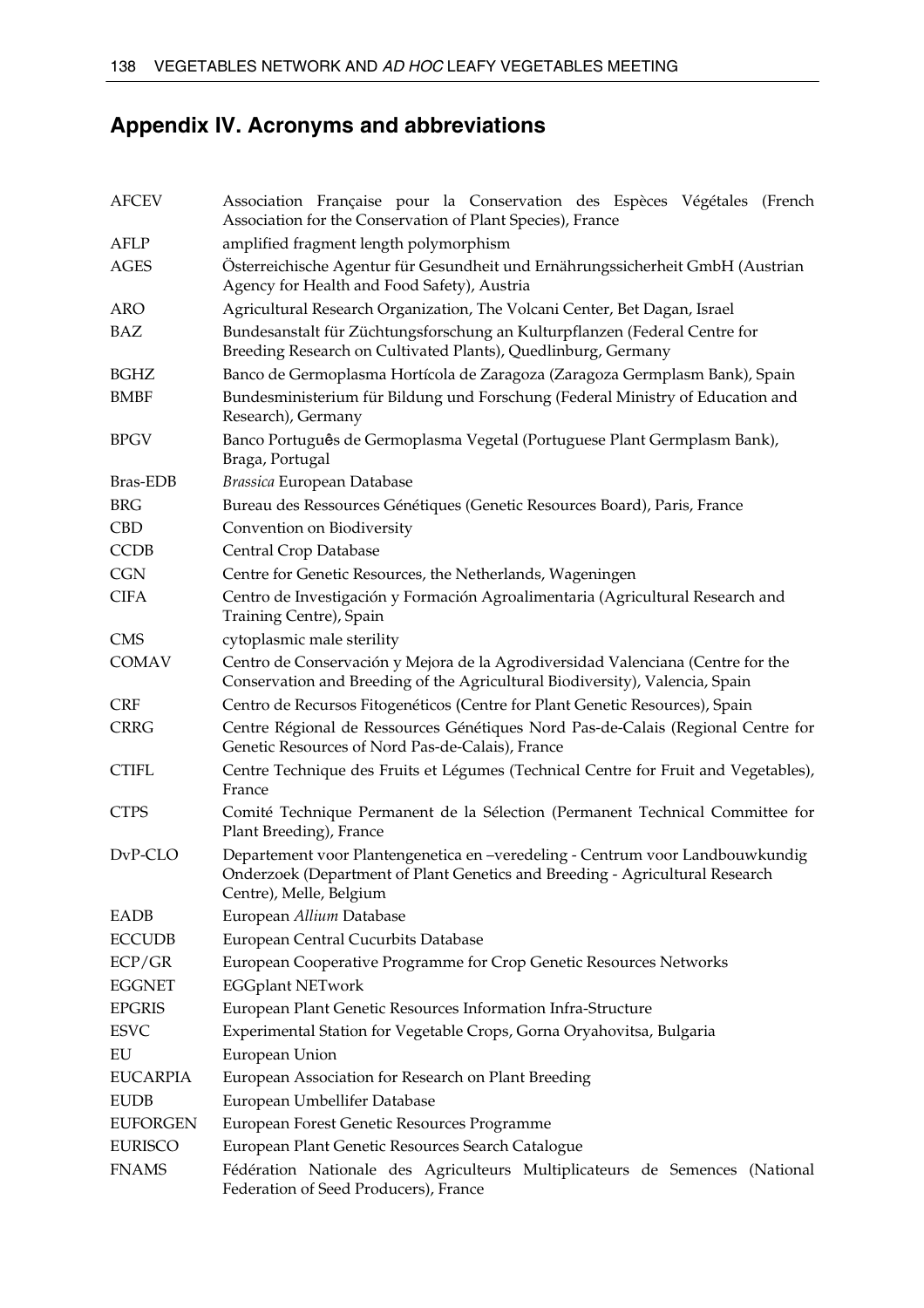## Appendix IV. Acronyms and abbreviations

| | |
|---|---|
| AFCEV | Association Française pour la Conservation des Espèces Végétales (French Association for the Conservation of Plant Species), France |
| AFLP | amplified fragment length polymorphism |
| AGES | Österreichische Agentur für Gesundheit und Ernährungssicherheit GmbH (Austrian Agency for Health and Food Safety), Austria |
| ARO | Agricultural Research Organization, The Volcani Center, Bet Dagan, Israel |
| BAZ | Bundesanstalt für Züchtungsforschung an Kulturpflanzen (Federal Centre for Breeding Research on Cultivated Plants), Quedlinburg, Germany |
| BGHZ | Banco de Germoplasma Hortícola de Zaragoza (Zaragoza Germplasm Bank), Spain |
| BMBF | Bundesministerium für Bildung und Forschung (Federal Ministry of Education and Research), Germany |
| BPGV | Banco Português de Germoplasma Vegetal (Portuguese Plant Germplasm Bank), Braga, Portugal |
| Bras-EDB | *Brassica* European Database |
| BRG | Bureau des Ressources Génétiques (Genetic Resources Board), Paris, France |
| CBD | Convention on Biodiversity |
| CCDB | Central Crop Database |
| CGN | Centre for Genetic Resources, the Netherlands, Wageningen |
| CIFA | Centro de Investigación y Formación Agroalimentaria (Agricultural Research and Training Centre), Spain |
| CMS | cytoplasmic male sterility |
| COMAV | Centro de Conservación y Mejora de la Agrodiversidad Valenciana (Centre for the Conservation and Breeding of the Agricultural Biodiversity), Valencia, Spain |
| CRF | Centro de Recursos Fitogenéticos (Centre for Plant Genetic Resources), Spain |
| CRRG | Centre Régional de Ressources Génétiques Nord Pas-de-Calais (Regional Centre for Genetic Resources of Nord Pas-de-Calais), France |
| CTIFL | Centre Technique des Fruits et Légumes (Technical Centre for Fruit and Vegetables), France |
| CTPS | Comité Technique Permanent de la Sélection (Permanent Technical Committee for Plant Breeding), France |
| DvP-CLO | Departement voor Plantengenetica en –veredeling - Centrum voor Landbouwkundig Onderzoek (Department of Plant Genetics and Breeding - Agricultural Research Centre), Melle, Belgium |
| EADB | European *Allium* Database |
| ECCUDB | European Central Cucurbits Database |
| ECP/GR | European Cooperative Programme for Crop Genetic Resources Networks |
| EGGNET | EGGplant NETwork |
| EPGRIS | European Plant Genetic Resources Information Infra-Structure |
| ESVC | Experimental Station for Vegetable Crops, Gorna Oryahovitsa, Bulgaria |
| EU | European Union |
| EUCARPIA | European Association for Research on Plant Breeding |
| EUDB | European Umbellifer Database |
| EUFORGEN | European Forest Genetic Resources Programme |
| EURISCO | European Plant Genetic Resources Search Catalogue |
| FNAMS | Fédération Nationale des Agriculteurs Multiplicateurs de Semences (National Federation of Seed Producers), France |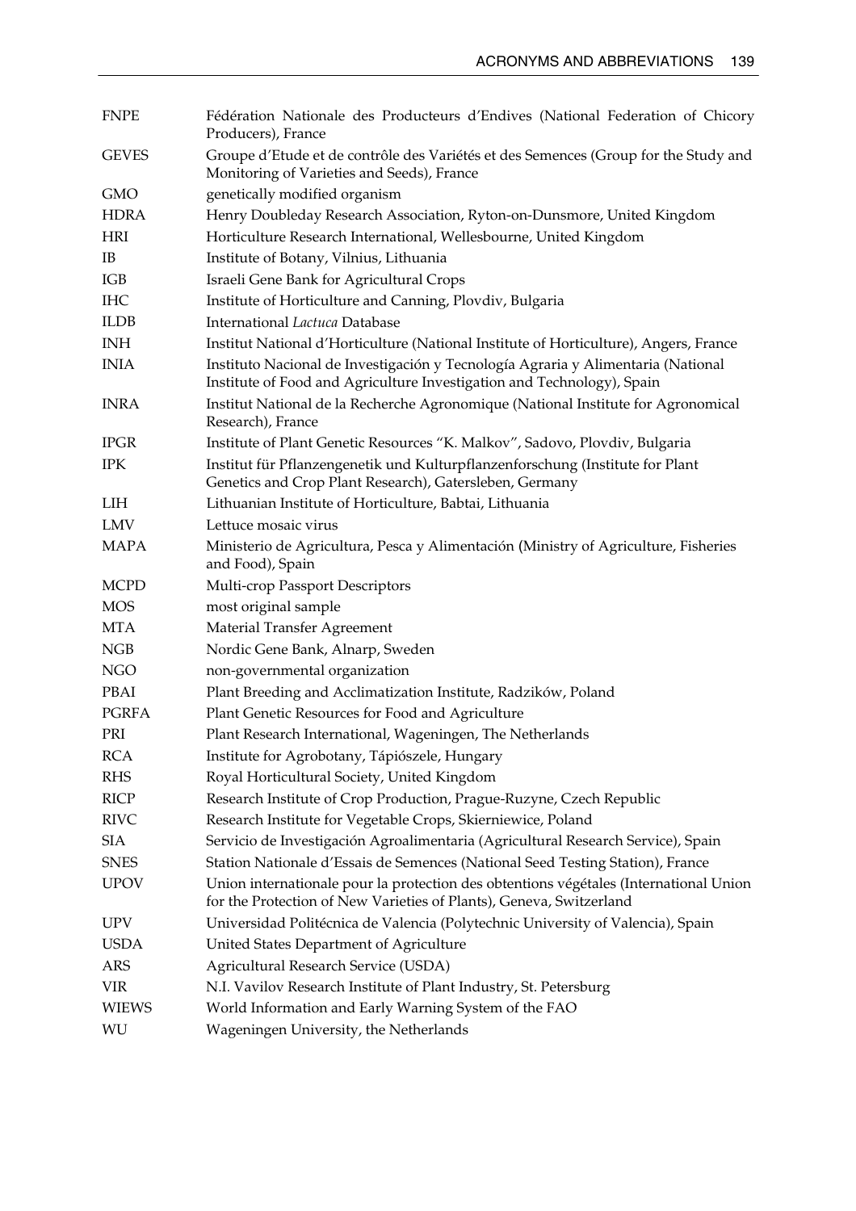| | |
|---|---|
| FNPE | Fédération Nationale des Producteurs d'Endives (National Federation of Chicory Producers), France |
| GEVES | Groupe d'Etude et de contrôle des Variétés et des Semences (Group for the Study and Monitoring of Varieties and Seeds), France |
| GMO | genetically modified organism |
| HDRA | Henry Doubleday Research Association, Ryton-on-Dunsmore, United Kingdom |
| HRI | Horticulture Research International, Wellesbourne, United Kingdom |
| IB | Institute of Botany, Vilnius, Lithuania |
| IGB | Israeli Gene Bank for Agricultural Crops |
| IHC | Institute of Horticulture and Canning, Plovdiv, Bulgaria |
| ILDB | International *Lactuca* Database |
| INH | Institut National d'Horticulture (National Institute of Horticulture), Angers, France |
| INIA | Instituto Nacional de Investigación y Tecnología Agraria y Alimentaria (National Institute of Food and Agriculture Investigation and Technology), Spain |
| INRA | Institut National de la Recherche Agronomique (National Institute for Agronomical Research), France |
| IPGR | Institute of Plant Genetic Resources "K. Malkov", Sadovo, Plovdiv, Bulgaria |
| IPK | Institut für Pflanzengenetik und Kulturpflanzenforschung (Institute for Plant Genetics and Crop Plant Research), Gatersleben, Germany |
| LIH | Lithuanian Institute of Horticulture, Babtai, Lithuania |
| LMV | Lettuce mosaic virus |
| MAPA | Ministerio de Agricultura, Pesca y Alimentación (Ministry of Agriculture, Fisheries and Food), Spain |
| MCPD | Multi-crop Passport Descriptors |
| MOS | most original sample |
| MTA | Material Transfer Agreement |
| NGB | Nordic Gene Bank, Alnarp, Sweden |
| NGO | non-governmental organization |
| PBAI | Plant Breeding and Acclimatization Institute, Radzików, Poland |
| PGRFA | Plant Genetic Resources for Food and Agriculture |
| PRI | Plant Research International, Wageningen, The Netherlands |
| RCA | Institute for Agrobotany, Tápiószele, Hungary |
| RHS | Royal Horticultural Society, United Kingdom |
| RICP | Research Institute of Crop Production, Prague-Ruzyne, Czech Republic |
| RIVC | Research Institute for Vegetable Crops, Skierniewice, Poland |
| SIA | Servicio de Investigación Agroalimentaria (Agricultural Research Service), Spain |
| SNES | Station Nationale d'Essais de Semences (National Seed Testing Station), France |
| UPOV | Union internationale pour la protection des obtentions végétales (International Union for the Protection of New Varieties of Plants), Geneva, Switzerland |
| UPV | Universidad Politécnica de Valencia (Polytechnic University of Valencia), Spain |
| USDA | United States Department of Agriculture |
| ARS | Agricultural Research Service (USDA) |
| VIR | N.I. Vavilov Research Institute of Plant Industry, St. Petersburg |
| WIEWS | World Information and Early Warning System of the FAO |
| WU | Wageningen University, the Netherlands |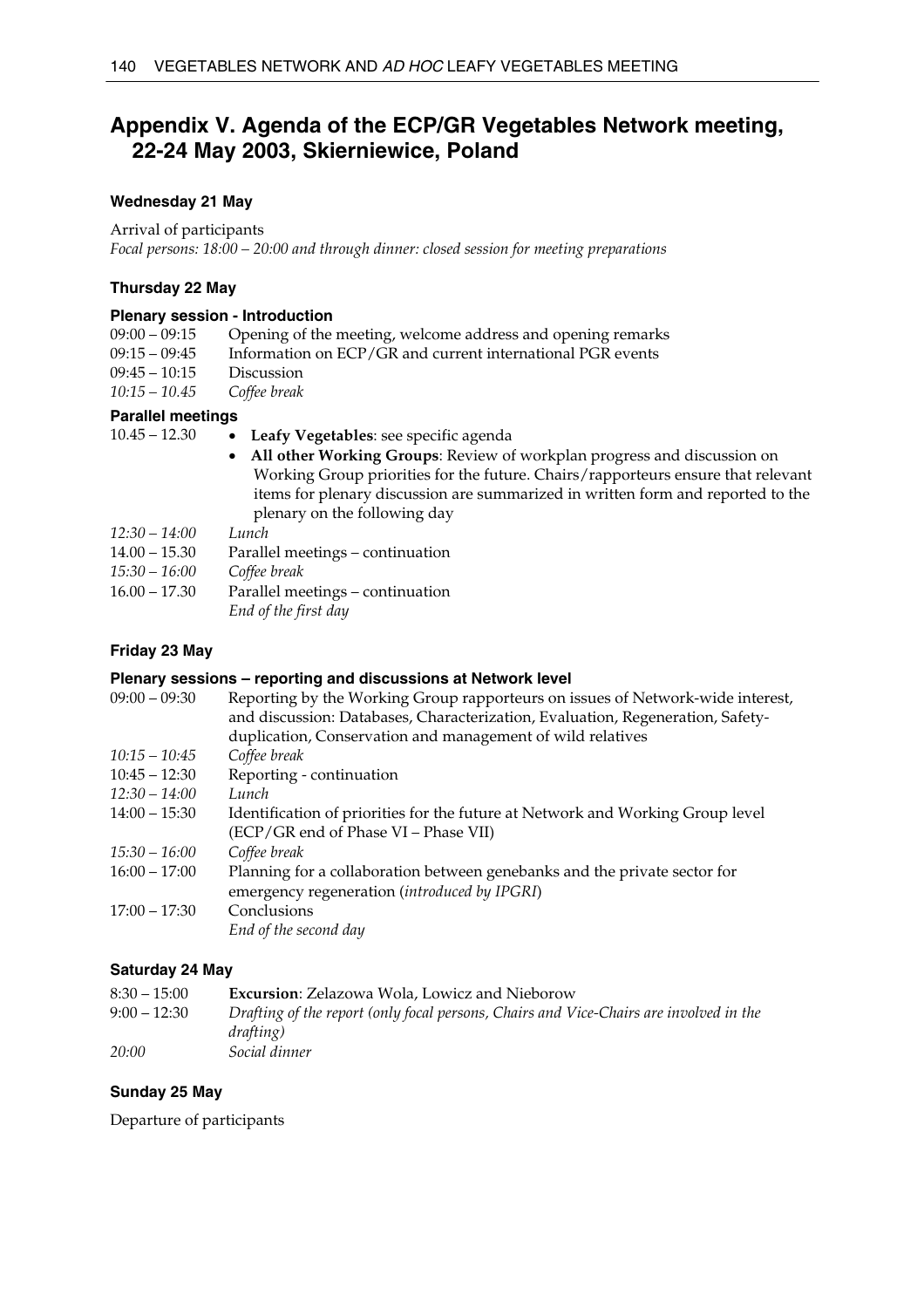# Appendix V. Agenda of the ECP/GR Vegetables Network meeting, 22-24 May 2003, Skierniewice, Poland

### Wednesday 21 May

Arrival of participants

*Focal persons: 18:00 – 20:00 and through dinner: closed session for meeting preparations*

### Thursday 22 May

#### Plenary session - Introduction

| | |
|---|---|
| 09:00 – 09:15 | Opening of the meeting, welcome address and opening remarks |
| 09:15 – 09:45 | Information on ECP/GR and current international PGR events |
| 09:45 – 10:15 | Discussion |
| *10:15 – 10.45* | *Coffee break* |

#### Parallel meetings

| | |
|---|---|
| 10.45 – 12.30 | • **Leafy Vegetables**: see specific agenda<br>• **All other Working Groups**: Review of workplan progress and discussion on Working Group priorities for the future. Chairs/rapporteurs ensure that relevant items for plenary discussion are summarized in written form and reported to the plenary on the following day |
| *12:30 – 14:00* | *Lunch* |
| 14.00 – 15.30 | Parallel meetings – continuation |
| *15:30 – 16:00* | *Coffee break* |
| 16.00 – 17.30 | Parallel meetings – continuation<br>*End of the first day* |

### Friday 23 May

#### Plenary sessions – reporting and discussions at Network level

| | |
|---|---|
| 09:00 – 09:30 | Reporting by the Working Group rapporteurs on issues of Network-wide interest, and discussion: Databases, Characterization, Evaluation, Regeneration, Safety-duplication, Conservation and management of wild relatives |
| *10:15 – 10:45* | *Coffee break* |
| 10:45 – 12:30 | Reporting - continuation |
| *12:30 – 14:00* | *Lunch* |
| 14:00 – 15:30 | Identification of priorities for the future at Network and Working Group level (ECP/GR end of Phase VI – Phase VII) |
| *15:30 – 16:00* | *Coffee break* |
| 16:00 – 17:00 | Planning for a collaboration between genebanks and the private sector for emergency regeneration (*introduced by IPGRI*) |
| 17:00 – 17:30 | Conclusions<br>*End of the second day* |

### Saturday 24 May

| | |
|---|---|
| 8:30 – 15:00 | **Excursion**: Zelazowa Wola, Lowicz and Nieborow |
| 9:00 – 12:30 | *Drafting of the report (only focal persons, Chairs and Vice-Chairs are involved in the drafting)* |
| *20:00* | *Social dinner* |

### Sunday 25 May

Departure of participants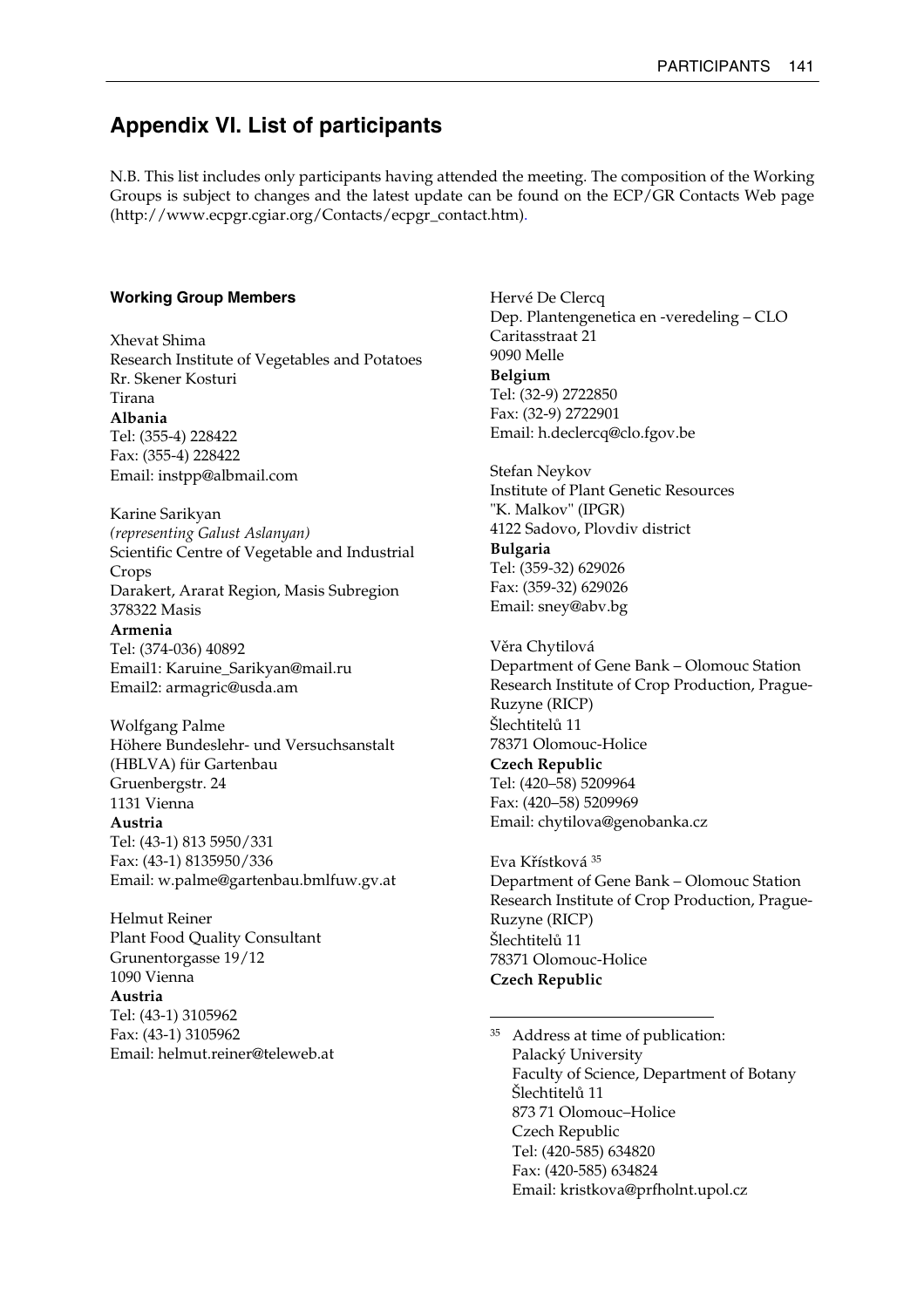# Appendix VI. List of participants

N.B. This list includes only participants having attended the meeting. The composition of the Working Groups is subject to changes and the latest update can be found on the ECP/GR Contacts Web page (http://www.ecpgr.cgiar.org/Contacts/ecpgr_contact.htm).

#### Working Group Members

Xhevat Shima
Research Institute of Vegetables and Potatoes
Rr. Skener Kosturi
Tirana
**Albania**
Tel: (355-4) 228422
Fax: (355-4) 228422
Email: instpp@albmail.com

Karine Sarikyan
*(representing Galust Aslanyan)*
Scientific Centre of Vegetable and Industrial Crops
Darakert, Ararat Region, Masis Subregion
378322 Masis
**Armenia**
Tel: (374-036) 40892
Email1: Karuine_Sarikyan@mail.ru
Email2: armagric@usda.am

Wolfgang Palme
Höhere Bundeslehr- und Versuchsanstalt (HBLVA) für Gartenbau
Gruenbergstr. 24
1131 Vienna
**Austria**
Tel: (43-1) 813 5950/331
Fax: (43-1) 8135950/336
Email: w.palme@gartenbau.bmlfuw.gv.at

Helmut Reiner
Plant Food Quality Consultant
Grunentorgasse 19/12
1090 Vienna
**Austria**
Tel: (43-1) 3105962
Fax: (43-1) 3105962
Email: helmut.reiner@teleweb.at

Hervé De Clercq
Dep. Plantengenetica en -veredeling – CLO
Caritasstraat 21
9090 Melle
**Belgium**
Tel: (32-9) 2722850
Fax: (32-9) 2722901
Email: h.declercq@clo.fgov.be

Stefan Neykov
Institute of Plant Genetic Resources "K. Malkov" (IPGR)
4122 Sadovo, Plovdiv district
**Bulgaria**
Tel: (359-32) 629026
Fax: (359-32) 629026
Email: sney@abv.bg

Věra Chytilová
Department of Gene Bank – Olomouc Station
Research Institute of Crop Production, Prague-Ruzyne (RICP)
Šlechtitelů 11
78371 Olomouc-Holice
**Czech Republic**
Tel: (420–58) 5209964
Fax: (420–58) 5209969
Email: chytilova@genobanka.cz

Eva Křístková [35]
Department of Gene Bank – Olomouc Station
Research Institute of Crop Production, Prague-Ruzyne (RICP)
Šlechtitelů 11
78371 Olomouc-Holice
**Czech Republic**

---

[35] Address at time of publication:
Palacký University
Faculty of Science, Department of Botany
Šlechtitelů 11
873 71 Olomouc–Holice
Czech Republic
Tel: (420-585) 634820
Fax: (420-585) 634824
Email: kristkova@prfholnt.upol.cz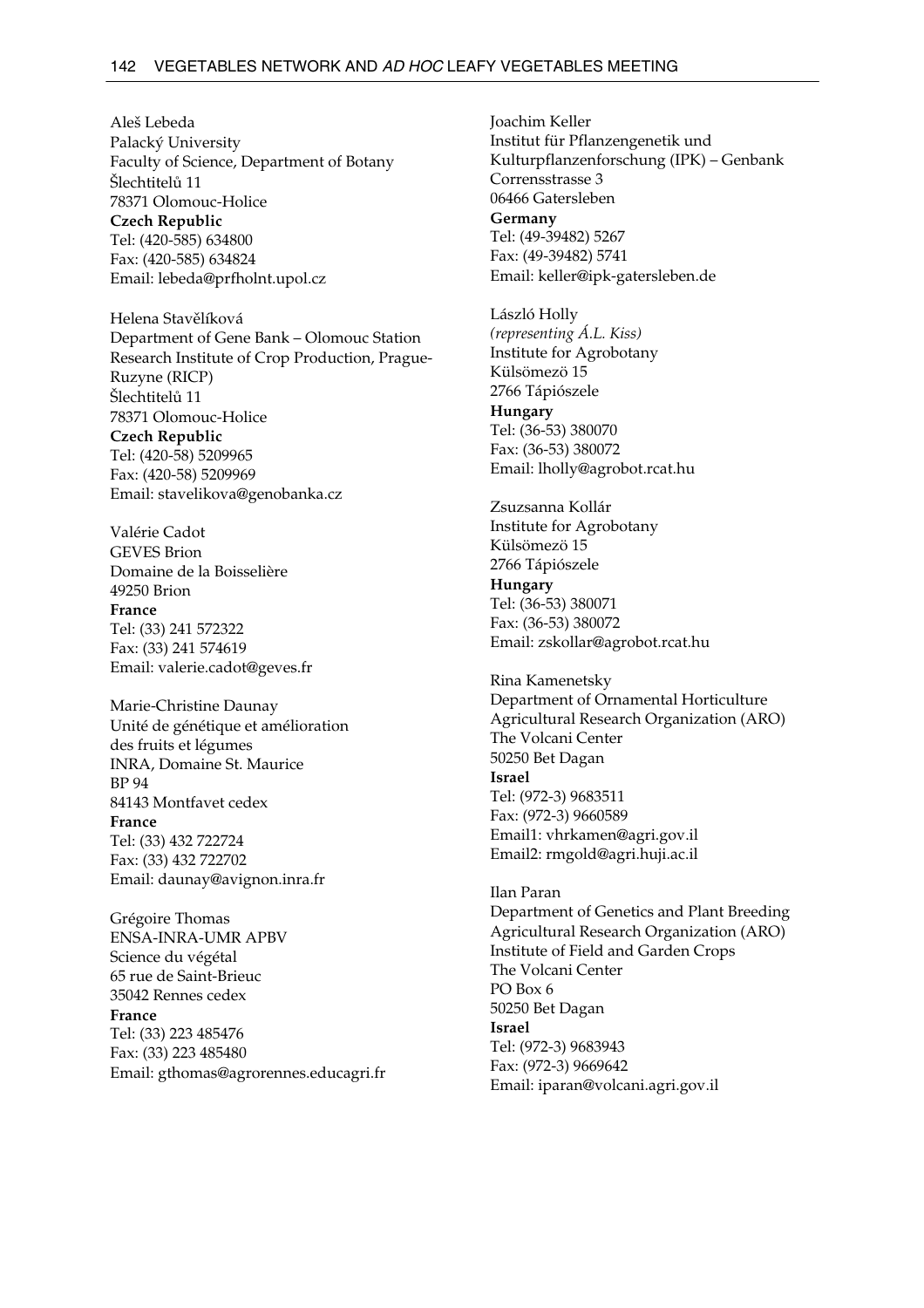Aleš Lebeda
Palacký University
Faculty of Science, Department of Botany
Šlechtitelů 11
78371 Olomouc-Holice
**Czech Republic**
Tel: (420-585) 634800
Fax: (420-585) 634824
Email: lebeda@prfholnt.upol.cz

Helena Stavělíková
Department of Gene Bank – Olomouc Station
Research Institute of Crop Production, Prague-Ruzyne (RICP)
Šlechtitelů 11
78371 Olomouc-Holice
**Czech Republic**
Tel: (420-58) 5209965
Fax: (420-58) 5209969
Email: stavelikova@genobanka.cz

Valérie Cadot
GEVES Brion
Domaine de la Boisselière
49250 Brion
**France**
Tel: (33) 241 572322
Fax: (33) 241 574619
Email: valerie.cadot@geves.fr

Marie-Christine Daunay
Unité de génétique et amélioration des fruits et légumes
INRA, Domaine St. Maurice
BP 94
84143 Montfavet cedex
**France**
Tel: (33) 432 722724
Fax: (33) 432 722702
Email: daunay@avignon.inra.fr

Grégoire Thomas
ENSA-INRA-UMR APBV
Science du végétal
65 rue de Saint-Brieuc
35042 Rennes cedex
**France**
Tel: (33) 223 485476
Fax: (33) 223 485480
Email: gthomas@agrorennes.educagri.fr

Joachim Keller
Institut für Pflanzengenetik und Kulturpflanzenforschung (IPK) – Genbank
Corrensstrasse 3
06466 Gatersleben
**Germany**
Tel: (49-39482) 5267
Fax: (49-39482) 5741
Email: keller@ipk-gatersleben.de

László Holly
*(representing Á.L. Kiss)*
Institute for Agrobotany
Külsömezö 15
2766 Tápiószele
**Hungary**
Tel: (36-53) 380070
Fax: (36-53) 380072
Email: lholly@agrobot.rcat.hu

Zsuzsanna Kollár
Institute for Agrobotany
Külsömezö 15
2766 Tápiószele
**Hungary**
Tel: (36-53) 380071
Fax: (36-53) 380072
Email: zskollar@agrobot.rcat.hu

Rina Kamenetsky
Department of Ornamental Horticulture
Agricultural Research Organization (ARO)
The Volcani Center
50250 Bet Dagan
**Israel**
Tel: (972-3) 9683511
Fax: (972-3) 9660589
Email1: vhrkamen@agri.gov.il
Email2: rmgold@agri.huji.ac.il

Ilan Paran
Department of Genetics and Plant Breeding
Agricultural Research Organization (ARO)
Institute of Field and Garden Crops
The Volcani Center
PO Box 6
50250 Bet Dagan
**Israel**
Tel: (972-3) 9683943
Fax: (972-3) 9669642
Email: iparan@volcani.agri.gov.il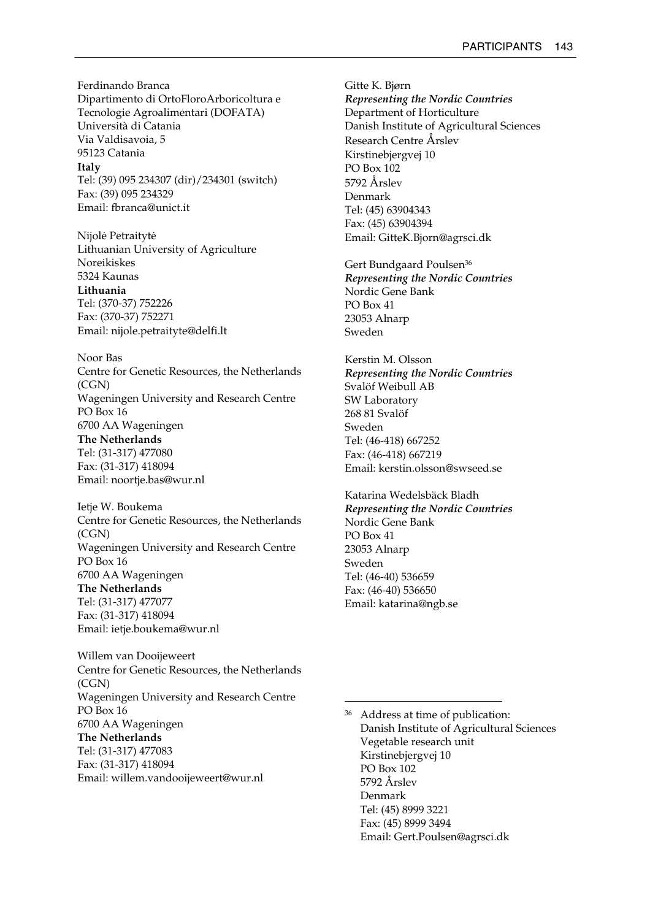Ferdinando Branca
Dipartimento di OrtoFloroArboricoltura e Tecnologie Agroalimentari (DOFATA)
Università di Catania
Via Valdisavoia, 5
95123 Catania
**Italy**
Tel: (39) 095 234307 (dir)/234301 (switch)
Fax: (39) 095 234329
Email: fbranca@unict.it

Nijolė Petraitytė
Lithuanian University of Agriculture
Noreikiskes
5324 Kaunas
**Lithuania**
Tel: (370-37) 752226
Fax: (370-37) 752271
Email: nijole.petraityte@delfi.lt

Noor Bas
Centre for Genetic Resources, the Netherlands (CGN)
Wageningen University and Research Centre
PO Box 16
6700 AA Wageningen
**The Netherlands**
Tel: (31-317) 477080
Fax: (31-317) 418094
Email: noortje.bas@wur.nl

Ietje W. Boukema
Centre for Genetic Resources, the Netherlands (CGN)
Wageningen University and Research Centre
PO Box 16
6700 AA Wageningen
**The Netherlands**
Tel: (31-317) 477077
Fax: (31-317) 418094
Email: ietje.boukema@wur.nl

Willem van Dooijeweert
Centre for Genetic Resources, the Netherlands (CGN)
Wageningen University and Research Centre
PO Box 16
6700 AA Wageningen
**The Netherlands**
Tel: (31-317) 477083
Fax: (31-317) 418094
Email: willem.vandooijeweert@wur.nl

Gitte K. Bjørn
***Representing the Nordic Countries***
Department of Horticulture
Danish Institute of Agricultural Sciences
Research Centre Årslev
Kirstinebjergvej 10
PO Box 102
5792 Årslev
Denmark
Tel: (45) 63904343
Fax: (45) 63904394
Email: GitteK.Bjorn@agrsci.dk

Gert Bundgaard Poulsen[36]
***Representing the Nordic Countries***
Nordic Gene Bank
PO Box 41
23053 Alnarp
Sweden

Kerstin M. Olsson
***Representing the Nordic Countries***
Svalöf Weibull AB
SW Laboratory
268 81 Svalöf
Sweden
Tel: (46-418) 667252
Fax: (46-418) 667219
Email: kerstin.olsson@swseed.se

Katarina Wedelsbäck Bladh
***Representing the Nordic Countries***
Nordic Gene Bank
PO Box 41
23053 Alnarp
Sweden
Tel: (46-40) 536659
Fax: (46-40) 536650
Email: katarina@ngb.se

---

[36] Address at time of publication:
Danish Institute of Agricultural Sciences
Vegetable research unit
Kirstinebjergvej 10
PO Box 102
5792 Årslev
Denmark
Tel: (45) 8999 3221
Fax: (45) 8999 3494
Email: Gert.Poulsen@agrsci.dk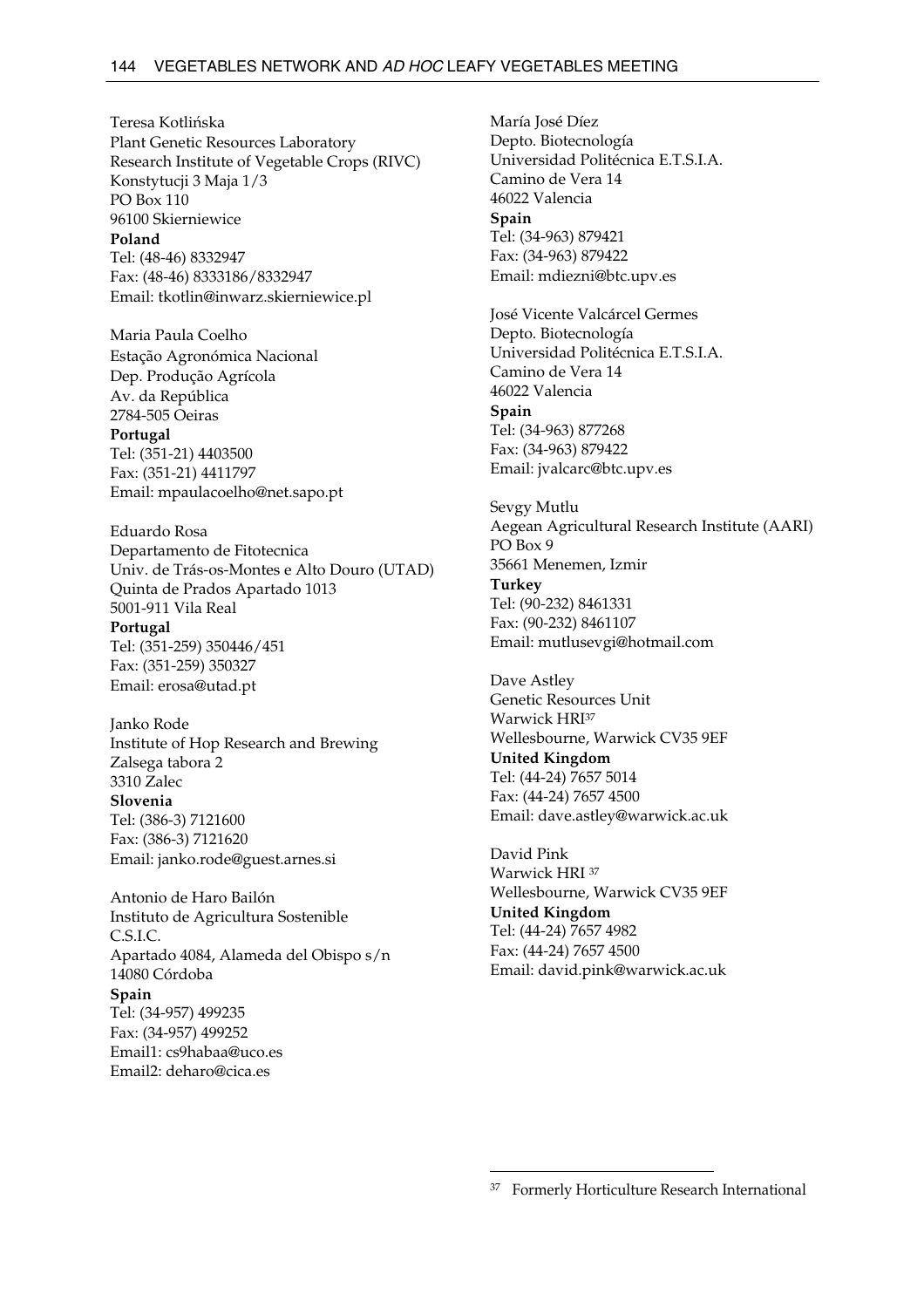Teresa Kotlińska
Plant Genetic Resources Laboratory
Research Institute of Vegetable Crops (RIVC)
Konstytucji 3 Maja 1/3
PO Box 110
96100 Skierniewice
**Poland**
Tel: (48-46) 8332947
Fax: (48-46) 8333186/8332947
Email: tkotlin@inwarz.skierniewice.pl

Maria Paula Coelho
Estação Agronómica Nacional
Dep. Produção Agrícola
Av. da República
2784-505 Oeiras
**Portugal**
Tel: (351-21) 4403500
Fax: (351-21) 4411797
Email: mpaulacoelho@net.sapo.pt

Eduardo Rosa
Departamento de Fitotecnica
Univ. de Trás-os-Montes e Alto Douro (UTAD)
Quinta de Prados Apartado 1013
5001-911 Vila Real
**Portugal**
Tel: (351-259) 350446/451
Fax: (351-259) 350327
Email: erosa@utad.pt

Janko Rode
Institute of Hop Research and Brewing
Zalsega tabora 2
3310 Zalec
**Slovenia**
Tel: (386-3) 7121600
Fax: (386-3) 7121620
Email: janko.rode@guest.arnes.si

Antonio de Haro Bailón
Instituto de Agricultura Sostenible
C.S.I.C.
Apartado 4084, Alameda del Obispo s/n
14080 Córdoba
**Spain**
Tel: (34-957) 499235
Fax: (34-957) 499252
Email1: cs9habaa@uco.es
Email2: deharo@cica.es

María José Díez
Depto. Biotecnología
Universidad Politécnica E.T.S.I.A.
Camino de Vera 14
46022 Valencia
**Spain**
Tel: (34-963) 879421
Fax: (34-963) 879422
Email: mdiezni@btc.upv.es

José Vicente Valcárcel Germes
Depto. Biotecnología
Universidad Politécnica E.T.S.I.A.
Camino de Vera 14
46022 Valencia
**Spain**
Tel: (34-963) 877268
Fax: (34-963) 879422
Email: jvalcarc@btc.upv.es

Sevgy Mutlu
Aegean Agricultural Research Institute (AARI)
PO Box 9
35661 Menemen, Izmir
**Turkey**
Tel: (90-232) 8461331
Fax: (90-232) 8461107
Email: mutlusevgi@hotmail.com

Dave Astley
Genetic Resources Unit
Warwick HRI[37]
Wellesbourne, Warwick CV35 9EF
**United Kingdom**
Tel: (44-24) 7657 5014
Fax: (44-24) 7657 4500
Email: dave.astley@warwick.ac.uk

David Pink
Warwick HRI [37]
Wellesbourne, Warwick CV35 9EF
**United Kingdom**
Tel: (44-24) 7657 4982
Fax: (44-24) 7657 4500
Email: david.pink@warwick.ac.uk

---

[37] Formerly Horticulture Research International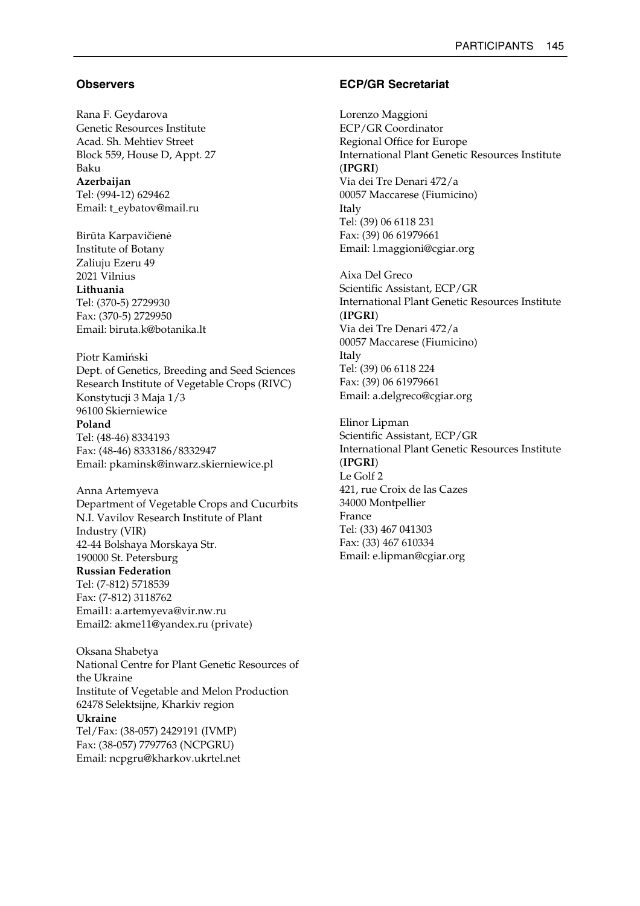## Observers

Rana F. Geydarova
Genetic Resources Institute
Acad. Sh. Mehtiev Street
Block 559, House D, Appt. 27
Baku
**Azerbaijan**
Tel: (994-12) 629462
Email: t_eybatov@mail.ru

Birūta Karpavičienė
Institute of Botany
Zaliuju Ezeru 49
2021 Vilnius
**Lithuania**
Tel: (370-5) 2729930
Fax: (370-5) 2729950
Email: biruta.k@botanika.lt

Piotr Kamiński
Dept. of Genetics, Breeding and Seed Sciences
Research Institute of Vegetable Crops (RIVC)
Konstytucji 3 Maja 1/3
96100 Skierniewice
**Poland**
Tel: (48-46) 8334193
Fax: (48-46) 8333186/8332947
Email: pkaminsk@inwarz.skierniewice.pl

Anna Artemyeva
Department of Vegetable Crops and Cucurbits
N.I. Vavilov Research Institute of Plant Industry (VIR)
42-44 Bolshaya Morskaya Str.
190000 St. Petersburg
**Russian Federation**
Tel: (7-812) 5718539
Fax: (7-812) 3118762
Email1: a.artemyeva@vir.nw.ru
Email2: akme11@yandex.ru (private)

Oksana Shabetya
National Centre for Plant Genetic Resources of the Ukraine
Institute of Vegetable and Melon Production
62478 Selektsijne, Kharkiv region
**Ukraine**
Tel/Fax: (38-057) 2429191 (IVMP)
Fax: (38-057) 7797763 (NCPGRU)
Email: ncpgru@kharkov.ukrtel.net

## ECP/GR Secretariat

Lorenzo Maggioni
ECP/GR Coordinator
Regional Office for Europe
International Plant Genetic Resources Institute (**IPGRI**)
Via dei Tre Denari 472/a
00057 Maccarese (Fiumicino)
Italy
Tel: (39) 06 6118 231
Fax: (39) 06 61979661
Email: l.maggioni@cgiar.org

Aixa Del Greco
Scientific Assistant, ECP/GR
International Plant Genetic Resources Institute (**IPGRI**)
Via dei Tre Denari 472/a
00057 Maccarese (Fiumicino)
Italy
Tel: (39) 06 6118 224
Fax: (39) 06 61979661
Email: a.delgreco@cgiar.org

Elinor Lipman
Scientific Assistant, ECP/GR
International Plant Genetic Resources Institute (**IPGRI**)
Le Golf 2
421, rue Croix de las Cazes
34000 Montpellier
France
Tel: (33) 467 041303
Fax: (33) 467 610334
Email: e.lipman@cgiar.org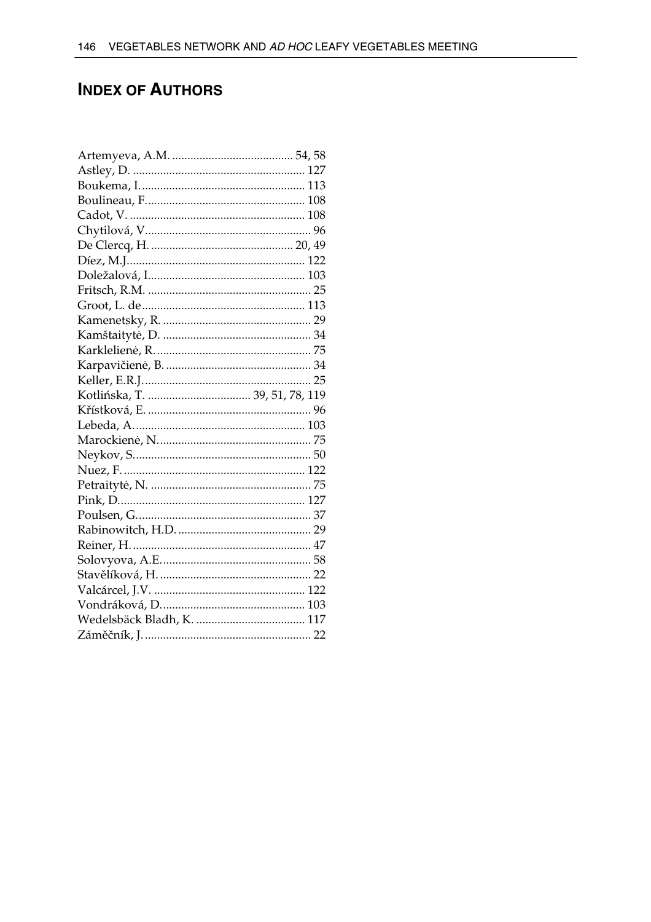# INDEX OF AUTHORS

Artemyeva, A.M. ........................................ 54, 58
Astley, D. ......................................................... 127
Boukema, I. ...................................................... 113
Boulineau, F. .................................................... 108
Cadot, V. .......................................................... 108
Chytilová, V. ...................................................... 96
De Clercq, H. ............................................... 20, 49
Díez, M.J. .......................................................... 122
Doležalová, I. .................................................... 103
Fritsch, R.M. ...................................................... 25
Groot, L. de ...................................................... 113
Kamenetsky, R. ................................................. 29
Kamštaitytė, D. ................................................. 34
Karklelienė, R. ................................................... 75
Karpavičienė, B. ................................................ 34
Keller, E.R.J. ....................................................... 25
Kotlińska, T. .................................. 39, 51, 78, 119
Křístková, E. ...................................................... 96
Lebeda, A. ........................................................ 103
Marockienė, N. .................................................. 75
Neykov, S. .......................................................... 50
Nuez, F. ............................................................ 122
Petraitytė, N. ..................................................... 75
Pink, D. ............................................................. 127
Poulsen, G. ........................................................ 37
Rabinowitch, H.D. ............................................ 29
Reiner, H. .......................................................... 47
Solovyova, A.E. ................................................. 58
Stavělíková, H. .................................................. 22
Valcárcel, J.V. .................................................. 122
Vondráková, D. ................................................ 103
Wedelsbäck Bladh, K. .................................... 117
Záměčník, J. ....................................................... 22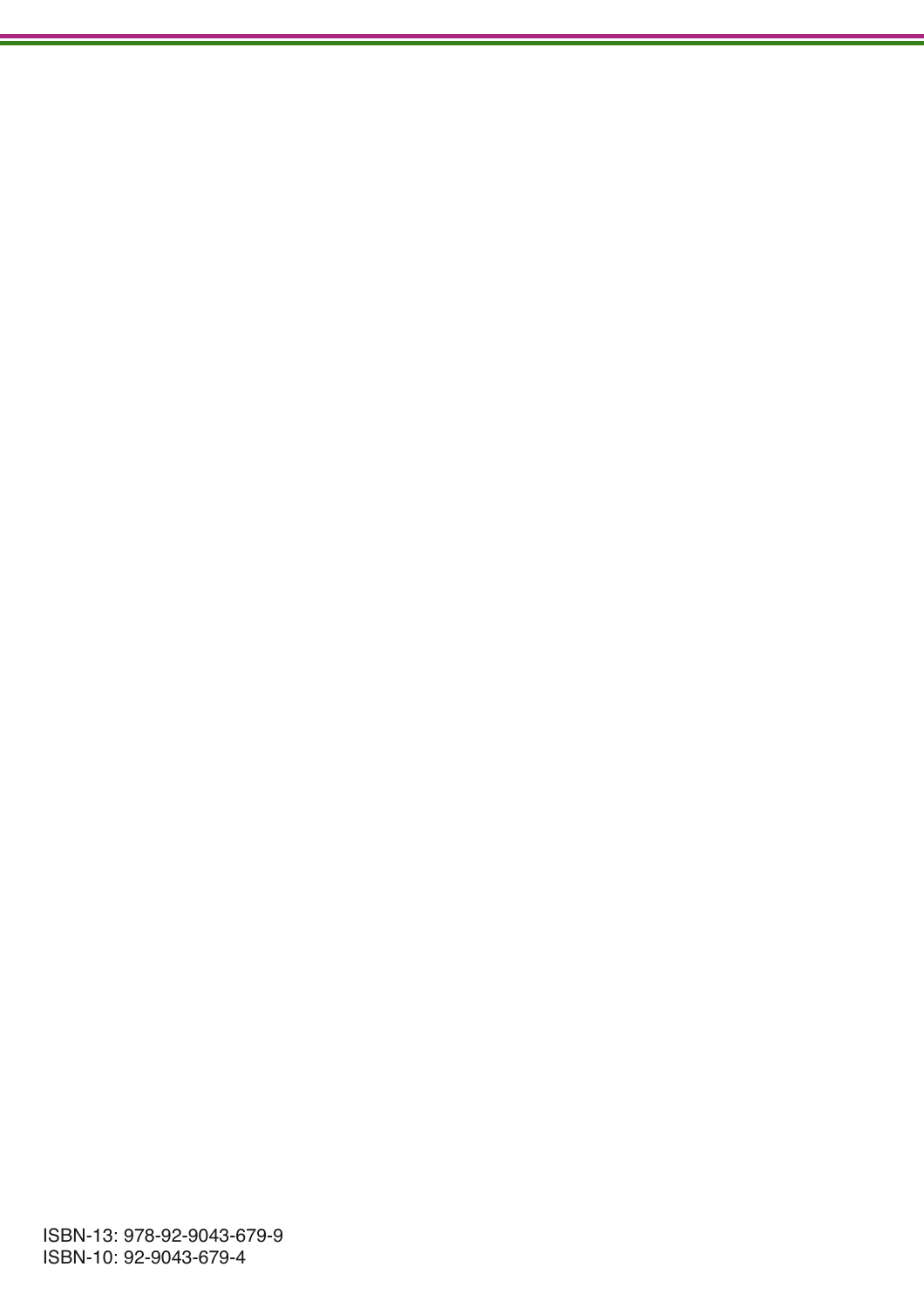ISBN-13: 978-92-9043-679-9
ISBN-10: 92-9043-679-4